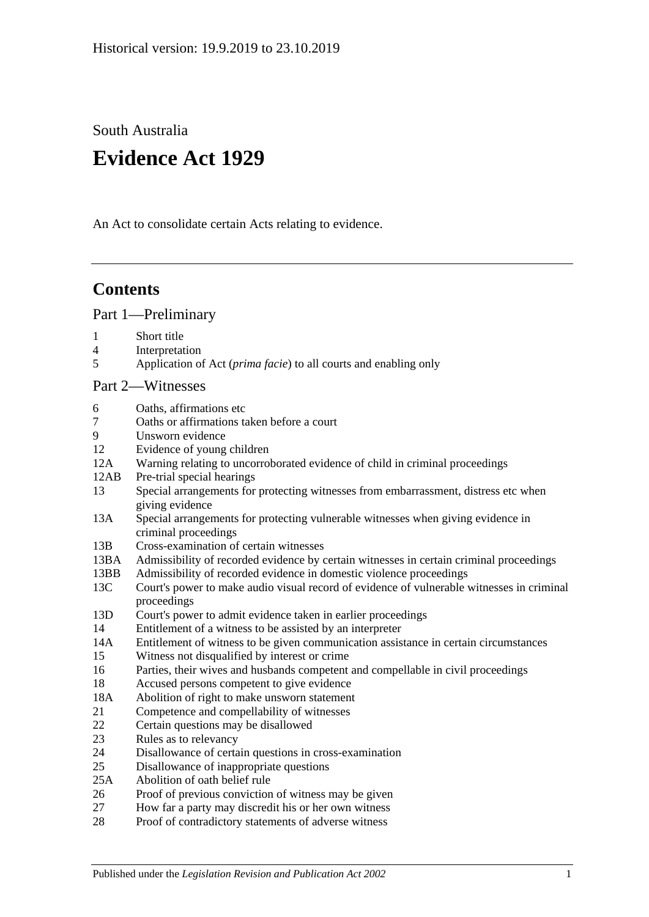Historical version: 19.9.2019 to 23.10.2019

South Australia

# Evidence Act 1929

An Act to consolidate certain Acts relating to evidence.

## Contents

Part 1—Preliminary

1 Short title
4 Interpretation
5 Application of Act (*prima facie*) to all courts and enabling only

Part 2—Witnesses

6 Oaths, affirmations etc
7 Oaths or affirmations taken before a court
9 Unsworn evidence
12 Evidence of young children
12A Warning relating to uncorroborated evidence of child in criminal proceedings
12AB Pre-trial special hearings
13 Special arrangements for protecting witnesses from embarrassment, distress etc when giving evidence
13A Special arrangements for protecting vulnerable witnesses when giving evidence in criminal proceedings
13B Cross-examination of certain witnesses
13BA Admissibility of recorded evidence by certain witnesses in certain criminal proceedings
13BB Admissibility of recorded evidence in domestic violence proceedings
13C Court's power to make audio visual record of evidence of vulnerable witnesses in criminal proceedings
13D Court's power to admit evidence taken in earlier proceedings
14 Entitlement of a witness to be assisted by an interpreter
14A Entitlement of witness to be given communication assistance in certain circumstances
15 Witness not disqualified by interest or crime
16 Parties, their wives and husbands competent and compellable in civil proceedings
18 Accused persons competent to give evidence
18A Abolition of right to make unsworn statement
21 Competence and compellability of witnesses
22 Certain questions may be disallowed
23 Rules as to relevancy
24 Disallowance of certain questions in cross-examination
25 Disallowance of inappropriate questions
25A Abolition of oath belief rule
26 Proof of previous conviction of witness may be given
27 How far a party may discredit his or her own witness
28 Proof of contradictory statements of adverse witness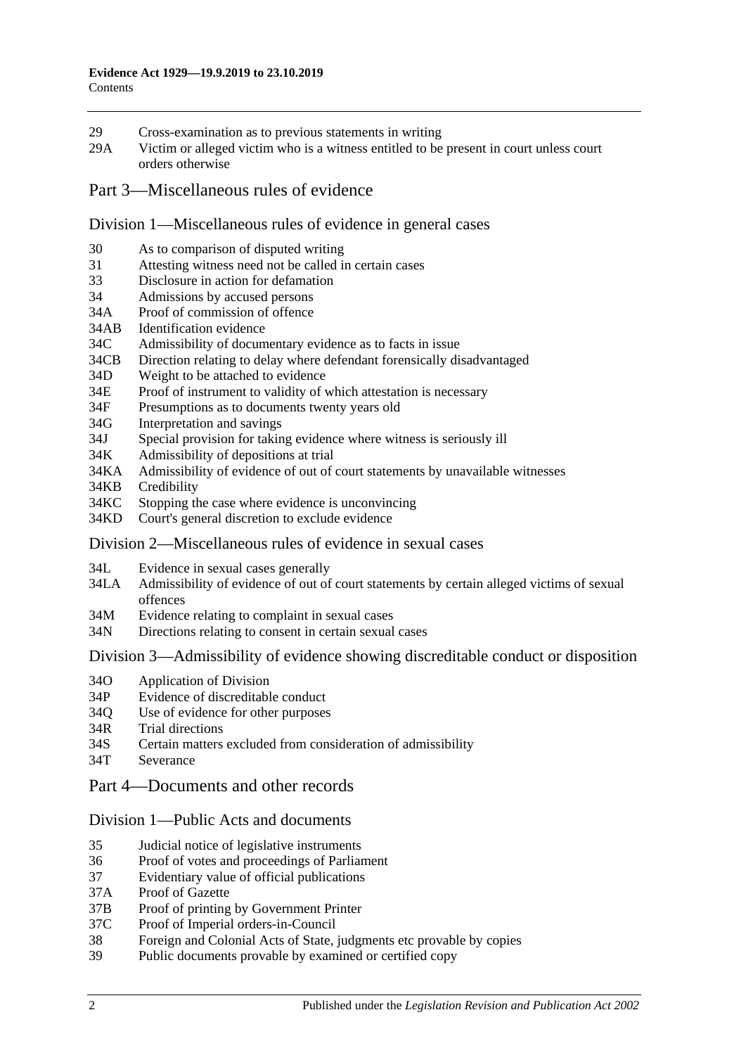29 Cross-examination as to previous statements in writing
29A Victim or alleged victim who is a witness entitled to be present in court unless court orders otherwise

## Part 3—Miscellaneous rules of evidence

### Division 1—Miscellaneous rules of evidence in general cases

30 As to comparison of disputed writing
31 Attesting witness need not be called in certain cases
33 Disclosure in action for defamation
34 Admissions by accused persons
34A Proof of commission of offence
34AB Identification evidence
34C Admissibility of documentary evidence as to facts in issue
34CB Direction relating to delay where defendant forensically disadvantaged
34D Weight to be attached to evidence
34E Proof of instrument to validity of which attestation is necessary
34F Presumptions as to documents twenty years old
34G Interpretation and savings
34J Special provision for taking evidence where witness is seriously ill
34K Admissibility of depositions at trial
34KA Admissibility of evidence of out of court statements by unavailable witnesses
34KB Credibility
34KC Stopping the case where evidence is unconvincing
34KD Court's general discretion to exclude evidence

### Division 2—Miscellaneous rules of evidence in sexual cases

34L Evidence in sexual cases generally
34LA Admissibility of evidence of out of court statements by certain alleged victims of sexual offences
34M Evidence relating to complaint in sexual cases
34N Directions relating to consent in certain sexual cases

### Division 3—Admissibility of evidence showing discreditable conduct or disposition

34O Application of Division
34P Evidence of discreditable conduct
34Q Use of evidence for other purposes
34R Trial directions
34S Certain matters excluded from consideration of admissibility
34T Severance

## Part 4—Documents and other records

### Division 1—Public Acts and documents

35 Judicial notice of legislative instruments
36 Proof of votes and proceedings of Parliament
37 Evidentiary value of official publications
37A Proof of Gazette
37B Proof of printing by Government Printer
37C Proof of Imperial orders-in-Council
38 Foreign and Colonial Acts of State, judgments etc provable by copies
39 Public documents provable by examined or certified copy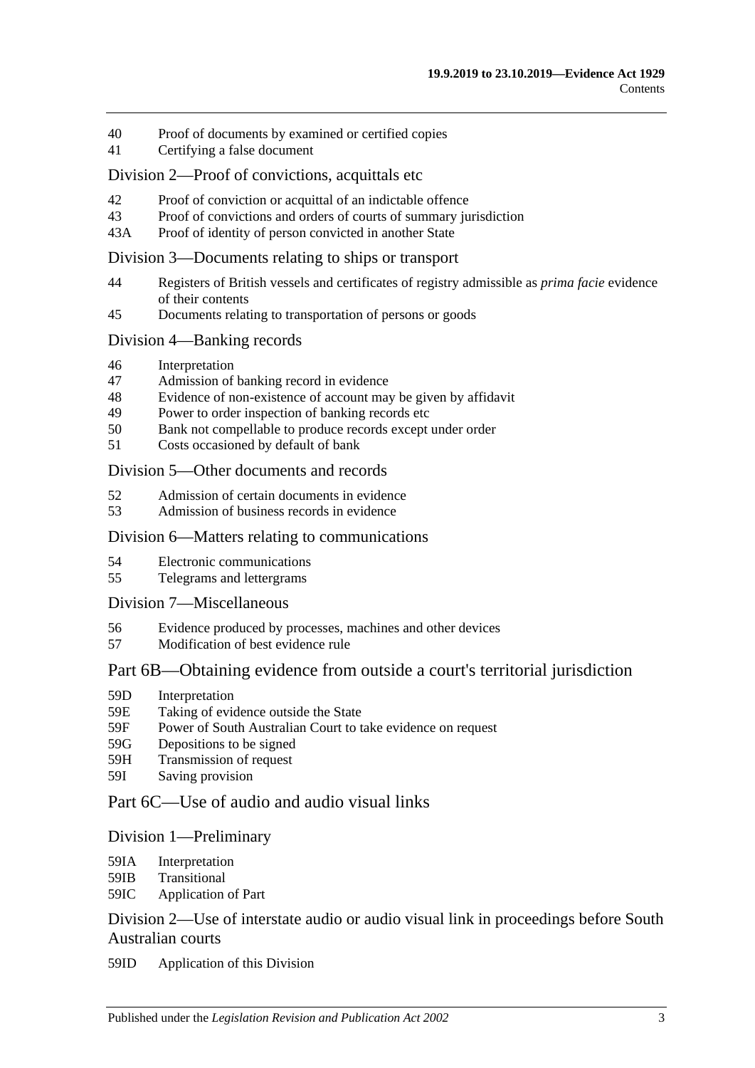40 Proof of documents by examined or certified copies
41 Certifying a false document

## Division 2—Proof of convictions, acquittals etc

42 Proof of conviction or acquittal of an indictable offence
43 Proof of convictions and orders of courts of summary jurisdiction
43A Proof of identity of person convicted in another State

## Division 3—Documents relating to ships or transport

44 Registers of British vessels and certificates of registry admissible as *prima facie* evidence of their contents
45 Documents relating to transportation of persons or goods

## Division 4—Banking records

46 Interpretation
47 Admission of banking record in evidence
48 Evidence of non-existence of account may be given by affidavit
49 Power to order inspection of banking records etc
50 Bank not compellable to produce records except under order
51 Costs occasioned by default of bank

## Division 5—Other documents and records

52 Admission of certain documents in evidence
53 Admission of business records in evidence

## Division 6—Matters relating to communications

54 Electronic communications
55 Telegrams and lettergrams

## Division 7—Miscellaneous

56 Evidence produced by processes, machines and other devices
57 Modification of best evidence rule

# Part 6B—Obtaining evidence from outside a court's territorial jurisdiction

59D Interpretation
59E Taking of evidence outside the State
59F Power of South Australian Court to take evidence on request
59G Depositions to be signed
59H Transmission of request
59I Saving provision

# Part 6C—Use of audio and audio visual links

## Division 1—Preliminary

59IA Interpretation
59IB Transitional
59IC Application of Part

## Division 2—Use of interstate audio or audio visual link in proceedings before South Australian courts

59ID Application of this Division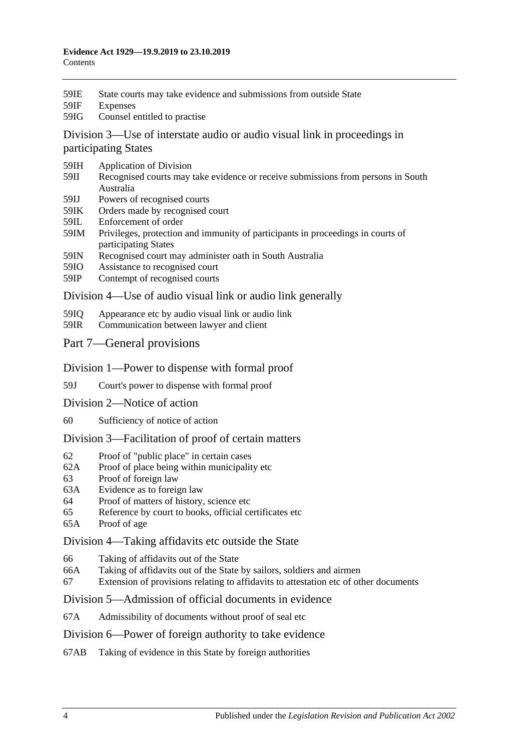59IE State courts may take evidence and submissions from outside State

59IF Expenses

59IG Counsel entitled to practise

## Division 3—Use of interstate audio or audio visual link in proceedings in participating States

59IH Application of Division

59II Recognised courts may take evidence or receive submissions from persons in South Australia

59IJ Powers of recognised courts

59IK Orders made by recognised court

59IL Enforcement of order

59IM Privileges, protection and immunity of participants in proceedings in courts of participating States

59IN Recognised court may administer oath in South Australia

59IO Assistance to recognised court

59IP Contempt of recognised courts

## Division 4—Use of audio visual link or audio link generally

59IQ Appearance etc by audio visual link or audio link

59IR Communication between lawyer and client

# Part 7—General provisions

## Division 1—Power to dispense with formal proof

59J Court's power to dispense with formal proof

## Division 2—Notice of action

60 Sufficiency of notice of action

## Division 3—Facilitation of proof of certain matters

62 Proof of "public place" in certain cases

62A Proof of place being within municipality etc

63 Proof of foreign law

63A Evidence as to foreign law

64 Proof of matters of history, science etc

65 Reference by court to books, official certificates etc

65A Proof of age

## Division 4—Taking affidavits etc outside the State

66 Taking of affidavits out of the State

66A Taking of affidavits out of the State by sailors, soldiers and airmen

67 Extension of provisions relating to affidavits to attestation etc of other documents

## Division 5—Admission of official documents in evidence

67A Admissibility of documents without proof of seal etc

## Division 6—Power of foreign authority to take evidence

67AB Taking of evidence in this State by foreign authorities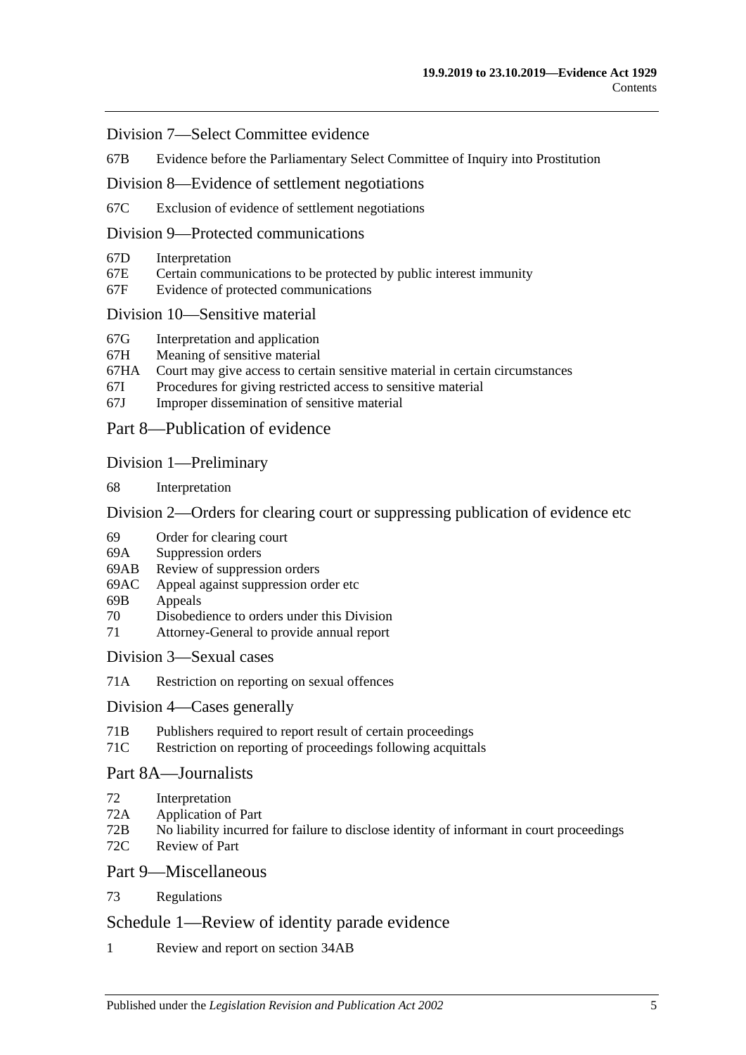## Division 7—Select Committee evidence

67B Evidence before the Parliamentary Select Committee of Inquiry into Prostitution

## Division 8—Evidence of settlement negotiations

67C Exclusion of evidence of settlement negotiations

## Division 9—Protected communications

67D Interpretation
67E Certain communications to be protected by public interest immunity
67F Evidence of protected communications

## Division 10—Sensitive material

67G Interpretation and application
67H Meaning of sensitive material
67HA Court may give access to certain sensitive material in certain circumstances
67I Procedures for giving restricted access to sensitive material
67J Improper dissemination of sensitive material

# Part 8—Publication of evidence

## Division 1—Preliminary

68 Interpretation

## Division 2—Orders for clearing court or suppressing publication of evidence etc

69 Order for clearing court
69A Suppression orders
69AB Review of suppression orders
69AC Appeal against suppression order etc
69B Appeals
70 Disobedience to orders under this Division
71 Attorney-General to provide annual report

## Division 3—Sexual cases

71A Restriction on reporting on sexual offences

## Division 4—Cases generally

71B Publishers required to report result of certain proceedings
71C Restriction on reporting of proceedings following acquittals

# Part 8A—Journalists

72 Interpretation
72A Application of Part
72B No liability incurred for failure to disclose identity of informant in court proceedings
72C Review of Part

# Part 9—Miscellaneous

73 Regulations

# Schedule 1—Review of identity parade evidence

1 Review and report on section 34AB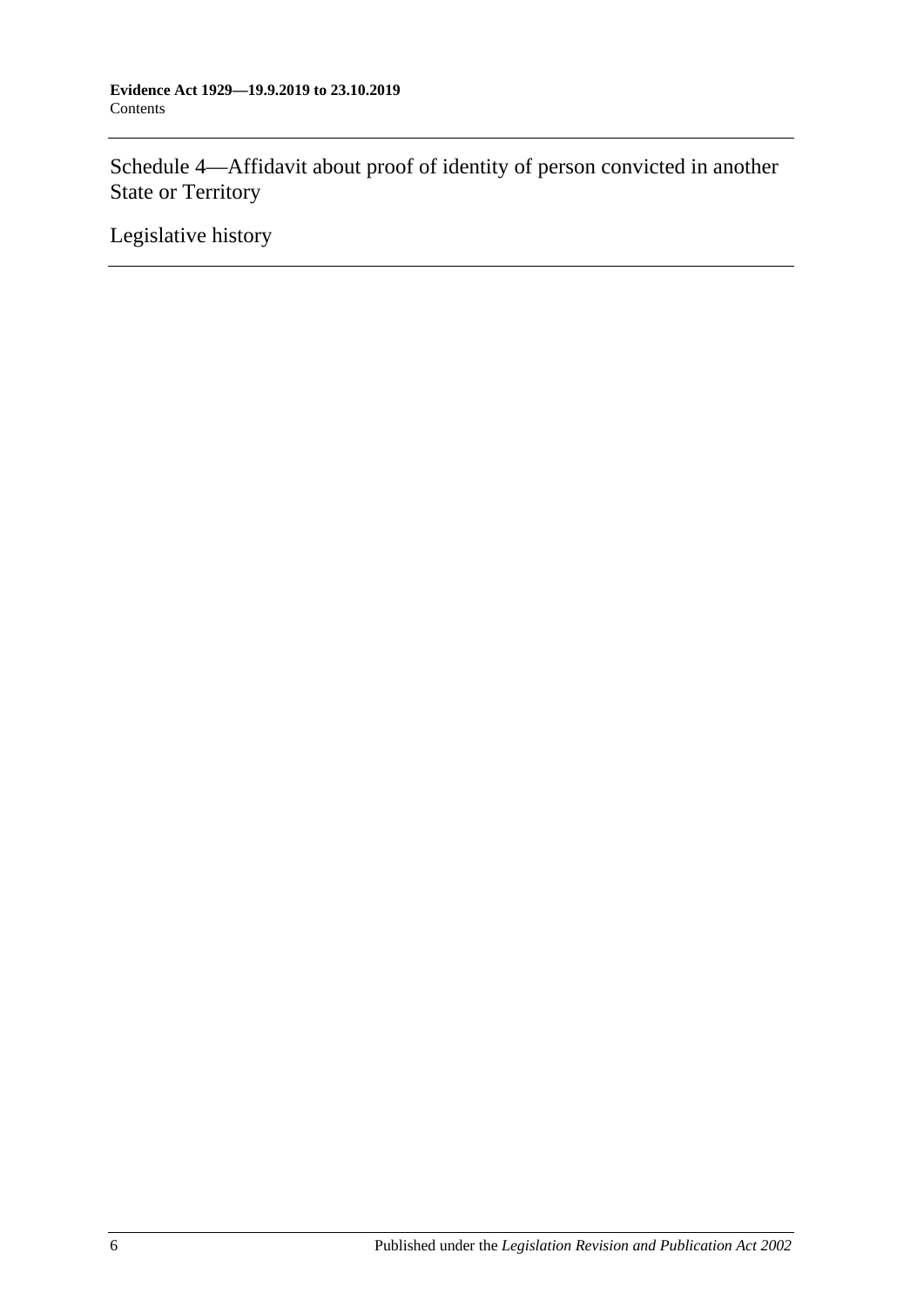Schedule 4—Affidavit about proof of identity of person convicted in another State or Territory

Legislative history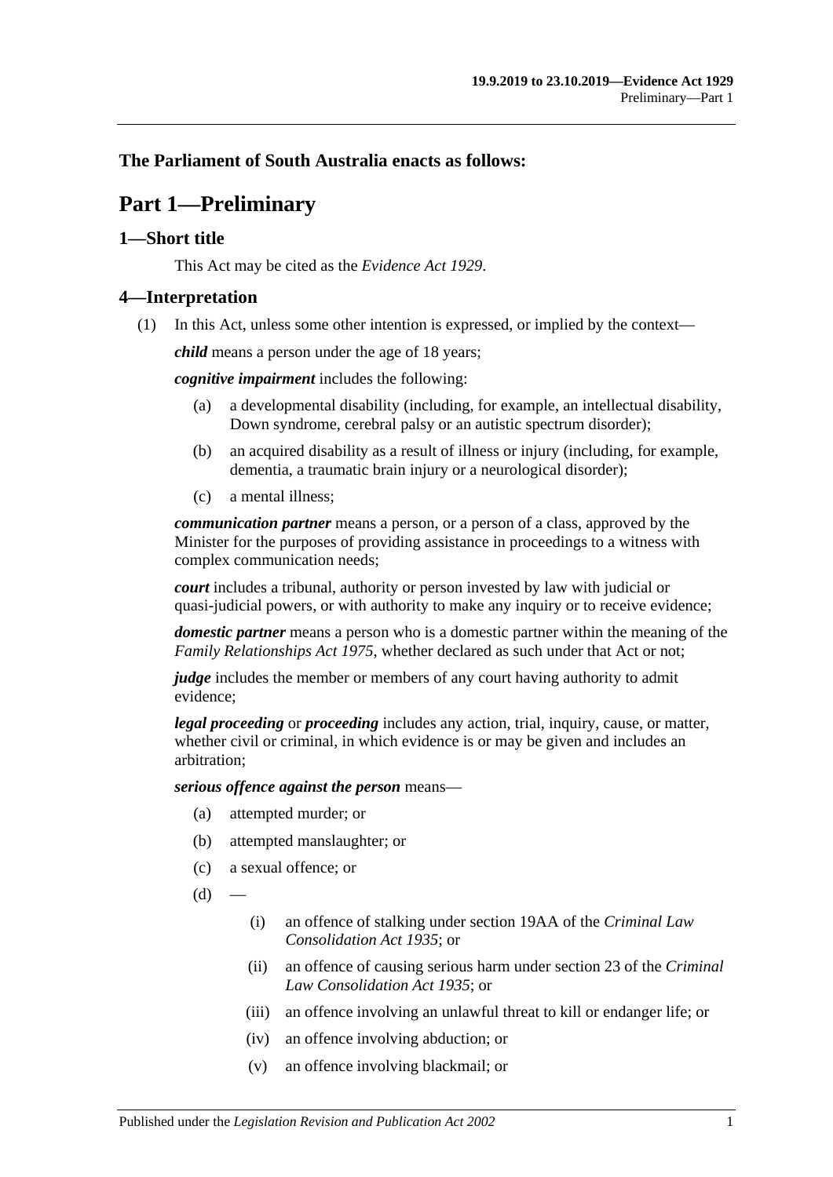**The Parliament of South Australia enacts as follows:**

# Part 1—Preliminary

## 1—Short title

This Act may be cited as the *Evidence Act 1929*.

## 4—Interpretation

(1) In this Act, unless some other intention is expressed, or implied by the context—

***child*** means a person under the age of 18 years;

***cognitive impairment*** includes the following:

- (a) a developmental disability (including, for example, an intellectual disability, Down syndrome, cerebral palsy or an autistic spectrum disorder);
- (b) an acquired disability as a result of illness or injury (including, for example, dementia, a traumatic brain injury or a neurological disorder);
- (c) a mental illness;

***communication partner*** means a person, or a person of a class, approved by the Minister for the purposes of providing assistance in proceedings to a witness with complex communication needs;

***court*** includes a tribunal, authority or person invested by law with judicial or quasi-judicial powers, or with authority to make any inquiry or to receive evidence;

***domestic partner*** means a person who is a domestic partner within the meaning of the *Family Relationships Act 1975*, whether declared as such under that Act or not;

***judge*** includes the member or members of any court having authority to admit evidence;

***legal proceeding*** or ***proceeding*** includes any action, trial, inquiry, cause, or matter, whether civil or criminal, in which evidence is or may be given and includes an arbitration;

***serious offence against the person*** means—

- (a) attempted murder; or
- (b) attempted manslaughter; or
- (c) a sexual offence; or
- (d) —
  - (i) an offence of stalking under section 19AA of the *Criminal Law Consolidation Act 1935*; or
  - (ii) an offence of causing serious harm under section 23 of the *Criminal Law Consolidation Act 1935*; or
  - (iii) an offence involving an unlawful threat to kill or endanger life; or
  - (iv) an offence involving abduction; or
  - (v) an offence involving blackmail; or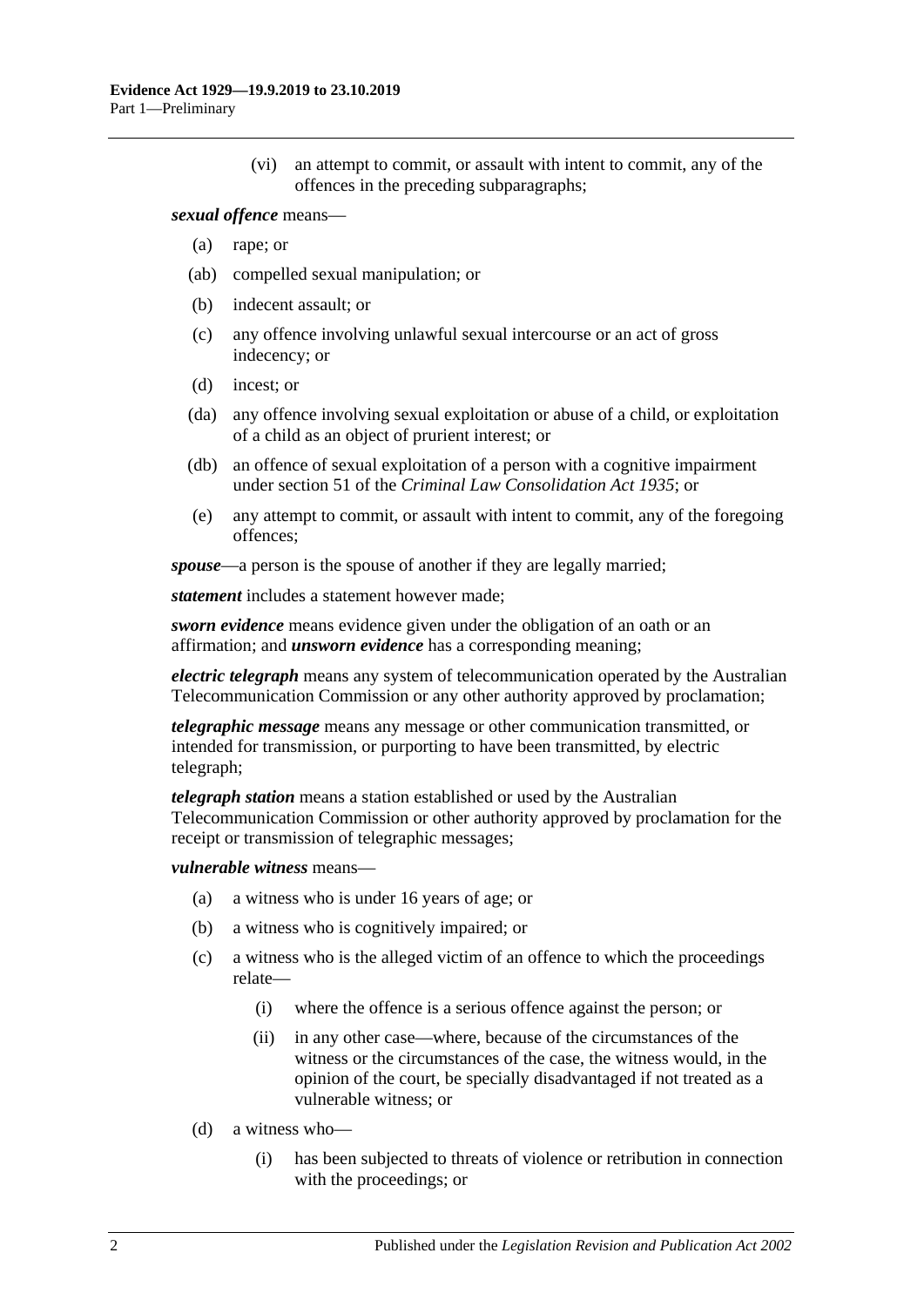(vi) an attempt to commit, or assault with intent to commit, any of the offences in the preceding subparagraphs;

***sexual offence*** means—

- (a) rape; or
- (ab) compelled sexual manipulation; or
- (b) indecent assault; or
- (c) any offence involving unlawful sexual intercourse or an act of gross indecency; or
- (d) incest; or
- (da) any offence involving sexual exploitation or abuse of a child, or exploitation of a child as an object of prurient interest; or
- (db) an offence of sexual exploitation of a person with a cognitive impairment under section 51 of the *Criminal Law Consolidation Act 1935*; or
- (e) any attempt to commit, or assault with intent to commit, any of the foregoing offences;

***spouse***—a person is the spouse of another if they are legally married;

***statement*** includes a statement however made;

***sworn evidence*** means evidence given under the obligation of an oath or an affirmation; and ***unsworn evidence*** has a corresponding meaning;

***electric telegraph*** means any system of telecommunication operated by the Australian Telecommunication Commission or any other authority approved by proclamation;

***telegraphic message*** means any message or other communication transmitted, or intended for transmission, or purporting to have been transmitted, by electric telegraph;

***telegraph station*** means a station established or used by the Australian Telecommunication Commission or other authority approved by proclamation for the receipt or transmission of telegraphic messages;

***vulnerable witness*** means—

- (a) a witness who is under 16 years of age; or
- (b) a witness who is cognitively impaired; or
- (c) a witness who is the alleged victim of an offence to which the proceedings relate—
  - (i) where the offence is a serious offence against the person; or
  - (ii) in any other case—where, because of the circumstances of the witness or the circumstances of the case, the witness would, in the opinion of the court, be specially disadvantaged if not treated as a vulnerable witness; or
- (d) a witness who—
  - (i) has been subjected to threats of violence or retribution in connection with the proceedings; or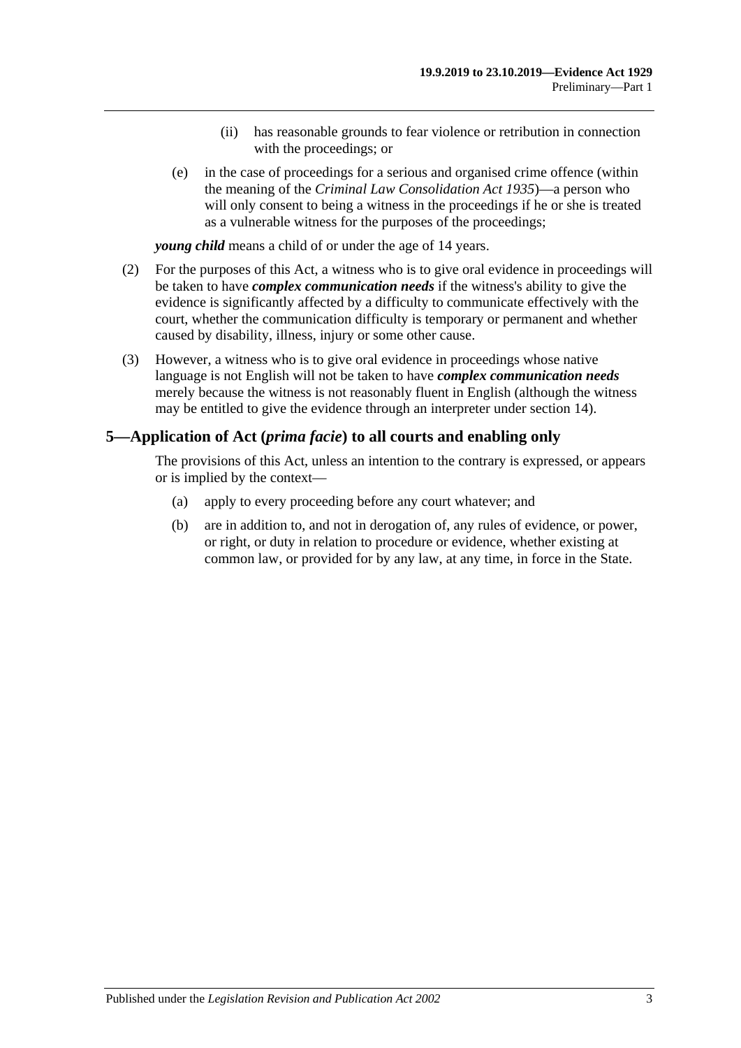(ii) has reasonable grounds to fear violence or retribution in connection with the proceedings; or

(e) in the case of proceedings for a serious and organised crime offence (within the meaning of the *Criminal Law Consolidation Act 1935*)—a person who will only consent to being a witness in the proceedings if he or she is treated as a vulnerable witness for the purposes of the proceedings;

***young child*** means a child of or under the age of 14 years.

(2) For the purposes of this Act, a witness who is to give oral evidence in proceedings will be taken to have ***complex communication needs*** if the witness's ability to give the evidence is significantly affected by a difficulty to communicate effectively with the court, whether the communication difficulty is temporary or permanent and whether caused by disability, illness, injury or some other cause.

(3) However, a witness who is to give oral evidence in proceedings whose native language is not English will not be taken to have ***complex communication needs*** merely because the witness is not reasonably fluent in English (although the witness may be entitled to give the evidence through an interpreter under section 14).

## 5—Application of Act (*prima facie*) to all courts and enabling only

The provisions of this Act, unless an intention to the contrary is expressed, or appears or is implied by the context—

(a) apply to every proceeding before any court whatever; and

(b) are in addition to, and not in derogation of, any rules of evidence, or power, or right, or duty in relation to procedure or evidence, whether existing at common law, or provided for by any law, at any time, in force in the State.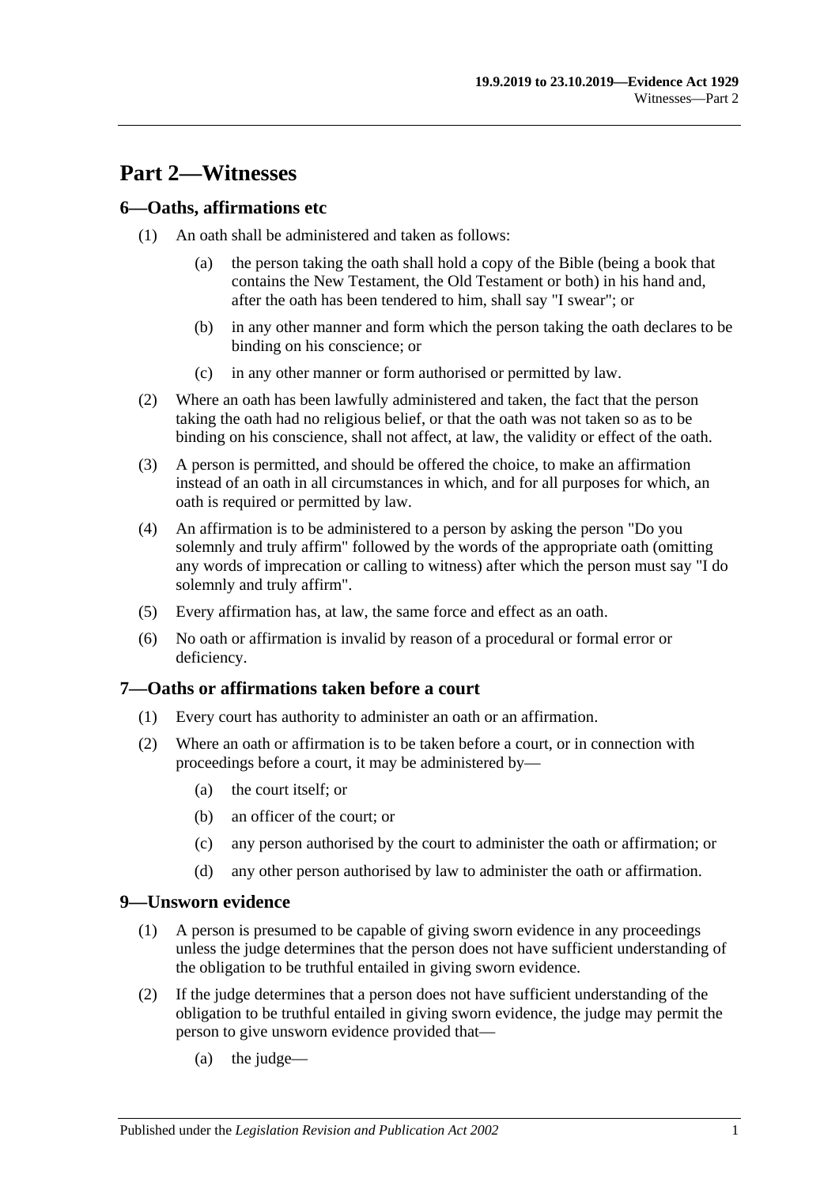# Part 2—Witnesses

## 6—Oaths, affirmations etc

(1) An oath shall be administered and taken as follows:

(a) the person taking the oath shall hold a copy of the Bible (being a book that contains the New Testament, the Old Testament or both) in his hand and, after the oath has been tendered to him, shall say "I swear"; or

(b) in any other manner and form which the person taking the oath declares to be binding on his conscience; or

(c) in any other manner or form authorised or permitted by law.

(2) Where an oath has been lawfully administered and taken, the fact that the person taking the oath had no religious belief, or that the oath was not taken so as to be binding on his conscience, shall not affect, at law, the validity or effect of the oath.

(3) A person is permitted, and should be offered the choice, to make an affirmation instead of an oath in all circumstances in which, and for all purposes for which, an oath is required or permitted by law.

(4) An affirmation is to be administered to a person by asking the person "Do you solemnly and truly affirm" followed by the words of the appropriate oath (omitting any words of imprecation or calling to witness) after which the person must say "I do solemnly and truly affirm".

(5) Every affirmation has, at law, the same force and effect as an oath.

(6) No oath or affirmation is invalid by reason of a procedural or formal error or deficiency.

## 7—Oaths or affirmations taken before a court

(1) Every court has authority to administer an oath or an affirmation.

(2) Where an oath or affirmation is to be taken before a court, or in connection with proceedings before a court, it may be administered by—

(a) the court itself; or

(b) an officer of the court; or

(c) any person authorised by the court to administer the oath or affirmation; or

(d) any other person authorised by law to administer the oath or affirmation.

## 9—Unsworn evidence

(1) A person is presumed to be capable of giving sworn evidence in any proceedings unless the judge determines that the person does not have sufficient understanding of the obligation to be truthful entailed in giving sworn evidence.

(2) If the judge determines that a person does not have sufficient understanding of the obligation to be truthful entailed in giving sworn evidence, the judge may permit the person to give unsworn evidence provided that—

(a) the judge—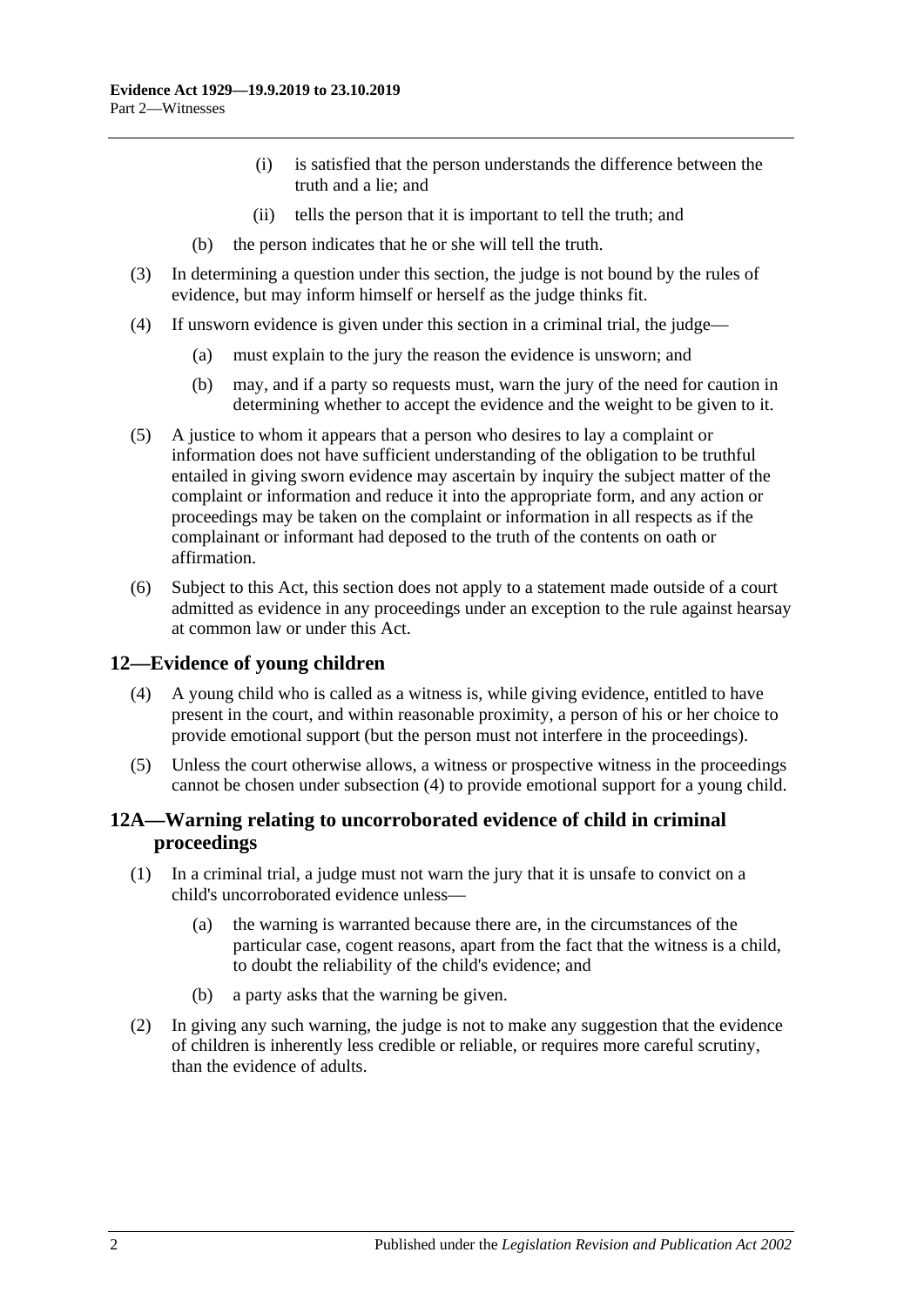(i) is satisfied that the person understands the difference between the truth and a lie; and

(ii) tells the person that it is important to tell the truth; and

(b) the person indicates that he or she will tell the truth.

(3) In determining a question under this section, the judge is not bound by the rules of evidence, but may inform himself or herself as the judge thinks fit.

(4) If unsworn evidence is given under this section in a criminal trial, the judge—

(a) must explain to the jury the reason the evidence is unsworn; and

(b) may, and if a party so requests must, warn the jury of the need for caution in determining whether to accept the evidence and the weight to be given to it.

(5) A justice to whom it appears that a person who desires to lay a complaint or information does not have sufficient understanding of the obligation to be truthful entailed in giving sworn evidence may ascertain by inquiry the subject matter of the complaint or information and reduce it into the appropriate form, and any action or proceedings may be taken on the complaint or information in all respects as if the complainant or informant had deposed to the truth of the contents on oath or affirmation.

(6) Subject to this Act, this section does not apply to a statement made outside of a court admitted as evidence in any proceedings under an exception to the rule against hearsay at common law or under this Act.

## 12—Evidence of young children

(4) A young child who is called as a witness is, while giving evidence, entitled to have present in the court, and within reasonable proximity, a person of his or her choice to provide emotional support (but the person must not interfere in the proceedings).

(5) Unless the court otherwise allows, a witness or prospective witness in the proceedings cannot be chosen under subsection (4) to provide emotional support for a young child.

## 12A—Warning relating to uncorroborated evidence of child in criminal proceedings

(1) In a criminal trial, a judge must not warn the jury that it is unsafe to convict on a child's uncorroborated evidence unless—

(a) the warning is warranted because there are, in the circumstances of the particular case, cogent reasons, apart from the fact that the witness is a child, to doubt the reliability of the child's evidence; and

(b) a party asks that the warning be given.

(2) In giving any such warning, the judge is not to make any suggestion that the evidence of children is inherently less credible or reliable, or requires more careful scrutiny, than the evidence of adults.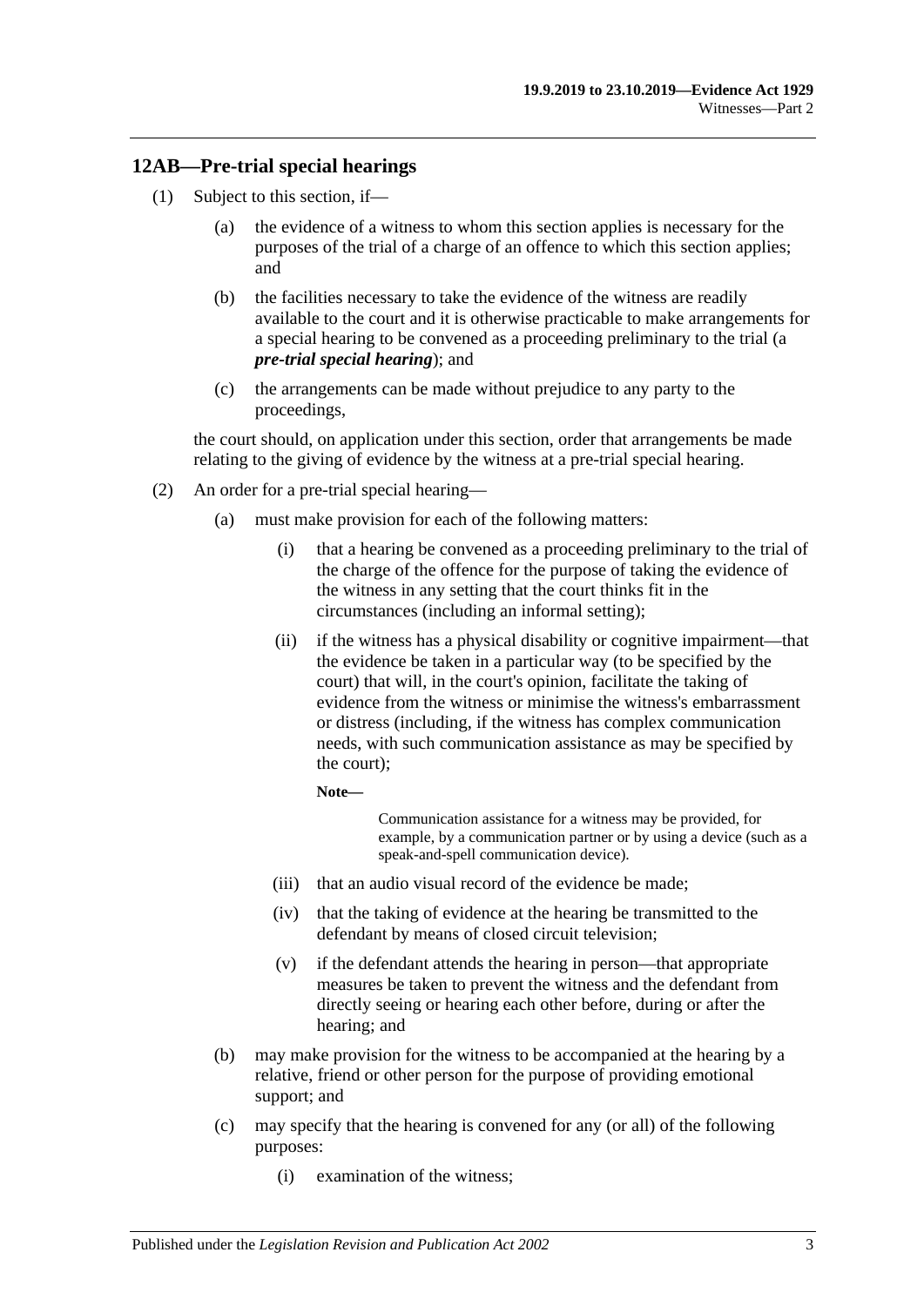## 12AB—Pre-trial special hearings

(1) Subject to this section, if—

(a) the evidence of a witness to whom this section applies is necessary for the purposes of the trial of a charge of an offence to which this section applies; and

(b) the facilities necessary to take the evidence of the witness are readily available to the court and it is otherwise practicable to make arrangements for a special hearing to be convened as a proceeding preliminary to the trial (a ***pre-trial special hearing***); and

(c) the arrangements can be made without prejudice to any party to the proceedings,

the court should, on application under this section, order that arrangements be made relating to the giving of evidence by the witness at a pre-trial special hearing.

(2) An order for a pre-trial special hearing—

(a) must make provision for each of the following matters:

(i) that a hearing be convened as a proceeding preliminary to the trial of the charge of the offence for the purpose of taking the evidence of the witness in any setting that the court thinks fit in the circumstances (including an informal setting);

(ii) if the witness has a physical disability or cognitive impairment—that the evidence be taken in a particular way (to be specified by the court) that will, in the court's opinion, facilitate the taking of evidence from the witness or minimise the witness's embarrassment or distress (including, if the witness has complex communication needs, with such communication assistance as may be specified by the court);

**Note—**

Communication assistance for a witness may be provided, for example, by a communication partner or by using a device (such as a speak-and-spell communication device).

(iii) that an audio visual record of the evidence be made;

(iv) that the taking of evidence at the hearing be transmitted to the defendant by means of closed circuit television;

(v) if the defendant attends the hearing in person—that appropriate measures be taken to prevent the witness and the defendant from directly seeing or hearing each other before, during or after the hearing; and

(b) may make provision for the witness to be accompanied at the hearing by a relative, friend or other person for the purpose of providing emotional support; and

(c) may specify that the hearing is convened for any (or all) of the following purposes:

(i) examination of the witness;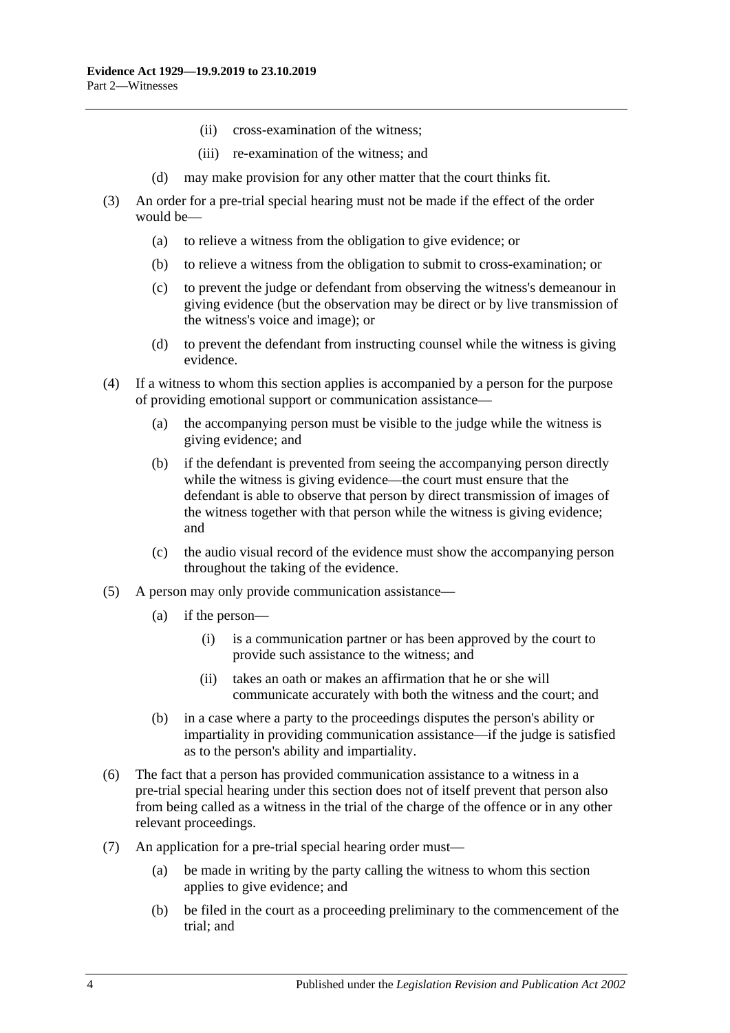(ii) cross-examination of the witness;

(iii) re-examination of the witness; and

(d) may make provision for any other matter that the court thinks fit.

(3) An order for a pre-trial special hearing must not be made if the effect of the order would be—

(a) to relieve a witness from the obligation to give evidence; or

(b) to relieve a witness from the obligation to submit to cross-examination; or

(c) to prevent the judge or defendant from observing the witness's demeanour in giving evidence (but the observation may be direct or by live transmission of the witness's voice and image); or

(d) to prevent the defendant from instructing counsel while the witness is giving evidence.

(4) If a witness to whom this section applies is accompanied by a person for the purpose of providing emotional support or communication assistance—

(a) the accompanying person must be visible to the judge while the witness is giving evidence; and

(b) if the defendant is prevented from seeing the accompanying person directly while the witness is giving evidence—the court must ensure that the defendant is able to observe that person by direct transmission of images of the witness together with that person while the witness is giving evidence; and

(c) the audio visual record of the evidence must show the accompanying person throughout the taking of the evidence.

(5) A person may only provide communication assistance—

(a) if the person—

(i) is a communication partner or has been approved by the court to provide such assistance to the witness; and

(ii) takes an oath or makes an affirmation that he or she will communicate accurately with both the witness and the court; and

(b) in a case where a party to the proceedings disputes the person's ability or impartiality in providing communication assistance—if the judge is satisfied as to the person's ability and impartiality.

(6) The fact that a person has provided communication assistance to a witness in a pre-trial special hearing under this section does not of itself prevent that person also from being called as a witness in the trial of the charge of the offence or in any other relevant proceedings.

(7) An application for a pre-trial special hearing order must—

(a) be made in writing by the party calling the witness to whom this section applies to give evidence; and

(b) be filed in the court as a proceeding preliminary to the commencement of the trial; and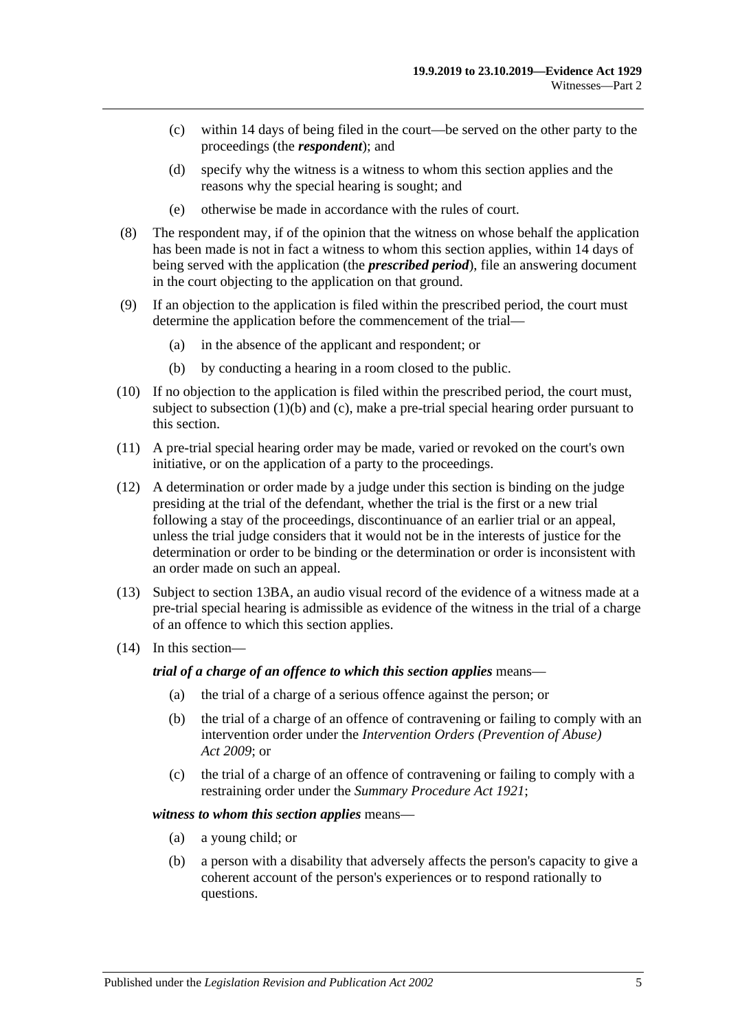(c) within 14 days of being filed in the court—be served on the other party to the proceedings (the ***respondent***); and

(d) specify why the witness is a witness to whom this section applies and the reasons why the special hearing is sought; and

(e) otherwise be made in accordance with the rules of court.

(8) The respondent may, if of the opinion that the witness on whose behalf the application has been made is not in fact a witness to whom this section applies, within 14 days of being served with the application (the ***prescribed period***), file an answering document in the court objecting to the application on that ground.

(9) If an objection to the application is filed within the prescribed period, the court must determine the application before the commencement of the trial—

(a) in the absence of the applicant and respondent; or

(b) by conducting a hearing in a room closed to the public.

(10) If no objection to the application is filed within the prescribed period, the court must, subject to subsection (1)(b) and (c), make a pre-trial special hearing order pursuant to this section.

(11) A pre-trial special hearing order may be made, varied or revoked on the court's own initiative, or on the application of a party to the proceedings.

(12) A determination or order made by a judge under this section is binding on the judge presiding at the trial of the defendant, whether the trial is the first or a new trial following a stay of the proceedings, discontinuance of an earlier trial or an appeal, unless the trial judge considers that it would not be in the interests of justice for the determination or order to be binding or the determination or order is inconsistent with an order made on such an appeal.

(13) Subject to section 13BA, an audio visual record of the evidence of a witness made at a pre-trial special hearing is admissible as evidence of the witness in the trial of a charge of an offence to which this section applies.

(14) In this section—

***trial of a charge of an offence to which this section applies*** means—

(a) the trial of a charge of a serious offence against the person; or

(b) the trial of a charge of an offence of contravening or failing to comply with an intervention order under the *Intervention Orders (Prevention of Abuse) Act 2009*; or

(c) the trial of a charge of an offence of contravening or failing to comply with a restraining order under the *Summary Procedure Act 1921*;

***witness to whom this section applies*** means—

(a) a young child; or

(b) a person with a disability that adversely affects the person's capacity to give a coherent account of the person's experiences or to respond rationally to questions.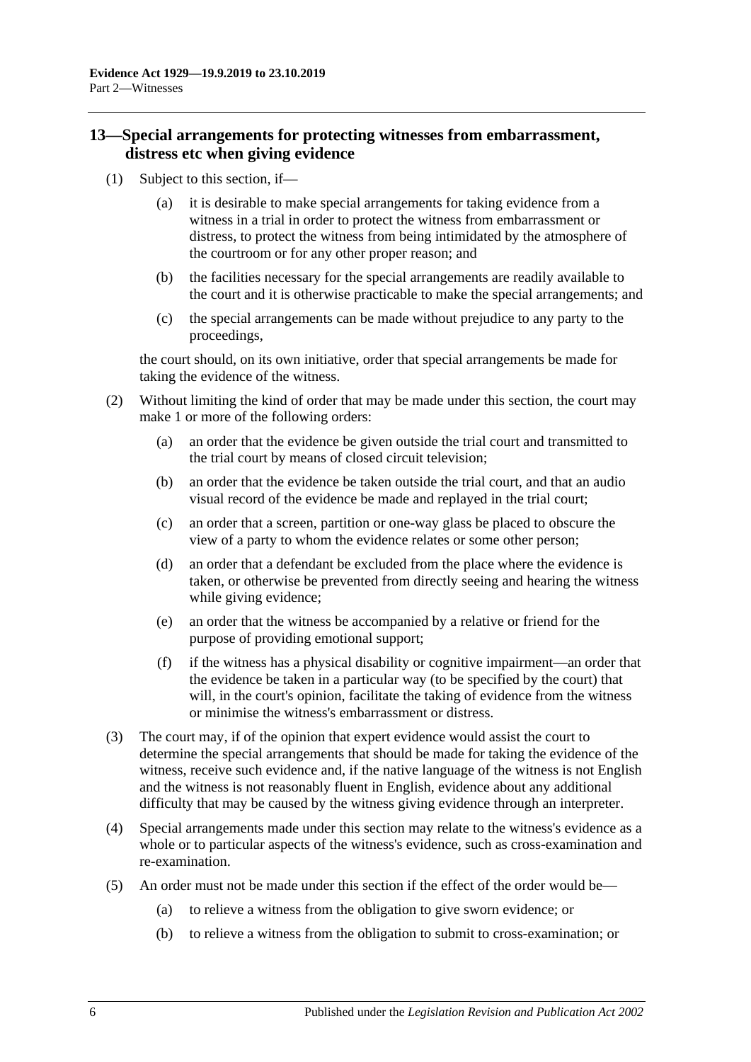## 13—Special arrangements for protecting witnesses from embarrassment, distress etc when giving evidence

(1) Subject to this section, if—

(a) it is desirable to make special arrangements for taking evidence from a witness in a trial in order to protect the witness from embarrassment or distress, to protect the witness from being intimidated by the atmosphere of the courtroom or for any other proper reason; and

(b) the facilities necessary for the special arrangements are readily available to the court and it is otherwise practicable to make the special arrangements; and

(c) the special arrangements can be made without prejudice to any party to the proceedings,

the court should, on its own initiative, order that special arrangements be made for taking the evidence of the witness.

(2) Without limiting the kind of order that may be made under this section, the court may make 1 or more of the following orders:

(a) an order that the evidence be given outside the trial court and transmitted to the trial court by means of closed circuit television;

(b) an order that the evidence be taken outside the trial court, and that an audio visual record of the evidence be made and replayed in the trial court;

(c) an order that a screen, partition or one-way glass be placed to obscure the view of a party to whom the evidence relates or some other person;

(d) an order that a defendant be excluded from the place where the evidence is taken, or otherwise be prevented from directly seeing and hearing the witness while giving evidence;

(e) an order that the witness be accompanied by a relative or friend for the purpose of providing emotional support;

(f) if the witness has a physical disability or cognitive impairment—an order that the evidence be taken in a particular way (to be specified by the court) that will, in the court's opinion, facilitate the taking of evidence from the witness or minimise the witness's embarrassment or distress.

(3) The court may, if of the opinion that expert evidence would assist the court to determine the special arrangements that should be made for taking the evidence of the witness, receive such evidence and, if the native language of the witness is not English and the witness is not reasonably fluent in English, evidence about any additional difficulty that may be caused by the witness giving evidence through an interpreter.

(4) Special arrangements made under this section may relate to the witness's evidence as a whole or to particular aspects of the witness's evidence, such as cross-examination and re-examination.

(5) An order must not be made under this section if the effect of the order would be—

(a) to relieve a witness from the obligation to give sworn evidence; or

(b) to relieve a witness from the obligation to submit to cross-examination; or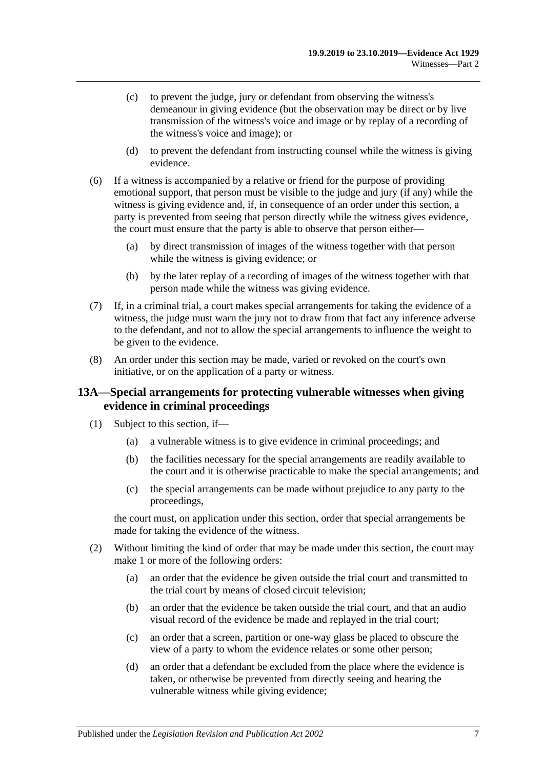(c) to prevent the judge, jury or defendant from observing the witness's demeanour in giving evidence (but the observation may be direct or by live transmission of the witness's voice and image or by replay of a recording of the witness's voice and image); or

(d) to prevent the defendant from instructing counsel while the witness is giving evidence.

(6) If a witness is accompanied by a relative or friend for the purpose of providing emotional support, that person must be visible to the judge and jury (if any) while the witness is giving evidence and, if, in consequence of an order under this section, a party is prevented from seeing that person directly while the witness gives evidence, the court must ensure that the party is able to observe that person either—

(a) by direct transmission of images of the witness together with that person while the witness is giving evidence; or

(b) by the later replay of a recording of images of the witness together with that person made while the witness was giving evidence.

(7) If, in a criminal trial, a court makes special arrangements for taking the evidence of a witness, the judge must warn the jury not to draw from that fact any inference adverse to the defendant, and not to allow the special arrangements to influence the weight to be given to the evidence.

(8) An order under this section may be made, varied or revoked on the court's own initiative, or on the application of a party or witness.

## 13A—Special arrangements for protecting vulnerable witnesses when giving evidence in criminal proceedings

(1) Subject to this section, if—

(a) a vulnerable witness is to give evidence in criminal proceedings; and

(b) the facilities necessary for the special arrangements are readily available to the court and it is otherwise practicable to make the special arrangements; and

(c) the special arrangements can be made without prejudice to any party to the proceedings,

the court must, on application under this section, order that special arrangements be made for taking the evidence of the witness.

(2) Without limiting the kind of order that may be made under this section, the court may make 1 or more of the following orders:

(a) an order that the evidence be given outside the trial court and transmitted to the trial court by means of closed circuit television;

(b) an order that the evidence be taken outside the trial court, and that an audio visual record of the evidence be made and replayed in the trial court;

(c) an order that a screen, partition or one-way glass be placed to obscure the view of a party to whom the evidence relates or some other person;

(d) an order that a defendant be excluded from the place where the evidence is taken, or otherwise be prevented from directly seeing and hearing the vulnerable witness while giving evidence;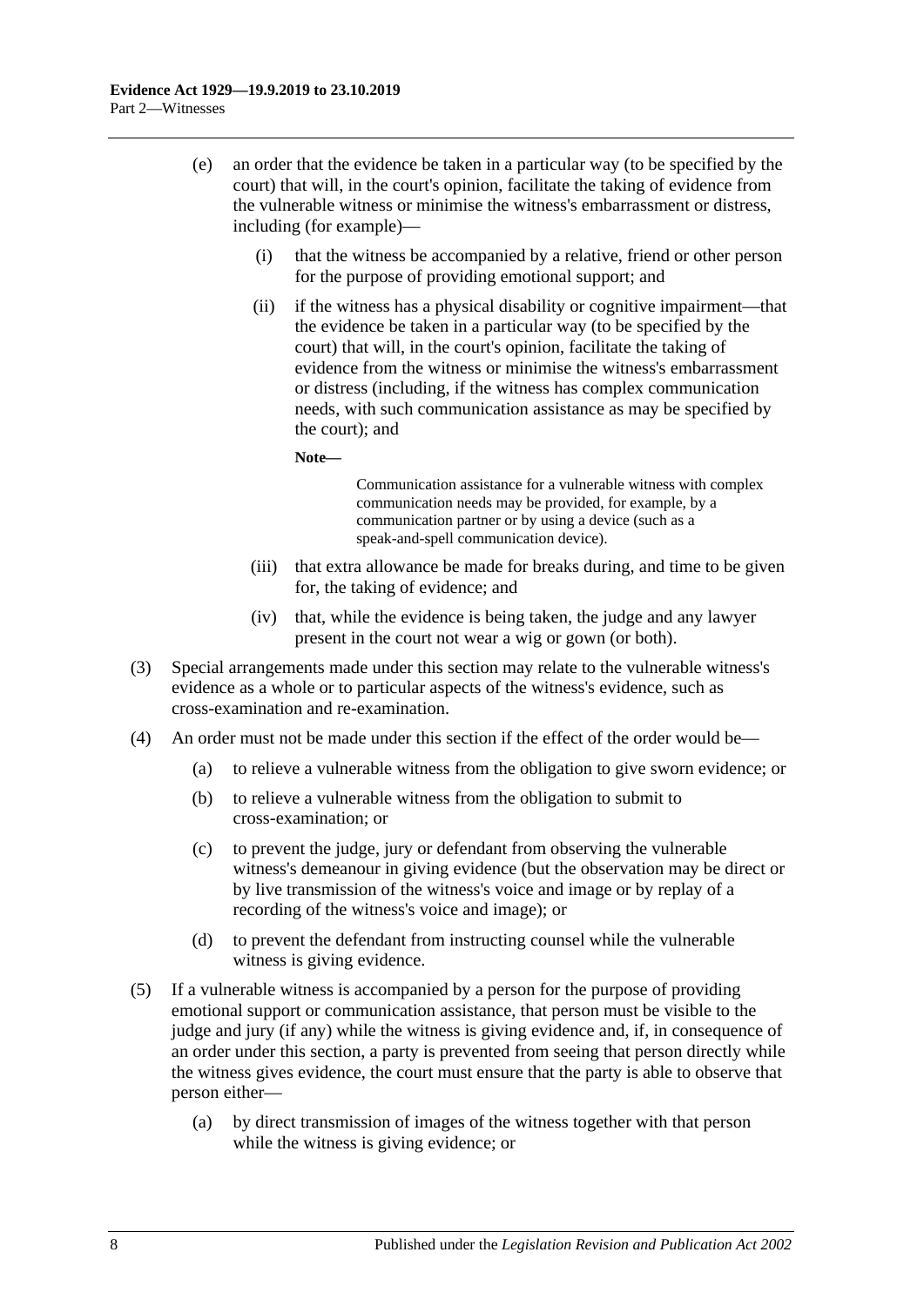(e) an order that the evidence be taken in a particular way (to be specified by the court) that will, in the court's opinion, facilitate the taking of evidence from the vulnerable witness or minimise the witness's embarrassment or distress, including (for example)—

  (i) that the witness be accompanied by a relative, friend or other person for the purpose of providing emotional support; and

  (ii) if the witness has a physical disability or cognitive impairment—that the evidence be taken in a particular way (to be specified by the court) that will, in the court's opinion, facilitate the taking of evidence from the witness or minimise the witness's embarrassment or distress (including, if the witness has complex communication needs, with such communication assistance as may be specified by the court); and

  **Note—**

  Communication assistance for a vulnerable witness with complex communication needs may be provided, for example, by a communication partner or by using a device (such as a speak-and-spell communication device).

  (iii) that extra allowance be made for breaks during, and time to be given for, the taking of evidence; and

  (iv) that, while the evidence is being taken, the judge and any lawyer present in the court not wear a wig or gown (or both).

(3) Special arrangements made under this section may relate to the vulnerable witness's evidence as a whole or to particular aspects of the witness's evidence, such as cross-examination and re-examination.

(4) An order must not be made under this section if the effect of the order would be—

  (a) to relieve a vulnerable witness from the obligation to give sworn evidence; or

  (b) to relieve a vulnerable witness from the obligation to submit to cross-examination; or

  (c) to prevent the judge, jury or defendant from observing the vulnerable witness's demeanour in giving evidence (but the observation may be direct or by live transmission of the witness's voice and image or by replay of a recording of the witness's voice and image); or

  (d) to prevent the defendant from instructing counsel while the vulnerable witness is giving evidence.

(5) If a vulnerable witness is accompanied by a person for the purpose of providing emotional support or communication assistance, that person must be visible to the judge and jury (if any) while the witness is giving evidence and, if, in consequence of an order under this section, a party is prevented from seeing that person directly while the witness gives evidence, the court must ensure that the party is able to observe that person either—

  (a) by direct transmission of images of the witness together with that person while the witness is giving evidence; or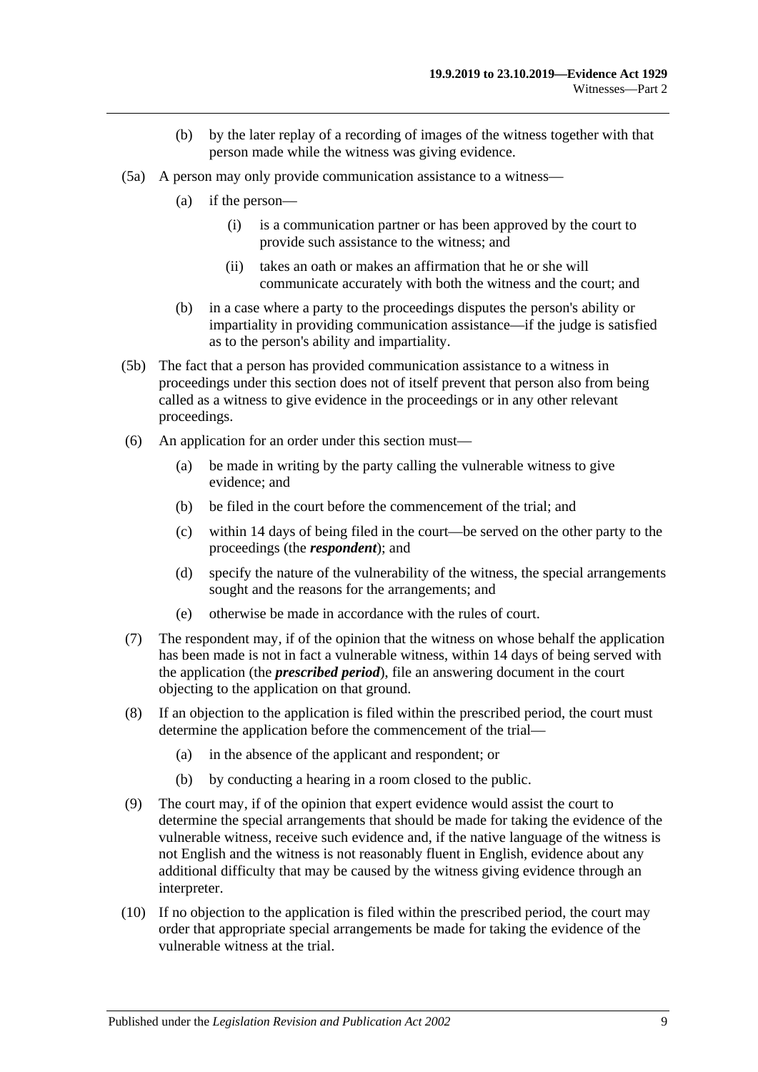(b) by the later replay of a recording of images of the witness together with that person made while the witness was giving evidence.

(5a) A person may only provide communication assistance to a witness—

(a) if the person—

(i) is a communication partner or has been approved by the court to provide such assistance to the witness; and

(ii) takes an oath or makes an affirmation that he or she will communicate accurately with both the witness and the court; and

(b) in a case where a party to the proceedings disputes the person's ability or impartiality in providing communication assistance—if the judge is satisfied as to the person's ability and impartiality.

(5b) The fact that a person has provided communication assistance to a witness in proceedings under this section does not of itself prevent that person also from being called as a witness to give evidence in the proceedings or in any other relevant proceedings.

(6) An application for an order under this section must—

(a) be made in writing by the party calling the vulnerable witness to give evidence; and

(b) be filed in the court before the commencement of the trial; and

(c) within 14 days of being filed in the court—be served on the other party to the proceedings (the ***respondent***); and

(d) specify the nature of the vulnerability of the witness, the special arrangements sought and the reasons for the arrangements; and

(e) otherwise be made in accordance with the rules of court.

(7) The respondent may, if of the opinion that the witness on whose behalf the application has been made is not in fact a vulnerable witness, within 14 days of being served with the application (the ***prescribed period***), file an answering document in the court objecting to the application on that ground.

(8) If an objection to the application is filed within the prescribed period, the court must determine the application before the commencement of the trial—

(a) in the absence of the applicant and respondent; or

(b) by conducting a hearing in a room closed to the public.

(9) The court may, if of the opinion that expert evidence would assist the court to determine the special arrangements that should be made for taking the evidence of the vulnerable witness, receive such evidence and, if the native language of the witness is not English and the witness is not reasonably fluent in English, evidence about any additional difficulty that may be caused by the witness giving evidence through an interpreter.

(10) If no objection to the application is filed within the prescribed period, the court may order that appropriate special arrangements be made for taking the evidence of the vulnerable witness at the trial.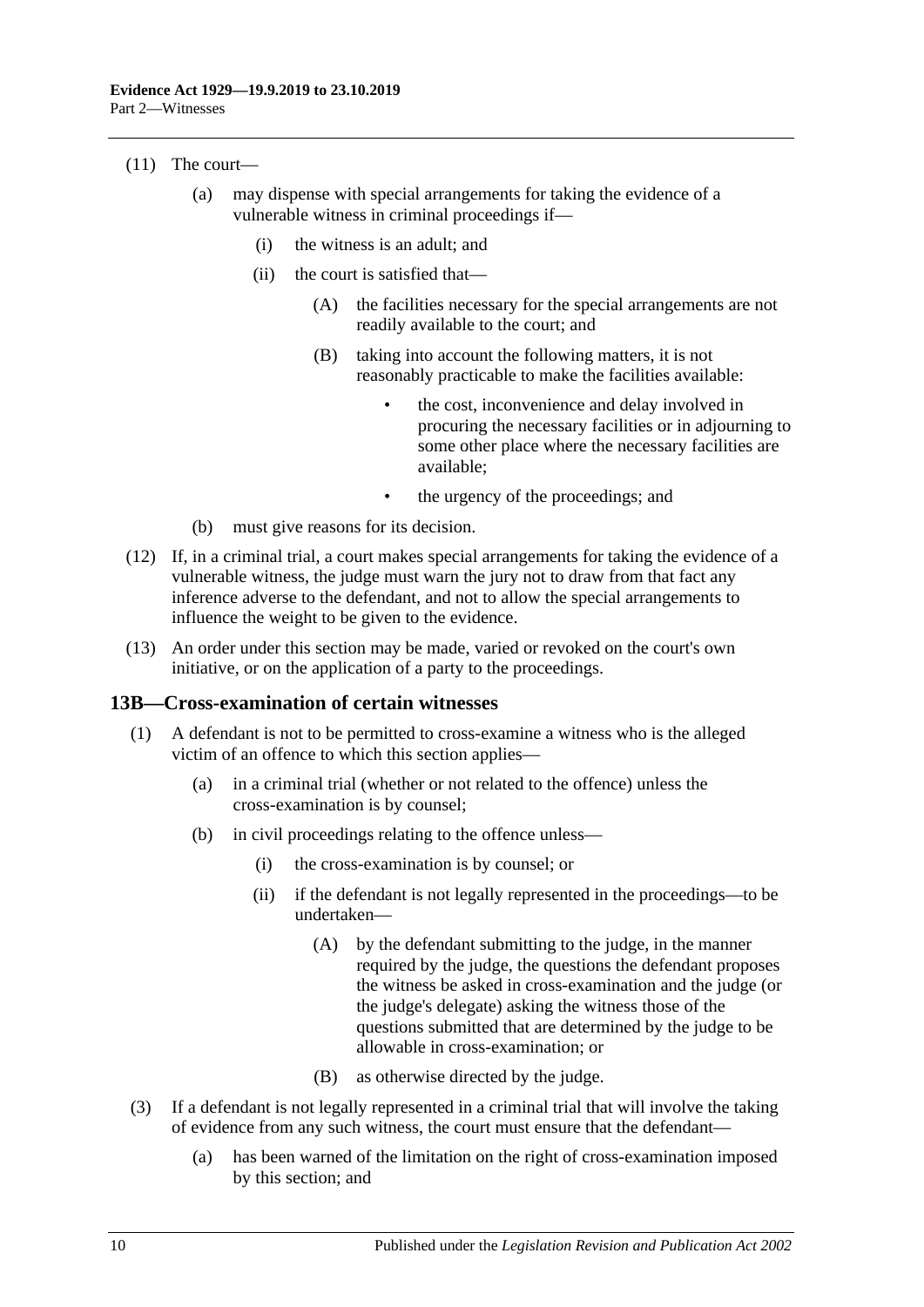(11) The court—

(a) may dispense with special arrangements for taking the evidence of a vulnerable witness in criminal proceedings if—

(i) the witness is an adult; and

(ii) the court is satisfied that—

(A) the facilities necessary for the special arrangements are not readily available to the court; and

(B) taking into account the following matters, it is not reasonably practicable to make the facilities available:

- the cost, inconvenience and delay involved in procuring the necessary facilities or in adjourning to some other place where the necessary facilities are available;
- the urgency of the proceedings; and

(b) must give reasons for its decision.

(12) If, in a criminal trial, a court makes special arrangements for taking the evidence of a vulnerable witness, the judge must warn the jury not to draw from that fact any inference adverse to the defendant, and not to allow the special arrangements to influence the weight to be given to the evidence.

(13) An order under this section may be made, varied or revoked on the court's own initiative, or on the application of a party to the proceedings.

## 13B—Cross-examination of certain witnesses

(1) A defendant is not to be permitted to cross-examine a witness who is the alleged victim of an offence to which this section applies—

(a) in a criminal trial (whether or not related to the offence) unless the cross-examination is by counsel;

(b) in civil proceedings relating to the offence unless—

(i) the cross-examination is by counsel; or

(ii) if the defendant is not legally represented in the proceedings—to be undertaken—

(A) by the defendant submitting to the judge, in the manner required by the judge, the questions the defendant proposes the witness be asked in cross-examination and the judge (or the judge's delegate) asking the witness those of the questions submitted that are determined by the judge to be allowable in cross-examination; or

(B) as otherwise directed by the judge.

(3) If a defendant is not legally represented in a criminal trial that will involve the taking of evidence from any such witness, the court must ensure that the defendant—

(a) has been warned of the limitation on the right of cross-examination imposed by this section; and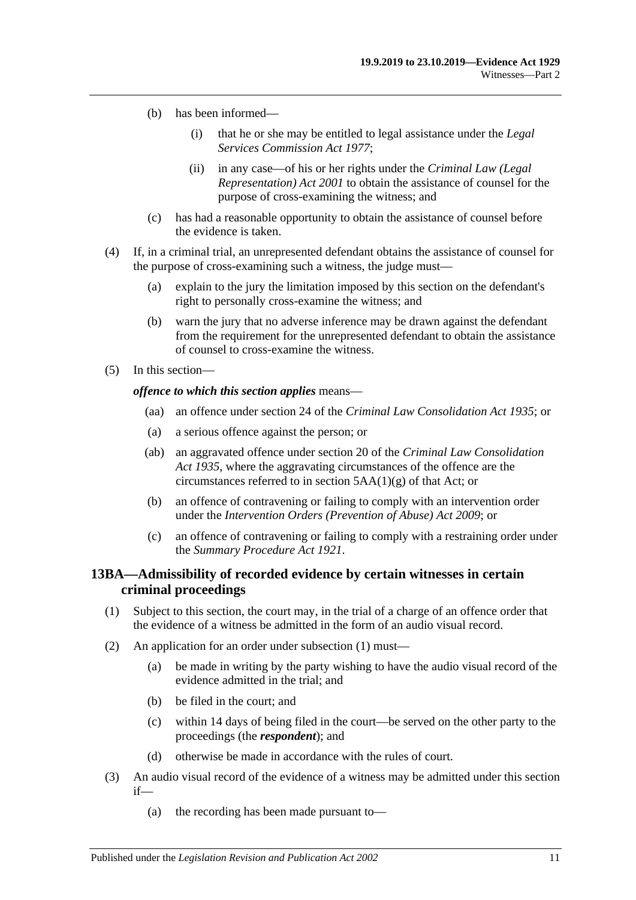(b) has been informed—

(i) that he or she may be entitled to legal assistance under the *Legal Services Commission Act 1977*;

(ii) in any case—of his or her rights under the *Criminal Law (Legal Representation) Act 2001* to obtain the assistance of counsel for the purpose of cross-examining the witness; and

(c) has had a reasonable opportunity to obtain the assistance of counsel before the evidence is taken.

(4) If, in a criminal trial, an unrepresented defendant obtains the assistance of counsel for the purpose of cross-examining such a witness, the judge must—

(a) explain to the jury the limitation imposed by this section on the defendant's right to personally cross-examine the witness; and

(b) warn the jury that no adverse inference may be drawn against the defendant from the requirement for the unrepresented defendant to obtain the assistance of counsel to cross-examine the witness.

(5) In this section—

***offence to which this section applies*** means—

(aa) an offence under section 24 of the *Criminal Law Consolidation Act 1935*; or

(a) a serious offence against the person; or

(ab) an aggravated offence under section 20 of the *Criminal Law Consolidation Act 1935*, where the aggravating circumstances of the offence are the circumstances referred to in section 5AA(1)(g) of that Act; or

(b) an offence of contravening or failing to comply with an intervention order under the *Intervention Orders (Prevention of Abuse) Act 2009*; or

(c) an offence of contravening or failing to comply with a restraining order under the *Summary Procedure Act 1921*.

## 13BA—Admissibility of recorded evidence by certain witnesses in certain criminal proceedings

(1) Subject to this section, the court may, in the trial of a charge of an offence order that the evidence of a witness be admitted in the form of an audio visual record.

(2) An application for an order under subsection (1) must—

(a) be made in writing by the party wishing to have the audio visual record of the evidence admitted in the trial; and

(b) be filed in the court; and

(c) within 14 days of being filed in the court—be served on the other party to the proceedings (the ***respondent***); and

(d) otherwise be made in accordance with the rules of court.

(3) An audio visual record of the evidence of a witness may be admitted under this section if—

(a) the recording has been made pursuant to—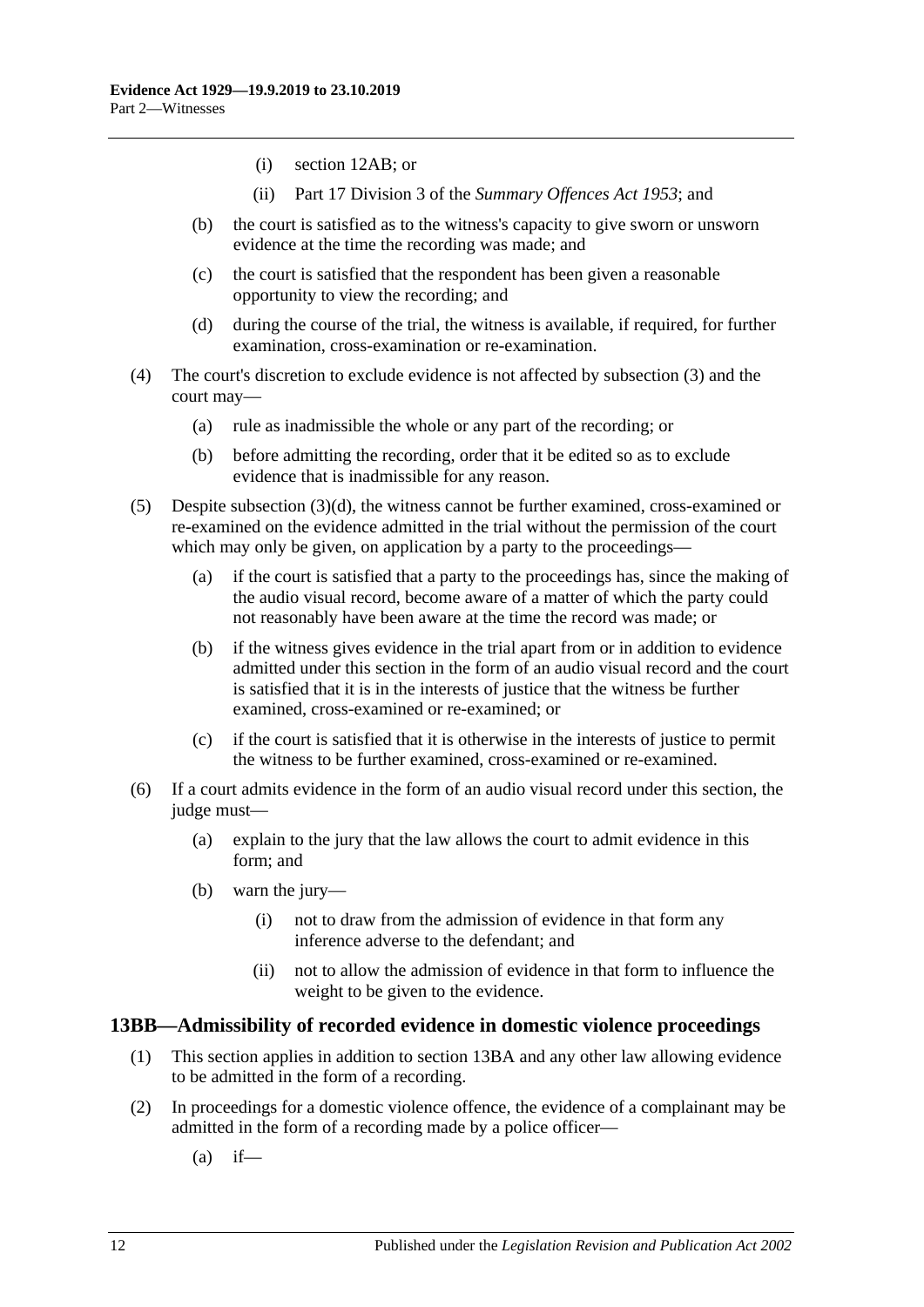(i) section 12AB; or

(ii) Part 17 Division 3 of the *Summary Offences Act 1953*; and

(b) the court is satisfied as to the witness's capacity to give sworn or unsworn evidence at the time the recording was made; and

(c) the court is satisfied that the respondent has been given a reasonable opportunity to view the recording; and

(d) during the course of the trial, the witness is available, if required, for further examination, cross-examination or re-examination.

(4) The court's discretion to exclude evidence is not affected by subsection (3) and the court may—

(a) rule as inadmissible the whole or any part of the recording; or

(b) before admitting the recording, order that it be edited so as to exclude evidence that is inadmissible for any reason.

(5) Despite subsection (3)(d), the witness cannot be further examined, cross-examined or re-examined on the evidence admitted in the trial without the permission of the court which may only be given, on application by a party to the proceedings—

(a) if the court is satisfied that a party to the proceedings has, since the making of the audio visual record, become aware of a matter of which the party could not reasonably have been aware at the time the record was made; or

(b) if the witness gives evidence in the trial apart from or in addition to evidence admitted under this section in the form of an audio visual record and the court is satisfied that it is in the interests of justice that the witness be further examined, cross-examined or re-examined; or

(c) if the court is satisfied that it is otherwise in the interests of justice to permit the witness to be further examined, cross-examined or re-examined.

(6) If a court admits evidence in the form of an audio visual record under this section, the judge must—

(a) explain to the jury that the law allows the court to admit evidence in this form; and

(b) warn the jury—

(i) not to draw from the admission of evidence in that form any inference adverse to the defendant; and

(ii) not to allow the admission of evidence in that form to influence the weight to be given to the evidence.

## 13BB—Admissibility of recorded evidence in domestic violence proceedings

(1) This section applies in addition to section 13BA and any other law allowing evidence to be admitted in the form of a recording.

(2) In proceedings for a domestic violence offence, the evidence of a complainant may be admitted in the form of a recording made by a police officer—

(a) if—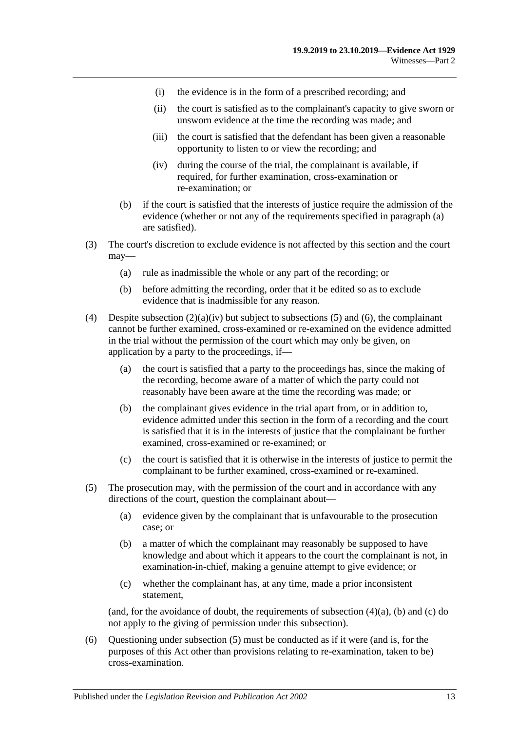(i) the evidence is in the form of a prescribed recording; and

(ii) the court is satisfied as to the complainant's capacity to give sworn or unsworn evidence at the time the recording was made; and

(iii) the court is satisfied that the defendant has been given a reasonable opportunity to listen to or view the recording; and

(iv) during the course of the trial, the complainant is available, if required, for further examination, cross-examination or re-examination; or

(b) if the court is satisfied that the interests of justice require the admission of the evidence (whether or not any of the requirements specified in paragraph (a) are satisfied).

(3) The court's discretion to exclude evidence is not affected by this section and the court may—

(a) rule as inadmissible the whole or any part of the recording; or

(b) before admitting the recording, order that it be edited so as to exclude evidence that is inadmissible for any reason.

(4) Despite subsection (2)(a)(iv) but subject to subsections (5) and (6), the complainant cannot be further examined, cross-examined or re-examined on the evidence admitted in the trial without the permission of the court which may only be given, on application by a party to the proceedings, if—

(a) the court is satisfied that a party to the proceedings has, since the making of the recording, become aware of a matter of which the party could not reasonably have been aware at the time the recording was made; or

(b) the complainant gives evidence in the trial apart from, or in addition to, evidence admitted under this section in the form of a recording and the court is satisfied that it is in the interests of justice that the complainant be further examined, cross-examined or re-examined; or

(c) the court is satisfied that it is otherwise in the interests of justice to permit the complainant to be further examined, cross-examined or re-examined.

(5) The prosecution may, with the permission of the court and in accordance with any directions of the court, question the complainant about—

(a) evidence given by the complainant that is unfavourable to the prosecution case; or

(b) a matter of which the complainant may reasonably be supposed to have knowledge and about which it appears to the court the complainant is not, in examination-in-chief, making a genuine attempt to give evidence; or

(c) whether the complainant has, at any time, made a prior inconsistent statement,

(and, for the avoidance of doubt, the requirements of subsection (4)(a), (b) and (c) do not apply to the giving of permission under this subsection).

(6) Questioning under subsection (5) must be conducted as if it were (and is, for the purposes of this Act other than provisions relating to re-examination, taken to be) cross-examination.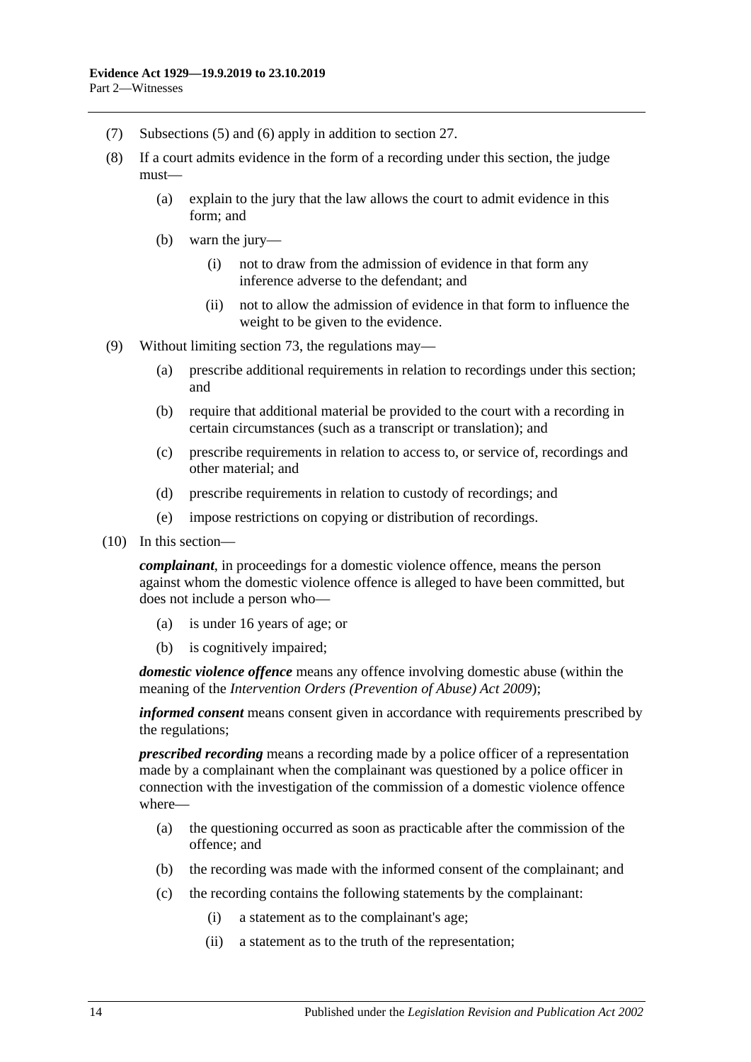(7) Subsections (5) and (6) apply in addition to section 27.

(8) If a court admits evidence in the form of a recording under this section, the judge must—

(a) explain to the jury that the law allows the court to admit evidence in this form; and

(b) warn the jury—

(i) not to draw from the admission of evidence in that form any inference adverse to the defendant; and

(ii) not to allow the admission of evidence in that form to influence the weight to be given to the evidence.

(9) Without limiting section 73, the regulations may—

(a) prescribe additional requirements in relation to recordings under this section; and

(b) require that additional material be provided to the court with a recording in certain circumstances (such as a transcript or translation); and

(c) prescribe requirements in relation to access to, or service of, recordings and other material; and

(d) prescribe requirements in relation to custody of recordings; and

(e) impose restrictions on copying or distribution of recordings.

(10) In this section—

***complainant***, in proceedings for a domestic violence offence, means the person against whom the domestic violence offence is alleged to have been committed, but does not include a person who—

(a) is under 16 years of age; or

(b) is cognitively impaired;

***domestic violence offence*** means any offence involving domestic abuse (within the meaning of the *Intervention Orders (Prevention of Abuse) Act 2009*);

***informed consent*** means consent given in accordance with requirements prescribed by the regulations;

***prescribed recording*** means a recording made by a police officer of a representation made by a complainant when the complainant was questioned by a police officer in connection with the investigation of the commission of a domestic violence offence where—

(a) the questioning occurred as soon as practicable after the commission of the offence; and

(b) the recording was made with the informed consent of the complainant; and

(c) the recording contains the following statements by the complainant:

(i) a statement as to the complainant's age;

(ii) a statement as to the truth of the representation;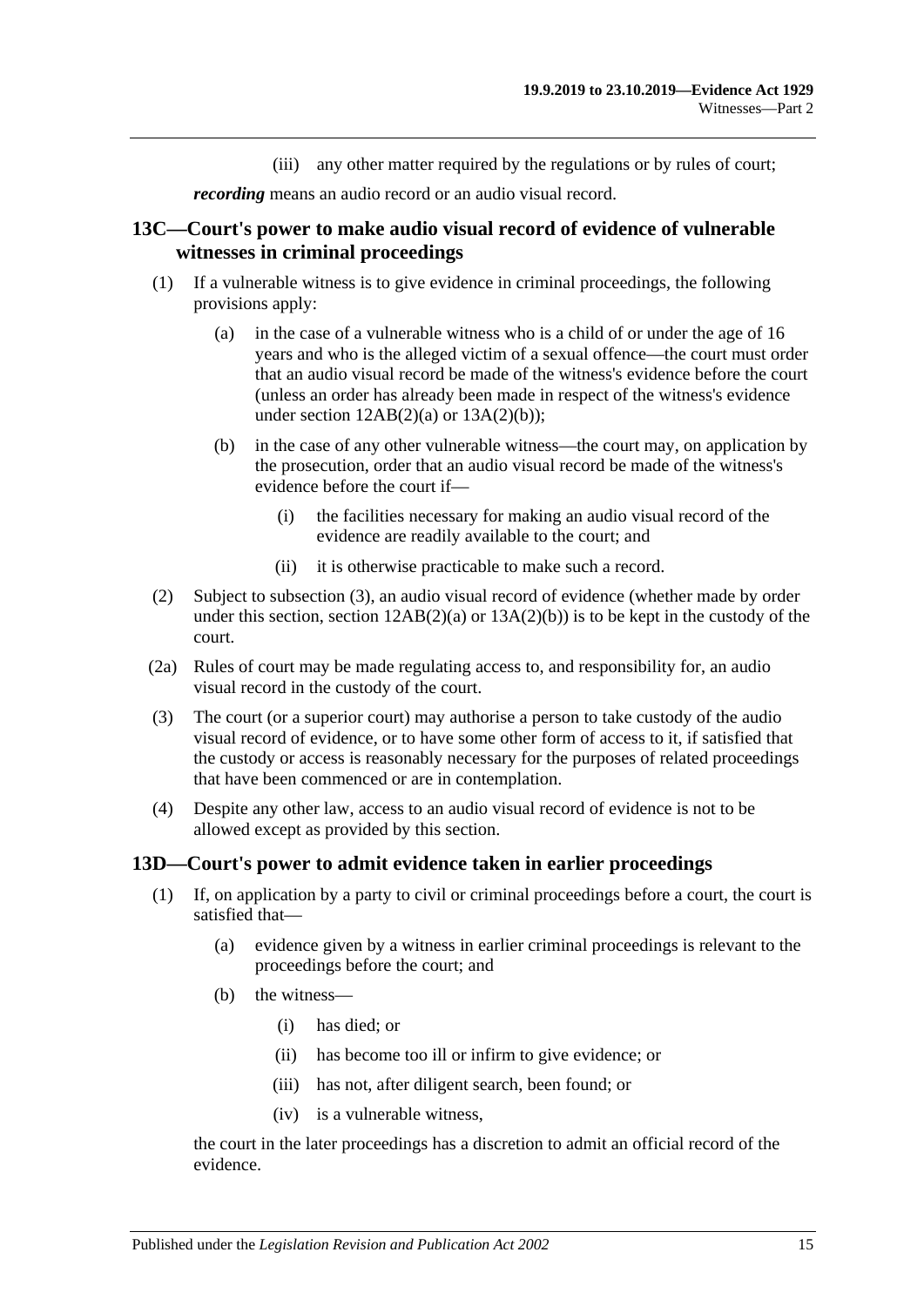(iii) any other matter required by the regulations or by rules of court;

***recording*** means an audio record or an audio visual record.

## 13C—Court's power to make audio visual record of evidence of vulnerable witnesses in criminal proceedings

(1) If a vulnerable witness is to give evidence in criminal proceedings, the following provisions apply:

(a) in the case of a vulnerable witness who is a child of or under the age of 16 years and who is the alleged victim of a sexual offence—the court must order that an audio visual record be made of the witness's evidence before the court (unless an order has already been made in respect of the witness's evidence under section 12AB(2)(a) or 13A(2)(b));

(b) in the case of any other vulnerable witness—the court may, on application by the prosecution, order that an audio visual record be made of the witness's evidence before the court if—

(i) the facilities necessary for making an audio visual record of the evidence are readily available to the court; and

(ii) it is otherwise practicable to make such a record.

(2) Subject to subsection (3), an audio visual record of evidence (whether made by order under this section, section 12AB(2)(a) or 13A(2)(b)) is to be kept in the custody of the court.

(2a) Rules of court may be made regulating access to, and responsibility for, an audio visual record in the custody of the court.

(3) The court (or a superior court) may authorise a person to take custody of the audio visual record of evidence, or to have some other form of access to it, if satisfied that the custody or access is reasonably necessary for the purposes of related proceedings that have been commenced or are in contemplation.

(4) Despite any other law, access to an audio visual record of evidence is not to be allowed except as provided by this section.

## 13D—Court's power to admit evidence taken in earlier proceedings

(1) If, on application by a party to civil or criminal proceedings before a court, the court is satisfied that—

(a) evidence given by a witness in earlier criminal proceedings is relevant to the proceedings before the court; and

(b) the witness—

(i) has died; or

(ii) has become too ill or infirm to give evidence; or

(iii) has not, after diligent search, been found; or

(iv) is a vulnerable witness,

the court in the later proceedings has a discretion to admit an official record of the evidence.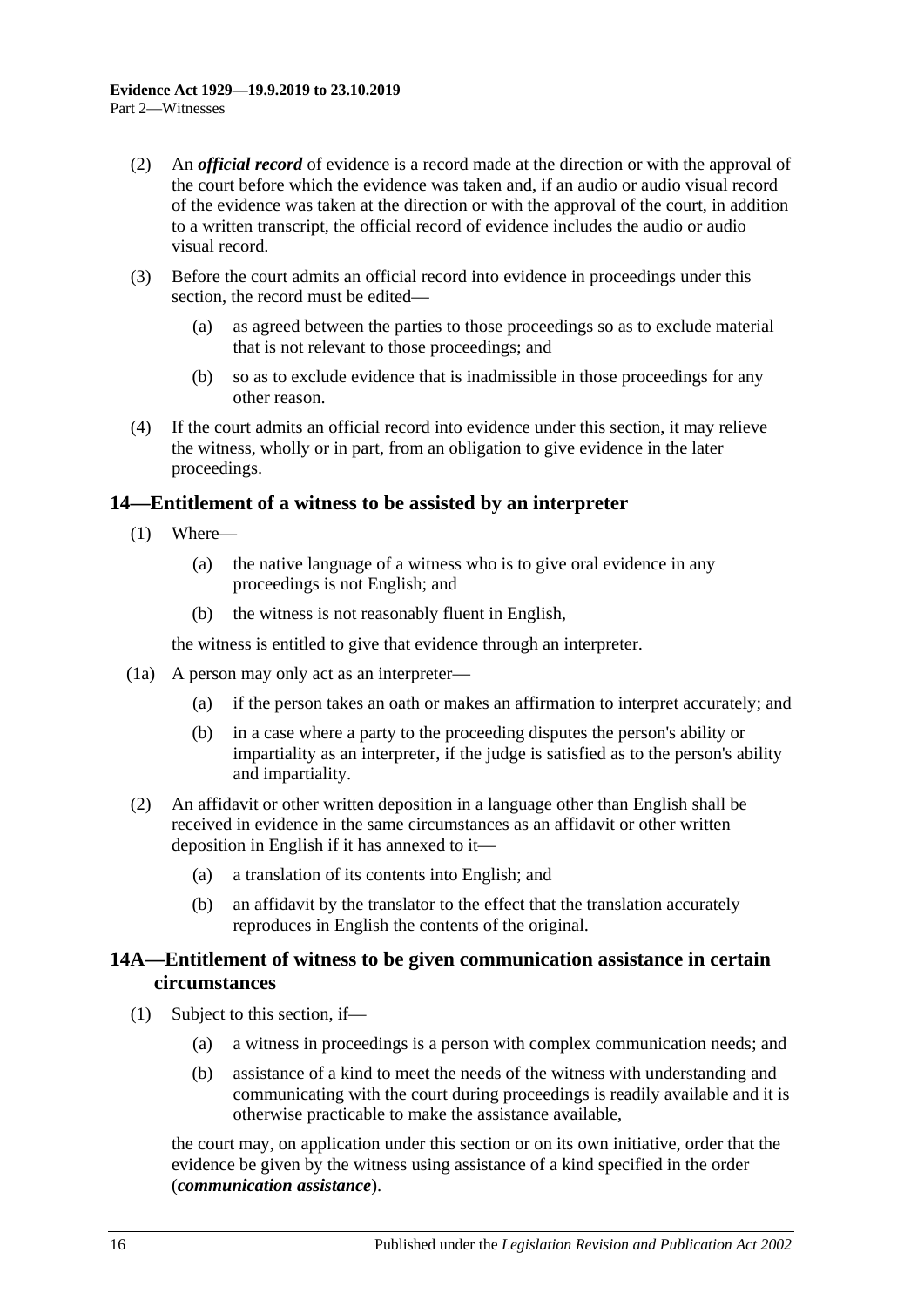(2) An ***official record*** of evidence is a record made at the direction or with the approval of the court before which the evidence was taken and, if an audio or audio visual record of the evidence was taken at the direction or with the approval of the court, in addition to a written transcript, the official record of evidence includes the audio or audio visual record.

(3) Before the court admits an official record into evidence in proceedings under this section, the record must be edited—

(a) as agreed between the parties to those proceedings so as to exclude material that is not relevant to those proceedings; and

(b) so as to exclude evidence that is inadmissible in those proceedings for any other reason.

(4) If the court admits an official record into evidence under this section, it may relieve the witness, wholly or in part, from an obligation to give evidence in the later proceedings.

## 14—Entitlement of a witness to be assisted by an interpreter

(1) Where—

(a) the native language of a witness who is to give oral evidence in any proceedings is not English; and

(b) the witness is not reasonably fluent in English,

the witness is entitled to give that evidence through an interpreter.

(1a) A person may only act as an interpreter—

(a) if the person takes an oath or makes an affirmation to interpret accurately; and

(b) in a case where a party to the proceeding disputes the person's ability or impartiality as an interpreter, if the judge is satisfied as to the person's ability and impartiality.

(2) An affidavit or other written deposition in a language other than English shall be received in evidence in the same circumstances as an affidavit or other written deposition in English if it has annexed to it—

(a) a translation of its contents into English; and

(b) an affidavit by the translator to the effect that the translation accurately reproduces in English the contents of the original.

## 14A—Entitlement of witness to be given communication assistance in certain circumstances

(1) Subject to this section, if—

(a) a witness in proceedings is a person with complex communication needs; and

(b) assistance of a kind to meet the needs of the witness with understanding and communicating with the court during proceedings is readily available and it is otherwise practicable to make the assistance available,

the court may, on application under this section or on its own initiative, order that the evidence be given by the witness using assistance of a kind specified in the order (***communication assistance***).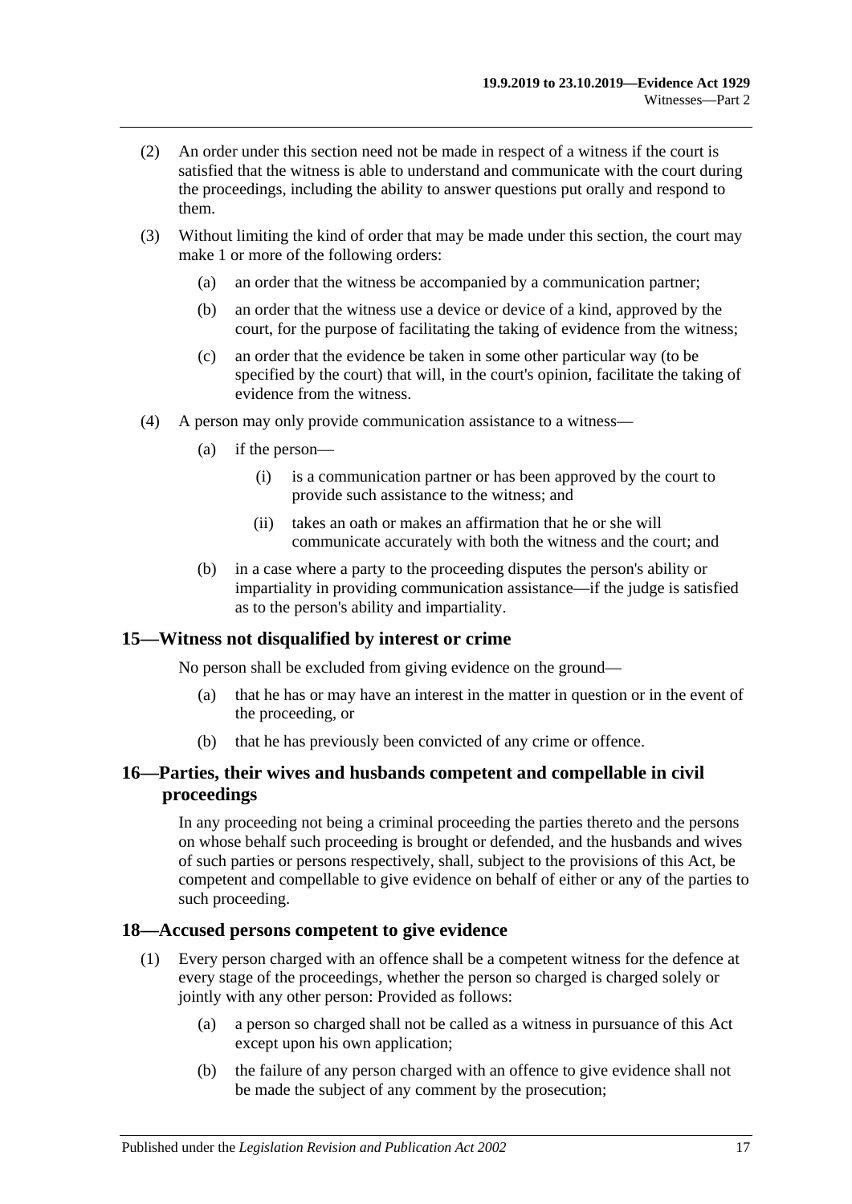(2) An order under this section need not be made in respect of a witness if the court is satisfied that the witness is able to understand and communicate with the court during the proceedings, including the ability to answer questions put orally and respond to them.

(3) Without limiting the kind of order that may be made under this section, the court may make 1 or more of the following orders:

- (a) an order that the witness be accompanied by a communication partner;
- (b) an order that the witness use a device or device of a kind, approved by the court, for the purpose of facilitating the taking of evidence from the witness;
- (c) an order that the evidence be taken in some other particular way (to be specified by the court) that will, in the court's opinion, facilitate the taking of evidence from the witness.

(4) A person may only provide communication assistance to a witness—

- (a) if the person—
  - (i) is a communication partner or has been approved by the court to provide such assistance to the witness; and
  - (ii) takes an oath or makes an affirmation that he or she will communicate accurately with both the witness and the court; and
- (b) in a case where a party to the proceeding disputes the person's ability or impartiality in providing communication assistance—if the judge is satisfied as to the person's ability and impartiality.

## 15—Witness not disqualified by interest or crime

No person shall be excluded from giving evidence on the ground—

- (a) that he has or may have an interest in the matter in question or in the event of the proceeding, or
- (b) that he has previously been convicted of any crime or offence.

## 16—Parties, their wives and husbands competent and compellable in civil proceedings

In any proceeding not being a criminal proceeding the parties thereto and the persons on whose behalf such proceeding is brought or defended, and the husbands and wives of such parties or persons respectively, shall, subject to the provisions of this Act, be competent and compellable to give evidence on behalf of either or any of the parties to such proceeding.

## 18—Accused persons competent to give evidence

(1) Every person charged with an offence shall be a competent witness for the defence at every stage of the proceedings, whether the person so charged is charged solely or jointly with any other person: Provided as follows:

- (a) a person so charged shall not be called as a witness in pursuance of this Act except upon his own application;
- (b) the failure of any person charged with an offence to give evidence shall not be made the subject of any comment by the prosecution;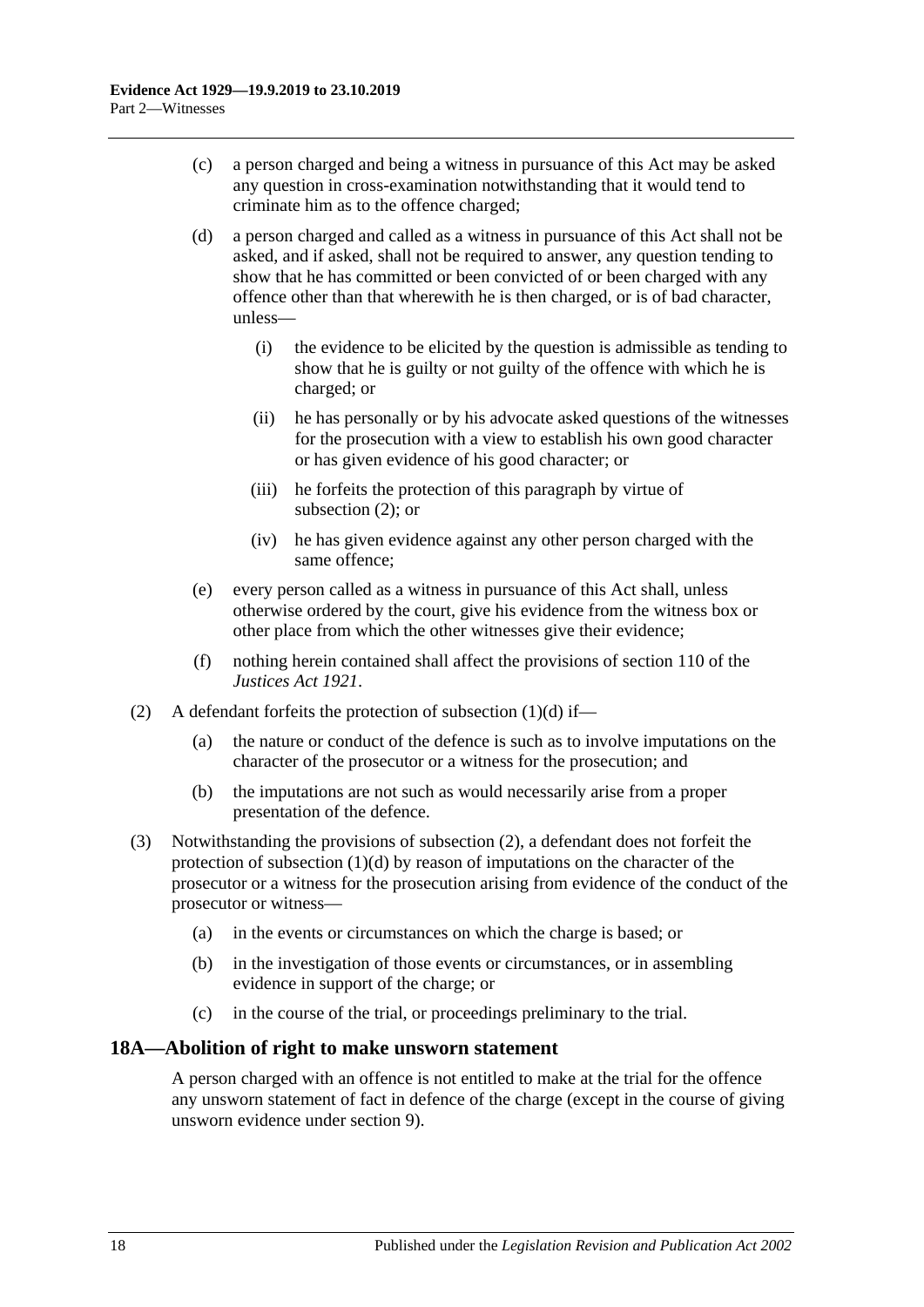(c) a person charged and being a witness in pursuance of this Act may be asked any question in cross-examination notwithstanding that it would tend to criminate him as to the offence charged;

(d) a person charged and called as a witness in pursuance of this Act shall not be asked, and if asked, shall not be required to answer, any question tending to show that he has committed or been convicted of or been charged with any offence other than that wherewith he is then charged, or is of bad character, unless—

(i) the evidence to be elicited by the question is admissible as tending to show that he is guilty or not guilty of the offence with which he is charged; or

(ii) he has personally or by his advocate asked questions of the witnesses for the prosecution with a view to establish his own good character or has given evidence of his good character; or

(iii) he forfeits the protection of this paragraph by virtue of subsection (2); or

(iv) he has given evidence against any other person charged with the same offence;

(e) every person called as a witness in pursuance of this Act shall, unless otherwise ordered by the court, give his evidence from the witness box or other place from which the other witnesses give their evidence;

(f) nothing herein contained shall affect the provisions of section 110 of the *Justices Act 1921*.

(2) A defendant forfeits the protection of subsection (1)(d) if—

(a) the nature or conduct of the defence is such as to involve imputations on the character of the prosecutor or a witness for the prosecution; and

(b) the imputations are not such as would necessarily arise from a proper presentation of the defence.

(3) Notwithstanding the provisions of subsection (2), a defendant does not forfeit the protection of subsection (1)(d) by reason of imputations on the character of the prosecutor or a witness for the prosecution arising from evidence of the conduct of the prosecutor or witness—

(a) in the events or circumstances on which the charge is based; or

(b) in the investigation of those events or circumstances, or in assembling evidence in support of the charge; or

(c) in the course of the trial, or proceedings preliminary to the trial.

## 18A—Abolition of right to make unsworn statement

A person charged with an offence is not entitled to make at the trial for the offence any unsworn statement of fact in defence of the charge (except in the course of giving unsworn evidence under section 9).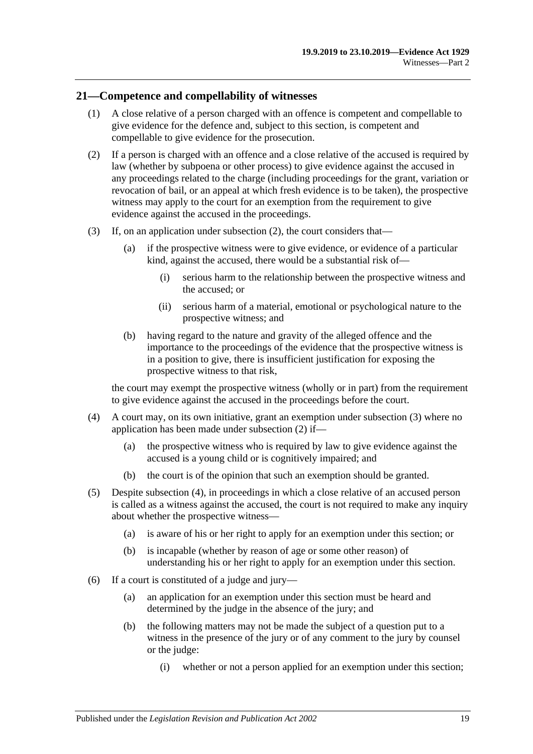## 21—Competence and compellability of witnesses

(1) A close relative of a person charged with an offence is competent and compellable to give evidence for the defence and, subject to this section, is competent and compellable to give evidence for the prosecution.

(2) If a person is charged with an offence and a close relative of the accused is required by law (whether by subpoena or other process) to give evidence against the accused in any proceedings related to the charge (including proceedings for the grant, variation or revocation of bail, or an appeal at which fresh evidence is to be taken), the prospective witness may apply to the court for an exemption from the requirement to give evidence against the accused in the proceedings.

(3) If, on an application under subsection (2), the court considers that—

- (a) if the prospective witness were to give evidence, or evidence of a particular kind, against the accused, there would be a substantial risk of—
  - (i) serious harm to the relationship between the prospective witness and the accused; or
  - (ii) serious harm of a material, emotional or psychological nature to the prospective witness; and
- (b) having regard to the nature and gravity of the alleged offence and the importance to the proceedings of the evidence that the prospective witness is in a position to give, there is insufficient justification for exposing the prospective witness to that risk,

the court may exempt the prospective witness (wholly or in part) from the requirement to give evidence against the accused in the proceedings before the court.

(4) A court may, on its own initiative, grant an exemption under subsection (3) where no application has been made under subsection (2) if—

- (a) the prospective witness who is required by law to give evidence against the accused is a young child or is cognitively impaired; and
- (b) the court is of the opinion that such an exemption should be granted.

(5) Despite subsection (4), in proceedings in which a close relative of an accused person is called as a witness against the accused, the court is not required to make any inquiry about whether the prospective witness—

- (a) is aware of his or her right to apply for an exemption under this section; or
- (b) is incapable (whether by reason of age or some other reason) of understanding his or her right to apply for an exemption under this section.

(6) If a court is constituted of a judge and jury—

- (a) an application for an exemption under this section must be heard and determined by the judge in the absence of the jury; and
- (b) the following matters may not be made the subject of a question put to a witness in the presence of the jury or of any comment to the jury by counsel or the judge:
  - (i) whether or not a person applied for an exemption under this section;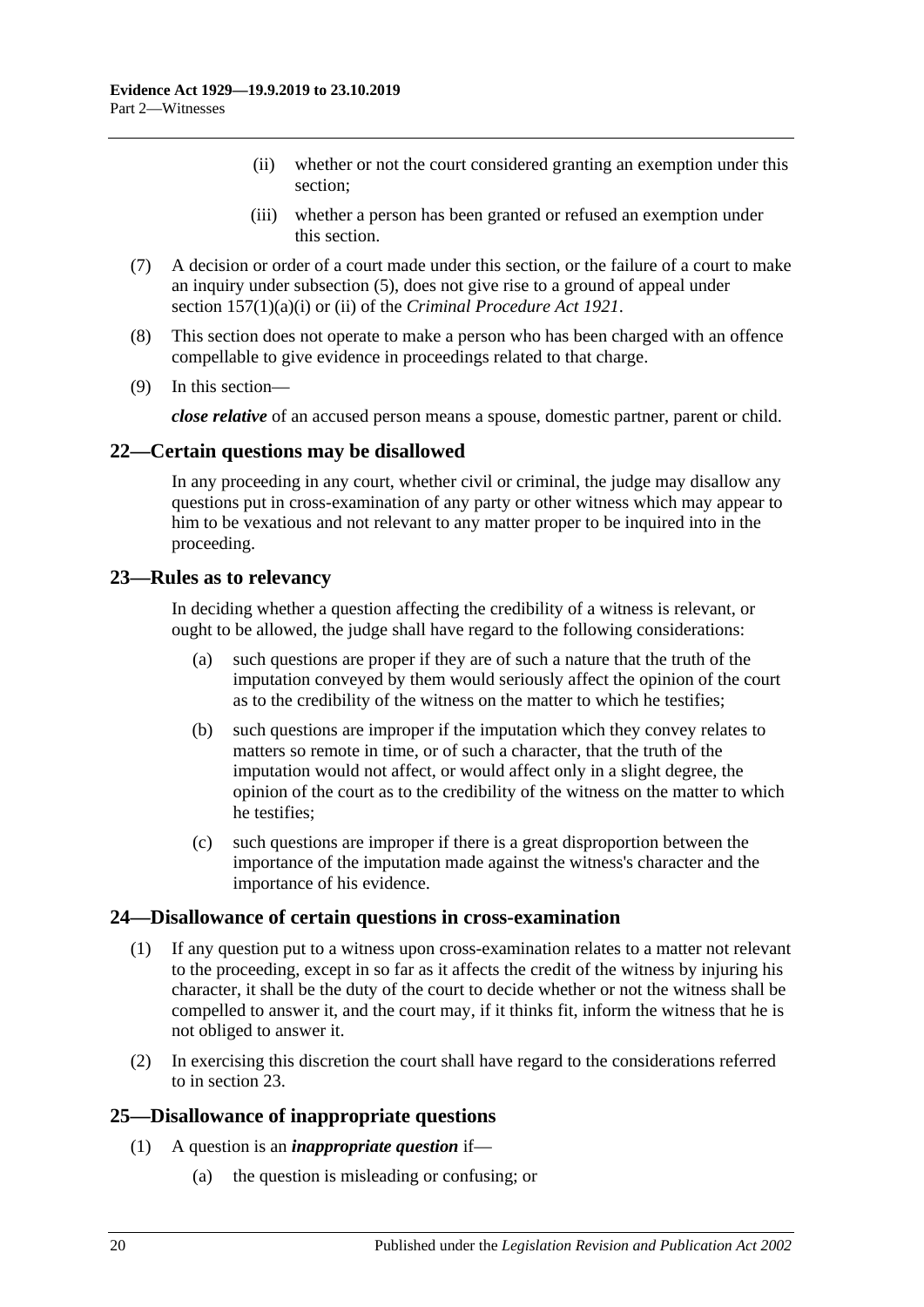(ii) whether or not the court considered granting an exemption under this section;

(iii) whether a person has been granted or refused an exemption under this section.

(7) A decision or order of a court made under this section, or the failure of a court to make an inquiry under subsection (5), does not give rise to a ground of appeal under section 157(1)(a)(i) or (ii) of the *Criminal Procedure Act 1921*.

(8) This section does not operate to make a person who has been charged with an offence compellable to give evidence in proceedings related to that charge.

(9) In this section—

***close relative*** of an accused person means a spouse, domestic partner, parent or child.

## 22—Certain questions may be disallowed

In any proceeding in any court, whether civil or criminal, the judge may disallow any questions put in cross-examination of any party or other witness which may appear to him to be vexatious and not relevant to any matter proper to be inquired into in the proceeding.

## 23—Rules as to relevancy

In deciding whether a question affecting the credibility of a witness is relevant, or ought to be allowed, the judge shall have regard to the following considerations:

(a) such questions are proper if they are of such a nature that the truth of the imputation conveyed by them would seriously affect the opinion of the court as to the credibility of the witness on the matter to which he testifies;

(b) such questions are improper if the imputation which they convey relates to matters so remote in time, or of such a character, that the truth of the imputation would not affect, or would affect only in a slight degree, the opinion of the court as to the credibility of the witness on the matter to which he testifies;

(c) such questions are improper if there is a great disproportion between the importance of the imputation made against the witness's character and the importance of his evidence.

## 24—Disallowance of certain questions in cross-examination

(1) If any question put to a witness upon cross-examination relates to a matter not relevant to the proceeding, except in so far as it affects the credit of the witness by injuring his character, it shall be the duty of the court to decide whether or not the witness shall be compelled to answer it, and the court may, if it thinks fit, inform the witness that he is not obliged to answer it.

(2) In exercising this discretion the court shall have regard to the considerations referred to in section 23.

## 25—Disallowance of inappropriate questions

(1) A question is an ***inappropriate question*** if—

(a) the question is misleading or confusing; or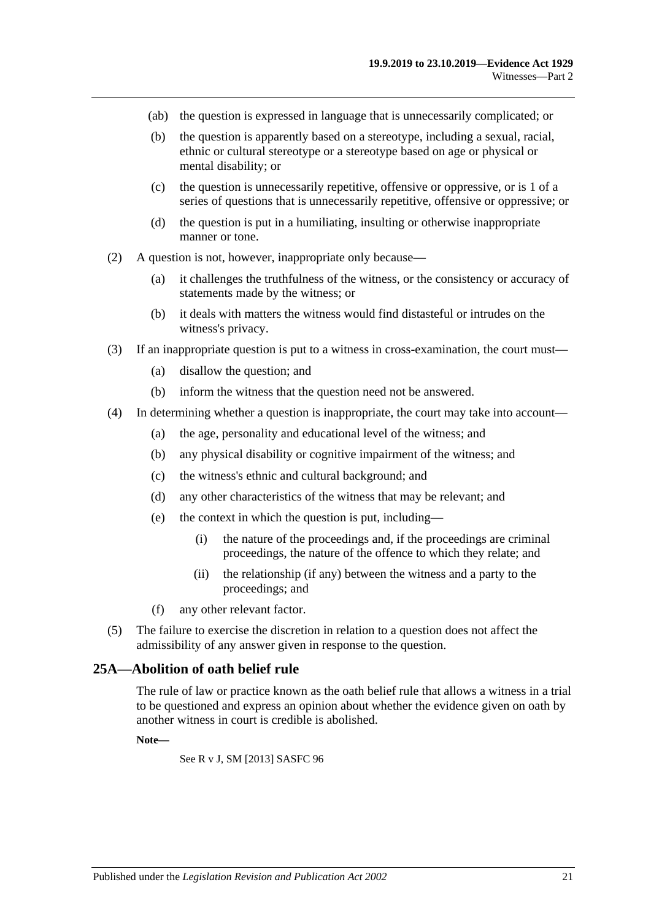(ab) the question is expressed in language that is unnecessarily complicated; or

(b) the question is apparently based on a stereotype, including a sexual, racial, ethnic or cultural stereotype or a stereotype based on age or physical or mental disability; or

(c) the question is unnecessarily repetitive, offensive or oppressive, or is 1 of a series of questions that is unnecessarily repetitive, offensive or oppressive; or

(d) the question is put in a humiliating, insulting or otherwise inappropriate manner or tone.

(2) A question is not, however, inappropriate only because—

(a) it challenges the truthfulness of the witness, or the consistency or accuracy of statements made by the witness; or

(b) it deals with matters the witness would find distasteful or intrudes on the witness's privacy.

(3) If an inappropriate question is put to a witness in cross-examination, the court must—

(a) disallow the question; and

(b) inform the witness that the question need not be answered.

(4) In determining whether a question is inappropriate, the court may take into account—

(a) the age, personality and educational level of the witness; and

(b) any physical disability or cognitive impairment of the witness; and

(c) the witness's ethnic and cultural background; and

(d) any other characteristics of the witness that may be relevant; and

(e) the context in which the question is put, including—

(i) the nature of the proceedings and, if the proceedings are criminal proceedings, the nature of the offence to which they relate; and

(ii) the relationship (if any) between the witness and a party to the proceedings; and

(f) any other relevant factor.

(5) The failure to exercise the discretion in relation to a question does not affect the admissibility of any answer given in response to the question.

## 25A—Abolition of oath belief rule

The rule of law or practice known as the oath belief rule that allows a witness in a trial to be questioned and express an opinion about whether the evidence given on oath by another witness in court is credible is abolished.

**Note—**

See R v J, SM [2013] SASFC 96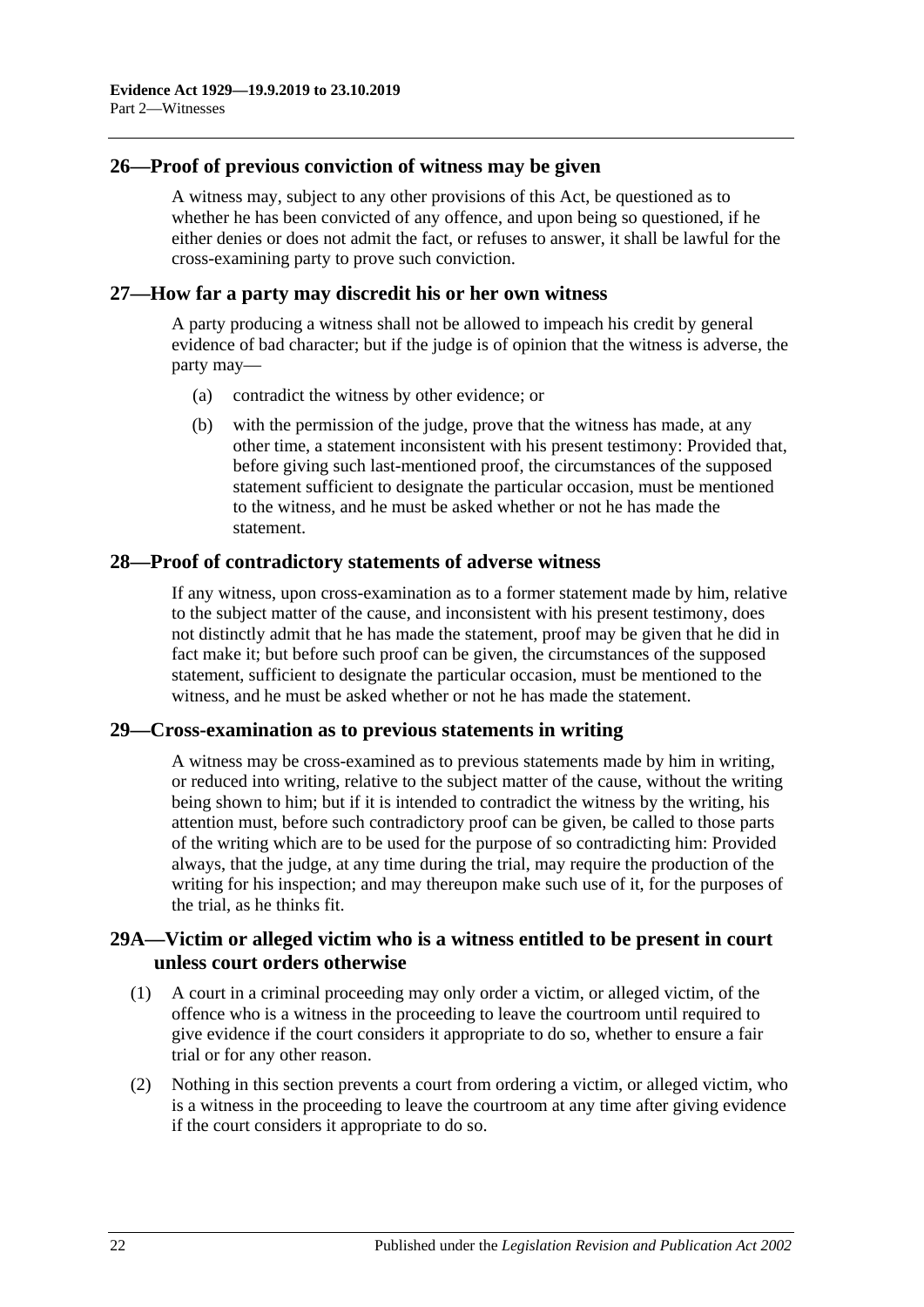## 26—Proof of previous conviction of witness may be given

A witness may, subject to any other provisions of this Act, be questioned as to whether he has been convicted of any offence, and upon being so questioned, if he either denies or does not admit the fact, or refuses to answer, it shall be lawful for the cross-examining party to prove such conviction.

## 27—How far a party may discredit his or her own witness

A party producing a witness shall not be allowed to impeach his credit by general evidence of bad character; but if the judge is of opinion that the witness is adverse, the party may—

(a) contradict the witness by other evidence; or

(b) with the permission of the judge, prove that the witness has made, at any other time, a statement inconsistent with his present testimony: Provided that, before giving such last-mentioned proof, the circumstances of the supposed statement sufficient to designate the particular occasion, must be mentioned to the witness, and he must be asked whether or not he has made the statement.

## 28—Proof of contradictory statements of adverse witness

If any witness, upon cross-examination as to a former statement made by him, relative to the subject matter of the cause, and inconsistent with his present testimony, does not distinctly admit that he has made the statement, proof may be given that he did in fact make it; but before such proof can be given, the circumstances of the supposed statement, sufficient to designate the particular occasion, must be mentioned to the witness, and he must be asked whether or not he has made the statement.

## 29—Cross-examination as to previous statements in writing

A witness may be cross-examined as to previous statements made by him in writing, or reduced into writing, relative to the subject matter of the cause, without the writing being shown to him; but if it is intended to contradict the witness by the writing, his attention must, before such contradictory proof can be given, be called to those parts of the writing which are to be used for the purpose of so contradicting him: Provided always, that the judge, at any time during the trial, may require the production of the writing for his inspection; and may thereupon make such use of it, for the purposes of the trial, as he thinks fit.

## 29A—Victim or alleged victim who is a witness entitled to be present in court unless court orders otherwise

(1) A court in a criminal proceeding may only order a victim, or alleged victim, of the offence who is a witness in the proceeding to leave the courtroom until required to give evidence if the court considers it appropriate to do so, whether to ensure a fair trial or for any other reason.

(2) Nothing in this section prevents a court from ordering a victim, or alleged victim, who is a witness in the proceeding to leave the courtroom at any time after giving evidence if the court considers it appropriate to do so.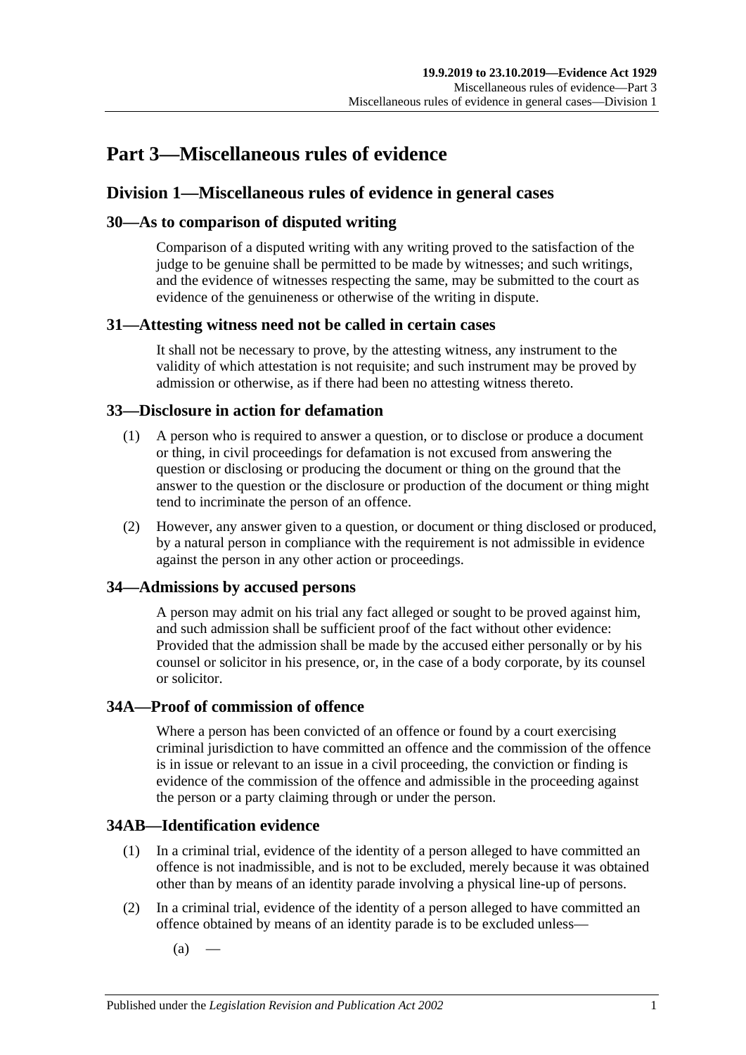# Part 3—Miscellaneous rules of evidence

## Division 1—Miscellaneous rules of evidence in general cases

### 30—As to comparison of disputed writing

Comparison of a disputed writing with any writing proved to the satisfaction of the judge to be genuine shall be permitted to be made by witnesses; and such writings, and the evidence of witnesses respecting the same, may be submitted to the court as evidence of the genuineness or otherwise of the writing in dispute.

### 31—Attesting witness need not be called in certain cases

It shall not be necessary to prove, by the attesting witness, any instrument to the validity of which attestation is not requisite; and such instrument may be proved by admission or otherwise, as if there had been no attesting witness thereto.

### 33—Disclosure in action for defamation

(1) A person who is required to answer a question, or to disclose or produce a document or thing, in civil proceedings for defamation is not excused from answering the question or disclosing or producing the document or thing on the ground that the answer to the question or the disclosure or production of the document or thing might tend to incriminate the person of an offence.

(2) However, any answer given to a question, or document or thing disclosed or produced, by a natural person in compliance with the requirement is not admissible in evidence against the person in any other action or proceedings.

### 34—Admissions by accused persons

A person may admit on his trial any fact alleged or sought to be proved against him, and such admission shall be sufficient proof of the fact without other evidence: Provided that the admission shall be made by the accused either personally or by his counsel or solicitor in his presence, or, in the case of a body corporate, by its counsel or solicitor.

### 34A—Proof of commission of offence

Where a person has been convicted of an offence or found by a court exercising criminal jurisdiction to have committed an offence and the commission of the offence is in issue or relevant to an issue in a civil proceeding, the conviction or finding is evidence of the commission of the offence and admissible in the proceeding against the person or a party claiming through or under the person.

### 34AB—Identification evidence

(1) In a criminal trial, evidence of the identity of a person alleged to have committed an offence is not inadmissible, and is not to be excluded, merely because it was obtained other than by means of an identity parade involving a physical line-up of persons.

(2) In a criminal trial, evidence of the identity of a person alleged to have committed an offence obtained by means of an identity parade is to be excluded unless—

(a) —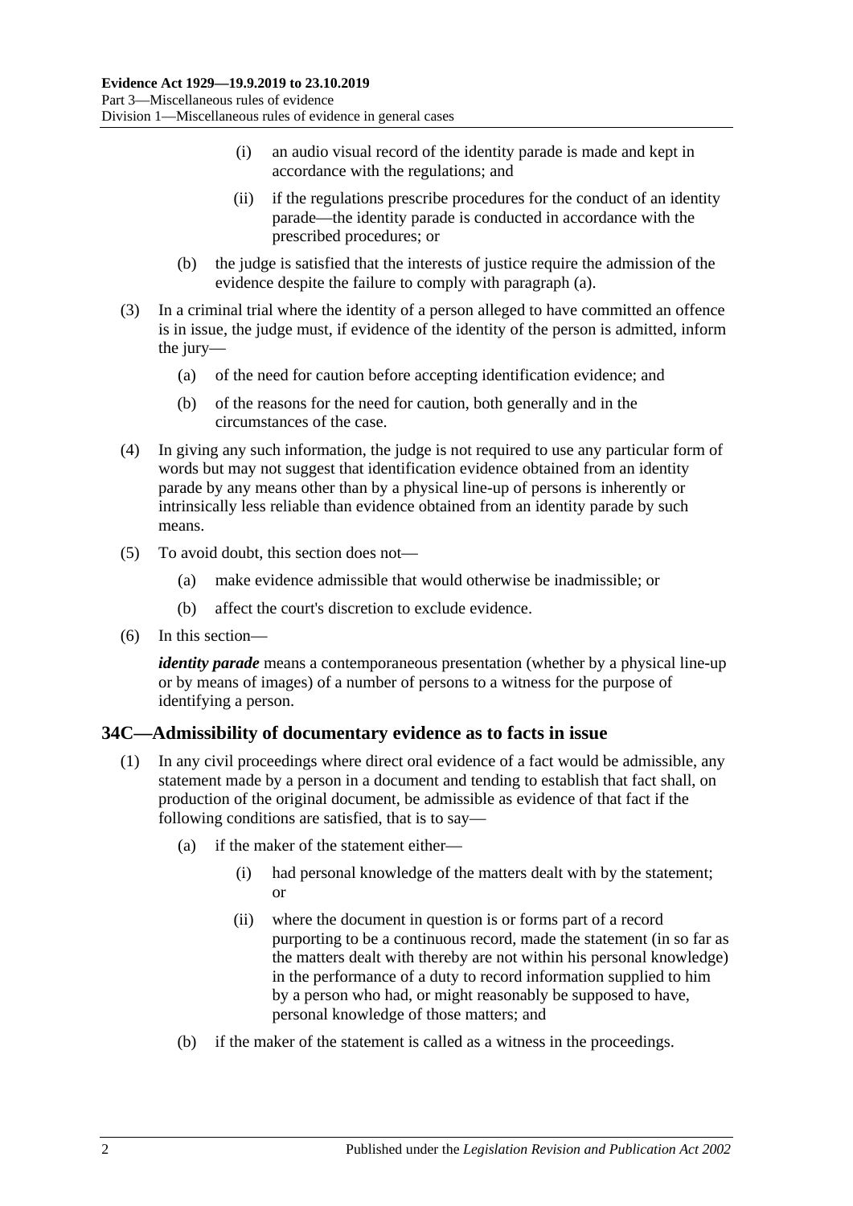(i) an audio visual record of the identity parade is made and kept in accordance with the regulations; and

(ii) if the regulations prescribe procedures for the conduct of an identity parade—the identity parade is conducted in accordance with the prescribed procedures; or

(b) the judge is satisfied that the interests of justice require the admission of the evidence despite the failure to comply with paragraph (a).

(3) In a criminal trial where the identity of a person alleged to have committed an offence is in issue, the judge must, if evidence of the identity of the person is admitted, inform the jury—

(a) of the need for caution before accepting identification evidence; and

(b) of the reasons for the need for caution, both generally and in the circumstances of the case.

(4) In giving any such information, the judge is not required to use any particular form of words but may not suggest that identification evidence obtained from an identity parade by any means other than by a physical line-up of persons is inherently or intrinsically less reliable than evidence obtained from an identity parade by such means.

(5) To avoid doubt, this section does not—

(a) make evidence admissible that would otherwise be inadmissible; or

(b) affect the court's discretion to exclude evidence.

(6) In this section—

***identity parade*** means a contemporaneous presentation (whether by a physical line-up or by means of images) of a number of persons to a witness for the purpose of identifying a person.

## 34C—Admissibility of documentary evidence as to facts in issue

(1) In any civil proceedings where direct oral evidence of a fact would be admissible, any statement made by a person in a document and tending to establish that fact shall, on production of the original document, be admissible as evidence of that fact if the following conditions are satisfied, that is to say—

(a) if the maker of the statement either—

(i) had personal knowledge of the matters dealt with by the statement; or

(ii) where the document in question is or forms part of a record purporting to be a continuous record, made the statement (in so far as the matters dealt with thereby are not within his personal knowledge) in the performance of a duty to record information supplied to him by a person who had, or might reasonably be supposed to have, personal knowledge of those matters; and

(b) if the maker of the statement is called as a witness in the proceedings.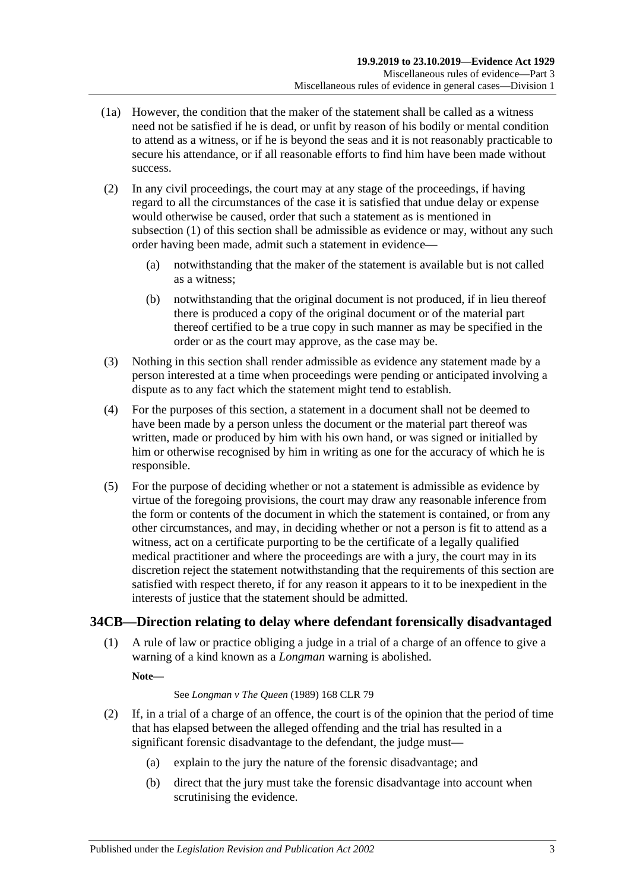(1a) However, the condition that the maker of the statement shall be called as a witness need not be satisfied if he is dead, or unfit by reason of his bodily or mental condition to attend as a witness, or if he is beyond the seas and it is not reasonably practicable to secure his attendance, or if all reasonable efforts to find him have been made without success.

(2) In any civil proceedings, the court may at any stage of the proceedings, if having regard to all the circumstances of the case it is satisfied that undue delay or expense would otherwise be caused, order that such a statement as is mentioned in subsection (1) of this section shall be admissible as evidence or may, without any such order having been made, admit such a statement in evidence—

(a) notwithstanding that the maker of the statement is available but is not called as a witness;

(b) notwithstanding that the original document is not produced, if in lieu thereof there is produced a copy of the original document or of the material part thereof certified to be a true copy in such manner as may be specified in the order or as the court may approve, as the case may be.

(3) Nothing in this section shall render admissible as evidence any statement made by a person interested at a time when proceedings were pending or anticipated involving a dispute as to any fact which the statement might tend to establish.

(4) For the purposes of this section, a statement in a document shall not be deemed to have been made by a person unless the document or the material part thereof was written, made or produced by him with his own hand, or was signed or initialled by him or otherwise recognised by him in writing as one for the accuracy of which he is responsible.

(5) For the purpose of deciding whether or not a statement is admissible as evidence by virtue of the foregoing provisions, the court may draw any reasonable inference from the form or contents of the document in which the statement is contained, or from any other circumstances, and may, in deciding whether or not a person is fit to attend as a witness, act on a certificate purporting to be the certificate of a legally qualified medical practitioner and where the proceedings are with a jury, the court may in its discretion reject the statement notwithstanding that the requirements of this section are satisfied with respect thereto, if for any reason it appears to it to be inexpedient in the interests of justice that the statement should be admitted.

## 34CB—Direction relating to delay where defendant forensically disadvantaged

(1) A rule of law or practice obliging a judge in a trial of a charge of an offence to give a warning of a kind known as a *Longman* warning is abolished.

**Note—**

See *Longman v The Queen* (1989) 168 CLR 79

(2) If, in a trial of a charge of an offence, the court is of the opinion that the period of time that has elapsed between the alleged offending and the trial has resulted in a significant forensic disadvantage to the defendant, the judge must—

(a) explain to the jury the nature of the forensic disadvantage; and

(b) direct that the jury must take the forensic disadvantage into account when scrutinising the evidence.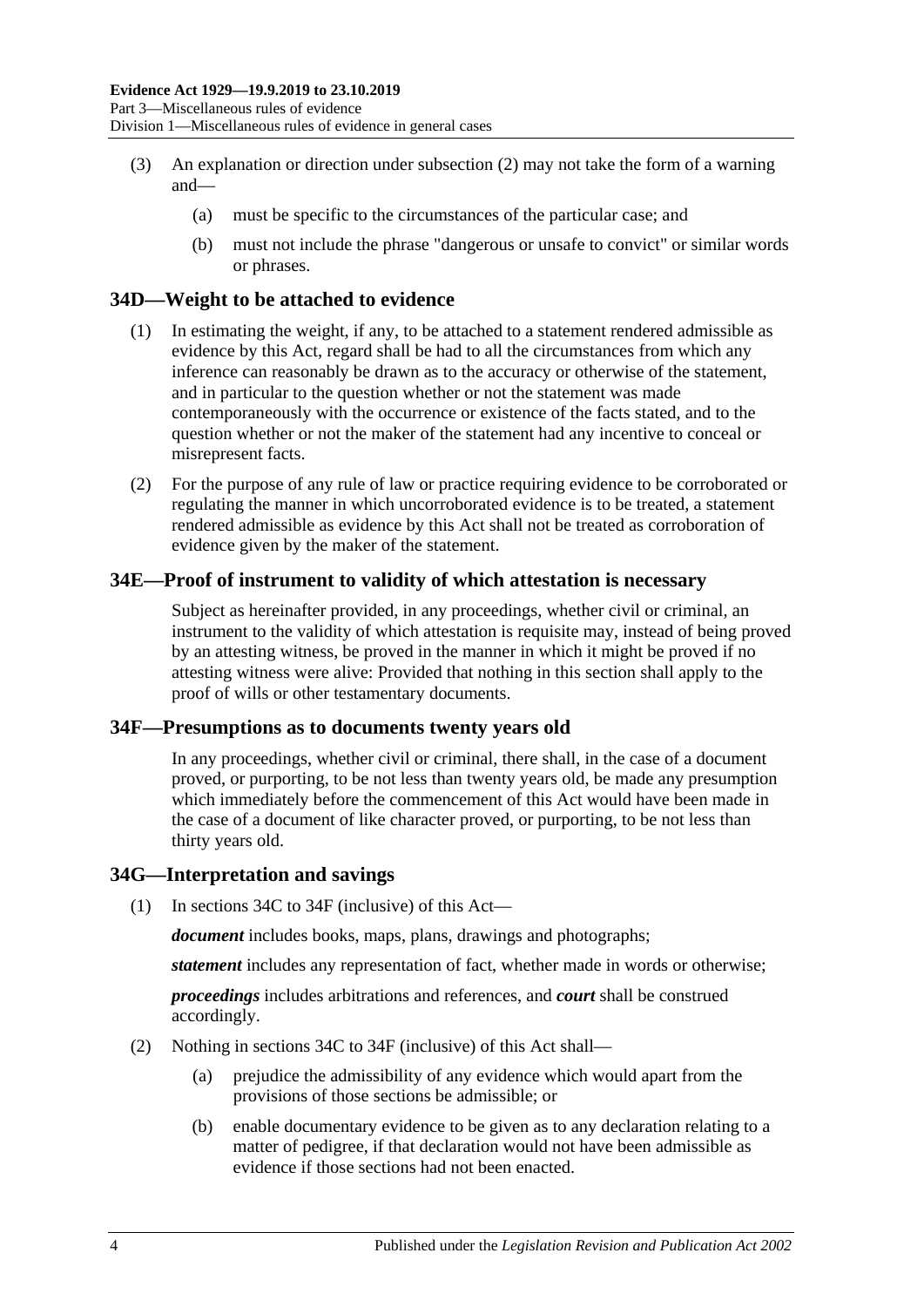(3) An explanation or direction under subsection (2) may not take the form of a warning and—

(a) must be specific to the circumstances of the particular case; and

(b) must not include the phrase "dangerous or unsafe to convict" or similar words or phrases.

## 34D—Weight to be attached to evidence

(1) In estimating the weight, if any, to be attached to a statement rendered admissible as evidence by this Act, regard shall be had to all the circumstances from which any inference can reasonably be drawn as to the accuracy or otherwise of the statement, and in particular to the question whether or not the statement was made contemporaneously with the occurrence or existence of the facts stated, and to the question whether or not the maker of the statement had any incentive to conceal or misrepresent facts.

(2) For the purpose of any rule of law or practice requiring evidence to be corroborated or regulating the manner in which uncorroborated evidence is to be treated, a statement rendered admissible as evidence by this Act shall not be treated as corroboration of evidence given by the maker of the statement.

## 34E—Proof of instrument to validity of which attestation is necessary

Subject as hereinafter provided, in any proceedings, whether civil or criminal, an instrument to the validity of which attestation is requisite may, instead of being proved by an attesting witness, be proved in the manner in which it might be proved if no attesting witness were alive: Provided that nothing in this section shall apply to the proof of wills or other testamentary documents.

## 34F—Presumptions as to documents twenty years old

In any proceedings, whether civil or criminal, there shall, in the case of a document proved, or purporting, to be not less than twenty years old, be made any presumption which immediately before the commencement of this Act would have been made in the case of a document of like character proved, or purporting, to be not less than thirty years old.

## 34G—Interpretation and savings

(1) In sections 34C to 34F (inclusive) of this Act—

***document*** includes books, maps, plans, drawings and photographs;

***statement*** includes any representation of fact, whether made in words or otherwise;

***proceedings*** includes arbitrations and references, and ***court*** shall be construed accordingly.

(2) Nothing in sections 34C to 34F (inclusive) of this Act shall—

(a) prejudice the admissibility of any evidence which would apart from the provisions of those sections be admissible; or

(b) enable documentary evidence to be given as to any declaration relating to a matter of pedigree, if that declaration would not have been admissible as evidence if those sections had not been enacted.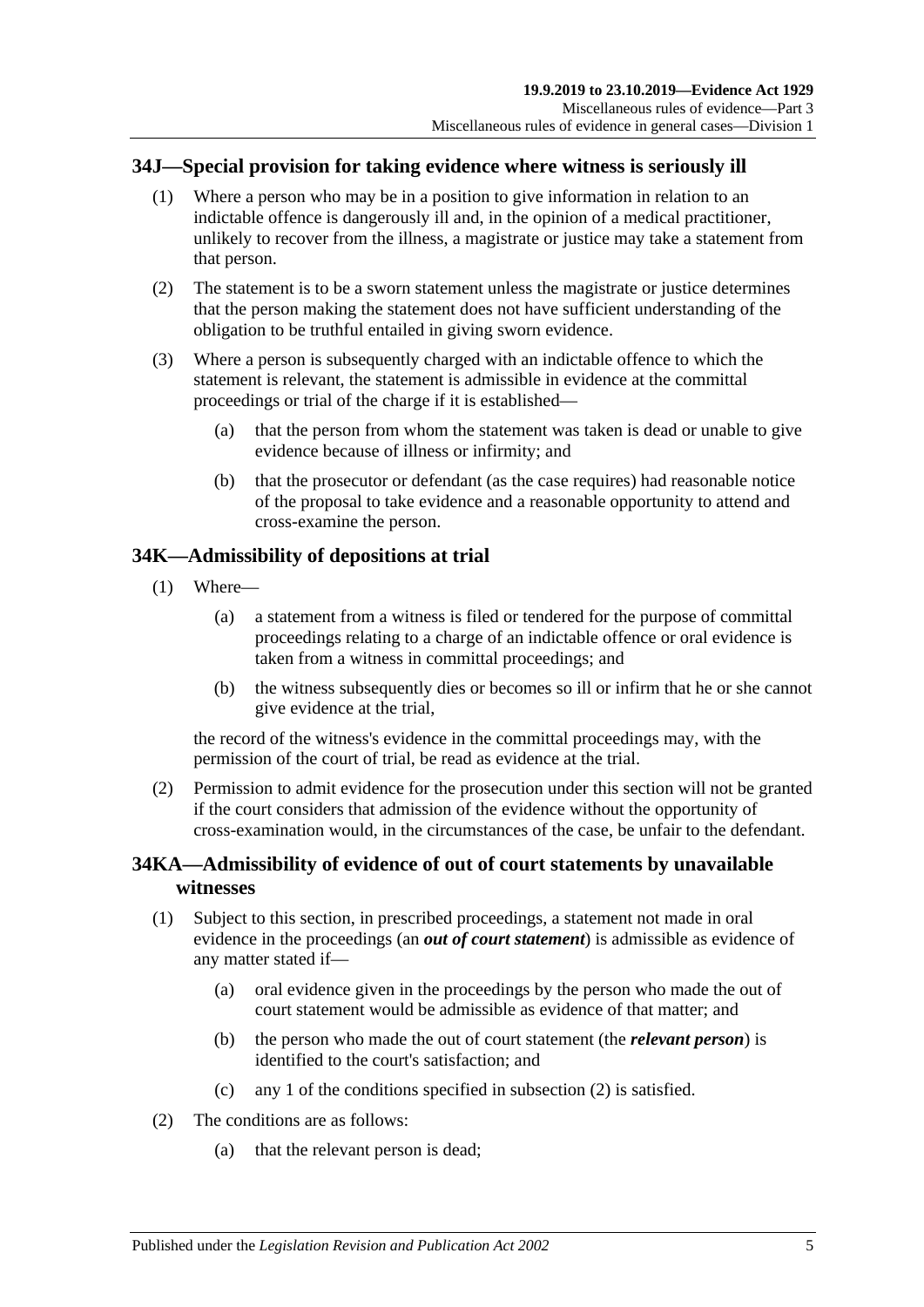## 34J—Special provision for taking evidence where witness is seriously ill

(1) Where a person who may be in a position to give information in relation to an indictable offence is dangerously ill and, in the opinion of a medical practitioner, unlikely to recover from the illness, a magistrate or justice may take a statement from that person.

(2) The statement is to be a sworn statement unless the magistrate or justice determines that the person making the statement does not have sufficient understanding of the obligation to be truthful entailed in giving sworn evidence.

(3) Where a person is subsequently charged with an indictable offence to which the statement is relevant, the statement is admissible in evidence at the committal proceedings or trial of the charge if it is established—

(a) that the person from whom the statement was taken is dead or unable to give evidence because of illness or infirmity; and

(b) that the prosecutor or defendant (as the case requires) had reasonable notice of the proposal to take evidence and a reasonable opportunity to attend and cross-examine the person.

## 34K—Admissibility of depositions at trial

(1) Where—

(a) a statement from a witness is filed or tendered for the purpose of committal proceedings relating to a charge of an indictable offence or oral evidence is taken from a witness in committal proceedings; and

(b) the witness subsequently dies or becomes so ill or infirm that he or she cannot give evidence at the trial,

the record of the witness's evidence in the committal proceedings may, with the permission of the court of trial, be read as evidence at the trial.

(2) Permission to admit evidence for the prosecution under this section will not be granted if the court considers that admission of the evidence without the opportunity of cross-examination would, in the circumstances of the case, be unfair to the defendant.

## 34KA—Admissibility of evidence of out of court statements by unavailable witnesses

(1) Subject to this section, in prescribed proceedings, a statement not made in oral evidence in the proceedings (an ***out of court statement***) is admissible as evidence of any matter stated if—

(a) oral evidence given in the proceedings by the person who made the out of court statement would be admissible as evidence of that matter; and

(b) the person who made the out of court statement (the ***relevant person***) is identified to the court's satisfaction; and

(c) any 1 of the conditions specified in subsection (2) is satisfied.

(2) The conditions are as follows:

(a) that the relevant person is dead;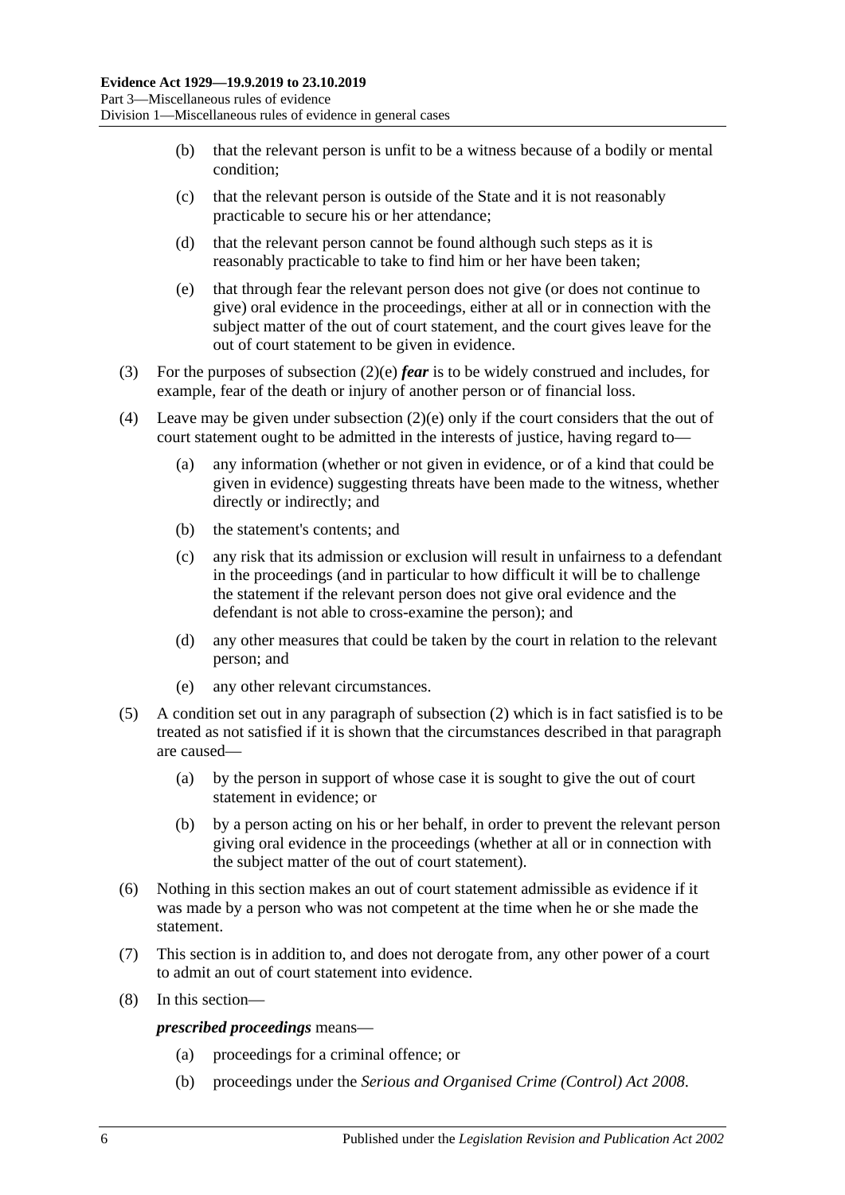- (b) that the relevant person is unfit to be a witness because of a bodily or mental condition;
- (c) that the relevant person is outside of the State and it is not reasonably practicable to secure his or her attendance;
- (d) that the relevant person cannot be found although such steps as it is reasonably practicable to take to find him or her have been taken;
- (e) that through fear the relevant person does not give (or does not continue to give) oral evidence in the proceedings, either at all or in connection with the subject matter of the out of court statement, and the court gives leave for the out of court statement to be given in evidence.

(3) For the purposes of subsection (2)(e) ***fear*** is to be widely construed and includes, for example, fear of the death or injury of another person or of financial loss.

(4) Leave may be given under subsection (2)(e) only if the court considers that the out of court statement ought to be admitted in the interests of justice, having regard to—

- (a) any information (whether or not given in evidence, or of a kind that could be given in evidence) suggesting threats have been made to the witness, whether directly or indirectly; and
- (b) the statement's contents; and
- (c) any risk that its admission or exclusion will result in unfairness to a defendant in the proceedings (and in particular to how difficult it will be to challenge the statement if the relevant person does not give oral evidence and the defendant is not able to cross-examine the person); and
- (d) any other measures that could be taken by the court in relation to the relevant person; and
- (e) any other relevant circumstances.

(5) A condition set out in any paragraph of subsection (2) which is in fact satisfied is to be treated as not satisfied if it is shown that the circumstances described in that paragraph are caused—

- (a) by the person in support of whose case it is sought to give the out of court statement in evidence; or
- (b) by a person acting on his or her behalf, in order to prevent the relevant person giving oral evidence in the proceedings (whether at all or in connection with the subject matter of the out of court statement).

(6) Nothing in this section makes an out of court statement admissible as evidence if it was made by a person who was not competent at the time when he or she made the statement.

(7) This section is in addition to, and does not derogate from, any other power of a court to admit an out of court statement into evidence.

(8) In this section—

***prescribed proceedings*** means—

- (a) proceedings for a criminal offence; or
- (b) proceedings under the *Serious and Organised Crime (Control) Act 2008*.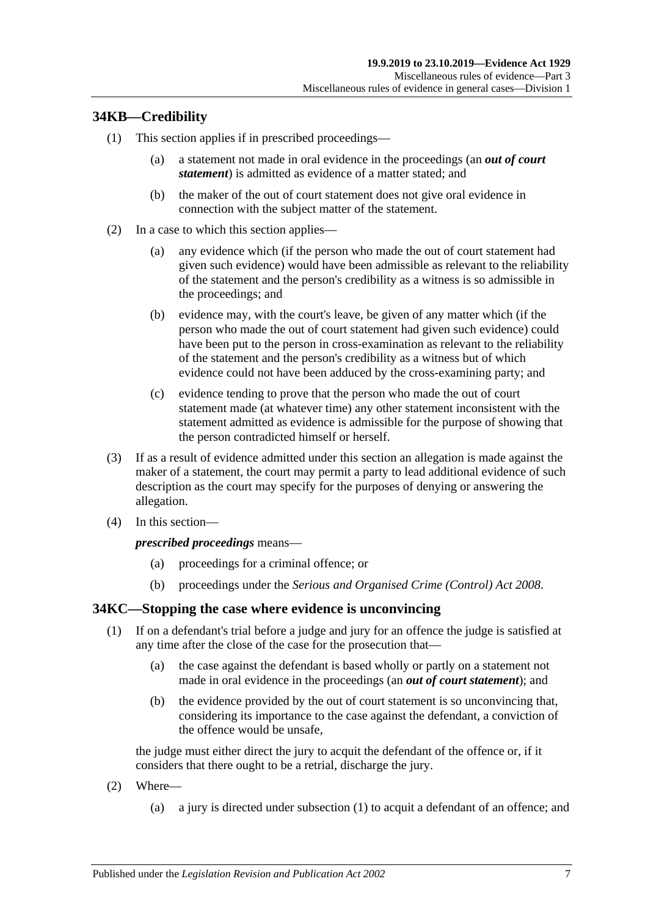## 34KB—Credibility

(1) This section applies if in prescribed proceedings—

(a) a statement not made in oral evidence in the proceedings (an ***out of court statement***) is admitted as evidence of a matter stated; and

(b) the maker of the out of court statement does not give oral evidence in connection with the subject matter of the statement.

(2) In a case to which this section applies—

(a) any evidence which (if the person who made the out of court statement had given such evidence) would have been admissible as relevant to the reliability of the statement and the person's credibility as a witness is so admissible in the proceedings; and

(b) evidence may, with the court's leave, be given of any matter which (if the person who made the out of court statement had given such evidence) could have been put to the person in cross-examination as relevant to the reliability of the statement and the person's credibility as a witness but of which evidence could not have been adduced by the cross-examining party; and

(c) evidence tending to prove that the person who made the out of court statement made (at whatever time) any other statement inconsistent with the statement admitted as evidence is admissible for the purpose of showing that the person contradicted himself or herself.

(3) If as a result of evidence admitted under this section an allegation is made against the maker of a statement, the court may permit a party to lead additional evidence of such description as the court may specify for the purposes of denying or answering the allegation.

(4) In this section—

***prescribed proceedings*** means—

(a) proceedings for a criminal offence; or

(b) proceedings under the *Serious and Organised Crime (Control) Act 2008*.

## 34KC—Stopping the case where evidence is unconvincing

(1) If on a defendant's trial before a judge and jury for an offence the judge is satisfied at any time after the close of the case for the prosecution that—

(a) the case against the defendant is based wholly or partly on a statement not made in oral evidence in the proceedings (an ***out of court statement***); and

(b) the evidence provided by the out of court statement is so unconvincing that, considering its importance to the case against the defendant, a conviction of the offence would be unsafe,

the judge must either direct the jury to acquit the defendant of the offence or, if it considers that there ought to be a retrial, discharge the jury.

(2) Where—

(a) a jury is directed under subsection (1) to acquit a defendant of an offence; and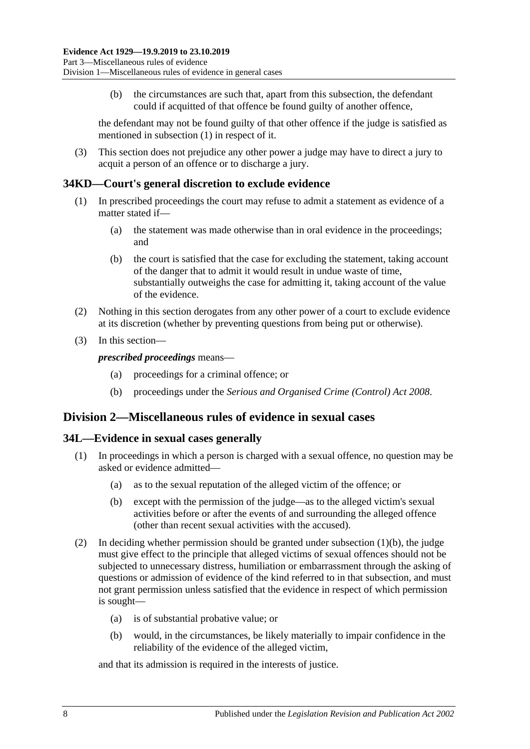(b) the circumstances are such that, apart from this subsection, the defendant could if acquitted of that offence be found guilty of another offence,

the defendant may not be found guilty of that other offence if the judge is satisfied as mentioned in subsection (1) in respect of it.

(3) This section does not prejudice any other power a judge may have to direct a jury to acquit a person of an offence or to discharge a jury.

## 34KD—Court's general discretion to exclude evidence

(1) In prescribed proceedings the court may refuse to admit a statement as evidence of a matter stated if—

(a) the statement was made otherwise than in oral evidence in the proceedings; and

(b) the court is satisfied that the case for excluding the statement, taking account of the danger that to admit it would result in undue waste of time, substantially outweighs the case for admitting it, taking account of the value of the evidence.

(2) Nothing in this section derogates from any other power of a court to exclude evidence at its discretion (whether by preventing questions from being put or otherwise).

(3) In this section—

***prescribed proceedings*** means—

(a) proceedings for a criminal offence; or

(b) proceedings under the *Serious and Organised Crime (Control) Act 2008*.

# Division 2—Miscellaneous rules of evidence in sexual cases

## 34L—Evidence in sexual cases generally

(1) In proceedings in which a person is charged with a sexual offence, no question may be asked or evidence admitted—

(a) as to the sexual reputation of the alleged victim of the offence; or

(b) except with the permission of the judge—as to the alleged victim's sexual activities before or after the events of and surrounding the alleged offence (other than recent sexual activities with the accused).

(2) In deciding whether permission should be granted under subsection (1)(b), the judge must give effect to the principle that alleged victims of sexual offences should not be subjected to unnecessary distress, humiliation or embarrassment through the asking of questions or admission of evidence of the kind referred to in that subsection, and must not grant permission unless satisfied that the evidence in respect of which permission is sought—

(a) is of substantial probative value; or

(b) would, in the circumstances, be likely materially to impair confidence in the reliability of the evidence of the alleged victim,

and that its admission is required in the interests of justice.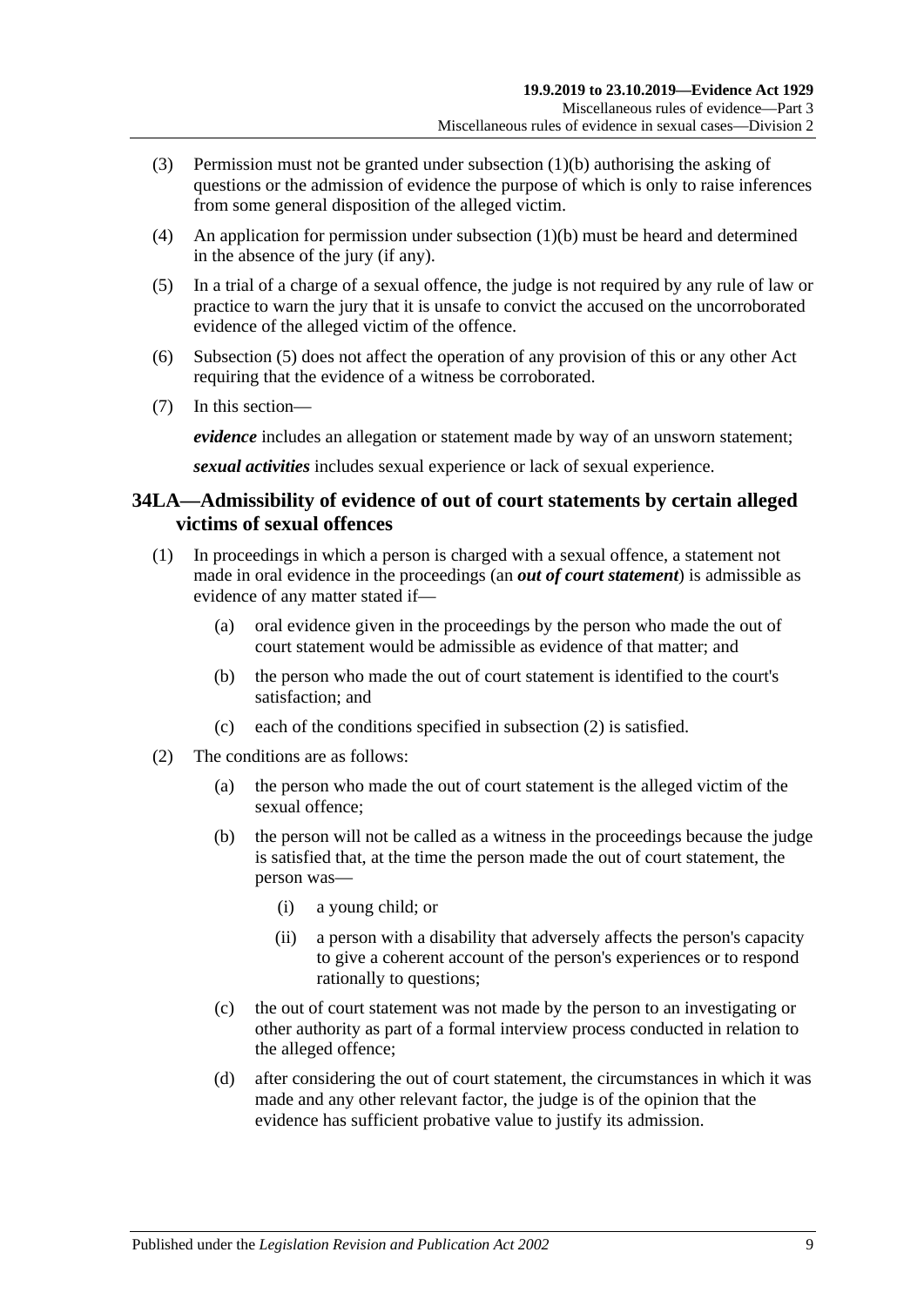(3) Permission must not be granted under subsection (1)(b) authorising the asking of questions or the admission of evidence the purpose of which is only to raise inferences from some general disposition of the alleged victim.

(4) An application for permission under subsection (1)(b) must be heard and determined in the absence of the jury (if any).

(5) In a trial of a charge of a sexual offence, the judge is not required by any rule of law or practice to warn the jury that it is unsafe to convict the accused on the uncorroborated evidence of the alleged victim of the offence.

(6) Subsection (5) does not affect the operation of any provision of this or any other Act requiring that the evidence of a witness be corroborated.

(7) In this section—

***evidence*** includes an allegation or statement made by way of an unsworn statement;

***sexual activities*** includes sexual experience or lack of sexual experience.

## 34LA—Admissibility of evidence of out of court statements by certain alleged victims of sexual offences

(1) In proceedings in which a person is charged with a sexual offence, a statement not made in oral evidence in the proceedings (an ***out of court statement***) is admissible as evidence of any matter stated if—

(a) oral evidence given in the proceedings by the person who made the out of court statement would be admissible as evidence of that matter; and

(b) the person who made the out of court statement is identified to the court's satisfaction; and

(c) each of the conditions specified in subsection (2) is satisfied.

(2) The conditions are as follows:

(a) the person who made the out of court statement is the alleged victim of the sexual offence;

(b) the person will not be called as a witness in the proceedings because the judge is satisfied that, at the time the person made the out of court statement, the person was—

(i) a young child; or

(ii) a person with a disability that adversely affects the person's capacity to give a coherent account of the person's experiences or to respond rationally to questions;

(c) the out of court statement was not made by the person to an investigating or other authority as part of a formal interview process conducted in relation to the alleged offence;

(d) after considering the out of court statement, the circumstances in which it was made and any other relevant factor, the judge is of the opinion that the evidence has sufficient probative value to justify its admission.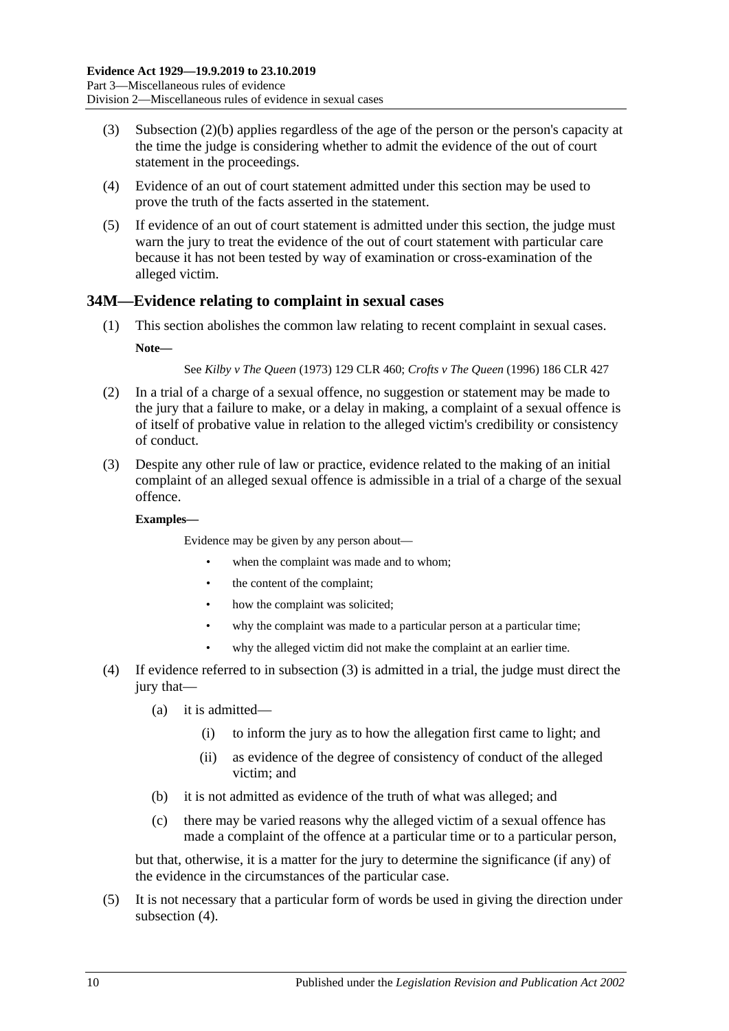(3) Subsection (2)(b) applies regardless of the age of the person or the person's capacity at the time the judge is considering whether to admit the evidence of the out of court statement in the proceedings.

(4) Evidence of an out of court statement admitted under this section may be used to prove the truth of the facts asserted in the statement.

(5) If evidence of an out of court statement is admitted under this section, the judge must warn the jury to treat the evidence of the out of court statement with particular care because it has not been tested by way of examination or cross-examination of the alleged victim.

## 34M—Evidence relating to complaint in sexual cases

(1) This section abolishes the common law relating to recent complaint in sexual cases.

**Note—**

See *Kilby v The Queen* (1973) 129 CLR 460; *Crofts v The Queen* (1996) 186 CLR 427

(2) In a trial of a charge of a sexual offence, no suggestion or statement may be made to the jury that a failure to make, or a delay in making, a complaint of a sexual offence is of itself of probative value in relation to the alleged victim's credibility or consistency of conduct.

(3) Despite any other rule of law or practice, evidence related to the making of an initial complaint of an alleged sexual offence is admissible in a trial of a charge of the sexual offence.

**Examples—**

Evidence may be given by any person about—

- when the complaint was made and to whom;
- the content of the complaint;
- how the complaint was solicited;
- why the complaint was made to a particular person at a particular time;
- why the alleged victim did not make the complaint at an earlier time.

(4) If evidence referred to in subsection (3) is admitted in a trial, the judge must direct the jury that—

(a) it is admitted—

(i) to inform the jury as to how the allegation first came to light; and

(ii) as evidence of the degree of consistency of conduct of the alleged victim; and

(b) it is not admitted as evidence of the truth of what was alleged; and

(c) there may be varied reasons why the alleged victim of a sexual offence has made a complaint of the offence at a particular time or to a particular person,

but that, otherwise, it is a matter for the jury to determine the significance (if any) of the evidence in the circumstances of the particular case.

(5) It is not necessary that a particular form of words be used in giving the direction under subsection (4).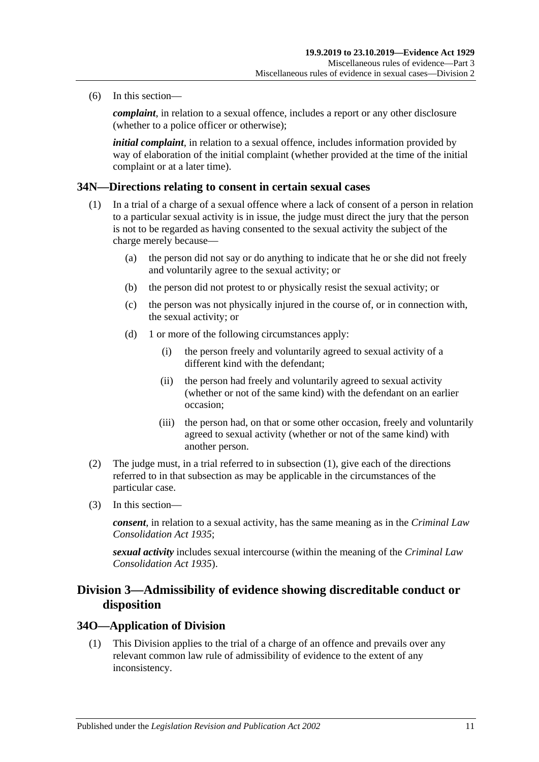(6) In this section—

***complaint***, in relation to a sexual offence, includes a report or any other disclosure (whether to a police officer or otherwise);

***initial complaint***, in relation to a sexual offence, includes information provided by way of elaboration of the initial complaint (whether provided at the time of the initial complaint or at a later time).

### 34N—Directions relating to consent in certain sexual cases

(1) In a trial of a charge of a sexual offence where a lack of consent of a person in relation to a particular sexual activity is in issue, the judge must direct the jury that the person is not to be regarded as having consented to the sexual activity the subject of the charge merely because—

- (a) the person did not say or do anything to indicate that he or she did not freely and voluntarily agree to the sexual activity; or
- (b) the person did not protest to or physically resist the sexual activity; or
- (c) the person was not physically injured in the course of, or in connection with, the sexual activity; or
- (d) 1 or more of the following circumstances apply:
    - (i) the person freely and voluntarily agreed to sexual activity of a different kind with the defendant;
    - (ii) the person had freely and voluntarily agreed to sexual activity (whether or not of the same kind) with the defendant on an earlier occasion;
    - (iii) the person had, on that or some other occasion, freely and voluntarily agreed to sexual activity (whether or not of the same kind) with another person.

(2) The judge must, in a trial referred to in subsection (1), give each of the directions referred to in that subsection as may be applicable in the circumstances of the particular case.

(3) In this section—

***consent***, in relation to a sexual activity, has the same meaning as in the *Criminal Law Consolidation Act 1935*;

***sexual activity*** includes sexual intercourse (within the meaning of the *Criminal Law Consolidation Act 1935*).

## Division 3—Admissibility of evidence showing discreditable conduct or disposition

### 34O—Application of Division

(1) This Division applies to the trial of a charge of an offence and prevails over any relevant common law rule of admissibility of evidence to the extent of any inconsistency.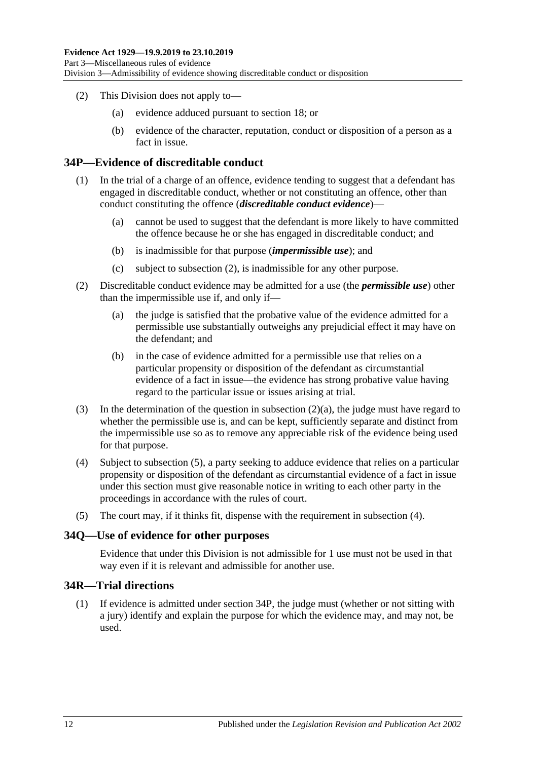(2) This Division does not apply to—

(a) evidence adduced pursuant to section 18; or

(b) evidence of the character, reputation, conduct or disposition of a person as a fact in issue.

## 34P—Evidence of discreditable conduct

(1) In the trial of a charge of an offence, evidence tending to suggest that a defendant has engaged in discreditable conduct, whether or not constituting an offence, other than conduct constituting the offence (***discreditable conduct evidence***)—

(a) cannot be used to suggest that the defendant is more likely to have committed the offence because he or she has engaged in discreditable conduct; and

(b) is inadmissible for that purpose (***impermissible use***); and

(c) subject to subsection (2), is inadmissible for any other purpose.

(2) Discreditable conduct evidence may be admitted for a use (the ***permissible use***) other than the impermissible use if, and only if—

(a) the judge is satisfied that the probative value of the evidence admitted for a permissible use substantially outweighs any prejudicial effect it may have on the defendant; and

(b) in the case of evidence admitted for a permissible use that relies on a particular propensity or disposition of the defendant as circumstantial evidence of a fact in issue—the evidence has strong probative value having regard to the particular issue or issues arising at trial.

(3) In the determination of the question in subsection (2)(a), the judge must have regard to whether the permissible use is, and can be kept, sufficiently separate and distinct from the impermissible use so as to remove any appreciable risk of the evidence being used for that purpose.

(4) Subject to subsection (5), a party seeking to adduce evidence that relies on a particular propensity or disposition of the defendant as circumstantial evidence of a fact in issue under this section must give reasonable notice in writing to each other party in the proceedings in accordance with the rules of court.

(5) The court may, if it thinks fit, dispense with the requirement in subsection (4).

## 34Q—Use of evidence for other purposes

Evidence that under this Division is not admissible for 1 use must not be used in that way even if it is relevant and admissible for another use.

## 34R—Trial directions

(1) If evidence is admitted under section 34P, the judge must (whether or not sitting with a jury) identify and explain the purpose for which the evidence may, and may not, be used.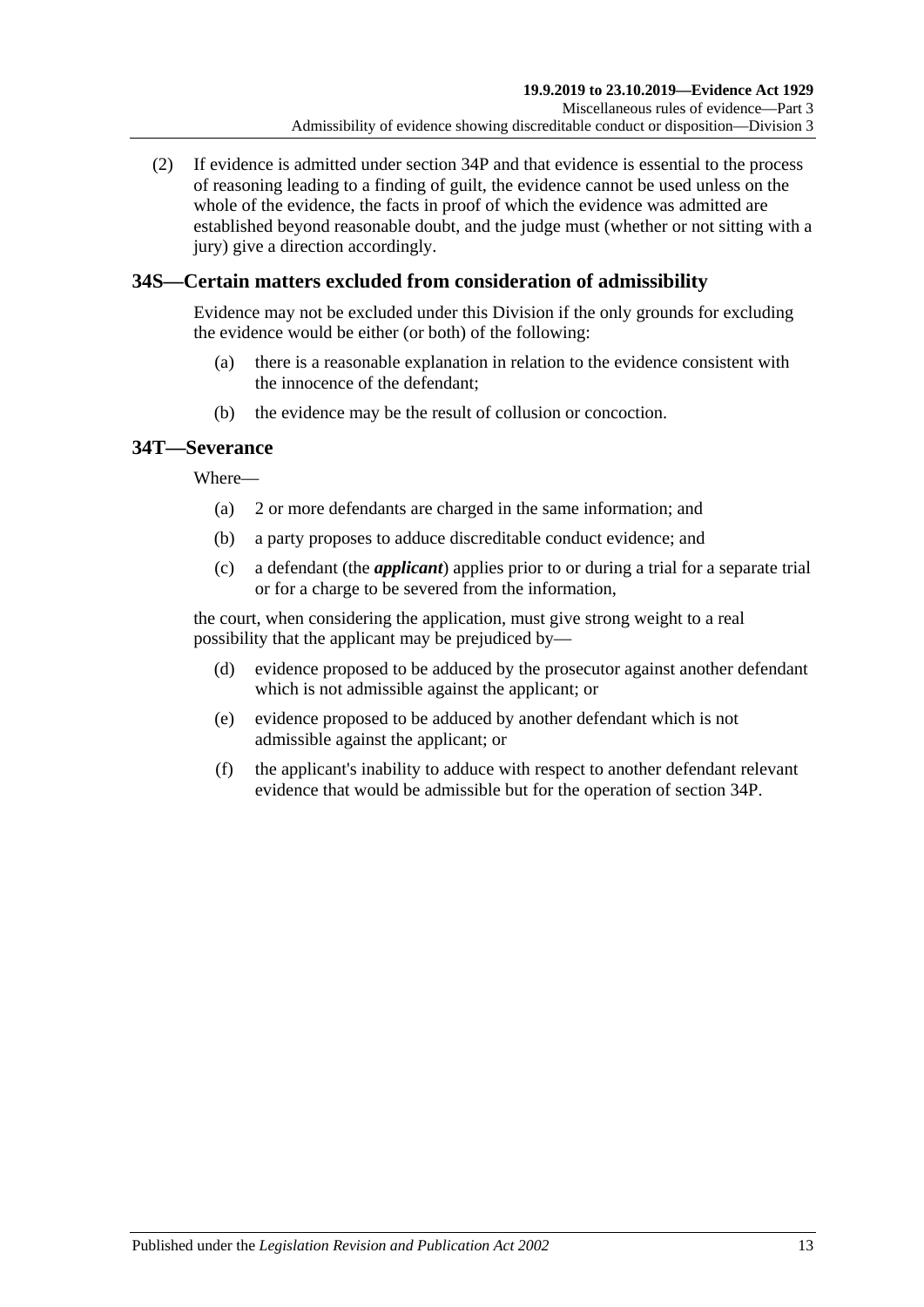(2) If evidence is admitted under section 34P and that evidence is essential to the process of reasoning leading to a finding of guilt, the evidence cannot be used unless on the whole of the evidence, the facts in proof of which the evidence was admitted are established beyond reasonable doubt, and the judge must (whether or not sitting with a jury) give a direction accordingly.

## 34S—Certain matters excluded from consideration of admissibility

Evidence may not be excluded under this Division if the only grounds for excluding the evidence would be either (or both) of the following:

(a) there is a reasonable explanation in relation to the evidence consistent with the innocence of the defendant;

(b) the evidence may be the result of collusion or concoction.

## 34T—Severance

Where—

(a) 2 or more defendants are charged in the same information; and

(b) a party proposes to adduce discreditable conduct evidence; and

(c) a defendant (the ***applicant***) applies prior to or during a trial for a separate trial or for a charge to be severed from the information,

the court, when considering the application, must give strong weight to a real possibility that the applicant may be prejudiced by—

(d) evidence proposed to be adduced by the prosecutor against another defendant which is not admissible against the applicant; or

(e) evidence proposed to be adduced by another defendant which is not admissible against the applicant; or

(f) the applicant's inability to adduce with respect to another defendant relevant evidence that would be admissible but for the operation of section 34P.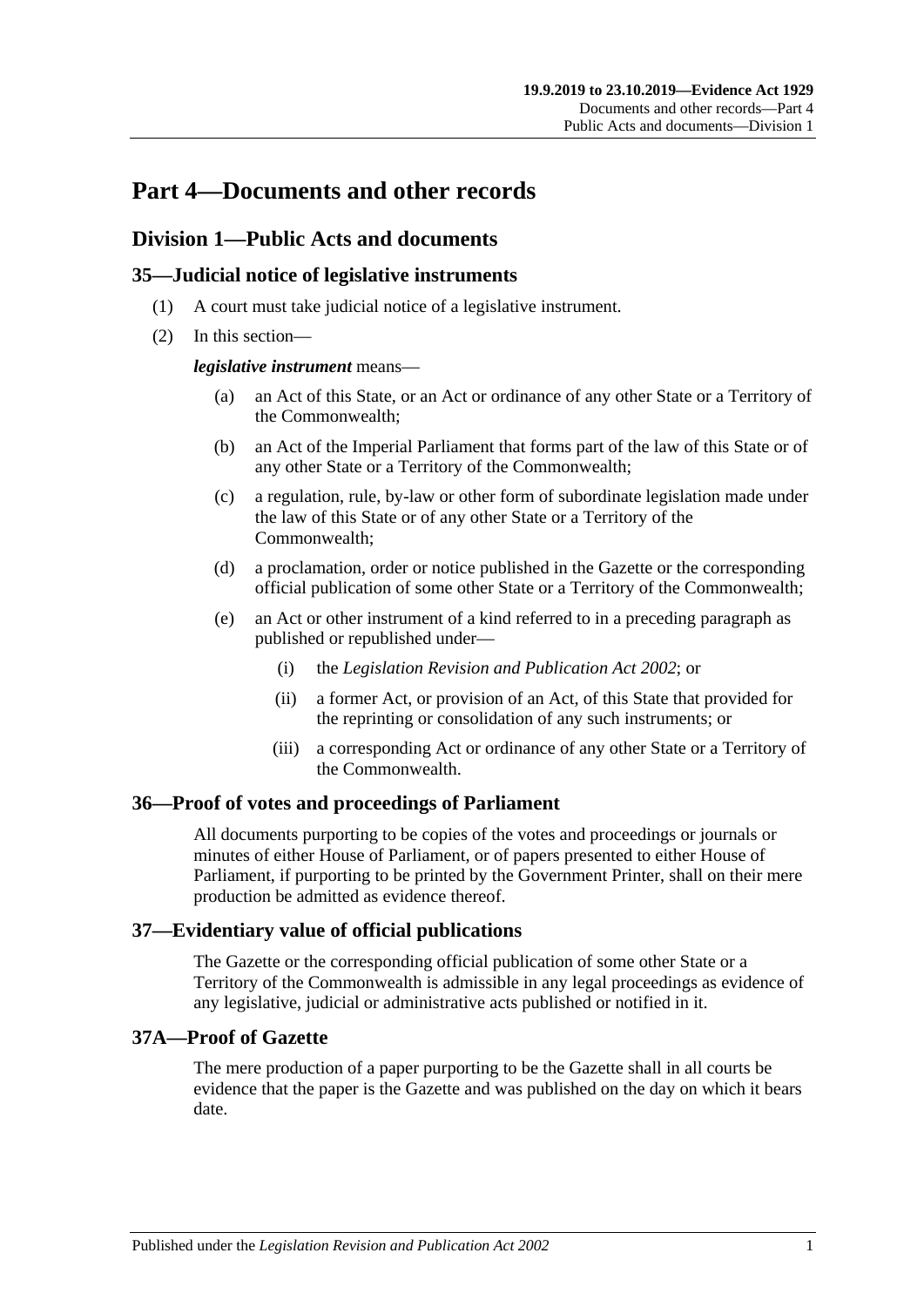# Part 4—Documents and other records

## Division 1—Public Acts and documents

### 35—Judicial notice of legislative instruments

(1) A court must take judicial notice of a legislative instrument.

(2) In this section—

***legislative instrument*** means—

(a) an Act of this State, or an Act or ordinance of any other State or a Territory of the Commonwealth;

(b) an Act of the Imperial Parliament that forms part of the law of this State or of any other State or a Territory of the Commonwealth;

(c) a regulation, rule, by-law or other form of subordinate legislation made under the law of this State or of any other State or a Territory of the Commonwealth;

(d) a proclamation, order or notice published in the Gazette or the corresponding official publication of some other State or a Territory of the Commonwealth;

(e) an Act or other instrument of a kind referred to in a preceding paragraph as published or republished under—

(i) the *Legislation Revision and Publication Act 2002*; or

(ii) a former Act, or provision of an Act, of this State that provided for the reprinting or consolidation of any such instruments; or

(iii) a corresponding Act or ordinance of any other State or a Territory of the Commonwealth.

### 36—Proof of votes and proceedings of Parliament

All documents purporting to be copies of the votes and proceedings or journals or minutes of either House of Parliament, or of papers presented to either House of Parliament, if purporting to be printed by the Government Printer, shall on their mere production be admitted as evidence thereof.

### 37—Evidentiary value of official publications

The Gazette or the corresponding official publication of some other State or a Territory of the Commonwealth is admissible in any legal proceedings as evidence of any legislative, judicial or administrative acts published or notified in it.

### 37A—Proof of Gazette

The mere production of a paper purporting to be the Gazette shall in all courts be evidence that the paper is the Gazette and was published on the day on which it bears date.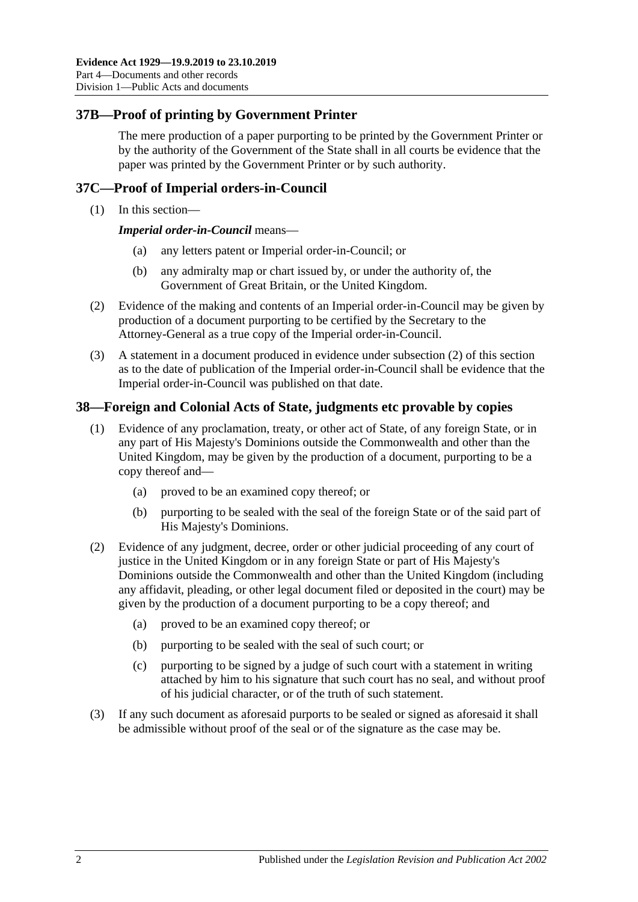## 37B—Proof of printing by Government Printer

The mere production of a paper purporting to be printed by the Government Printer or by the authority of the Government of the State shall in all courts be evidence that the paper was printed by the Government Printer or by such authority.

## 37C—Proof of Imperial orders-in-Council

(1) In this section—

***Imperial order-in-Council*** means—

(a) any letters patent or Imperial order-in-Council; or

(b) any admiralty map or chart issued by, or under the authority of, the Government of Great Britain, or the United Kingdom.

(2) Evidence of the making and contents of an Imperial order-in-Council may be given by production of a document purporting to be certified by the Secretary to the Attorney-General as a true copy of the Imperial order-in-Council.

(3) A statement in a document produced in evidence under subsection (2) of this section as to the date of publication of the Imperial order-in-Council shall be evidence that the Imperial order-in-Council was published on that date.

## 38—Foreign and Colonial Acts of State, judgments etc provable by copies

(1) Evidence of any proclamation, treaty, or other act of State, of any foreign State, or in any part of His Majesty's Dominions outside the Commonwealth and other than the United Kingdom, may be given by the production of a document, purporting to be a copy thereof and—

(a) proved to be an examined copy thereof; or

(b) purporting to be sealed with the seal of the foreign State or of the said part of His Majesty's Dominions.

(2) Evidence of any judgment, decree, order or other judicial proceeding of any court of justice in the United Kingdom or in any foreign State or part of His Majesty's Dominions outside the Commonwealth and other than the United Kingdom (including any affidavit, pleading, or other legal document filed or deposited in the court) may be given by the production of a document purporting to be a copy thereof; and

(a) proved to be an examined copy thereof; or

(b) purporting to be sealed with the seal of such court; or

(c) purporting to be signed by a judge of such court with a statement in writing attached by him to his signature that such court has no seal, and without proof of his judicial character, or of the truth of such statement.

(3) If any such document as aforesaid purports to be sealed or signed as aforesaid it shall be admissible without proof of the seal or of the signature as the case may be.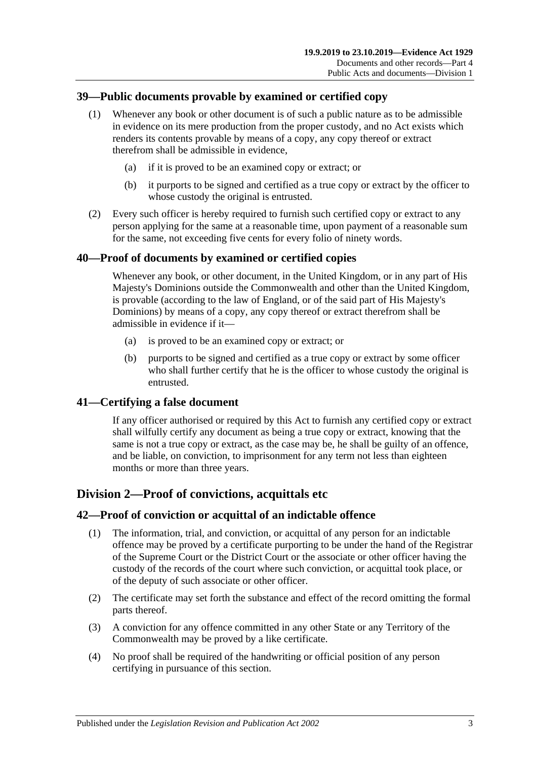## 39—Public documents provable by examined or certified copy

(1) Whenever any book or other document is of such a public nature as to be admissible in evidence on its mere production from the proper custody, and no Act exists which renders its contents provable by means of a copy, any copy thereof or extract therefrom shall be admissible in evidence,

(a) if it is proved to be an examined copy or extract; or

(b) it purports to be signed and certified as a true copy or extract by the officer to whose custody the original is entrusted.

(2) Every such officer is hereby required to furnish such certified copy or extract to any person applying for the same at a reasonable time, upon payment of a reasonable sum for the same, not exceeding five cents for every folio of ninety words.

## 40—Proof of documents by examined or certified copies

Whenever any book, or other document, in the United Kingdom, or in any part of His Majesty's Dominions outside the Commonwealth and other than the United Kingdom, is provable (according to the law of England, or of the said part of His Majesty's Dominions) by means of a copy, any copy thereof or extract therefrom shall be admissible in evidence if it—

(a) is proved to be an examined copy or extract; or

(b) purports to be signed and certified as a true copy or extract by some officer who shall further certify that he is the officer to whose custody the original is entrusted.

## 41—Certifying a false document

If any officer authorised or required by this Act to furnish any certified copy or extract shall wilfully certify any document as being a true copy or extract, knowing that the same is not a true copy or extract, as the case may be, he shall be guilty of an offence, and be liable, on conviction, to imprisonment for any term not less than eighteen months or more than three years.

# Division 2—Proof of convictions, acquittals etc

## 42—Proof of conviction or acquittal of an indictable offence

(1) The information, trial, and conviction, or acquittal of any person for an indictable offence may be proved by a certificate purporting to be under the hand of the Registrar of the Supreme Court or the District Court or the associate or other officer having the custody of the records of the court where such conviction, or acquittal took place, or of the deputy of such associate or other officer.

(2) The certificate may set forth the substance and effect of the record omitting the formal parts thereof.

(3) A conviction for any offence committed in any other State or any Territory of the Commonwealth may be proved by a like certificate.

(4) No proof shall be required of the handwriting or official position of any person certifying in pursuance of this section.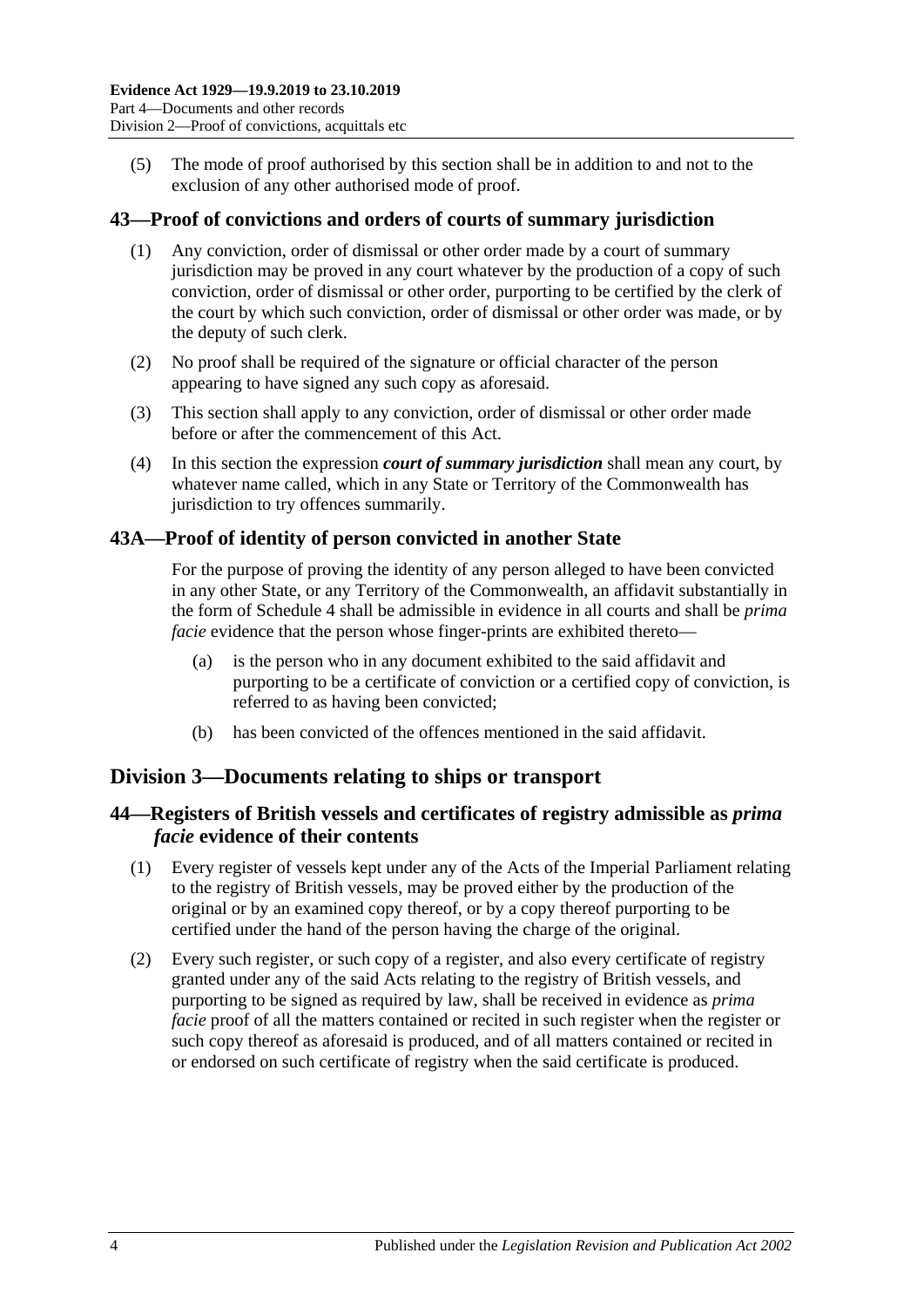(5) The mode of proof authorised by this section shall be in addition to and not to the exclusion of any other authorised mode of proof.

## 43—Proof of convictions and orders of courts of summary jurisdiction

(1) Any conviction, order of dismissal or other order made by a court of summary jurisdiction may be proved in any court whatever by the production of a copy of such conviction, order of dismissal or other order, purporting to be certified by the clerk of the court by which such conviction, order of dismissal or other order was made, or by the deputy of such clerk.

(2) No proof shall be required of the signature or official character of the person appearing to have signed any such copy as aforesaid.

(3) This section shall apply to any conviction, order of dismissal or other order made before or after the commencement of this Act.

(4) In this section the expression ***court of summary jurisdiction*** shall mean any court, by whatever name called, which in any State or Territory of the Commonwealth has jurisdiction to try offences summarily.

## 43A—Proof of identity of person convicted in another State

For the purpose of proving the identity of any person alleged to have been convicted in any other State, or any Territory of the Commonwealth, an affidavit substantially in the form of Schedule 4 shall be admissible in evidence in all courts and shall be *prima facie* evidence that the person whose finger-prints are exhibited thereto—

(a) is the person who in any document exhibited to the said affidavit and purporting to be a certificate of conviction or a certified copy of conviction, is referred to as having been convicted;

(b) has been convicted of the offences mentioned in the said affidavit.

# Division 3—Documents relating to ships or transport

## 44—Registers of British vessels and certificates of registry admissible as *prima facie* evidence of their contents

(1) Every register of vessels kept under any of the Acts of the Imperial Parliament relating to the registry of British vessels, may be proved either by the production of the original or by an examined copy thereof, or by a copy thereof purporting to be certified under the hand of the person having the charge of the original.

(2) Every such register, or such copy of a register, and also every certificate of registry granted under any of the said Acts relating to the registry of British vessels, and purporting to be signed as required by law, shall be received in evidence as *prima facie* proof of all the matters contained or recited in such register when the register or such copy thereof as aforesaid is produced, and of all matters contained or recited in or endorsed on such certificate of registry when the said certificate is produced.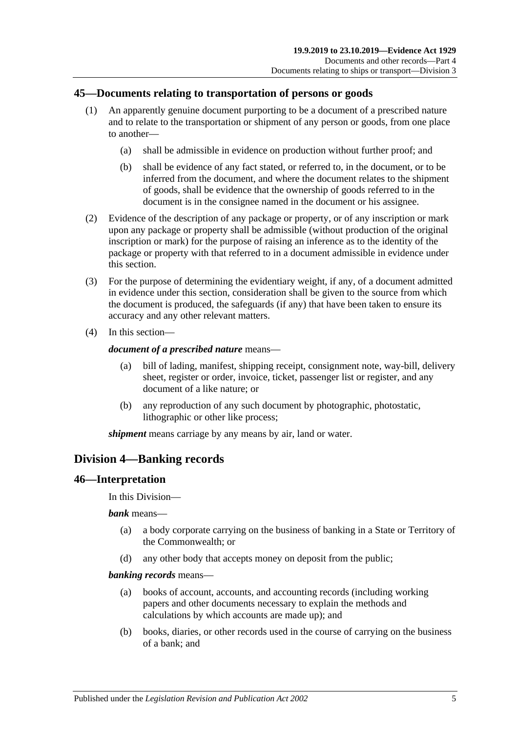## 45—Documents relating to transportation of persons or goods

(1) An apparently genuine document purporting to be a document of a prescribed nature and to relate to the transportation or shipment of any person or goods, from one place to another—

  (a) shall be admissible in evidence on production without further proof; and

  (b) shall be evidence of any fact stated, or referred to, in the document, or to be inferred from the document, and where the document relates to the shipment of goods, shall be evidence that the ownership of goods referred to in the document is in the consignee named in the document or his assignee.

(2) Evidence of the description of any package or property, or of any inscription or mark upon any package or property shall be admissible (without production of the original inscription or mark) for the purpose of raising an inference as to the identity of the package or property with that referred to in a document admissible in evidence under this section.

(3) For the purpose of determining the evidentiary weight, if any, of a document admitted in evidence under this section, consideration shall be given to the source from which the document is produced, the safeguards (if any) that have been taken to ensure its accuracy and any other relevant matters.

(4) In this section—

***document of a prescribed nature*** means—

  (a) bill of lading, manifest, shipping receipt, consignment note, way-bill, delivery sheet, register or order, invoice, ticket, passenger list or register, and any document of a like nature; or

  (b) any reproduction of any such document by photographic, photostatic, lithographic or other like process;

***shipment*** means carriage by any means by air, land or water.

# Division 4—Banking records

## 46—Interpretation

In this Division—

***bank*** means—

  (a) a body corporate carrying on the business of banking in a State or Territory of the Commonwealth; or

  (d) any other body that accepts money on deposit from the public;

***banking records*** means—

  (a) books of account, accounts, and accounting records (including working papers and other documents necessary to explain the methods and calculations by which accounts are made up); and

  (b) books, diaries, or other records used in the course of carrying on the business of a bank; and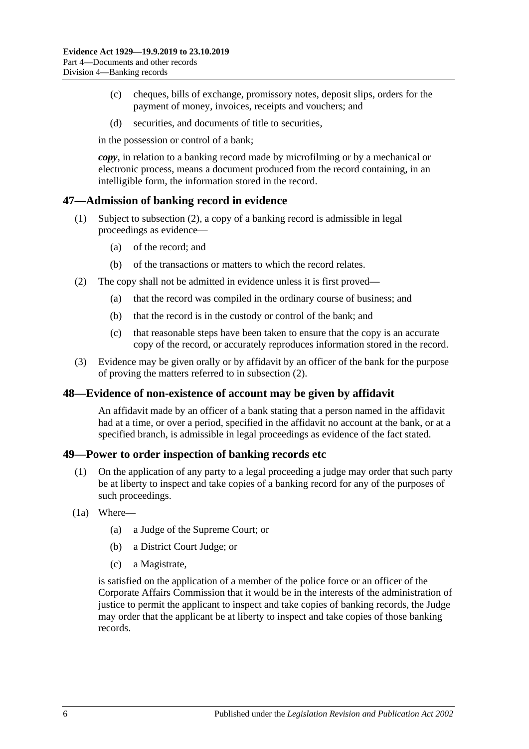(c) cheques, bills of exchange, promissory notes, deposit slips, orders for the payment of money, invoices, receipts and vouchers; and

(d) securities, and documents of title to securities,

in the possession or control of a bank;

***copy***, in relation to a banking record made by microfilming or by a mechanical or electronic process, means a document produced from the record containing, in an intelligible form, the information stored in the record.

## 47—Admission of banking record in evidence

(1) Subject to subsection (2), a copy of a banking record is admissible in legal proceedings as evidence—

(a) of the record; and

(b) of the transactions or matters to which the record relates.

(2) The copy shall not be admitted in evidence unless it is first proved—

(a) that the record was compiled in the ordinary course of business; and

(b) that the record is in the custody or control of the bank; and

(c) that reasonable steps have been taken to ensure that the copy is an accurate copy of the record, or accurately reproduces information stored in the record.

(3) Evidence may be given orally or by affidavit by an officer of the bank for the purpose of proving the matters referred to in subsection (2).

## 48—Evidence of non-existence of account may be given by affidavit

An affidavit made by an officer of a bank stating that a person named in the affidavit had at a time, or over a period, specified in the affidavit no account at the bank, or at a specified branch, is admissible in legal proceedings as evidence of the fact stated.

## 49—Power to order inspection of banking records etc

(1) On the application of any party to a legal proceeding a judge may order that such party be at liberty to inspect and take copies of a banking record for any of the purposes of such proceedings.

(1a) Where—

(a) a Judge of the Supreme Court; or

(b) a District Court Judge; or

(c) a Magistrate,

is satisfied on the application of a member of the police force or an officer of the Corporate Affairs Commission that it would be in the interests of the administration of justice to permit the applicant to inspect and take copies of banking records, the Judge may order that the applicant be at liberty to inspect and take copies of those banking records.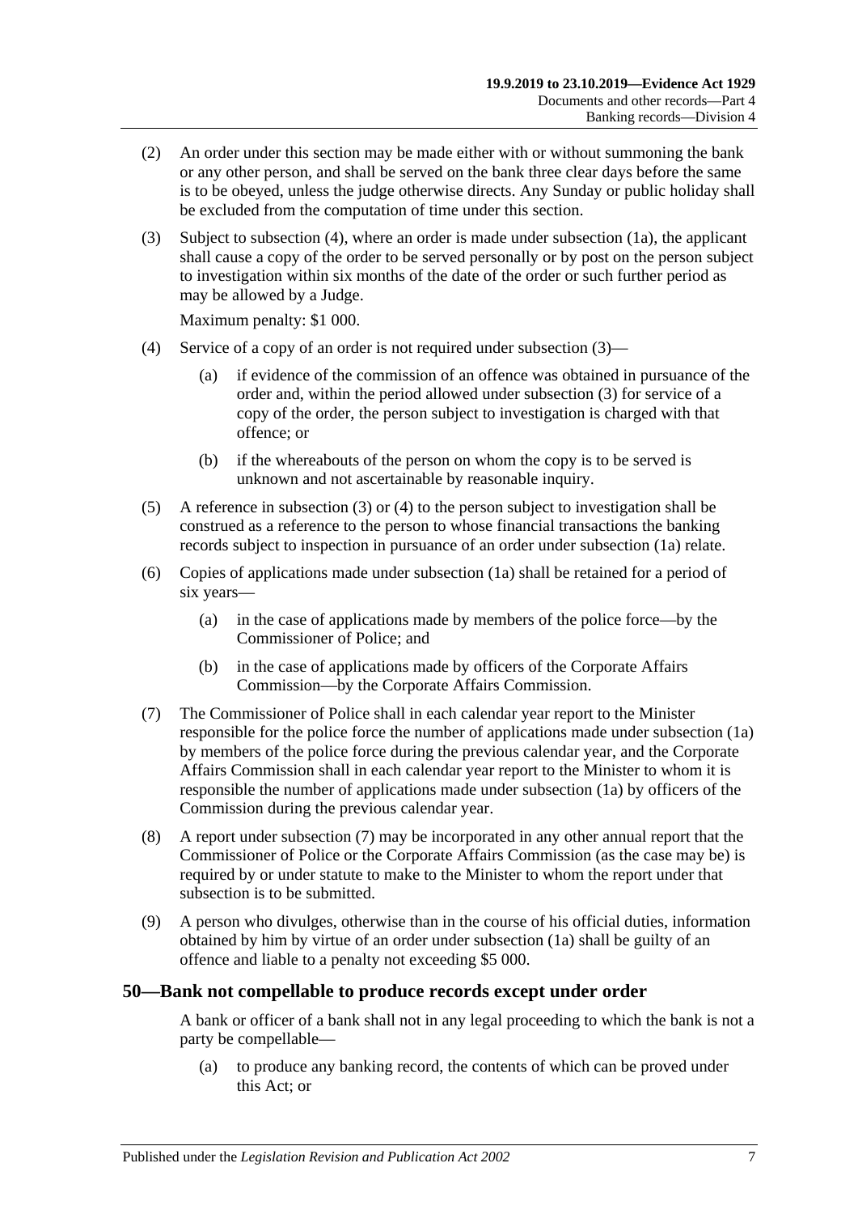(2) An order under this section may be made either with or without summoning the bank or any other person, and shall be served on the bank three clear days before the same is to be obeyed, unless the judge otherwise directs. Any Sunday or public holiday shall be excluded from the computation of time under this section.

(3) Subject to subsection (4), where an order is made under subsection (1a), the applicant shall cause a copy of the order to be served personally or by post on the person subject to investigation within six months of the date of the order or such further period as may be allowed by a Judge.

Maximum penalty: $1 000.

(4) Service of a copy of an order is not required under subsection (3)—

(a) if evidence of the commission of an offence was obtained in pursuance of the order and, within the period allowed under subsection (3) for service of a copy of the order, the person subject to investigation is charged with that offence; or

(b) if the whereabouts of the person on whom the copy is to be served is unknown and not ascertainable by reasonable inquiry.

(5) A reference in subsection (3) or (4) to the person subject to investigation shall be construed as a reference to the person to whose financial transactions the banking records subject to inspection in pursuance of an order under subsection (1a) relate.

(6) Copies of applications made under subsection (1a) shall be retained for a period of six years—

(a) in the case of applications made by members of the police force—by the Commissioner of Police; and

(b) in the case of applications made by officers of the Corporate Affairs Commission—by the Corporate Affairs Commission.

(7) The Commissioner of Police shall in each calendar year report to the Minister responsible for the police force the number of applications made under subsection (1a) by members of the police force during the previous calendar year, and the Corporate Affairs Commission shall in each calendar year report to the Minister to whom it is responsible the number of applications made under subsection (1a) by officers of the Commission during the previous calendar year.

(8) A report under subsection (7) may be incorporated in any other annual report that the Commissioner of Police or the Corporate Affairs Commission (as the case may be) is required by or under statute to make to the Minister to whom the report under that subsection is to be submitted.

(9) A person who divulges, otherwise than in the course of his official duties, information obtained by him by virtue of an order under subsection (1a) shall be guilty of an offence and liable to a penalty not exceeding $5 000.

## 50—Bank not compellable to produce records except under order

A bank or officer of a bank shall not in any legal proceeding to which the bank is not a party be compellable—

(a) to produce any banking record, the contents of which can be proved under this Act; or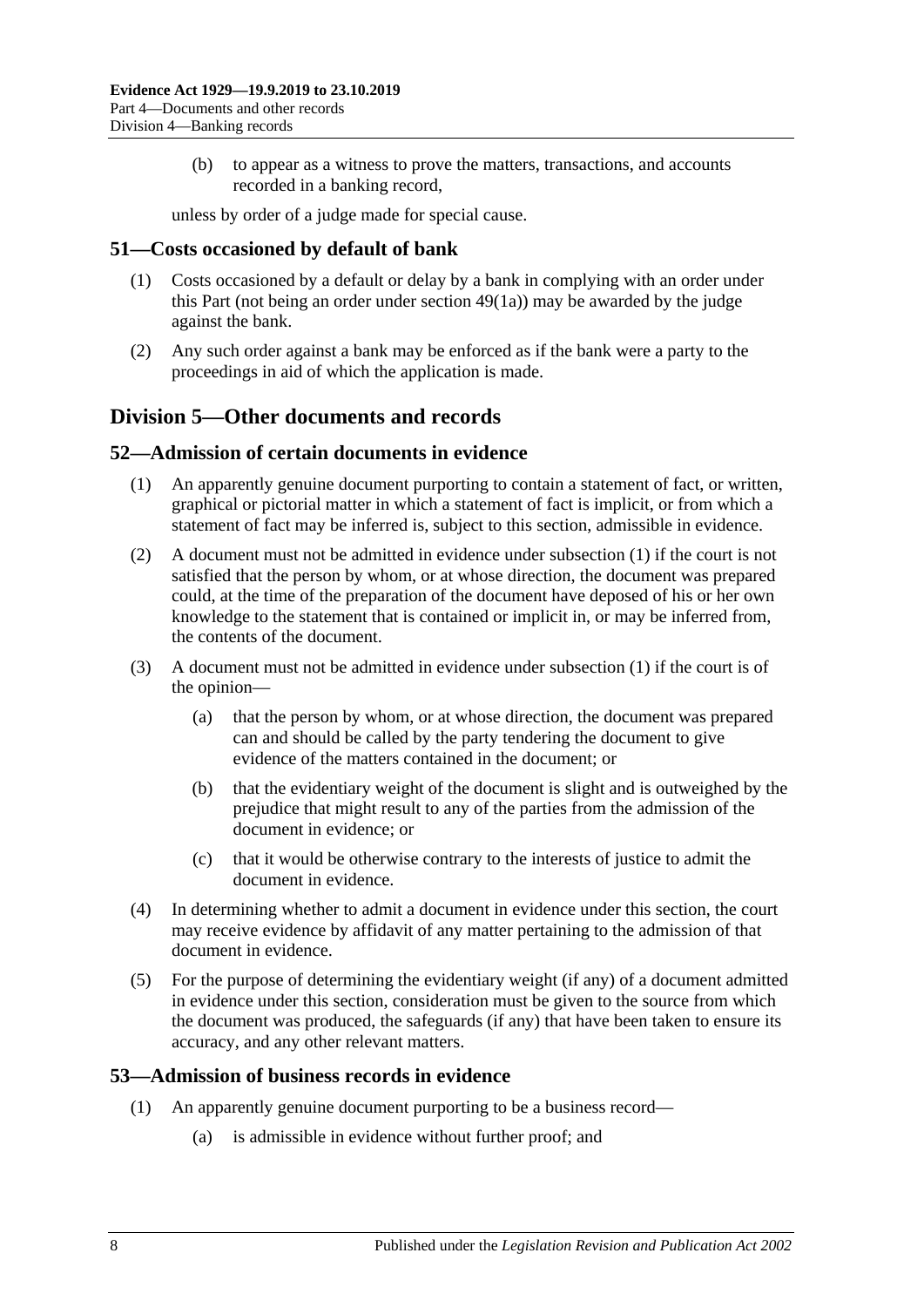(b) to appear as a witness to prove the matters, transactions, and accounts recorded in a banking record,

unless by order of a judge made for special cause.

### 51—Costs occasioned by default of bank

(1) Costs occasioned by a default or delay by a bank in complying with an order under this Part (not being an order under section 49(1a)) may be awarded by the judge against the bank.

(2) Any such order against a bank may be enforced as if the bank were a party to the proceedings in aid of which the application is made.

## Division 5—Other documents and records

### 52—Admission of certain documents in evidence

(1) An apparently genuine document purporting to contain a statement of fact, or written, graphical or pictorial matter in which a statement of fact is implicit, or from which a statement of fact may be inferred is, subject to this section, admissible in evidence.

(2) A document must not be admitted in evidence under subsection (1) if the court is not satisfied that the person by whom, or at whose direction, the document was prepared could, at the time of the preparation of the document have deposed of his or her own knowledge to the statement that is contained or implicit in, or may be inferred from, the contents of the document.

(3) A document must not be admitted in evidence under subsection (1) if the court is of the opinion—

(a) that the person by whom, or at whose direction, the document was prepared can and should be called by the party tendering the document to give evidence of the matters contained in the document; or

(b) that the evidentiary weight of the document is slight and is outweighed by the prejudice that might result to any of the parties from the admission of the document in evidence; or

(c) that it would be otherwise contrary to the interests of justice to admit the document in evidence.

(4) In determining whether to admit a document in evidence under this section, the court may receive evidence by affidavit of any matter pertaining to the admission of that document in evidence.

(5) For the purpose of determining the evidentiary weight (if any) of a document admitted in evidence under this section, consideration must be given to the source from which the document was produced, the safeguards (if any) that have been taken to ensure its accuracy, and any other relevant matters.

### 53—Admission of business records in evidence

(1) An apparently genuine document purporting to be a business record—

(a) is admissible in evidence without further proof; and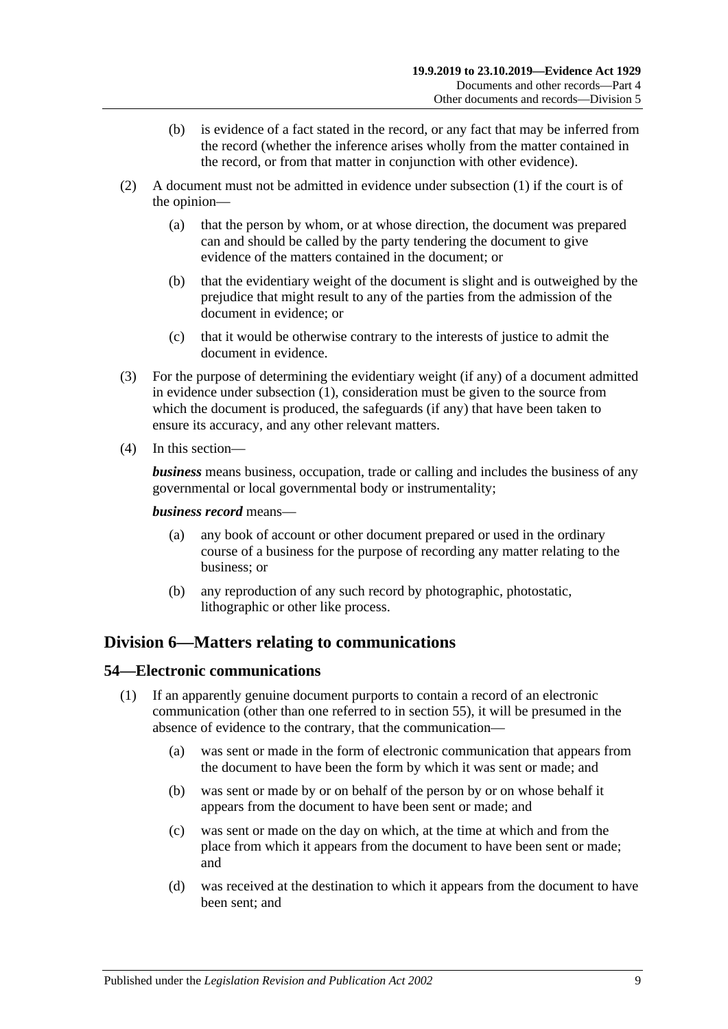(b) is evidence of a fact stated in the record, or any fact that may be inferred from the record (whether the inference arises wholly from the matter contained in the record, or from that matter in conjunction with other evidence).

(2) A document must not be admitted in evidence under subsection (1) if the court is of the opinion—

(a) that the person by whom, or at whose direction, the document was prepared can and should be called by the party tendering the document to give evidence of the matters contained in the document; or

(b) that the evidentiary weight of the document is slight and is outweighed by the prejudice that might result to any of the parties from the admission of the document in evidence; or

(c) that it would be otherwise contrary to the interests of justice to admit the document in evidence.

(3) For the purpose of determining the evidentiary weight (if any) of a document admitted in evidence under subsection (1), consideration must be given to the source from which the document is produced, the safeguards (if any) that have been taken to ensure its accuracy, and any other relevant matters.

(4) In this section—

***business*** means business, occupation, trade or calling and includes the business of any governmental or local governmental body or instrumentality;

***business record*** means—

(a) any book of account or other document prepared or used in the ordinary course of a business for the purpose of recording any matter relating to the business; or

(b) any reproduction of any such record by photographic, photostatic, lithographic or other like process.

## Division 6—Matters relating to communications

### 54—Electronic communications

(1) If an apparently genuine document purports to contain a record of an electronic communication (other than one referred to in section 55), it will be presumed in the absence of evidence to the contrary, that the communication—

(a) was sent or made in the form of electronic communication that appears from the document to have been the form by which it was sent or made; and

(b) was sent or made by or on behalf of the person by or on whose behalf it appears from the document to have been sent or made; and

(c) was sent or made on the day on which, at the time at which and from the place from which it appears from the document to have been sent or made; and

(d) was received at the destination to which it appears from the document to have been sent; and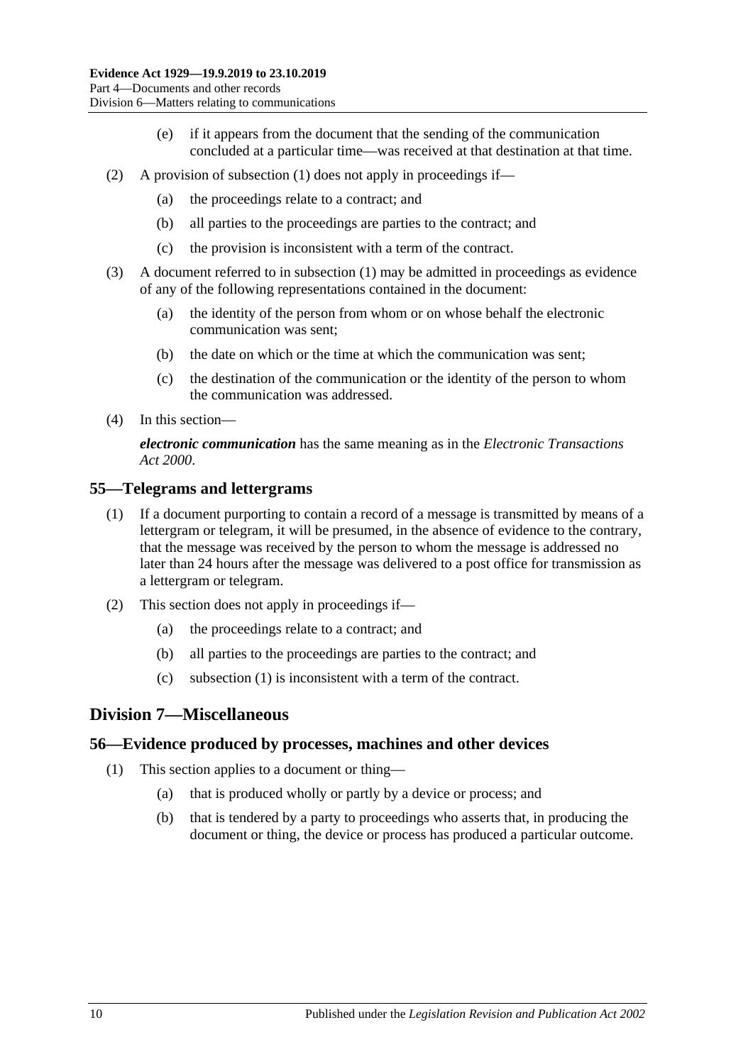(e) if it appears from the document that the sending of the communication concluded at a particular time—was received at that destination at that time.

(2) A provision of subsection (1) does not apply in proceedings if—

(a) the proceedings relate to a contract; and

(b) all parties to the proceedings are parties to the contract; and

(c) the provision is inconsistent with a term of the contract.

(3) A document referred to in subsection (1) may be admitted in proceedings as evidence of any of the following representations contained in the document:

(a) the identity of the person from whom or on whose behalf the electronic communication was sent;

(b) the date on which or the time at which the communication was sent;

(c) the destination of the communication or the identity of the person to whom the communication was addressed.

(4) In this section—

***electronic communication*** has the same meaning as in the *Electronic Transactions Act 2000*.

## 55—Telegrams and lettergrams

(1) If a document purporting to contain a record of a message is transmitted by means of a lettergram or telegram, it will be presumed, in the absence of evidence to the contrary, that the message was received by the person to whom the message is addressed no later than 24 hours after the message was delivered to a post office for transmission as a lettergram or telegram.

(2) This section does not apply in proceedings if—

(a) the proceedings relate to a contract; and

(b) all parties to the proceedings are parties to the contract; and

(c) subsection (1) is inconsistent with a term of the contract.

# Division 7—Miscellaneous

## 56—Evidence produced by processes, machines and other devices

(1) This section applies to a document or thing—

(a) that is produced wholly or partly by a device or process; and

(b) that is tendered by a party to proceedings who asserts that, in producing the document or thing, the device or process has produced a particular outcome.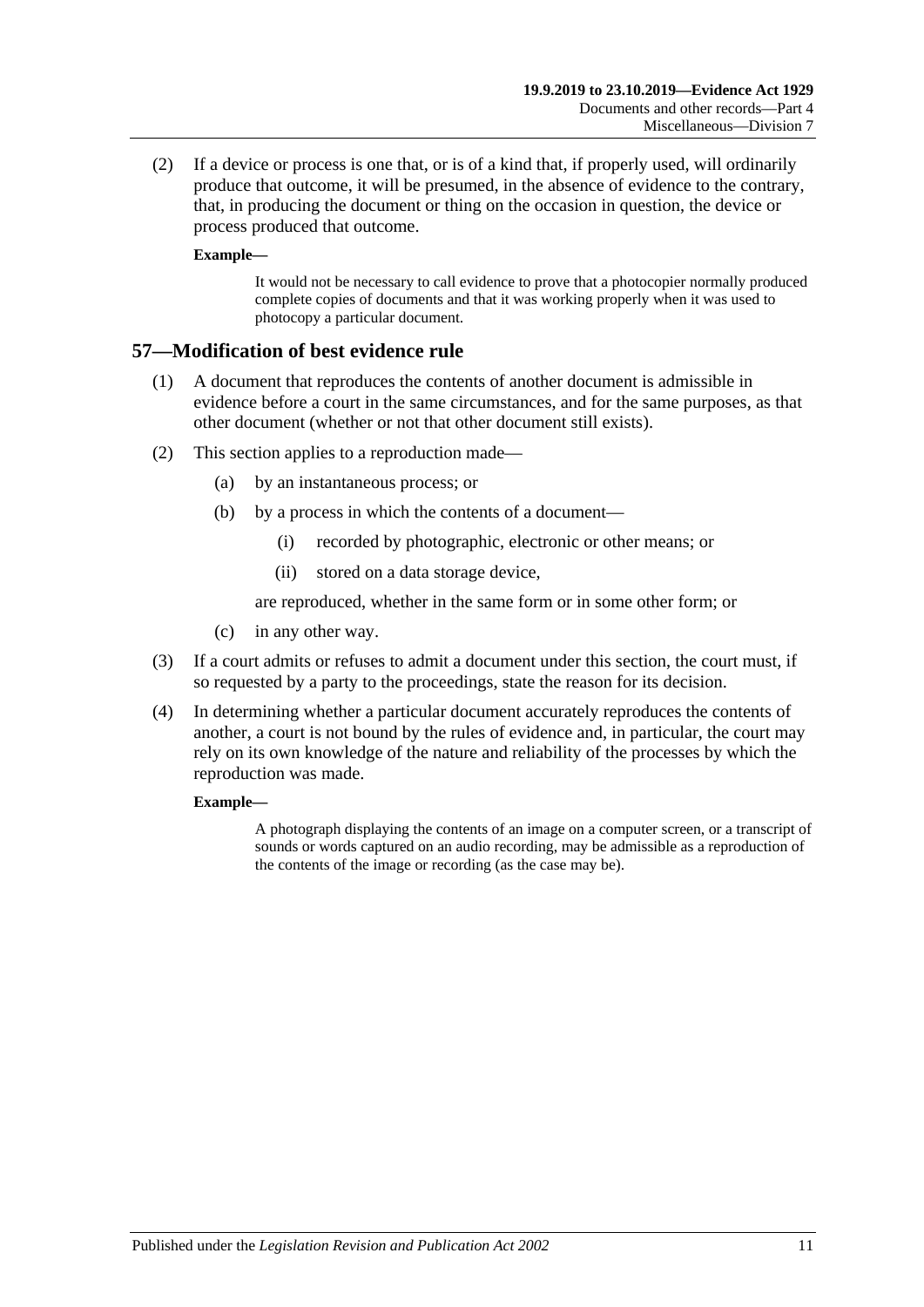(2) If a device or process is one that, or is of a kind that, if properly used, will ordinarily produce that outcome, it will be presumed, in the absence of evidence to the contrary, that, in producing the document or thing on the occasion in question, the device or process produced that outcome.

**Example—**

It would not be necessary to call evidence to prove that a photocopier normally produced complete copies of documents and that it was working properly when it was used to photocopy a particular document.

## 57—Modification of best evidence rule

(1) A document that reproduces the contents of another document is admissible in evidence before a court in the same circumstances, and for the same purposes, as that other document (whether or not that other document still exists).

(2) This section applies to a reproduction made—

- (a) by an instantaneous process; or
- (b) by a process in which the contents of a document—
  - (i) recorded by photographic, electronic or other means; or
  - (ii) stored on a data storage device,

  are reproduced, whether in the same form or in some other form; or
- (c) in any other way.

(3) If a court admits or refuses to admit a document under this section, the court must, if so requested by a party to the proceedings, state the reason for its decision.

(4) In determining whether a particular document accurately reproduces the contents of another, a court is not bound by the rules of evidence and, in particular, the court may rely on its own knowledge of the nature and reliability of the processes by which the reproduction was made.

**Example—**

A photograph displaying the contents of an image on a computer screen, or a transcript of sounds or words captured on an audio recording, may be admissible as a reproduction of the contents of the image or recording (as the case may be).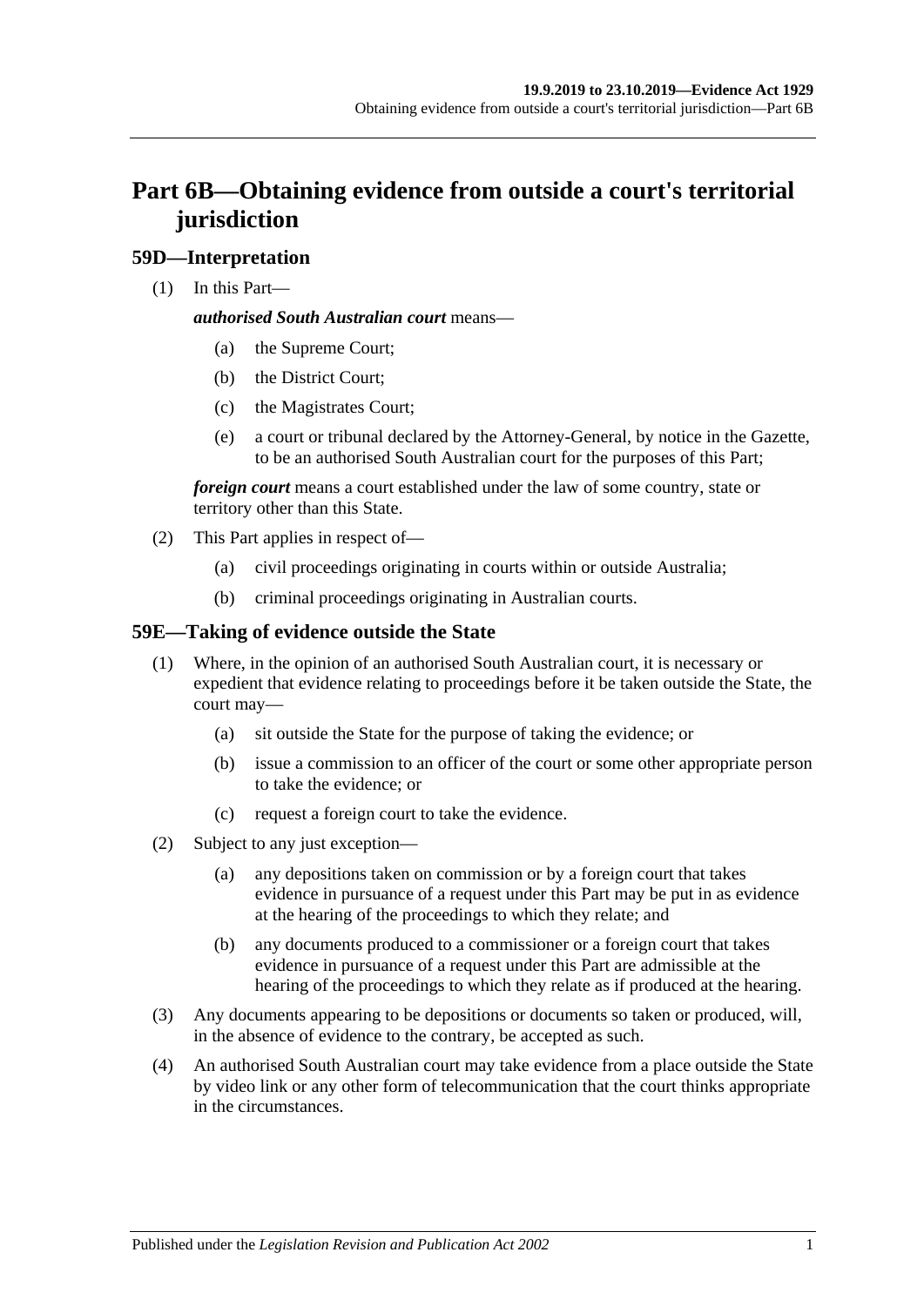# Part 6B—Obtaining evidence from outside a court's territorial jurisdiction

## 59D—Interpretation

(1) In this Part—

***authorised South Australian court*** means—

- (a) the Supreme Court;
- (b) the District Court;
- (c) the Magistrates Court;
- (e) a court or tribunal declared by the Attorney-General, by notice in the Gazette, to be an authorised South Australian court for the purposes of this Part;

***foreign court*** means a court established under the law of some country, state or territory other than this State.

(2) This Part applies in respect of—

- (a) civil proceedings originating in courts within or outside Australia;
- (b) criminal proceedings originating in Australian courts.

## 59E—Taking of evidence outside the State

(1) Where, in the opinion of an authorised South Australian court, it is necessary or expedient that evidence relating to proceedings before it be taken outside the State, the court may—

- (a) sit outside the State for the purpose of taking the evidence; or
- (b) issue a commission to an officer of the court or some other appropriate person to take the evidence; or
- (c) request a foreign court to take the evidence.

(2) Subject to any just exception—

- (a) any depositions taken on commission or by a foreign court that takes evidence in pursuance of a request under this Part may be put in as evidence at the hearing of the proceedings to which they relate; and
- (b) any documents produced to a commissioner or a foreign court that takes evidence in pursuance of a request under this Part are admissible at the hearing of the proceedings to which they relate as if produced at the hearing.

(3) Any documents appearing to be depositions or documents so taken or produced, will, in the absence of evidence to the contrary, be accepted as such.

(4) An authorised South Australian court may take evidence from a place outside the State by video link or any other form of telecommunication that the court thinks appropriate in the circumstances.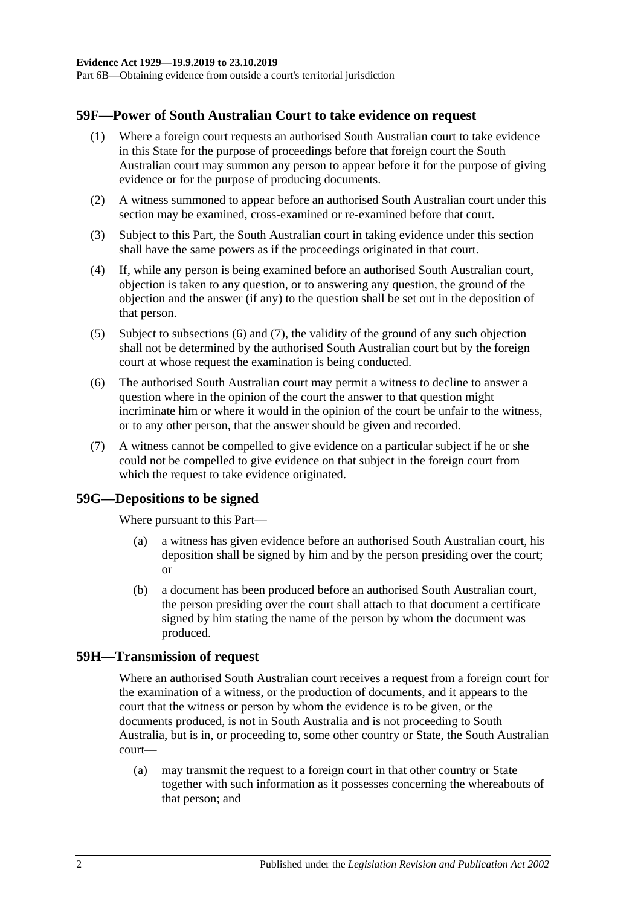## 59F—Power of South Australian Court to take evidence on request

(1) Where a foreign court requests an authorised South Australian court to take evidence in this State for the purpose of proceedings before that foreign court the South Australian court may summon any person to appear before it for the purpose of giving evidence or for the purpose of producing documents.

(2) A witness summoned to appear before an authorised South Australian court under this section may be examined, cross-examined or re-examined before that court.

(3) Subject to this Part, the South Australian court in taking evidence under this section shall have the same powers as if the proceedings originated in that court.

(4) If, while any person is being examined before an authorised South Australian court, objection is taken to any question, or to answering any question, the ground of the objection and the answer (if any) to the question shall be set out in the deposition of that person.

(5) Subject to subsections (6) and (7), the validity of the ground of any such objection shall not be determined by the authorised South Australian court but by the foreign court at whose request the examination is being conducted.

(6) The authorised South Australian court may permit a witness to decline to answer a question where in the opinion of the court the answer to that question might incriminate him or where it would in the opinion of the court be unfair to the witness, or to any other person, that the answer should be given and recorded.

(7) A witness cannot be compelled to give evidence on a particular subject if he or she could not be compelled to give evidence on that subject in the foreign court from which the request to take evidence originated.

## 59G—Depositions to be signed

Where pursuant to this Part—

(a) a witness has given evidence before an authorised South Australian court, his deposition shall be signed by him and by the person presiding over the court; or

(b) a document has been produced before an authorised South Australian court, the person presiding over the court shall attach to that document a certificate signed by him stating the name of the person by whom the document was produced.

## 59H—Transmission of request

Where an authorised South Australian court receives a request from a foreign court for the examination of a witness, or the production of documents, and it appears to the court that the witness or person by whom the evidence is to be given, or the documents produced, is not in South Australia and is not proceeding to South Australia, but is in, or proceeding to, some other country or State, the South Australian court—

(a) may transmit the request to a foreign court in that other country or State together with such information as it possesses concerning the whereabouts of that person; and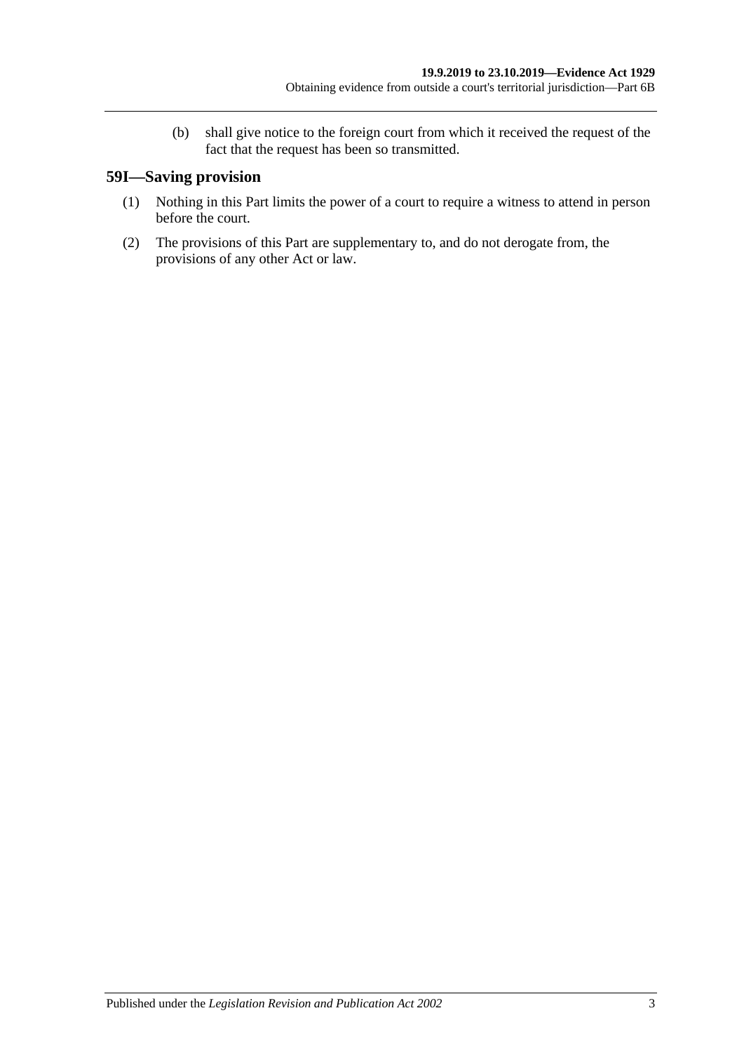(b) shall give notice to the foreign court from which it received the request of the fact that the request has been so transmitted.

## 59I—Saving provision

(1) Nothing in this Part limits the power of a court to require a witness to attend in person before the court.

(2) The provisions of this Part are supplementary to, and do not derogate from, the provisions of any other Act or law.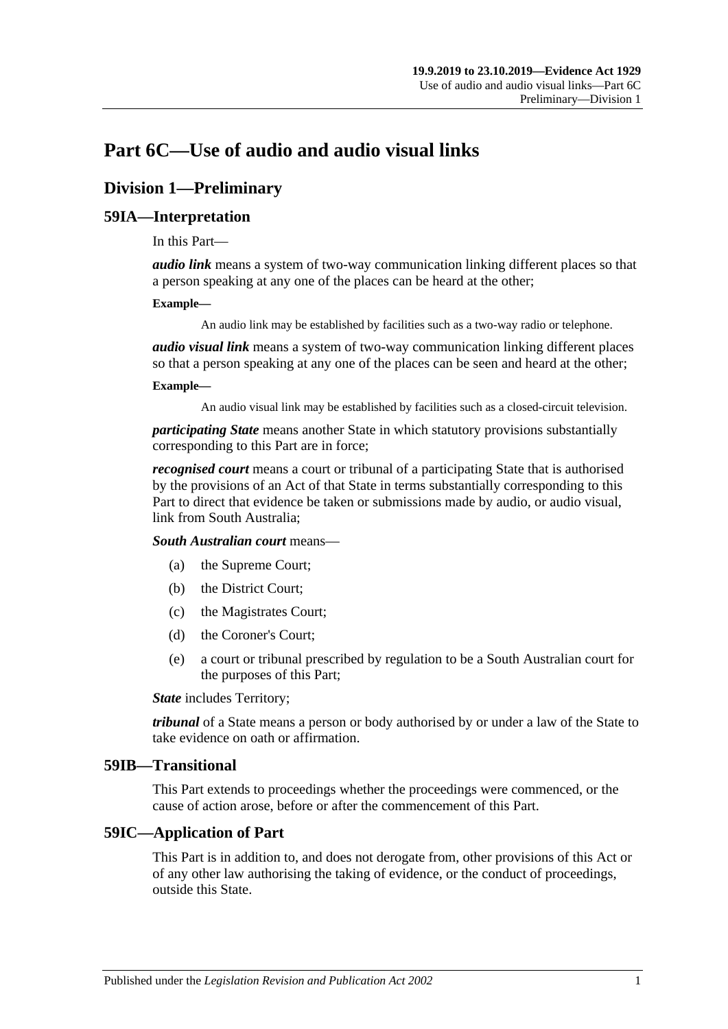# Part 6C—Use of audio and audio visual links

## Division 1—Preliminary

### 59IA—Interpretation

In this Part—

***audio link*** means a system of two-way communication linking different places so that a person speaking at any one of the places can be heard at the other;

**Example—**

An audio link may be established by facilities such as a two-way radio or telephone.

***audio visual link*** means a system of two-way communication linking different places so that a person speaking at any one of the places can be seen and heard at the other;

**Example—**

An audio visual link may be established by facilities such as a closed-circuit television.

***participating State*** means another State in which statutory provisions substantially corresponding to this Part are in force;

***recognised court*** means a court or tribunal of a participating State that is authorised by the provisions of an Act of that State in terms substantially corresponding to this Part to direct that evidence be taken or submissions made by audio, or audio visual, link from South Australia;

***South Australian court*** means—

(a) the Supreme Court;

(b) the District Court;

(c) the Magistrates Court;

(d) the Coroner's Court;

(e) a court or tribunal prescribed by regulation to be a South Australian court for the purposes of this Part;

***State*** includes Territory;

***tribunal*** of a State means a person or body authorised by or under a law of the State to take evidence on oath or affirmation.

### 59IB—Transitional

This Part extends to proceedings whether the proceedings were commenced, or the cause of action arose, before or after the commencement of this Part.

### 59IC—Application of Part

This Part is in addition to, and does not derogate from, other provisions of this Act or of any other law authorising the taking of evidence, or the conduct of proceedings, outside this State.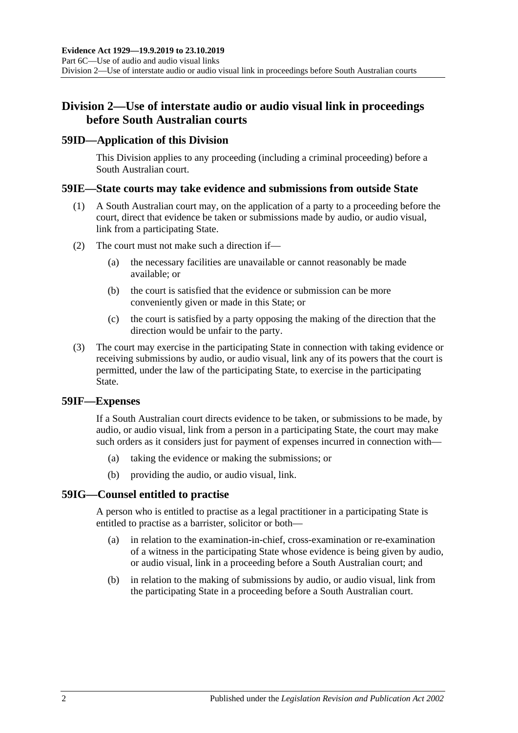## Division 2—Use of interstate audio or audio visual link in proceedings before South Australian courts

### 59ID—Application of this Division

This Division applies to any proceeding (including a criminal proceeding) before a South Australian court.

### 59IE—State courts may take evidence and submissions from outside State

(1) A South Australian court may, on the application of a party to a proceeding before the court, direct that evidence be taken or submissions made by audio, or audio visual, link from a participating State.

(2) The court must not make such a direction if—

- (a) the necessary facilities are unavailable or cannot reasonably be made available; or
- (b) the court is satisfied that the evidence or submission can be more conveniently given or made in this State; or
- (c) the court is satisfied by a party opposing the making of the direction that the direction would be unfair to the party.

(3) The court may exercise in the participating State in connection with taking evidence or receiving submissions by audio, or audio visual, link any of its powers that the court is permitted, under the law of the participating State, to exercise in the participating State.

### 59IF—Expenses

If a South Australian court directs evidence to be taken, or submissions to be made, by audio, or audio visual, link from a person in a participating State, the court may make such orders as it considers just for payment of expenses incurred in connection with—

- (a) taking the evidence or making the submissions; or
- (b) providing the audio, or audio visual, link.

### 59IG—Counsel entitled to practise

A person who is entitled to practise as a legal practitioner in a participating State is entitled to practise as a barrister, solicitor or both—

- (a) in relation to the examination-in-chief, cross-examination or re-examination of a witness in the participating State whose evidence is being given by audio, or audio visual, link in a proceeding before a South Australian court; and
- (b) in relation to the making of submissions by audio, or audio visual, link from the participating State in a proceeding before a South Australian court.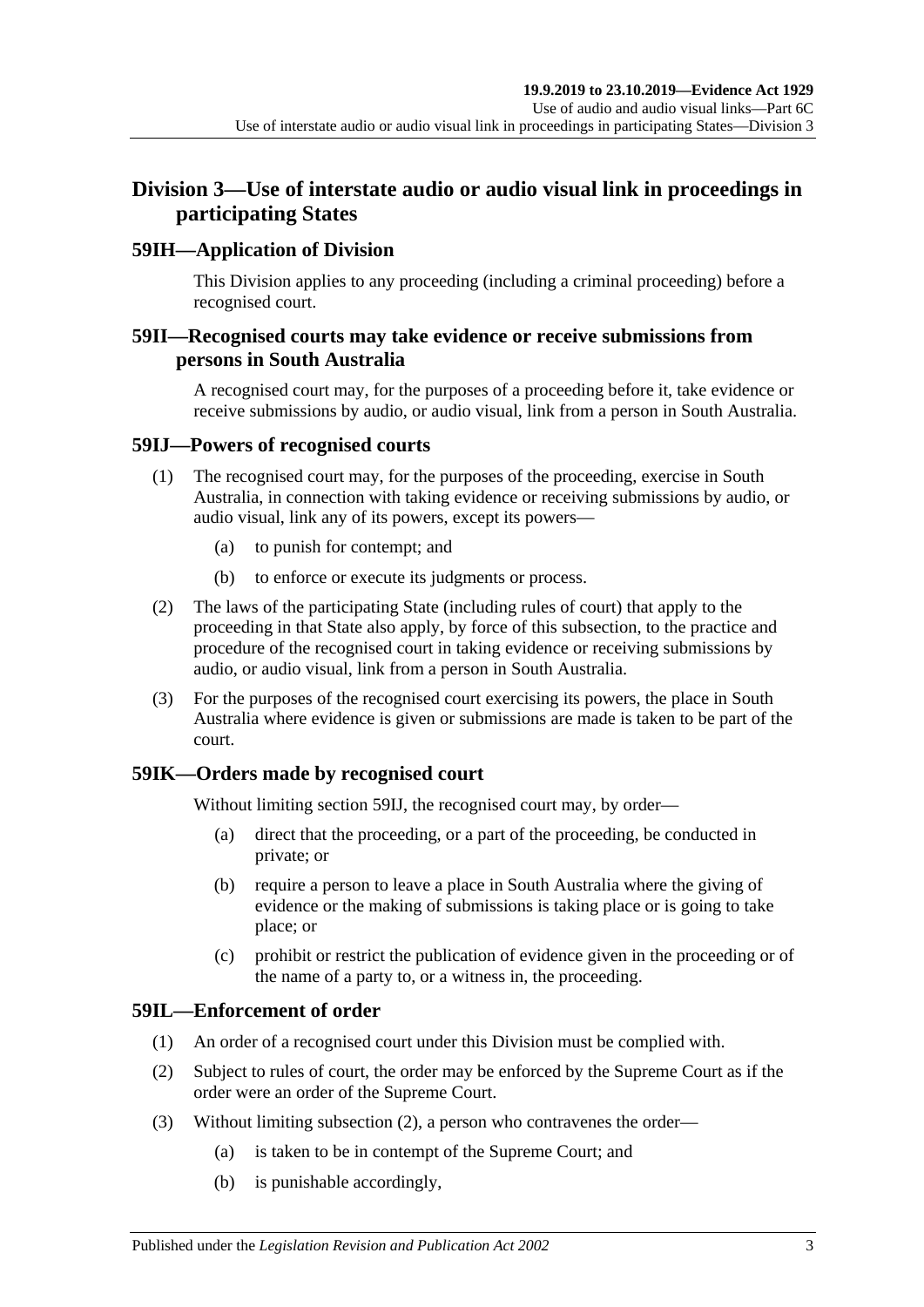## Division 3—Use of interstate audio or audio visual link in proceedings in participating States

### 59IH—Application of Division

This Division applies to any proceeding (including a criminal proceeding) before a recognised court.

### 59II—Recognised courts may take evidence or receive submissions from persons in South Australia

A recognised court may, for the purposes of a proceeding before it, take evidence or receive submissions by audio, or audio visual, link from a person in South Australia.

### 59IJ—Powers of recognised courts

(1) The recognised court may, for the purposes of the proceeding, exercise in South Australia, in connection with taking evidence or receiving submissions by audio, or audio visual, link any of its powers, except its powers—

(a) to punish for contempt; and

(b) to enforce or execute its judgments or process.

(2) The laws of the participating State (including rules of court) that apply to the proceeding in that State also apply, by force of this subsection, to the practice and procedure of the recognised court in taking evidence or receiving submissions by audio, or audio visual, link from a person in South Australia.

(3) For the purposes of the recognised court exercising its powers, the place in South Australia where evidence is given or submissions are made is taken to be part of the court.

### 59IK—Orders made by recognised court

Without limiting section 59IJ, the recognised court may, by order—

(a) direct that the proceeding, or a part of the proceeding, be conducted in private; or

(b) require a person to leave a place in South Australia where the giving of evidence or the making of submissions is taking place or is going to take place; or

(c) prohibit or restrict the publication of evidence given in the proceeding or of the name of a party to, or a witness in, the proceeding.

### 59IL—Enforcement of order

(1) An order of a recognised court under this Division must be complied with.

(2) Subject to rules of court, the order may be enforced by the Supreme Court as if the order were an order of the Supreme Court.

(3) Without limiting subsection (2), a person who contravenes the order—

(a) is taken to be in contempt of the Supreme Court; and

(b) is punishable accordingly,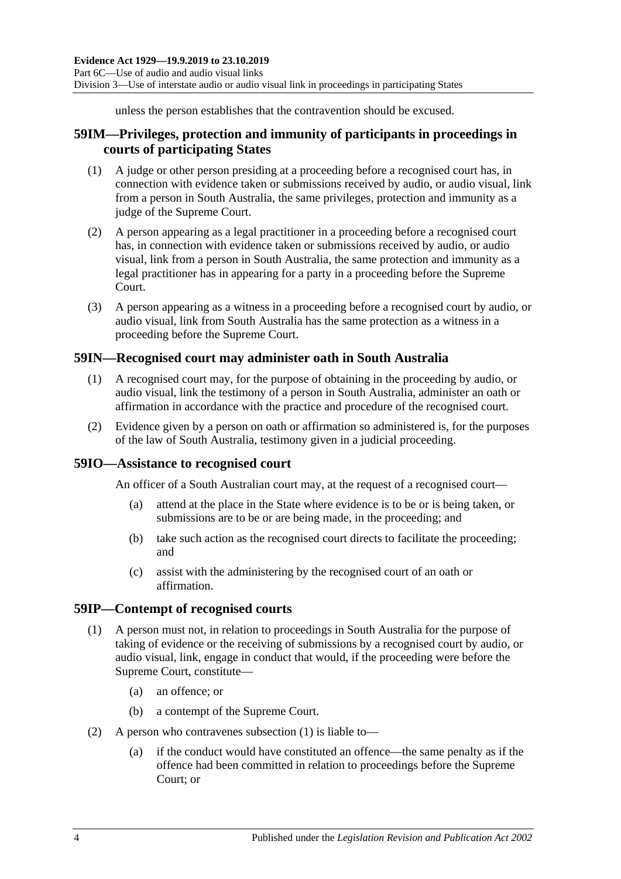unless the person establishes that the contravention should be excused.

## 59IM—Privileges, protection and immunity of participants in proceedings in courts of participating States

(1) A judge or other person presiding at a proceeding before a recognised court has, in connection with evidence taken or submissions received by audio, or audio visual, link from a person in South Australia, the same privileges, protection and immunity as a judge of the Supreme Court.

(2) A person appearing as a legal practitioner in a proceeding before a recognised court has, in connection with evidence taken or submissions received by audio, or audio visual, link from a person in South Australia, the same protection and immunity as a legal practitioner has in appearing for a party in a proceeding before the Supreme Court.

(3) A person appearing as a witness in a proceeding before a recognised court by audio, or audio visual, link from South Australia has the same protection as a witness in a proceeding before the Supreme Court.

## 59IN—Recognised court may administer oath in South Australia

(1) A recognised court may, for the purpose of obtaining in the proceeding by audio, or audio visual, link the testimony of a person in South Australia, administer an oath or affirmation in accordance with the practice and procedure of the recognised court.

(2) Evidence given by a person on oath or affirmation so administered is, for the purposes of the law of South Australia, testimony given in a judicial proceeding.

## 59IO—Assistance to recognised court

An officer of a South Australian court may, at the request of a recognised court—

(a) attend at the place in the State where evidence is to be or is being taken, or submissions are to be or are being made, in the proceeding; and

(b) take such action as the recognised court directs to facilitate the proceeding; and

(c) assist with the administering by the recognised court of an oath or affirmation.

## 59IP—Contempt of recognised courts

(1) A person must not, in relation to proceedings in South Australia for the purpose of taking of evidence or the receiving of submissions by a recognised court by audio, or audio visual, link, engage in conduct that would, if the proceeding were before the Supreme Court, constitute—

(a) an offence; or

(b) a contempt of the Supreme Court.

(2) A person who contravenes subsection (1) is liable to—

(a) if the conduct would have constituted an offence—the same penalty as if the offence had been committed in relation to proceedings before the Supreme Court; or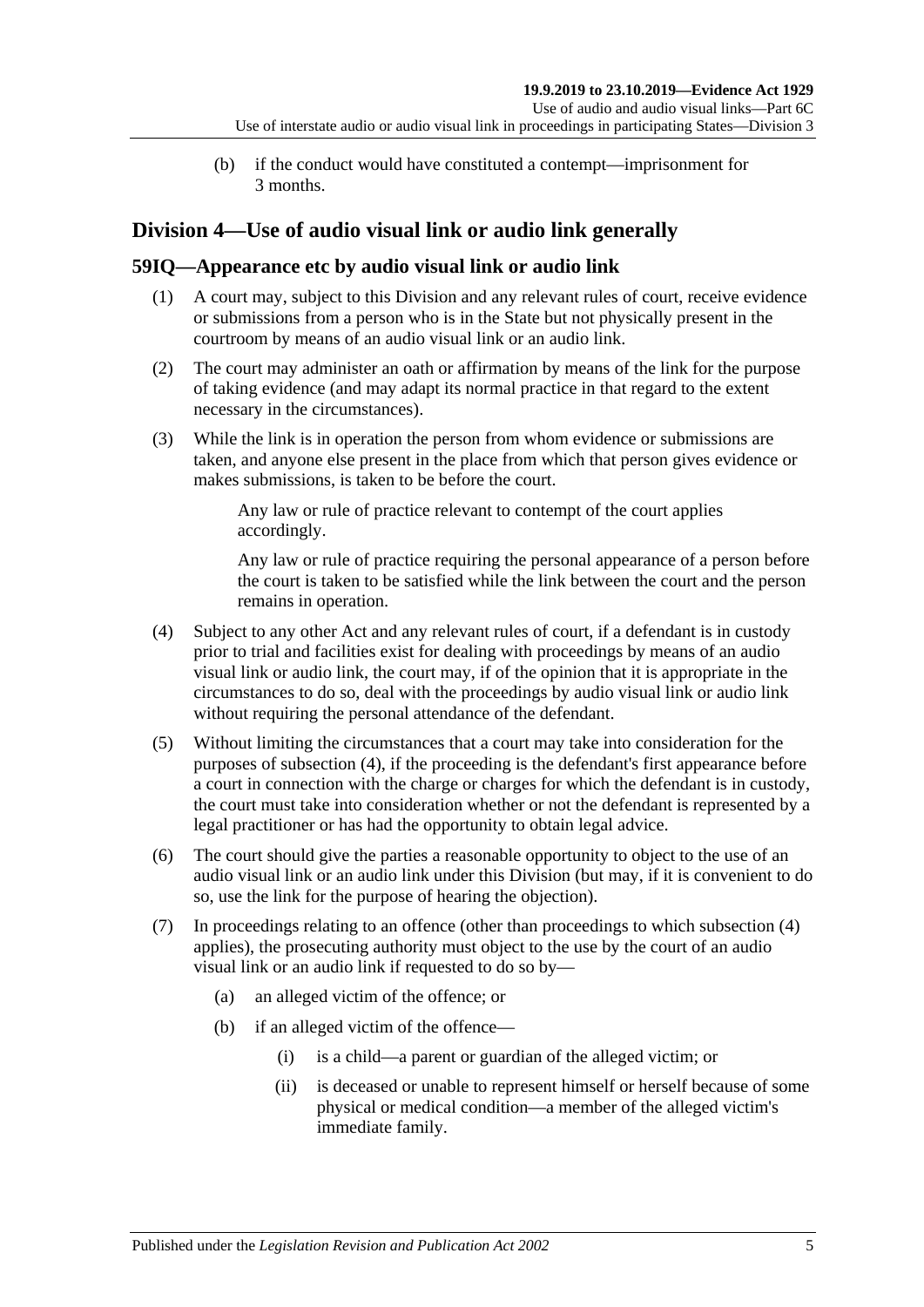(b) if the conduct would have constituted a contempt—imprisonment for 3 months.

## Division 4—Use of audio visual link or audio link generally

### 59IQ—Appearance etc by audio visual link or audio link

(1) A court may, subject to this Division and any relevant rules of court, receive evidence or submissions from a person who is in the State but not physically present in the courtroom by means of an audio visual link or an audio link.

(2) The court may administer an oath or affirmation by means of the link for the purpose of taking evidence (and may adapt its normal practice in that regard to the extent necessary in the circumstances).

(3) While the link is in operation the person from whom evidence or submissions are taken, and anyone else present in the place from which that person gives evidence or makes submissions, is taken to be before the court.

Any law or rule of practice relevant to contempt of the court applies accordingly.

Any law or rule of practice requiring the personal appearance of a person before the court is taken to be satisfied while the link between the court and the person remains in operation.

(4) Subject to any other Act and any relevant rules of court, if a defendant is in custody prior to trial and facilities exist for dealing with proceedings by means of an audio visual link or audio link, the court may, if of the opinion that it is appropriate in the circumstances to do so, deal with the proceedings by audio visual link or audio link without requiring the personal attendance of the defendant.

(5) Without limiting the circumstances that a court may take into consideration for the purposes of subsection (4), if the proceeding is the defendant's first appearance before a court in connection with the charge or charges for which the defendant is in custody, the court must take into consideration whether or not the defendant is represented by a legal practitioner or has had the opportunity to obtain legal advice.

(6) The court should give the parties a reasonable opportunity to object to the use of an audio visual link or an audio link under this Division (but may, if it is convenient to do so, use the link for the purpose of hearing the objection).

(7) In proceedings relating to an offence (other than proceedings to which subsection (4) applies), the prosecuting authority must object to the use by the court of an audio visual link or an audio link if requested to do so by—

- (a) an alleged victim of the offence; or
- (b) if an alleged victim of the offence—
  - (i) is a child—a parent or guardian of the alleged victim; or
  - (ii) is deceased or unable to represent himself or herself because of some physical or medical condition—a member of the alleged victim's immediate family.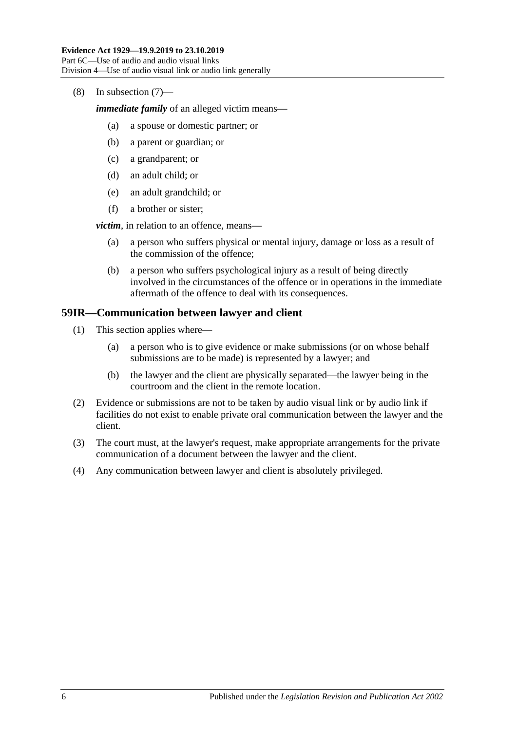(8) In subsection (7)—

***immediate family*** of an alleged victim means—

- (a) a spouse or domestic partner; or
- (b) a parent or guardian; or
- (c) a grandparent; or
- (d) an adult child; or
- (e) an adult grandchild; or
- (f) a brother or sister;

***victim***, in relation to an offence, means—

- (a) a person who suffers physical or mental injury, damage or loss as a result of the commission of the offence;
- (b) a person who suffers psychological injury as a result of being directly involved in the circumstances of the offence or in operations in the immediate aftermath of the offence to deal with its consequences.

## 59IR—Communication between lawyer and client

(1) This section applies where—

- (a) a person who is to give evidence or make submissions (or on whose behalf submissions are to be made) is represented by a lawyer; and
- (b) the lawyer and the client are physically separated—the lawyer being in the courtroom and the client in the remote location.

(2) Evidence or submissions are not to be taken by audio visual link or by audio link if facilities do not exist to enable private oral communication between the lawyer and the client.

(3) The court must, at the lawyer's request, make appropriate arrangements for the private communication of a document between the lawyer and the client.

(4) Any communication between lawyer and client is absolutely privileged.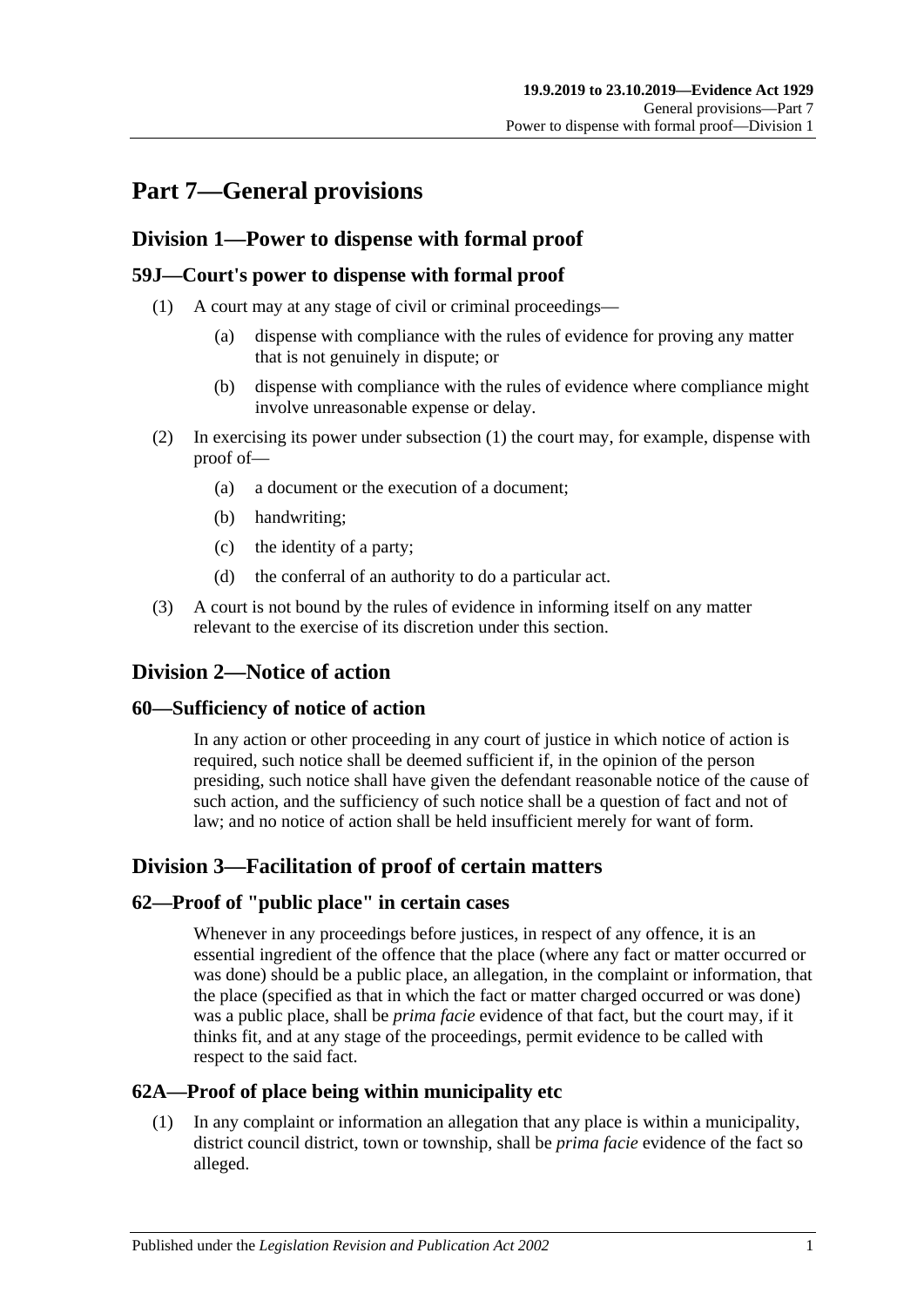# Part 7—General provisions

## Division 1—Power to dispense with formal proof

### 59J—Court's power to dispense with formal proof

(1) A court may at any stage of civil or criminal proceedings—

(a) dispense with compliance with the rules of evidence for proving any matter that is not genuinely in dispute; or

(b) dispense with compliance with the rules of evidence where compliance might involve unreasonable expense or delay.

(2) In exercising its power under subsection (1) the court may, for example, dispense with proof of—

(a) a document or the execution of a document;

(b) handwriting;

(c) the identity of a party;

(d) the conferral of an authority to do a particular act.

(3) A court is not bound by the rules of evidence in informing itself on any matter relevant to the exercise of its discretion under this section.

## Division 2—Notice of action

### 60—Sufficiency of notice of action

In any action or other proceeding in any court of justice in which notice of action is required, such notice shall be deemed sufficient if, in the opinion of the person presiding, such notice shall have given the defendant reasonable notice of the cause of such action, and the sufficiency of such notice shall be a question of fact and not of law; and no notice of action shall be held insufficient merely for want of form.

## Division 3—Facilitation of proof of certain matters

### 62—Proof of "public place" in certain cases

Whenever in any proceedings before justices, in respect of any offence, it is an essential ingredient of the offence that the place (where any fact or matter occurred or was done) should be a public place, an allegation, in the complaint or information, that the place (specified as that in which the fact or matter charged occurred or was done) was a public place, shall be *prima facie* evidence of that fact, but the court may, if it thinks fit, and at any stage of the proceedings, permit evidence to be called with respect to the said fact.

### 62A—Proof of place being within municipality etc

(1) In any complaint or information an allegation that any place is within a municipality, district council district, town or township, shall be *prima facie* evidence of the fact so alleged.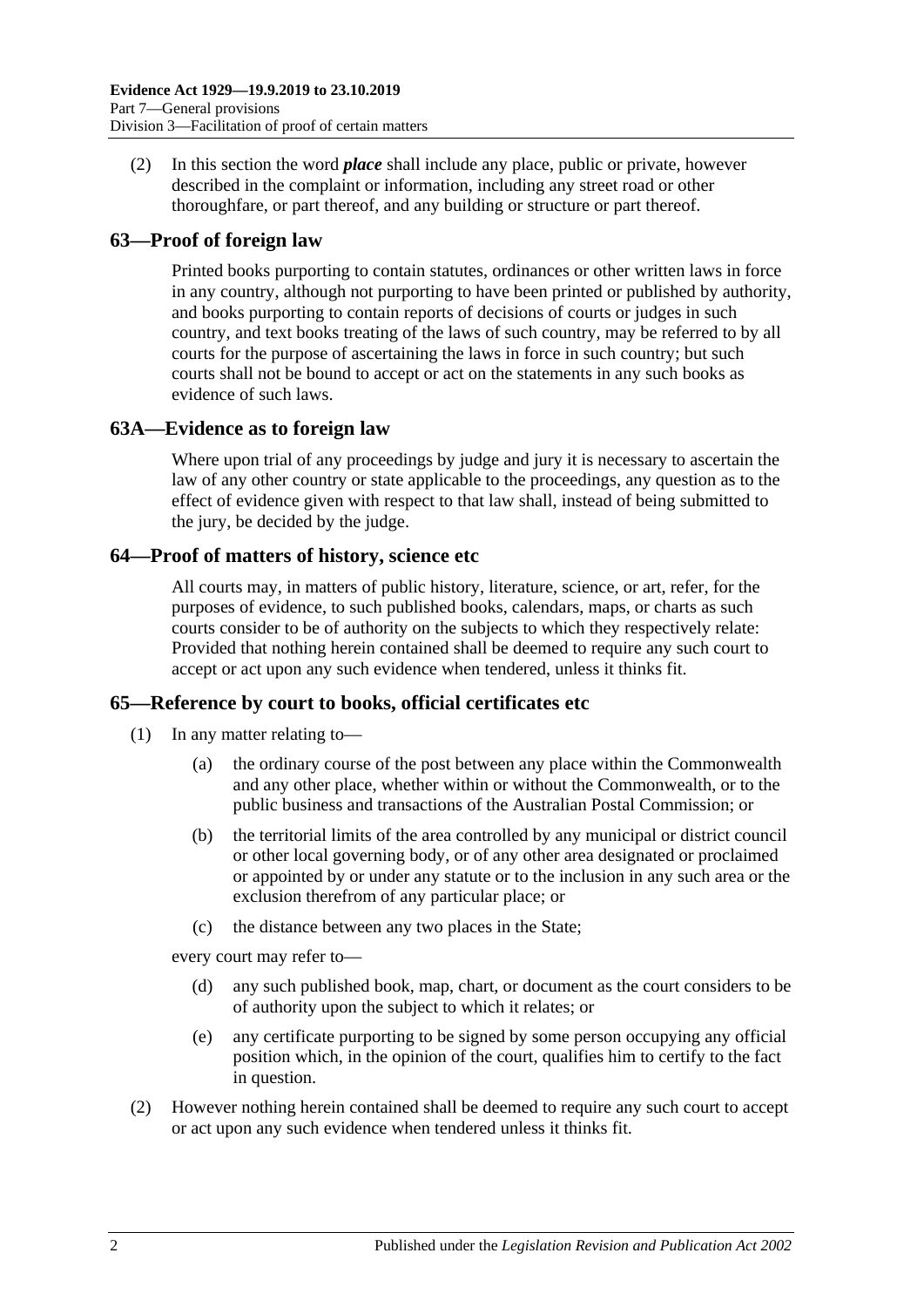(2) In this section the word ***place*** shall include any place, public or private, however described in the complaint or information, including any street road or other thoroughfare, or part thereof, and any building or structure or part thereof.

## 63—Proof of foreign law

Printed books purporting to contain statutes, ordinances or other written laws in force in any country, although not purporting to have been printed or published by authority, and books purporting to contain reports of decisions of courts or judges in such country, and text books treating of the laws of such country, may be referred to by all courts for the purpose of ascertaining the laws in force in such country; but such courts shall not be bound to accept or act on the statements in any such books as evidence of such laws.

## 63A—Evidence as to foreign law

Where upon trial of any proceedings by judge and jury it is necessary to ascertain the law of any other country or state applicable to the proceedings, any question as to the effect of evidence given with respect to that law shall, instead of being submitted to the jury, be decided by the judge.

## 64—Proof of matters of history, science etc

All courts may, in matters of public history, literature, science, or art, refer, for the purposes of evidence, to such published books, calendars, maps, or charts as such courts consider to be of authority on the subjects to which they respectively relate: Provided that nothing herein contained shall be deemed to require any such court to accept or act upon any such evidence when tendered, unless it thinks fit.

## 65—Reference by court to books, official certificates etc

(1) In any matter relating to—

(a) the ordinary course of the post between any place within the Commonwealth and any other place, whether within or without the Commonwealth, or to the public business and transactions of the Australian Postal Commission; or

(b) the territorial limits of the area controlled by any municipal or district council or other local governing body, or of any other area designated or proclaimed or appointed by or under any statute or to the inclusion in any such area or the exclusion therefrom of any particular place; or

(c) the distance between any two places in the State;

every court may refer to—

(d) any such published book, map, chart, or document as the court considers to be of authority upon the subject to which it relates; or

(e) any certificate purporting to be signed by some person occupying any official position which, in the opinion of the court, qualifies him to certify to the fact in question.

(2) However nothing herein contained shall be deemed to require any such court to accept or act upon any such evidence when tendered unless it thinks fit.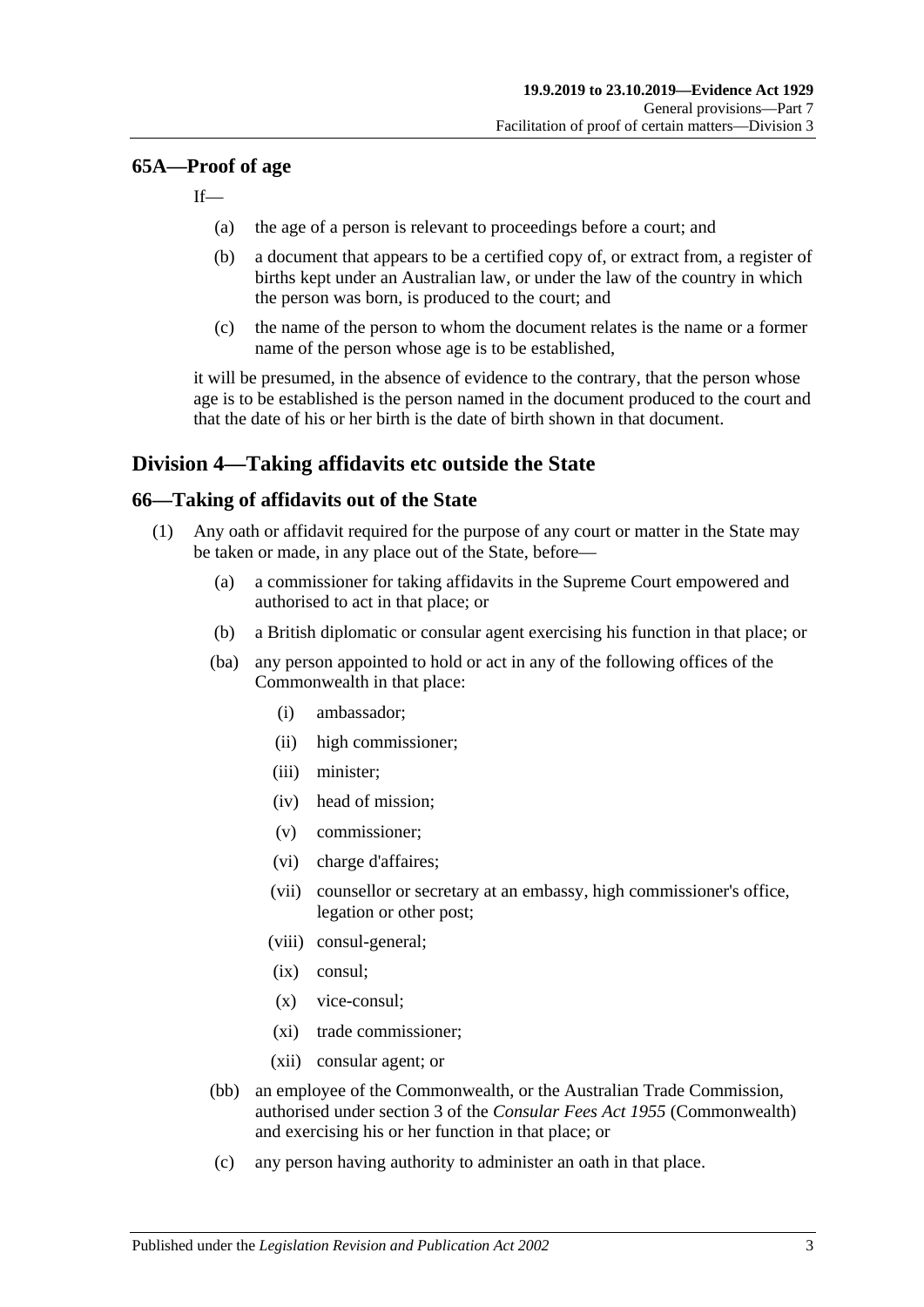## 65A—Proof of age

If—

- (a) the age of a person is relevant to proceedings before a court; and
- (b) a document that appears to be a certified copy of, or extract from, a register of births kept under an Australian law, or under the law of the country in which the person was born, is produced to the court; and
- (c) the name of the person to whom the document relates is the name or a former name of the person whose age is to be established,

it will be presumed, in the absence of evidence to the contrary, that the person whose age is to be established is the person named in the document produced to the court and that the date of his or her birth is the date of birth shown in that document.

# Division 4—Taking affidavits etc outside the State

## 66—Taking of affidavits out of the State

(1) Any oath or affidavit required for the purpose of any court or matter in the State may be taken or made, in any place out of the State, before—

- (a) a commissioner for taking affidavits in the Supreme Court empowered and authorised to act in that place; or
- (b) a British diplomatic or consular agent exercising his function in that place; or
- (ba) any person appointed to hold or act in any of the following offices of the Commonwealth in that place:
  - (i) ambassador;
  - (ii) high commissioner;
  - (iii) minister;
  - (iv) head of mission;
  - (v) commissioner;
  - (vi) charge d'affaires;
  - (vii) counsellor or secretary at an embassy, high commissioner's office, legation or other post;
  - (viii) consul-general;
  - (ix) consul;
  - (x) vice-consul;
  - (xi) trade commissioner;
  - (xii) consular agent; or
- (bb) an employee of the Commonwealth, or the Australian Trade Commission, authorised under section 3 of the *Consular Fees Act 1955* (Commonwealth) and exercising his or her function in that place; or
- (c) any person having authority to administer an oath in that place.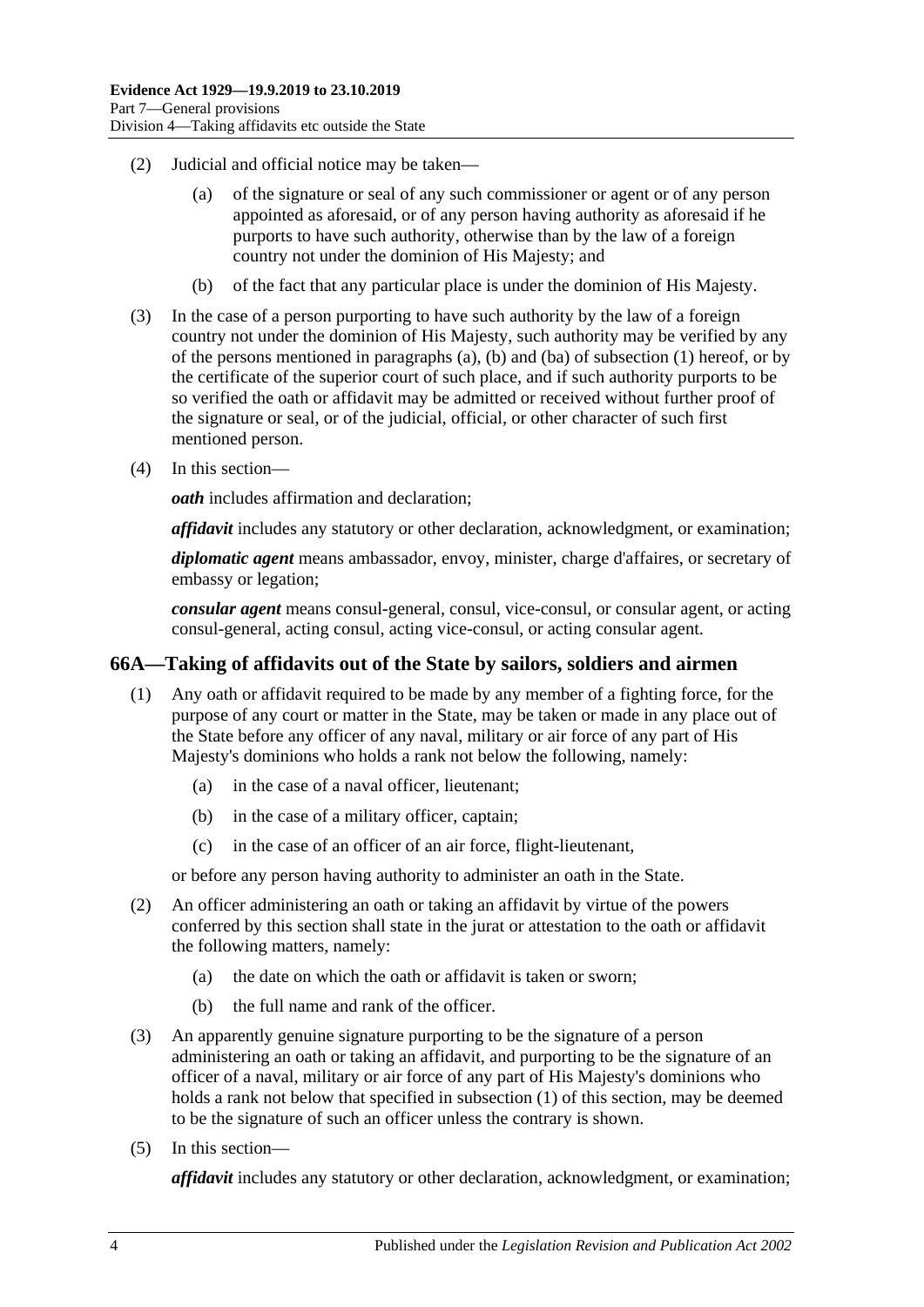(2) Judicial and official notice may be taken—

(a) of the signature or seal of any such commissioner or agent or of any person appointed as aforesaid, or of any person having authority as aforesaid if he purports to have such authority, otherwise than by the law of a foreign country not under the dominion of His Majesty; and

(b) of the fact that any particular place is under the dominion of His Majesty.

(3) In the case of a person purporting to have such authority by the law of a foreign country not under the dominion of His Majesty, such authority may be verified by any of the persons mentioned in paragraphs (a), (b) and (ba) of subsection (1) hereof, or by the certificate of the superior court of such place, and if such authority purports to be so verified the oath or affidavit may be admitted or received without further proof of the signature or seal, or of the judicial, official, or other character of such first mentioned person.

(4) In this section—

***oath*** includes affirmation and declaration;

***affidavit*** includes any statutory or other declaration, acknowledgment, or examination;

***diplomatic agent*** means ambassador, envoy, minister, charge d'affaires, or secretary of embassy or legation;

***consular agent*** means consul-general, consul, vice-consul, or consular agent, or acting consul-general, acting consul, acting vice-consul, or acting consular agent.

## 66A—Taking of affidavits out of the State by sailors, soldiers and airmen

(1) Any oath or affidavit required to be made by any member of a fighting force, for the purpose of any court or matter in the State, may be taken or made in any place out of the State before any officer of any naval, military or air force of any part of His Majesty's dominions who holds a rank not below the following, namely:

(a) in the case of a naval officer, lieutenant;

(b) in the case of a military officer, captain;

(c) in the case of an officer of an air force, flight-lieutenant,

or before any person having authority to administer an oath in the State.

(2) An officer administering an oath or taking an affidavit by virtue of the powers conferred by this section shall state in the jurat or attestation to the oath or affidavit the following matters, namely:

(a) the date on which the oath or affidavit is taken or sworn;

(b) the full name and rank of the officer.

(3) An apparently genuine signature purporting to be the signature of a person administering an oath or taking an affidavit, and purporting to be the signature of an officer of a naval, military or air force of any part of His Majesty's dominions who holds a rank not below that specified in subsection (1) of this section, may be deemed to be the signature of such an officer unless the contrary is shown.

(5) In this section—

***affidavit*** includes any statutory or other declaration, acknowledgment, or examination;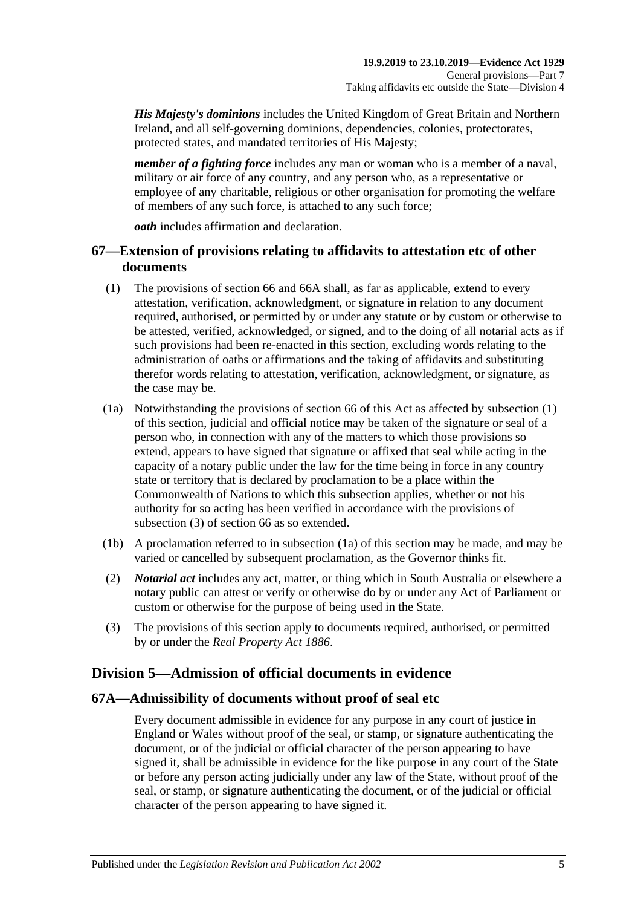***His Majesty's dominions*** includes the United Kingdom of Great Britain and Northern Ireland, and all self-governing dominions, dependencies, colonies, protectorates, protected states, and mandated territories of His Majesty;

***member of a fighting force*** includes any man or woman who is a member of a naval, military or air force of any country, and any person who, as a representative or employee of any charitable, religious or other organisation for promoting the welfare of members of any such force, is attached to any such force;

***oath*** includes affirmation and declaration.

## 67—Extension of provisions relating to affidavits to attestation etc of other documents

(1) The provisions of section 66 and 66A shall, as far as applicable, extend to every attestation, verification, acknowledgment, or signature in relation to any document required, authorised, or permitted by or under any statute or by custom or otherwise to be attested, verified, acknowledged, or signed, and to the doing of all notarial acts as if such provisions had been re-enacted in this section, excluding words relating to the administration of oaths or affirmations and the taking of affidavits and substituting therefor words relating to attestation, verification, acknowledgment, or signature, as the case may be.

(1a) Notwithstanding the provisions of section 66 of this Act as affected by subsection (1) of this section, judicial and official notice may be taken of the signature or seal of a person who, in connection with any of the matters to which those provisions so extend, appears to have signed that signature or affixed that seal while acting in the capacity of a notary public under the law for the time being in force in any country state or territory that is declared by proclamation to be a place within the Commonwealth of Nations to which this subsection applies, whether or not his authority for so acting has been verified in accordance with the provisions of subsection (3) of section 66 as so extended.

(1b) A proclamation referred to in subsection (1a) of this section may be made, and may be varied or cancelled by subsequent proclamation, as the Governor thinks fit.

(2) ***Notarial act*** includes any act, matter, or thing which in South Australia or elsewhere a notary public can attest or verify or otherwise do by or under any Act of Parliament or custom or otherwise for the purpose of being used in the State.

(3) The provisions of this section apply to documents required, authorised, or permitted by or under the *Real Property Act 1886*.

# Division 5—Admission of official documents in evidence

## 67A—Admissibility of documents without proof of seal etc

Every document admissible in evidence for any purpose in any court of justice in England or Wales without proof of the seal, or stamp, or signature authenticating the document, or of the judicial or official character of the person appearing to have signed it, shall be admissible in evidence for the like purpose in any court of the State or before any person acting judicially under any law of the State, without proof of the seal, or stamp, or signature authenticating the document, or of the judicial or official character of the person appearing to have signed it.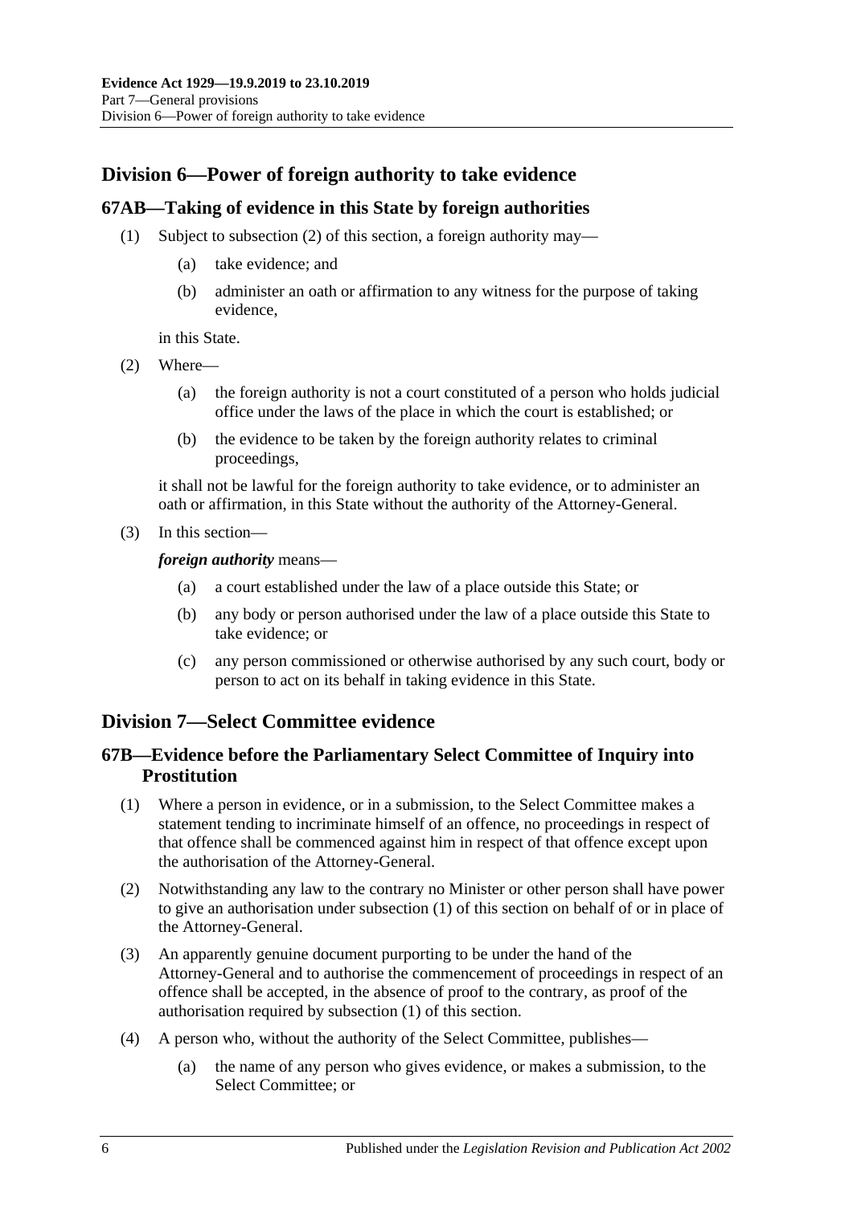## Division 6—Power of foreign authority to take evidence

### 67AB—Taking of evidence in this State by foreign authorities

(1) Subject to subsection (2) of this section, a foreign authority may—

   (a) take evidence; and

   (b) administer an oath or affirmation to any witness for the purpose of taking evidence,

   in this State.

(2) Where—

   (a) the foreign authority is not a court constituted of a person who holds judicial office under the laws of the place in which the court is established; or

   (b) the evidence to be taken by the foreign authority relates to criminal proceedings,

   it shall not be lawful for the foreign authority to take evidence, or to administer an oath or affirmation, in this State without the authority of the Attorney-General.

(3) In this section—

   ***foreign authority*** means—

   (a) a court established under the law of a place outside this State; or

   (b) any body or person authorised under the law of a place outside this State to take evidence; or

   (c) any person commissioned or otherwise authorised by any such court, body or person to act on its behalf in taking evidence in this State.

## Division 7—Select Committee evidence

### 67B—Evidence before the Parliamentary Select Committee of Inquiry into Prostitution

(1) Where a person in evidence, or in a submission, to the Select Committee makes a statement tending to incriminate himself of an offence, no proceedings in respect of that offence shall be commenced against him in respect of that offence except upon the authorisation of the Attorney-General.

(2) Notwithstanding any law to the contrary no Minister or other person shall have power to give an authorisation under subsection (1) of this section on behalf of or in place of the Attorney-General.

(3) An apparently genuine document purporting to be under the hand of the Attorney-General and to authorise the commencement of proceedings in respect of an offence shall be accepted, in the absence of proof to the contrary, as proof of the authorisation required by subsection (1) of this section.

(4) A person who, without the authority of the Select Committee, publishes—

   (a) the name of any person who gives evidence, or makes a submission, to the Select Committee; or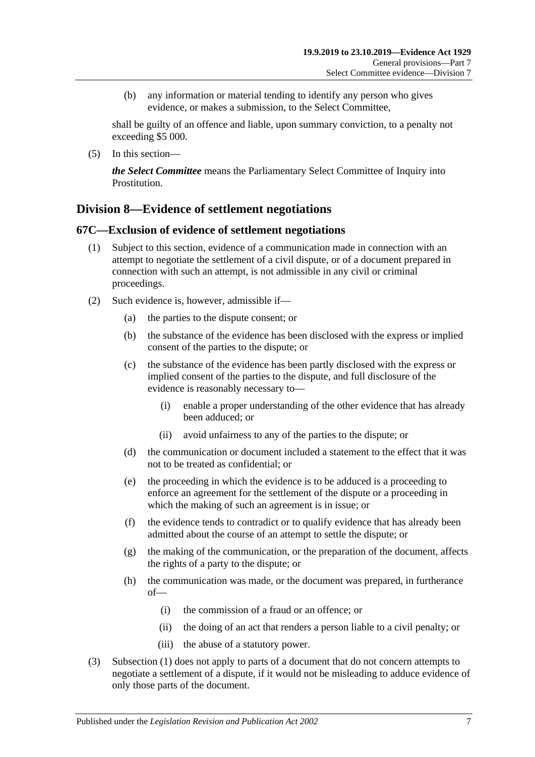(b) any information or material tending to identify any person who gives evidence, or makes a submission, to the Select Committee,

shall be guilty of an offence and liable, upon summary conviction, to a penalty not exceeding $5 000.

(5) In this section—

***the Select Committee*** means the Parliamentary Select Committee of Inquiry into Prostitution.

## Division 8—Evidence of settlement negotiations

### 67C—Exclusion of evidence of settlement negotiations

(1) Subject to this section, evidence of a communication made in connection with an attempt to negotiate the settlement of a civil dispute, or of a document prepared in connection with such an attempt, is not admissible in any civil or criminal proceedings.

(2) Such evidence is, however, admissible if—

(a) the parties to the dispute consent; or

(b) the substance of the evidence has been disclosed with the express or implied consent of the parties to the dispute; or

(c) the substance of the evidence has been partly disclosed with the express or implied consent of the parties to the dispute, and full disclosure of the evidence is reasonably necessary to—

(i) enable a proper understanding of the other evidence that has already been adduced; or

(ii) avoid unfairness to any of the parties to the dispute; or

(d) the communication or document included a statement to the effect that it was not to be treated as confidential; or

(e) the proceeding in which the evidence is to be adduced is a proceeding to enforce an agreement for the settlement of the dispute or a proceeding in which the making of such an agreement is in issue; or

(f) the evidence tends to contradict or to qualify evidence that has already been admitted about the course of an attempt to settle the dispute; or

(g) the making of the communication, or the preparation of the document, affects the rights of a party to the dispute; or

(h) the communication was made, or the document was prepared, in furtherance of—

(i) the commission of a fraud or an offence; or

(ii) the doing of an act that renders a person liable to a civil penalty; or

(iii) the abuse of a statutory power.

(3) Subsection (1) does not apply to parts of a document that do not concern attempts to negotiate a settlement of a dispute, if it would not be misleading to adduce evidence of only those parts of the document.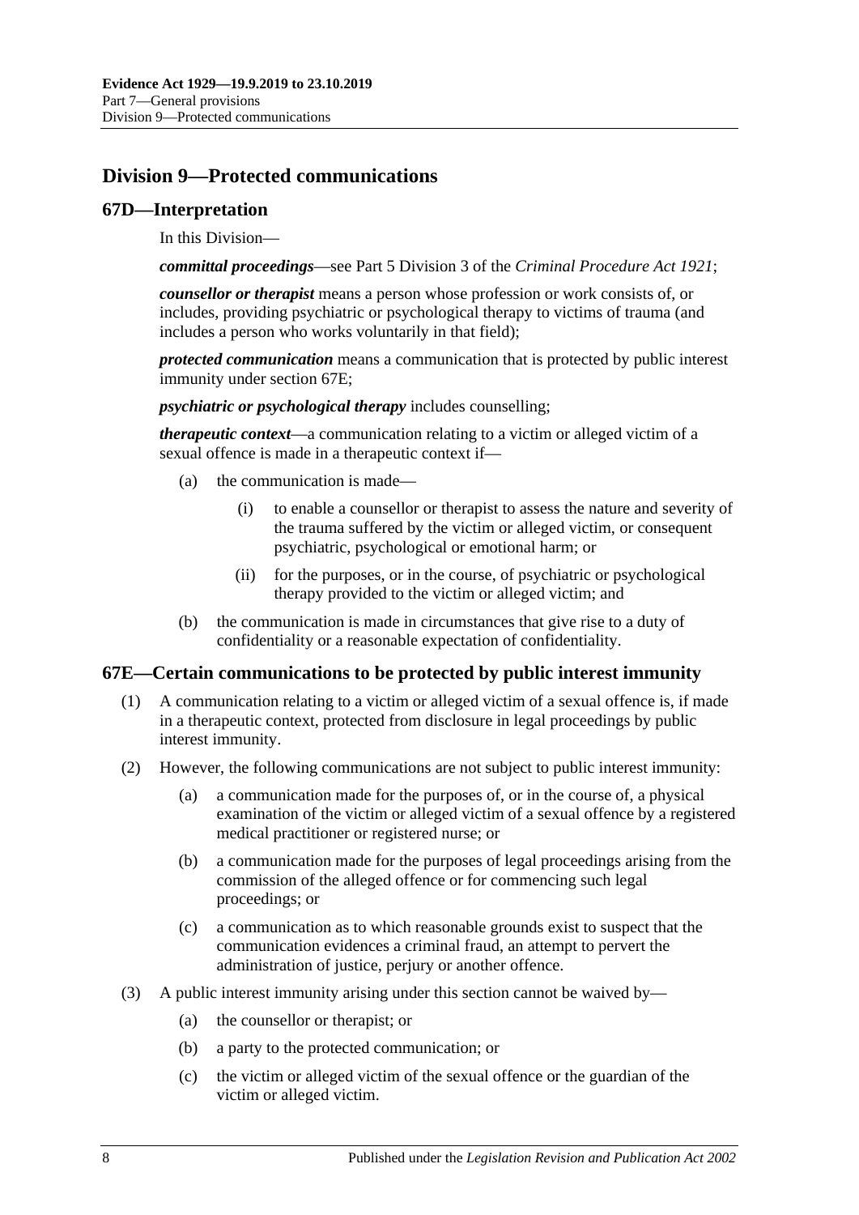## Division 9—Protected communications

### 67D—Interpretation

In this Division—

***committal proceedings***—see Part 5 Division 3 of the *Criminal Procedure Act 1921*;

***counsellor or therapist*** means a person whose profession or work consists of, or includes, providing psychiatric or psychological therapy to victims of trauma (and includes a person who works voluntarily in that field);

***protected communication*** means a communication that is protected by public interest immunity under section 67E;

***psychiatric or psychological therapy*** includes counselling;

***therapeutic context***—a communication relating to a victim or alleged victim of a sexual offence is made in a therapeutic context if—

- (a) the communication is made—
  - (i) to enable a counsellor or therapist to assess the nature and severity of the trauma suffered by the victim or alleged victim, or consequent psychiatric, psychological or emotional harm; or
  - (ii) for the purposes, or in the course, of psychiatric or psychological therapy provided to the victim or alleged victim; and
- (b) the communication is made in circumstances that give rise to a duty of confidentiality or a reasonable expectation of confidentiality.

### 67E—Certain communications to be protected by public interest immunity

(1) A communication relating to a victim or alleged victim of a sexual offence is, if made in a therapeutic context, protected from disclosure in legal proceedings by public interest immunity.

(2) However, the following communications are not subject to public interest immunity:

- (a) a communication made for the purposes of, or in the course of, a physical examination of the victim or alleged victim of a sexual offence by a registered medical practitioner or registered nurse; or
- (b) a communication made for the purposes of legal proceedings arising from the commission of the alleged offence or for commencing such legal proceedings; or
- (c) a communication as to which reasonable grounds exist to suspect that the communication evidences a criminal fraud, an attempt to pervert the administration of justice, perjury or another offence.

(3) A public interest immunity arising under this section cannot be waived by—

- (a) the counsellor or therapist; or
- (b) a party to the protected communication; or
- (c) the victim or alleged victim of the sexual offence or the guardian of the victim or alleged victim.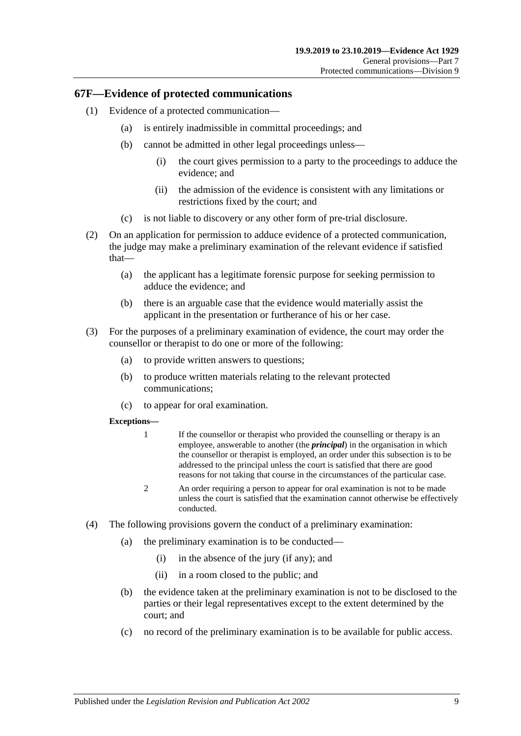## 67F—Evidence of protected communications

(1) Evidence of a protected communication—

(a) is entirely inadmissible in committal proceedings; and

(b) cannot be admitted in other legal proceedings unless—

(i) the court gives permission to a party to the proceedings to adduce the evidence; and

(ii) the admission of the evidence is consistent with any limitations or restrictions fixed by the court; and

(c) is not liable to discovery or any other form of pre-trial disclosure.

(2) On an application for permission to adduce evidence of a protected communication, the judge may make a preliminary examination of the relevant evidence if satisfied that—

(a) the applicant has a legitimate forensic purpose for seeking permission to adduce the evidence; and

(b) there is an arguable case that the evidence would materially assist the applicant in the presentation or furtherance of his or her case.

(3) For the purposes of a preliminary examination of evidence, the court may order the counsellor or therapist to do one or more of the following:

(a) to provide written answers to questions;

(b) to produce written materials relating to the relevant protected communications;

(c) to appear for oral examination.

**Exceptions—**

1 If the counsellor or therapist who provided the counselling or therapy is an employee, answerable to another (the ***principal***) in the organisation in which the counsellor or therapist is employed, an order under this subsection is to be addressed to the principal unless the court is satisfied that there are good reasons for not taking that course in the circumstances of the particular case.

2 An order requiring a person to appear for oral examination is not to be made unless the court is satisfied that the examination cannot otherwise be effectively conducted.

(4) The following provisions govern the conduct of a preliminary examination:

(a) the preliminary examination is to be conducted—

(i) in the absence of the jury (if any); and

(ii) in a room closed to the public; and

(b) the evidence taken at the preliminary examination is not to be disclosed to the parties or their legal representatives except to the extent determined by the court; and

(c) no record of the preliminary examination is to be available for public access.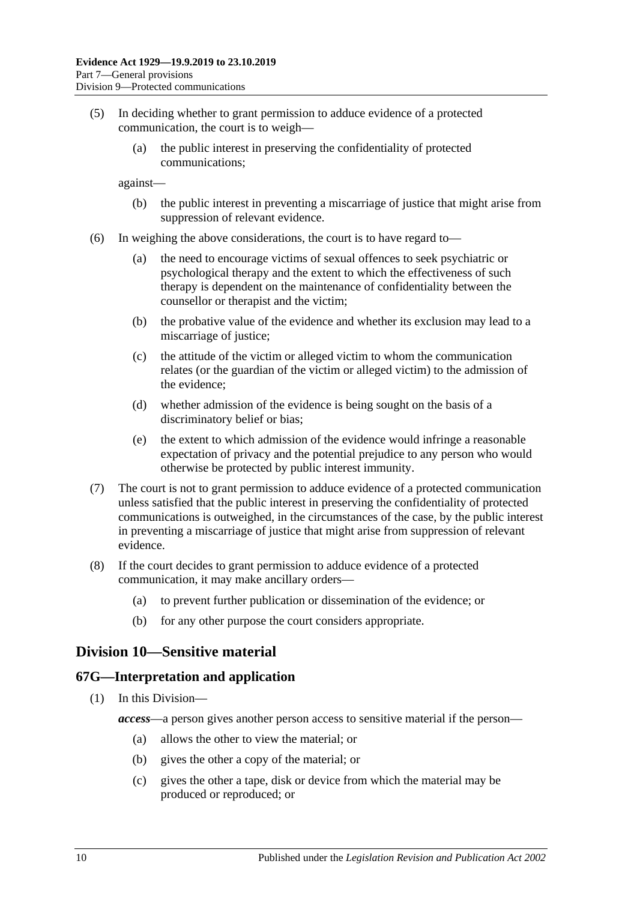(5) In deciding whether to grant permission to adduce evidence of a protected communication, the court is to weigh—

  (a) the public interest in preserving the confidentiality of protected communications;

against—

  (b) the public interest in preventing a miscarriage of justice that might arise from suppression of relevant evidence.

(6) In weighing the above considerations, the court is to have regard to—

  (a) the need to encourage victims of sexual offences to seek psychiatric or psychological therapy and the extent to which the effectiveness of such therapy is dependent on the maintenance of confidentiality between the counsellor or therapist and the victim;

  (b) the probative value of the evidence and whether its exclusion may lead to a miscarriage of justice;

  (c) the attitude of the victim or alleged victim to whom the communication relates (or the guardian of the victim or alleged victim) to the admission of the evidence;

  (d) whether admission of the evidence is being sought on the basis of a discriminatory belief or bias;

  (e) the extent to which admission of the evidence would infringe a reasonable expectation of privacy and the potential prejudice to any person who would otherwise be protected by public interest immunity.

(7) The court is not to grant permission to adduce evidence of a protected communication unless satisfied that the public interest in preserving the confidentiality of protected communications is outweighed, in the circumstances of the case, by the public interest in preventing a miscarriage of justice that might arise from suppression of relevant evidence.

(8) If the court decides to grant permission to adduce evidence of a protected communication, it may make ancillary orders—

  (a) to prevent further publication or dissemination of the evidence; or

  (b) for any other purpose the court considers appropriate.

## Division 10—Sensitive material

### 67G—Interpretation and application

(1) In this Division—

***access***—a person gives another person access to sensitive material if the person—

  (a) allows the other to view the material; or

  (b) gives the other a copy of the material; or

  (c) gives the other a tape, disk or device from which the material may be produced or reproduced; or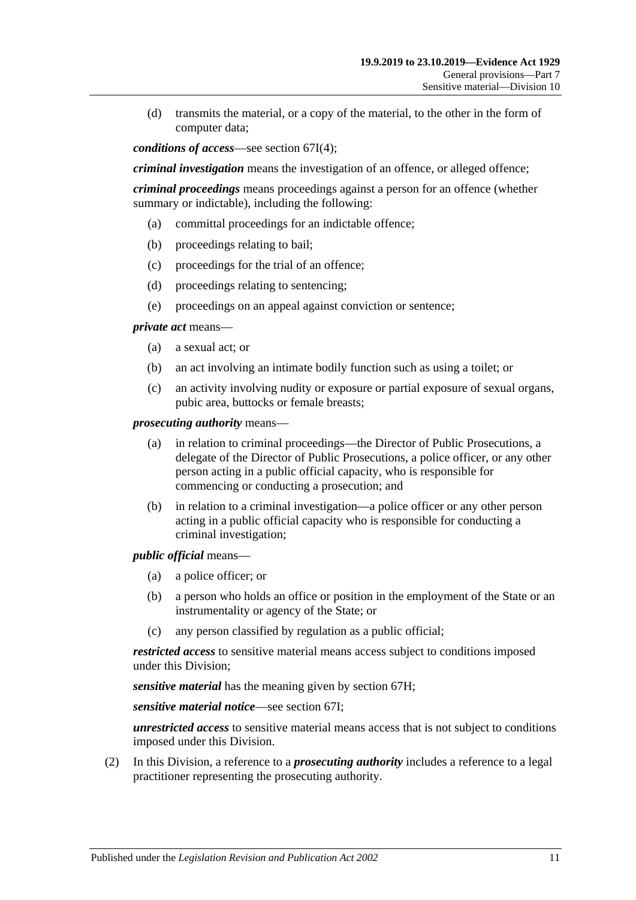(d) transmits the material, or a copy of the material, to the other in the form of computer data;

***conditions of access***—see section 67I(4);

***criminal investigation*** means the investigation of an offence, or alleged offence;

***criminal proceedings*** means proceedings against a person for an offence (whether summary or indictable), including the following:

(a) committal proceedings for an indictable offence;

(b) proceedings relating to bail;

(c) proceedings for the trial of an offence;

(d) proceedings relating to sentencing;

(e) proceedings on an appeal against conviction or sentence;

***private act*** means—

(a) a sexual act; or

(b) an act involving an intimate bodily function such as using a toilet; or

(c) an activity involving nudity or exposure or partial exposure of sexual organs, pubic area, buttocks or female breasts;

***prosecuting authority*** means—

(a) in relation to criminal proceedings—the Director of Public Prosecutions, a delegate of the Director of Public Prosecutions, a police officer, or any other person acting in a public official capacity, who is responsible for commencing or conducting a prosecution; and

(b) in relation to a criminal investigation—a police officer or any other person acting in a public official capacity who is responsible for conducting a criminal investigation;

***public official*** means—

(a) a police officer; or

(b) a person who holds an office or position in the employment of the State or an instrumentality or agency of the State; or

(c) any person classified by regulation as a public official;

***restricted access*** to sensitive material means access subject to conditions imposed under this Division;

***sensitive material*** has the meaning given by section 67H;

***sensitive material notice***—see section 67I;

***unrestricted access*** to sensitive material means access that is not subject to conditions imposed under this Division.

(2) In this Division, a reference to a ***prosecuting authority*** includes a reference to a legal practitioner representing the prosecuting authority.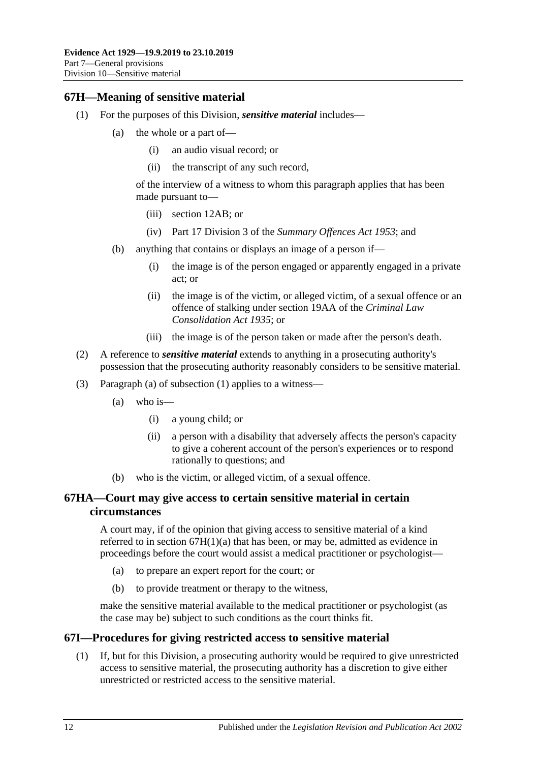## 67H—Meaning of sensitive material

(1) For the purposes of this Division, ***sensitive material*** includes—

(a) the whole or a part of—

(i) an audio visual record; or

(ii) the transcript of any such record,

of the interview of a witness to whom this paragraph applies that has been made pursuant to—

(iii) section 12AB; or

(iv) Part 17 Division 3 of the *Summary Offences Act 1953*; and

(b) anything that contains or displays an image of a person if—

(i) the image is of the person engaged or apparently engaged in a private act; or

(ii) the image is of the victim, or alleged victim, of a sexual offence or an offence of stalking under section 19AA of the *Criminal Law Consolidation Act 1935*; or

(iii) the image is of the person taken or made after the person's death.

(2) A reference to ***sensitive material*** extends to anything in a prosecuting authority's possession that the prosecuting authority reasonably considers to be sensitive material.

(3) Paragraph (a) of subsection (1) applies to a witness—

(a) who is—

(i) a young child; or

(ii) a person with a disability that adversely affects the person's capacity to give a coherent account of the person's experiences or to respond rationally to questions; and

(b) who is the victim, or alleged victim, of a sexual offence.

## 67HA—Court may give access to certain sensitive material in certain circumstances

A court may, if of the opinion that giving access to sensitive material of a kind referred to in section 67H(1)(a) that has been, or may be, admitted as evidence in proceedings before the court would assist a medical practitioner or psychologist—

(a) to prepare an expert report for the court; or

(b) to provide treatment or therapy to the witness,

make the sensitive material available to the medical practitioner or psychologist (as the case may be) subject to such conditions as the court thinks fit.

## 67I—Procedures for giving restricted access to sensitive material

(1) If, but for this Division, a prosecuting authority would be required to give unrestricted access to sensitive material, the prosecuting authority has a discretion to give either unrestricted or restricted access to the sensitive material.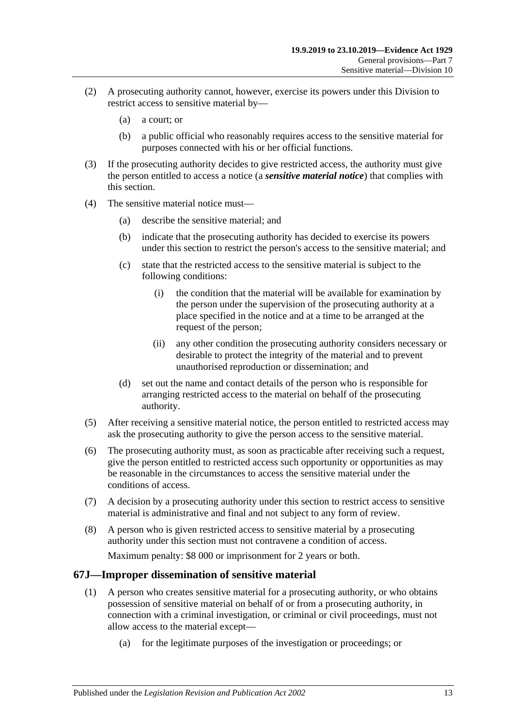(2) A prosecuting authority cannot, however, exercise its powers under this Division to restrict access to sensitive material by—

(a) a court; or

(b) a public official who reasonably requires access to the sensitive material for purposes connected with his or her official functions.

(3) If the prosecuting authority decides to give restricted access, the authority must give the person entitled to access a notice (a ***sensitive material notice***) that complies with this section.

(4) The sensitive material notice must—

(a) describe the sensitive material; and

(b) indicate that the prosecuting authority has decided to exercise its powers under this section to restrict the person's access to the sensitive material; and

(c) state that the restricted access to the sensitive material is subject to the following conditions:

(i) the condition that the material will be available for examination by the person under the supervision of the prosecuting authority at a place specified in the notice and at a time to be arranged at the request of the person;

(ii) any other condition the prosecuting authority considers necessary or desirable to protect the integrity of the material and to prevent unauthorised reproduction or dissemination; and

(d) set out the name and contact details of the person who is responsible for arranging restricted access to the material on behalf of the prosecuting authority.

(5) After receiving a sensitive material notice, the person entitled to restricted access may ask the prosecuting authority to give the person access to the sensitive material.

(6) The prosecuting authority must, as soon as practicable after receiving such a request, give the person entitled to restricted access such opportunity or opportunities as may be reasonable in the circumstances to access the sensitive material under the conditions of access.

(7) A decision by a prosecuting authority under this section to restrict access to sensitive material is administrative and final and not subject to any form of review.

(8) A person who is given restricted access to sensitive material by a prosecuting authority under this section must not contravene a condition of access.

Maximum penalty: $8 000 or imprisonment for 2 years or both.

## 67J—Improper dissemination of sensitive material

(1) A person who creates sensitive material for a prosecuting authority, or who obtains possession of sensitive material on behalf of or from a prosecuting authority, in connection with a criminal investigation, or criminal or civil proceedings, must not allow access to the material except—

(a) for the legitimate purposes of the investigation or proceedings; or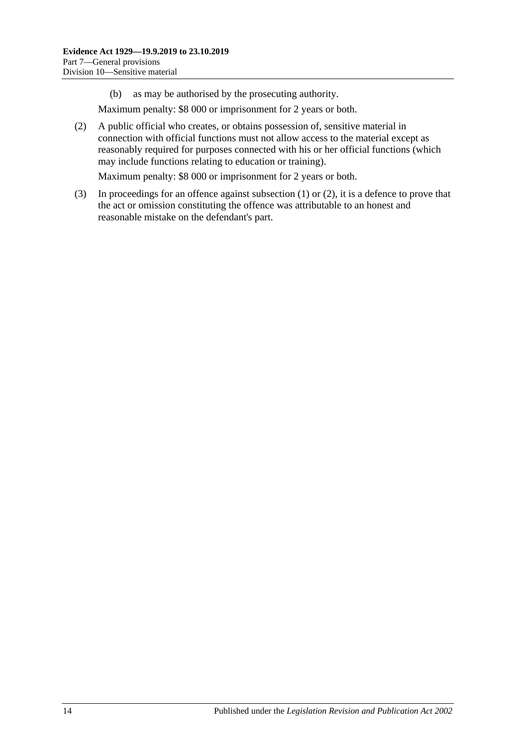(b) as may be authorised by the prosecuting authority.

Maximum penalty: $8 000 or imprisonment for 2 years or both.

(2) A public official who creates, or obtains possession of, sensitive material in connection with official functions must not allow access to the material except as reasonably required for purposes connected with his or her official functions (which may include functions relating to education or training).

Maximum penalty: $8 000 or imprisonment for 2 years or both.

(3) In proceedings for an offence against subsection (1) or (2), it is a defence to prove that the act or omission constituting the offence was attributable to an honest and reasonable mistake on the defendant's part.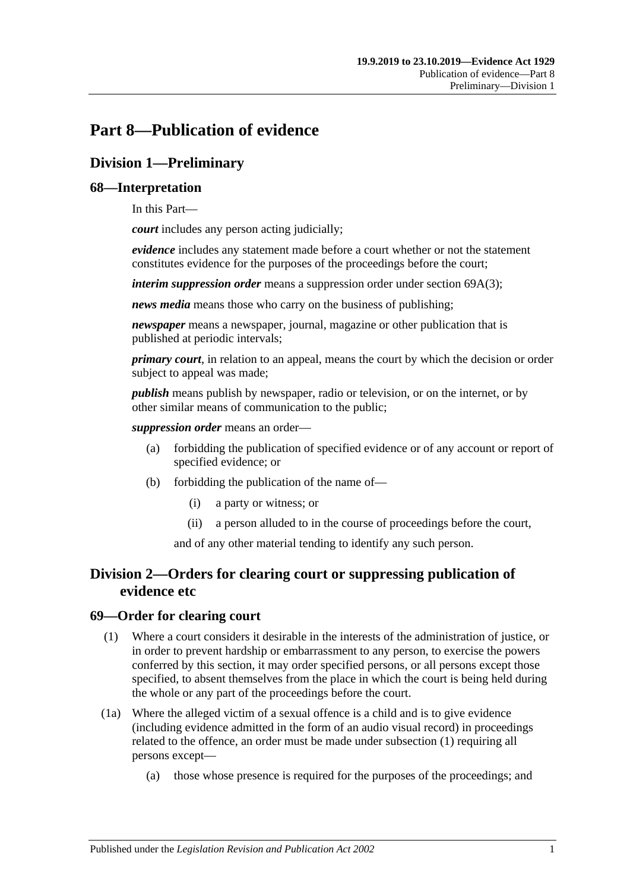# Part 8—Publication of evidence

## Division 1—Preliminary

### 68—Interpretation

In this Part—

***court*** includes any person acting judicially;

***evidence*** includes any statement made before a court whether or not the statement constitutes evidence for the purposes of the proceedings before the court;

***interim suppression order*** means a suppression order under section 69A(3);

***news media*** means those who carry on the business of publishing;

***newspaper*** means a newspaper, journal, magazine or other publication that is published at periodic intervals;

***primary court***, in relation to an appeal, means the court by which the decision or order subject to appeal was made;

***publish*** means publish by newspaper, radio or television, or on the internet, or by other similar means of communication to the public;

***suppression order*** means an order—

- (a) forbidding the publication of specified evidence or of any account or report of specified evidence; or
- (b) forbidding the publication of the name of—
  - (i) a party or witness; or
  - (ii) a person alluded to in the course of proceedings before the court,

  and of any other material tending to identify any such person.

## Division 2—Orders for clearing court or suppressing publication of evidence etc

### 69—Order for clearing court

(1) Where a court considers it desirable in the interests of the administration of justice, or in order to prevent hardship or embarrassment to any person, to exercise the powers conferred by this section, it may order specified persons, or all persons except those specified, to absent themselves from the place in which the court is being held during the whole or any part of the proceedings before the court.

(1a) Where the alleged victim of a sexual offence is a child and is to give evidence (including evidence admitted in the form of an audio visual record) in proceedings related to the offence, an order must be made under subsection (1) requiring all persons except—

- (a) those whose presence is required for the purposes of the proceedings; and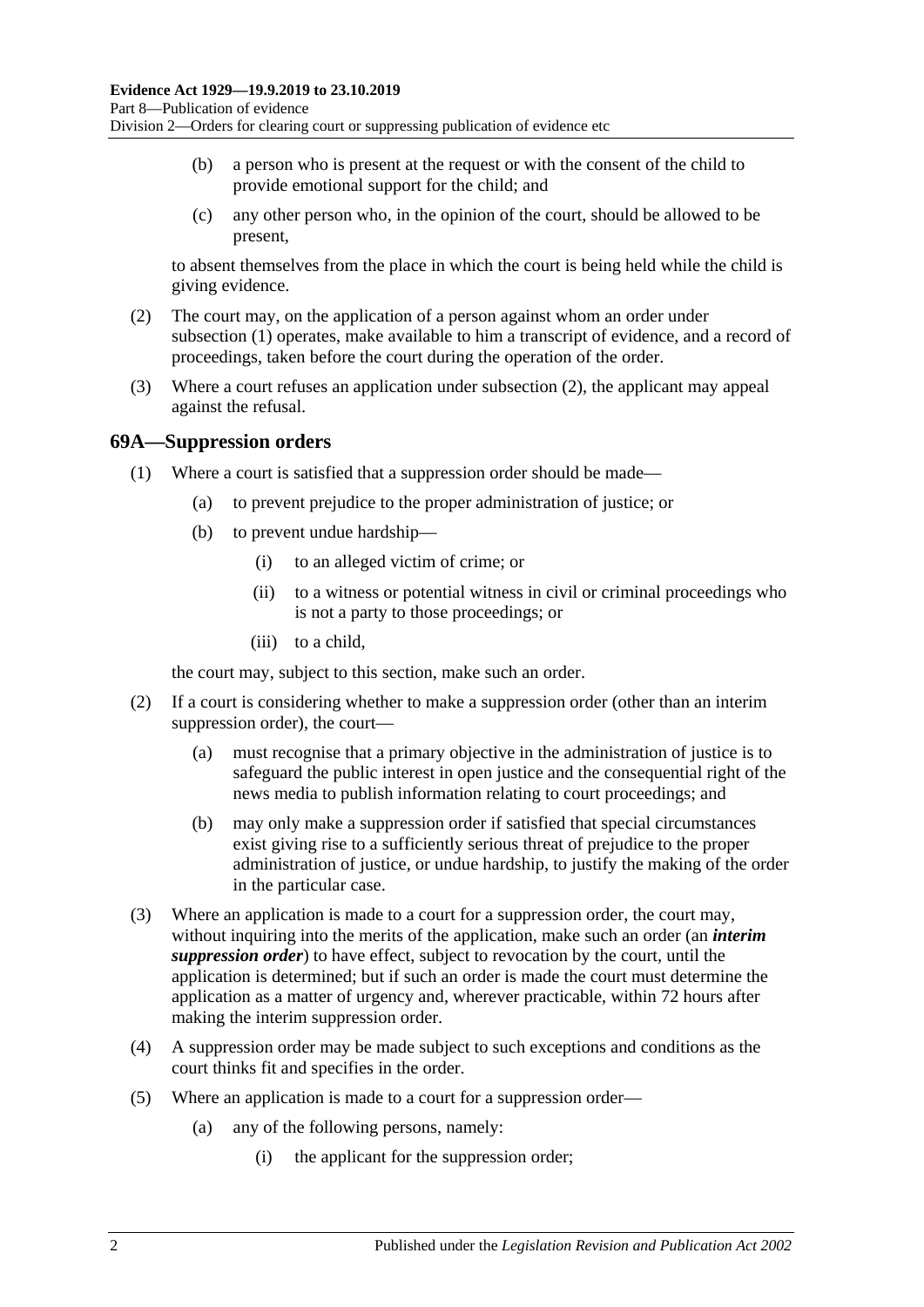(b) a person who is present at the request or with the consent of the child to provide emotional support for the child; and

(c) any other person who, in the opinion of the court, should be allowed to be present,

to absent themselves from the place in which the court is being held while the child is giving evidence.

(2) The court may, on the application of a person against whom an order under subsection (1) operates, make available to him a transcript of evidence, and a record of proceedings, taken before the court during the operation of the order.

(3) Where a court refuses an application under subsection (2), the applicant may appeal against the refusal.

## 69A—Suppression orders

(1) Where a court is satisfied that a suppression order should be made—

(a) to prevent prejudice to the proper administration of justice; or

(b) to prevent undue hardship—

(i) to an alleged victim of crime; or

(ii) to a witness or potential witness in civil or criminal proceedings who is not a party to those proceedings; or

(iii) to a child,

the court may, subject to this section, make such an order.

(2) If a court is considering whether to make a suppression order (other than an interim suppression order), the court—

(a) must recognise that a primary objective in the administration of justice is to safeguard the public interest in open justice and the consequential right of the news media to publish information relating to court proceedings; and

(b) may only make a suppression order if satisfied that special circumstances exist giving rise to a sufficiently serious threat of prejudice to the proper administration of justice, or undue hardship, to justify the making of the order in the particular case.

(3) Where an application is made to a court for a suppression order, the court may, without inquiring into the merits of the application, make such an order (an ***interim suppression order***) to have effect, subject to revocation by the court, until the application is determined; but if such an order is made the court must determine the application as a matter of urgency and, wherever practicable, within 72 hours after making the interim suppression order.

(4) A suppression order may be made subject to such exceptions and conditions as the court thinks fit and specifies in the order.

(5) Where an application is made to a court for a suppression order—

(a) any of the following persons, namely:

(i) the applicant for the suppression order;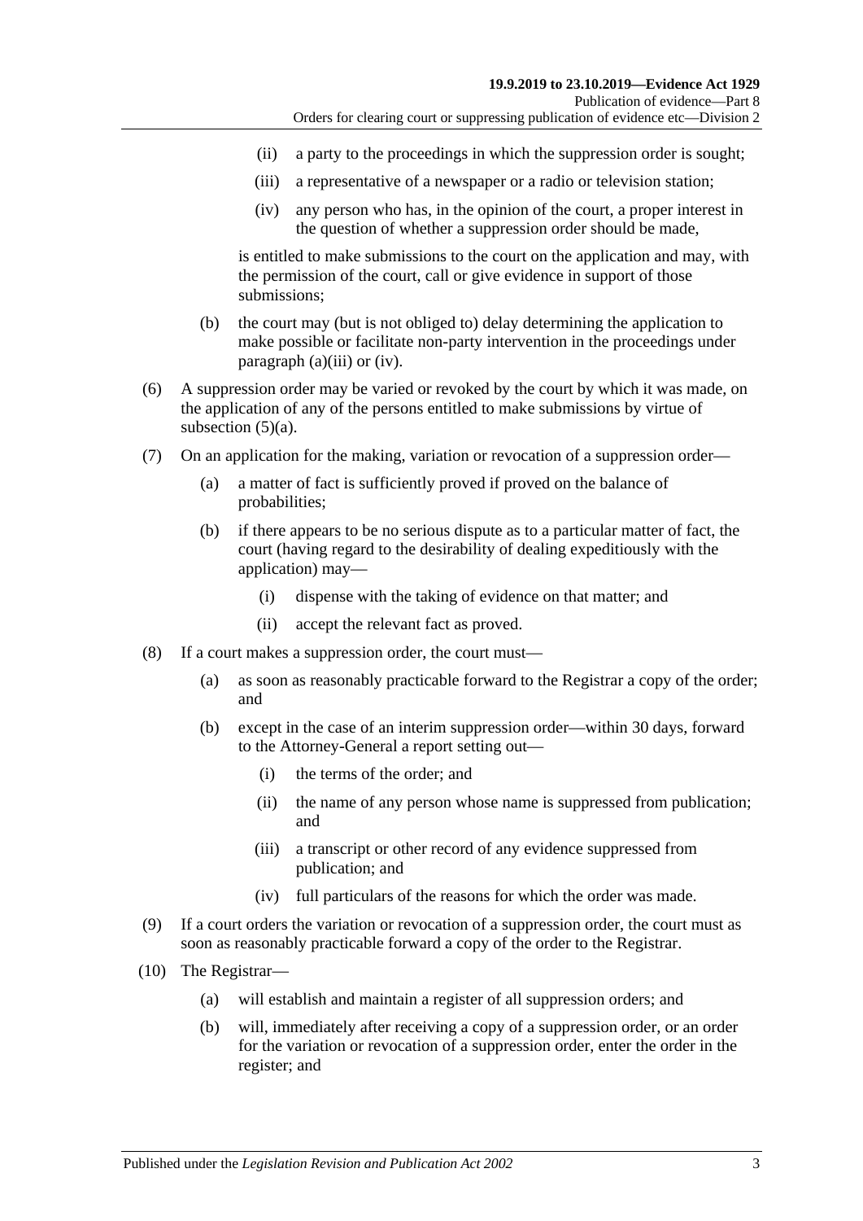(ii) a party to the proceedings in which the suppression order is sought;

(iii) a representative of a newspaper or a radio or television station;

(iv) any person who has, in the opinion of the court, a proper interest in the question of whether a suppression order should be made,

is entitled to make submissions to the court on the application and may, with the permission of the court, call or give evidence in support of those submissions;

(b) the court may (but is not obliged to) delay determining the application to make possible or facilitate non-party intervention in the proceedings under paragraph (a)(iii) or (iv).

(6) A suppression order may be varied or revoked by the court by which it was made, on the application of any of the persons entitled to make submissions by virtue of subsection (5)(a).

(7) On an application for the making, variation or revocation of a suppression order—

(a) a matter of fact is sufficiently proved if proved on the balance of probabilities;

(b) if there appears to be no serious dispute as to a particular matter of fact, the court (having regard to the desirability of dealing expeditiously with the application) may—

(i) dispense with the taking of evidence on that matter; and

(ii) accept the relevant fact as proved.

(8) If a court makes a suppression order, the court must—

(a) as soon as reasonably practicable forward to the Registrar a copy of the order; and

(b) except in the case of an interim suppression order—within 30 days, forward to the Attorney-General a report setting out—

(i) the terms of the order; and

(ii) the name of any person whose name is suppressed from publication; and

(iii) a transcript or other record of any evidence suppressed from publication; and

(iv) full particulars of the reasons for which the order was made.

(9) If a court orders the variation or revocation of a suppression order, the court must as soon as reasonably practicable forward a copy of the order to the Registrar.

(10) The Registrar—

(a) will establish and maintain a register of all suppression orders; and

(b) will, immediately after receiving a copy of a suppression order, or an order for the variation or revocation of a suppression order, enter the order in the register; and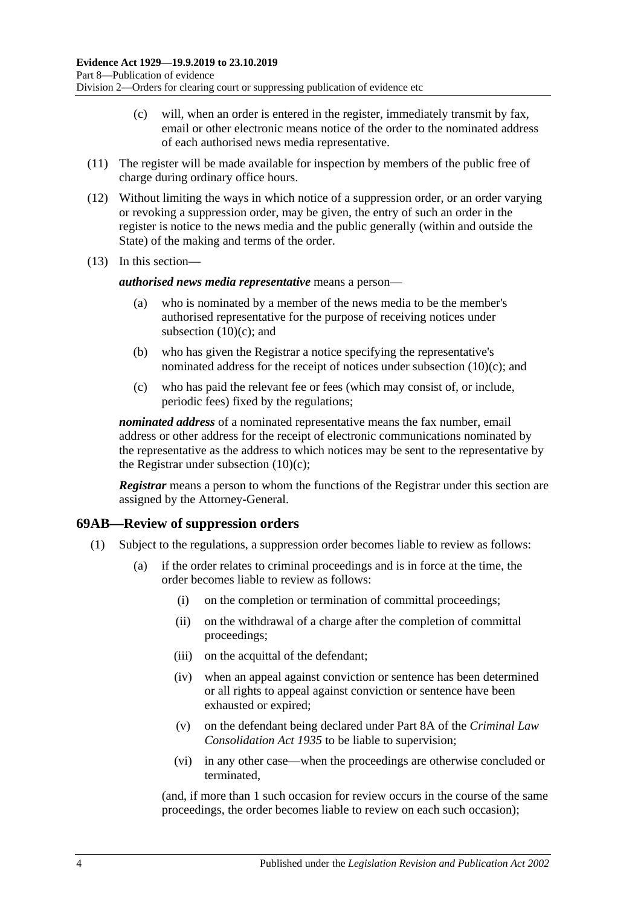(c) will, when an order is entered in the register, immediately transmit by fax, email or other electronic means notice of the order to the nominated address of each authorised news media representative.

(11) The register will be made available for inspection by members of the public free of charge during ordinary office hours.

(12) Without limiting the ways in which notice of a suppression order, or an order varying or revoking a suppression order, may be given, the entry of such an order in the register is notice to the news media and the public generally (within and outside the State) of the making and terms of the order.

(13) In this section—

***authorised news media representative*** means a person—

(a) who is nominated by a member of the news media to be the member's authorised representative for the purpose of receiving notices under subsection (10)(c); and

(b) who has given the Registrar a notice specifying the representative's nominated address for the receipt of notices under subsection (10)(c); and

(c) who has paid the relevant fee or fees (which may consist of, or include, periodic fees) fixed by the regulations;

***nominated address*** of a nominated representative means the fax number, email address or other address for the receipt of electronic communications nominated by the representative as the address to which notices may be sent to the representative by the Registrar under subsection (10)(c);

***Registrar*** means a person to whom the functions of the Registrar under this section are assigned by the Attorney-General.

## 69AB—Review of suppression orders

(1) Subject to the regulations, a suppression order becomes liable to review as follows:

(a) if the order relates to criminal proceedings and is in force at the time, the order becomes liable to review as follows:

(i) on the completion or termination of committal proceedings;

(ii) on the withdrawal of a charge after the completion of committal proceedings;

(iii) on the acquittal of the defendant;

(iv) when an appeal against conviction or sentence has been determined or all rights to appeal against conviction or sentence have been exhausted or expired;

(v) on the defendant being declared under Part 8A of the *Criminal Law Consolidation Act 1935* to be liable to supervision;

(vi) in any other case—when the proceedings are otherwise concluded or terminated,

(and, if more than 1 such occasion for review occurs in the course of the same proceedings, the order becomes liable to review on each such occasion);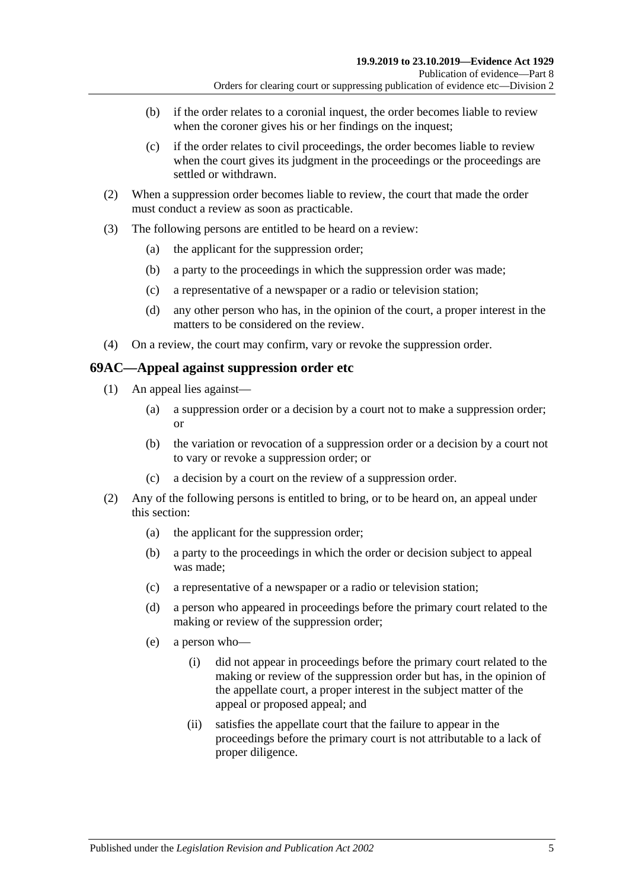(b) if the order relates to a coronial inquest, the order becomes liable to review when the coroner gives his or her findings on the inquest;

(c) if the order relates to civil proceedings, the order becomes liable to review when the court gives its judgment in the proceedings or the proceedings are settled or withdrawn.

(2) When a suppression order becomes liable to review, the court that made the order must conduct a review as soon as practicable.

(3) The following persons are entitled to be heard on a review:

(a) the applicant for the suppression order;

(b) a party to the proceedings in which the suppression order was made;

(c) a representative of a newspaper or a radio or television station;

(d) any other person who has, in the opinion of the court, a proper interest in the matters to be considered on the review.

(4) On a review, the court may confirm, vary or revoke the suppression order.

## 69AC—Appeal against suppression order etc

(1) An appeal lies against—

(a) a suppression order or a decision by a court not to make a suppression order; or

(b) the variation or revocation of a suppression order or a decision by a court not to vary or revoke a suppression order; or

(c) a decision by a court on the review of a suppression order.

(2) Any of the following persons is entitled to bring, or to be heard on, an appeal under this section:

(a) the applicant for the suppression order;

(b) a party to the proceedings in which the order or decision subject to appeal was made;

(c) a representative of a newspaper or a radio or television station;

(d) a person who appeared in proceedings before the primary court related to the making or review of the suppression order;

(e) a person who—

(i) did not appear in proceedings before the primary court related to the making or review of the suppression order but has, in the opinion of the appellate court, a proper interest in the subject matter of the appeal or proposed appeal; and

(ii) satisfies the appellate court that the failure to appear in the proceedings before the primary court is not attributable to a lack of proper diligence.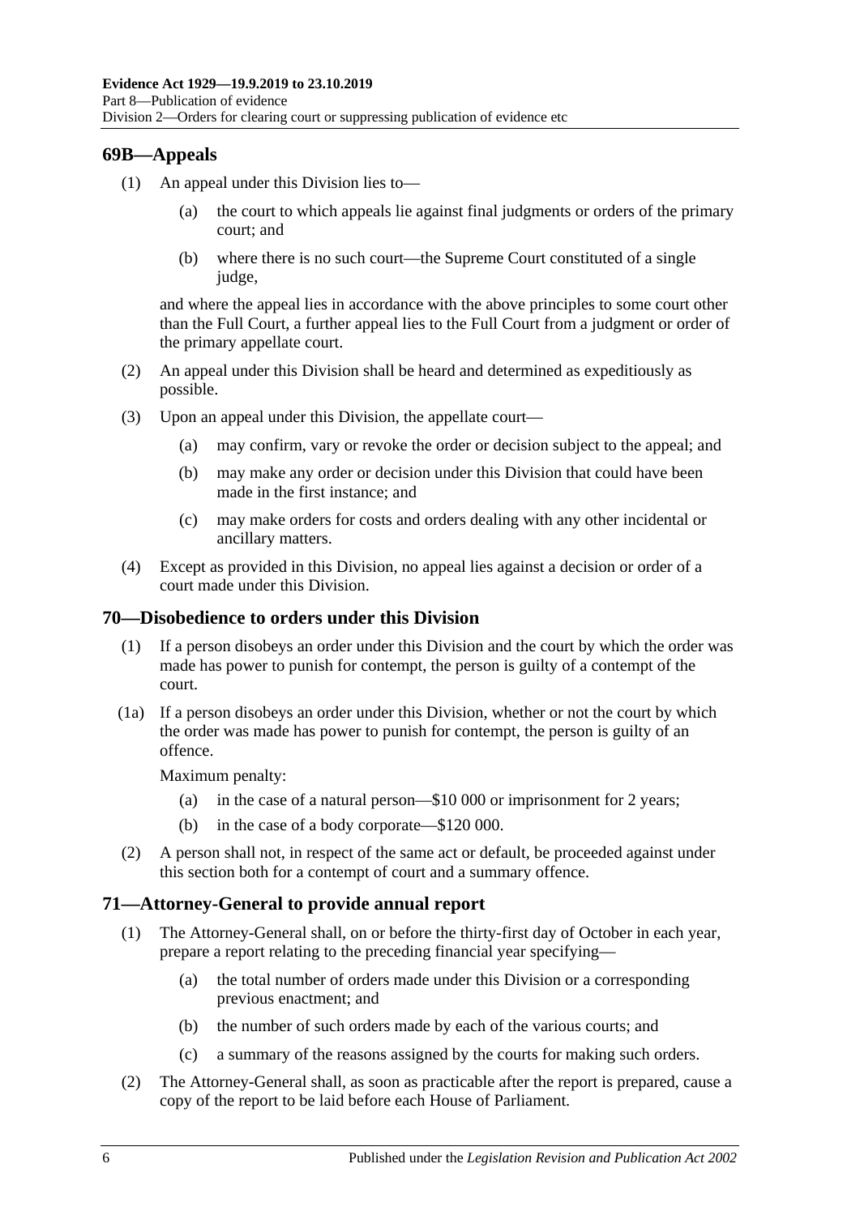## 69B—Appeals

(1) An appeal under this Division lies to—

   (a) the court to which appeals lie against final judgments or orders of the primary court; and

   (b) where there is no such court—the Supreme Court constituted of a single judge,

and where the appeal lies in accordance with the above principles to some court other than the Full Court, a further appeal lies to the Full Court from a judgment or order of the primary appellate court.

(2) An appeal under this Division shall be heard and determined as expeditiously as possible.

(3) Upon an appeal under this Division, the appellate court—

   (a) may confirm, vary or revoke the order or decision subject to the appeal; and

   (b) may make any order or decision under this Division that could have been made in the first instance; and

   (c) may make orders for costs and orders dealing with any other incidental or ancillary matters.

(4) Except as provided in this Division, no appeal lies against a decision or order of a court made under this Division.

## 70—Disobedience to orders under this Division

(1) If a person disobeys an order under this Division and the court by which the order was made has power to punish for contempt, the person is guilty of a contempt of the court.

(1a) If a person disobeys an order under this Division, whether or not the court by which the order was made has power to punish for contempt, the person is guilty of an offence.

Maximum penalty:

   (a) in the case of a natural person—$10 000 or imprisonment for 2 years;

   (b) in the case of a body corporate—$120 000.

(2) A person shall not, in respect of the same act or default, be proceeded against under this section both for a contempt of court and a summary offence.

## 71—Attorney-General to provide annual report

(1) The Attorney-General shall, on or before the thirty-first day of October in each year, prepare a report relating to the preceding financial year specifying—

   (a) the total number of orders made under this Division or a corresponding previous enactment; and

   (b) the number of such orders made by each of the various courts; and

   (c) a summary of the reasons assigned by the courts for making such orders.

(2) The Attorney-General shall, as soon as practicable after the report is prepared, cause a copy of the report to be laid before each House of Parliament.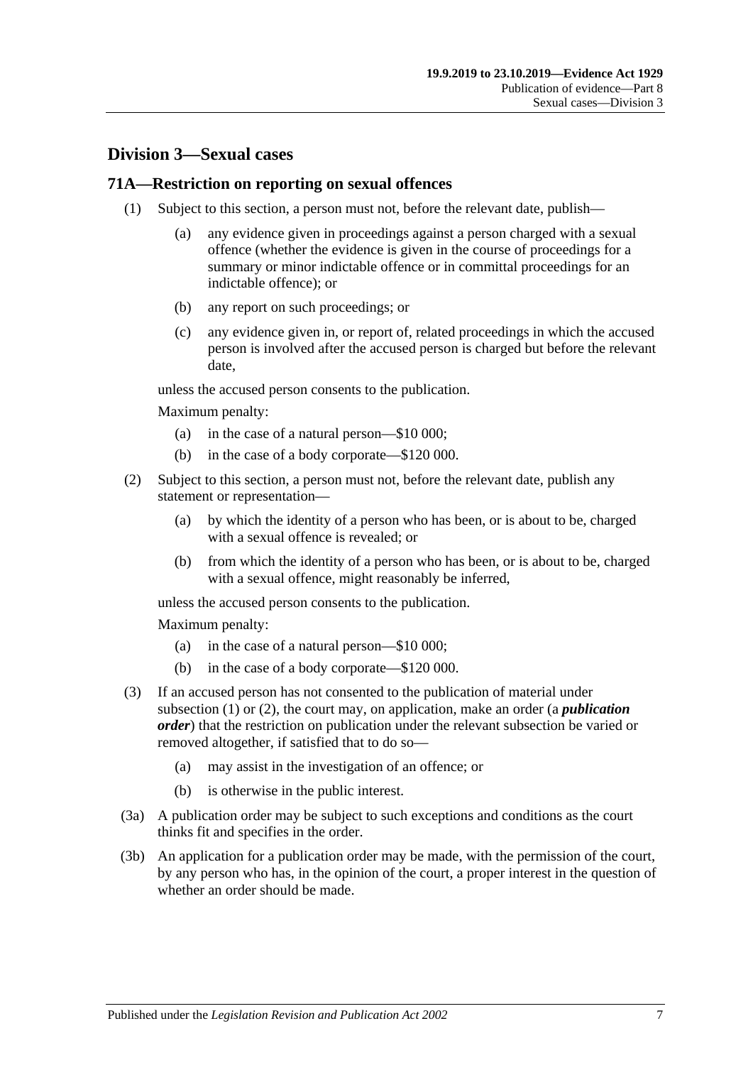## Division 3—Sexual cases

### 71A—Restriction on reporting on sexual offences

(1) Subject to this section, a person must not, before the relevant date, publish—

- (a) any evidence given in proceedings against a person charged with a sexual offence (whether the evidence is given in the course of proceedings for a summary or minor indictable offence or in committal proceedings for an indictable offence); or
- (b) any report on such proceedings; or
- (c) any evidence given in, or report of, related proceedings in which the accused person is involved after the accused person is charged but before the relevant date,

unless the accused person consents to the publication.

Maximum penalty:

- (a) in the case of a natural person—$10 000;
- (b) in the case of a body corporate—$120 000.

(2) Subject to this section, a person must not, before the relevant date, publish any statement or representation—

- (a) by which the identity of a person who has been, or is about to be, charged with a sexual offence is revealed; or
- (b) from which the identity of a person who has been, or is about to be, charged with a sexual offence, might reasonably be inferred,

unless the accused person consents to the publication.

Maximum penalty:

- (a) in the case of a natural person—$10 000;
- (b) in the case of a body corporate—$120 000.

(3) If an accused person has not consented to the publication of material under subsection (1) or (2), the court may, on application, make an order (a ***publication order***) that the restriction on publication under the relevant subsection be varied or removed altogether, if satisfied that to do so—

- (a) may assist in the investigation of an offence; or
- (b) is otherwise in the public interest.

(3a) A publication order may be subject to such exceptions and conditions as the court thinks fit and specifies in the order.

(3b) An application for a publication order may be made, with the permission of the court, by any person who has, in the opinion of the court, a proper interest in the question of whether an order should be made.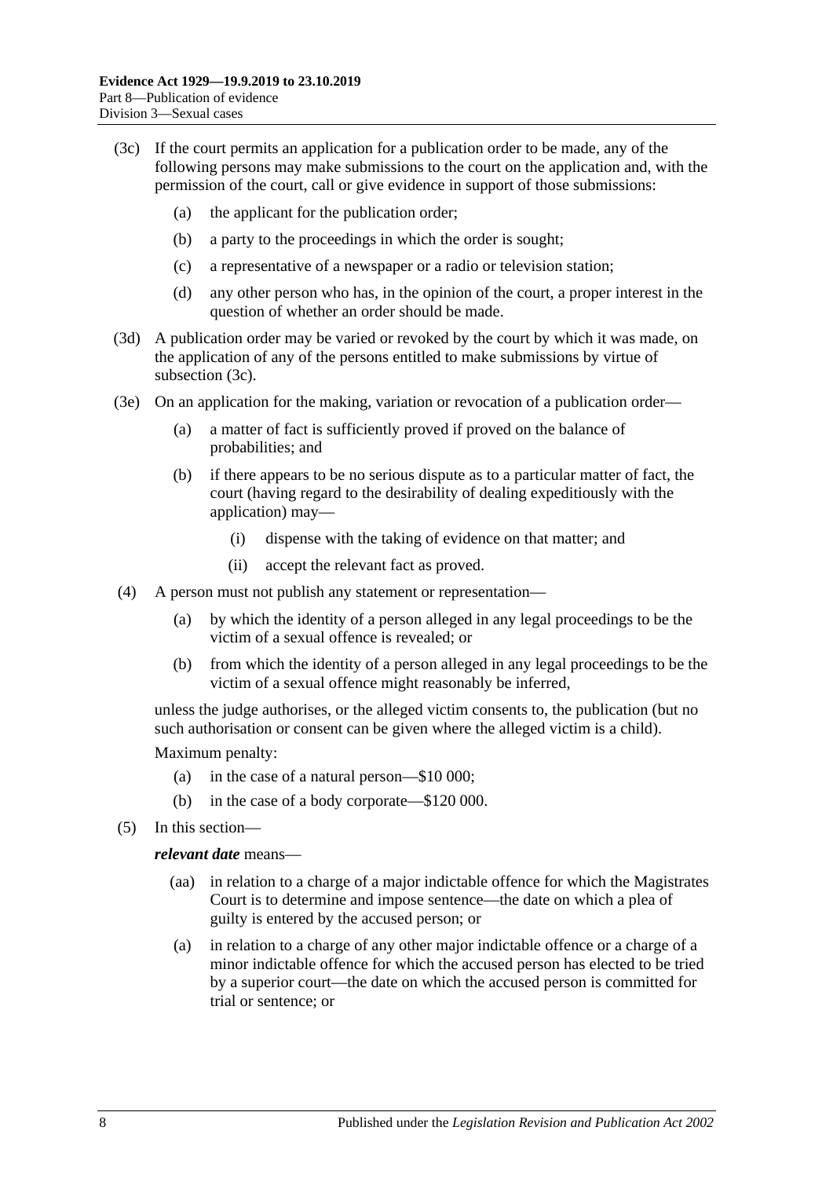(3c) If the court permits an application for a publication order to be made, any of the following persons may make submissions to the court on the application and, with the permission of the court, call or give evidence in support of those submissions:

(a) the applicant for the publication order;

(b) a party to the proceedings in which the order is sought;

(c) a representative of a newspaper or a radio or television station;

(d) any other person who has, in the opinion of the court, a proper interest in the question of whether an order should be made.

(3d) A publication order may be varied or revoked by the court by which it was made, on the application of any of the persons entitled to make submissions by virtue of subsection (3c).

(3e) On an application for the making, variation or revocation of a publication order—

(a) a matter of fact is sufficiently proved if proved on the balance of probabilities; and

(b) if there appears to be no serious dispute as to a particular matter of fact, the court (having regard to the desirability of dealing expeditiously with the application) may—

(i) dispense with the taking of evidence on that matter; and

(ii) accept the relevant fact as proved.

(4) A person must not publish any statement or representation—

(a) by which the identity of a person alleged in any legal proceedings to be the victim of a sexual offence is revealed; or

(b) from which the identity of a person alleged in any legal proceedings to be the victim of a sexual offence might reasonably be inferred,

unless the judge authorises, or the alleged victim consents to, the publication (but no such authorisation or consent can be given where the alleged victim is a child).

Maximum penalty:

(a) in the case of a natural person—$10 000;

(b) in the case of a body corporate—$120 000.

(5) In this section—

***relevant date*** means—

(aa) in relation to a charge of a major indictable offence for which the Magistrates Court is to determine and impose sentence—the date on which a plea of guilty is entered by the accused person; or

(a) in relation to a charge of any other major indictable offence or a charge of a minor indictable offence for which the accused person has elected to be tried by a superior court—the date on which the accused person is committed for trial or sentence; or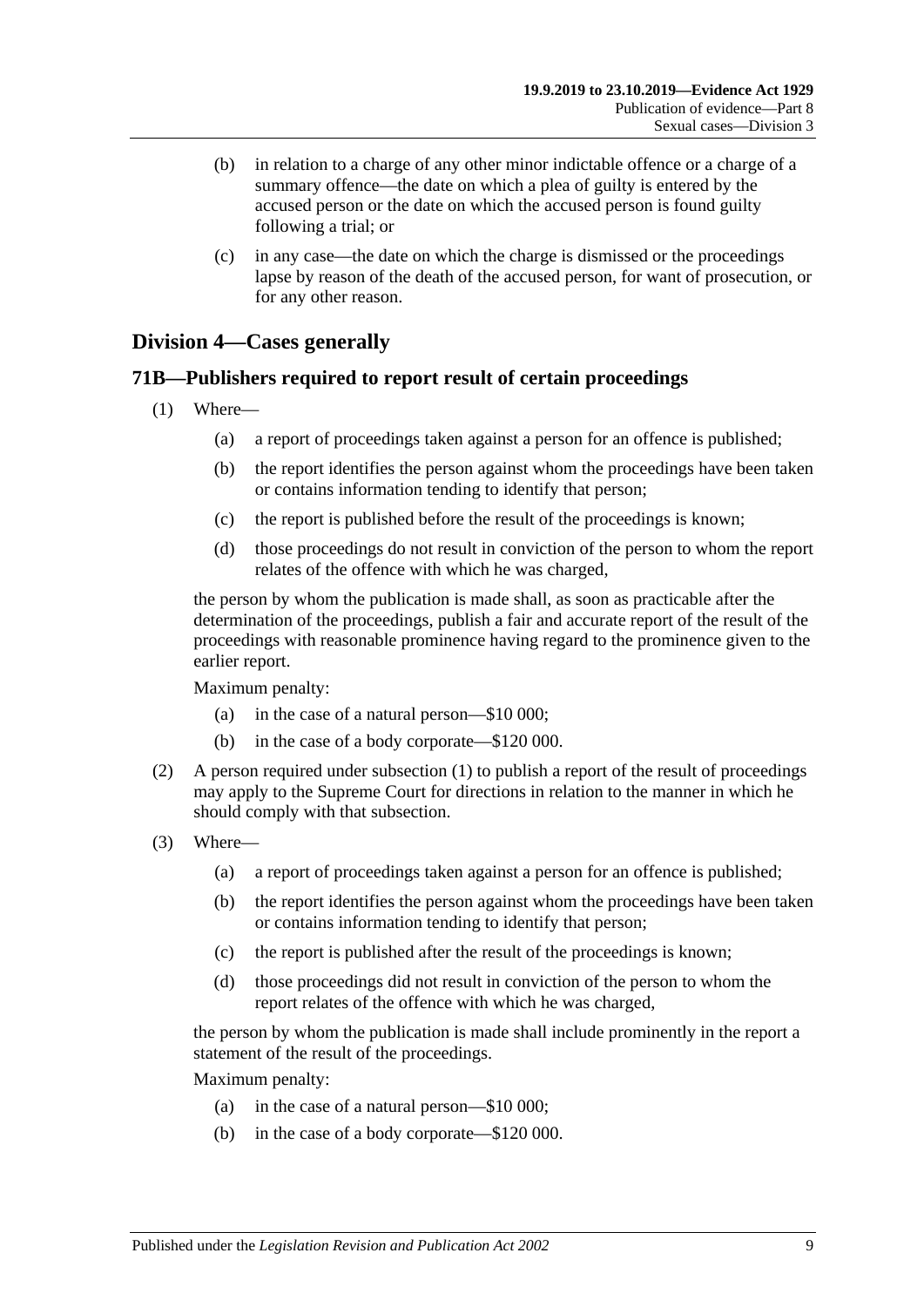(b) in relation to a charge of any other minor indictable offence or a charge of a summary offence—the date on which a plea of guilty is entered by the accused person or the date on which the accused person is found guilty following a trial; or

(c) in any case—the date on which the charge is dismissed or the proceedings lapse by reason of the death of the accused person, for want of prosecution, or for any other reason.

## Division 4—Cases generally

### 71B—Publishers required to report result of certain proceedings

(1) Where—

(a) a report of proceedings taken against a person for an offence is published;

(b) the report identifies the person against whom the proceedings have been taken or contains information tending to identify that person;

(c) the report is published before the result of the proceedings is known;

(d) those proceedings do not result in conviction of the person to whom the report relates of the offence with which he was charged,

the person by whom the publication is made shall, as soon as practicable after the determination of the proceedings, publish a fair and accurate report of the result of the proceedings with reasonable prominence having regard to the prominence given to the earlier report.

Maximum penalty:

(a) in the case of a natural person—$10 000;

(b) in the case of a body corporate—$120 000.

(2) A person required under subsection (1) to publish a report of the result of proceedings may apply to the Supreme Court for directions in relation to the manner in which he should comply with that subsection.

(3) Where—

(a) a report of proceedings taken against a person for an offence is published;

(b) the report identifies the person against whom the proceedings have been taken or contains information tending to identify that person;

(c) the report is published after the result of the proceedings is known;

(d) those proceedings did not result in conviction of the person to whom the report relates of the offence with which he was charged,

the person by whom the publication is made shall include prominently in the report a statement of the result of the proceedings.

Maximum penalty:

(a) in the case of a natural person—$10 000;

(b) in the case of a body corporate—$120 000.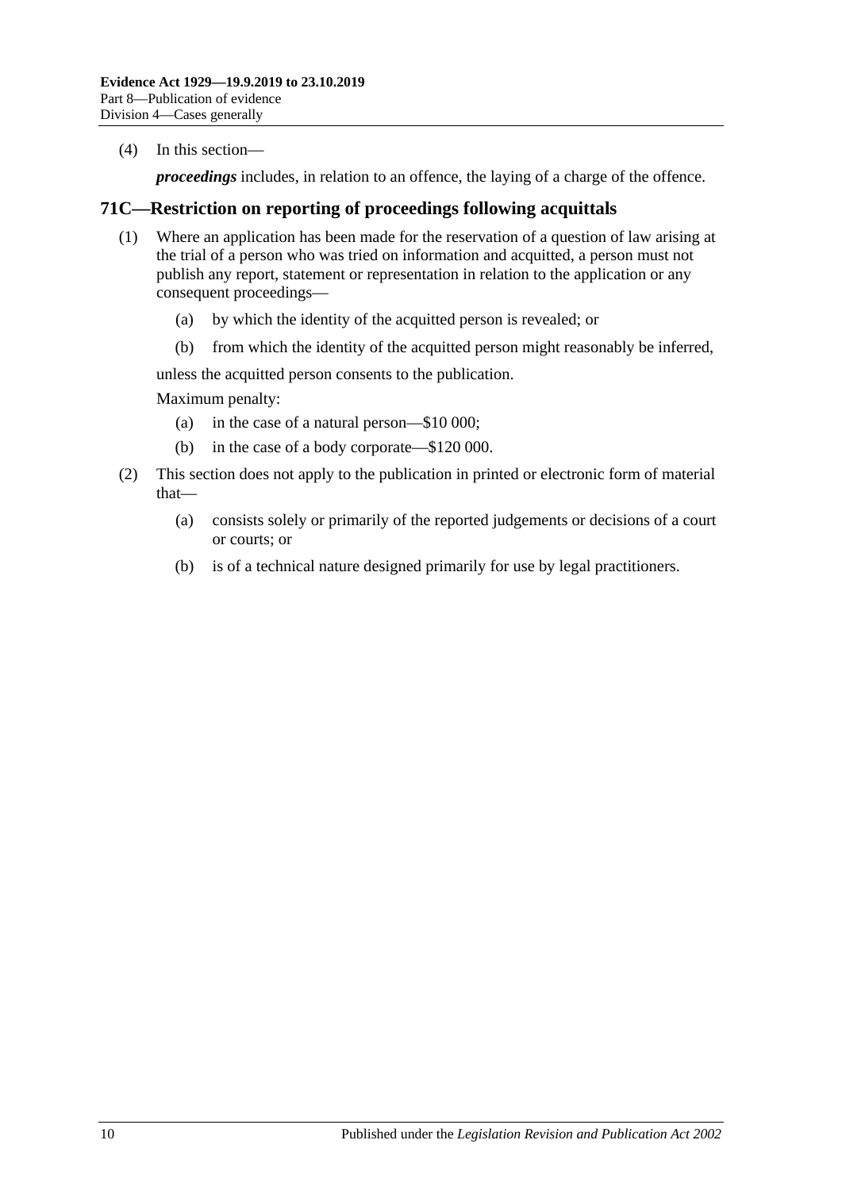(4) In this section—

***proceedings*** includes, in relation to an offence, the laying of a charge of the offence.

## 71C—Restriction on reporting of proceedings following acquittals

(1) Where an application has been made for the reservation of a question of law arising at the trial of a person who was tried on information and acquitted, a person must not publish any report, statement or representation in relation to the application or any consequent proceedings—

- (a) by which the identity of the acquitted person is revealed; or
- (b) from which the identity of the acquitted person might reasonably be inferred,

unless the acquitted person consents to the publication.

Maximum penalty:

- (a) in the case of a natural person—$10 000;
- (b) in the case of a body corporate—$120 000.

(2) This section does not apply to the publication in printed or electronic form of material that—

- (a) consists solely or primarily of the reported judgements or decisions of a court or courts; or
- (b) is of a technical nature designed primarily for use by legal practitioners.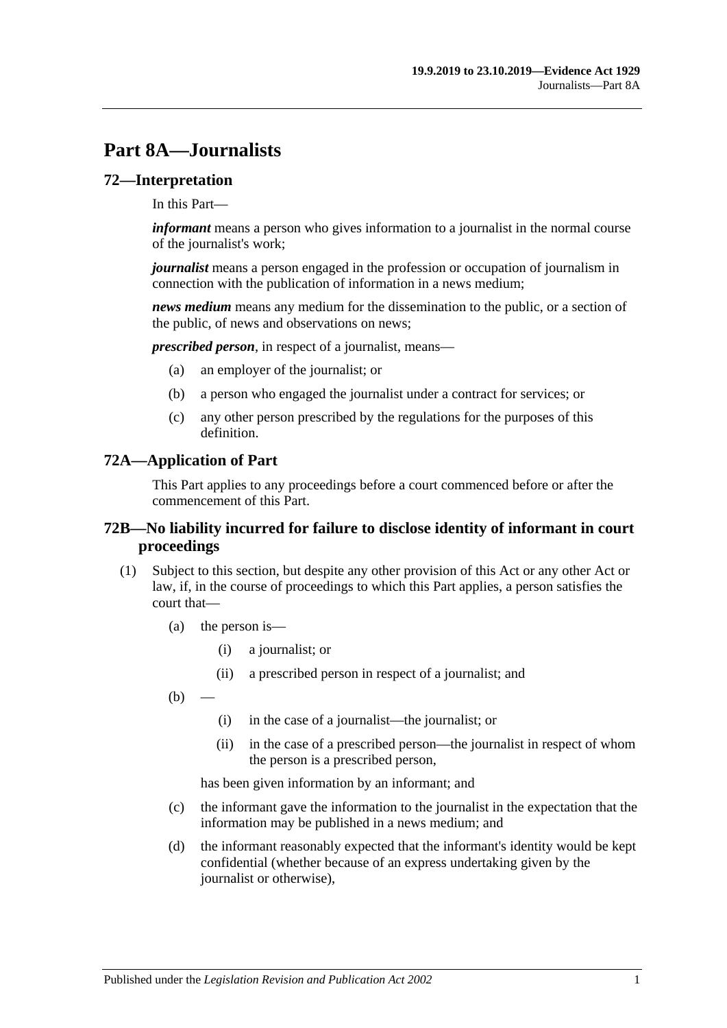# Part 8A—Journalists

## 72—Interpretation

In this Part—

***informant*** means a person who gives information to a journalist in the normal course of the journalist's work;

***journalist*** means a person engaged in the profession or occupation of journalism in connection with the publication of information in a news medium;

***news medium*** means any medium for the dissemination to the public, or a section of the public, of news and observations on news;

***prescribed person***, in respect of a journalist, means—

(a) an employer of the journalist; or

(b) a person who engaged the journalist under a contract for services; or

(c) any other person prescribed by the regulations for the purposes of this definition.

## 72A—Application of Part

This Part applies to any proceedings before a court commenced before or after the commencement of this Part.

## 72B—No liability incurred for failure to disclose identity of informant in court proceedings

(1) Subject to this section, but despite any other provision of this Act or any other Act or law, if, in the course of proceedings to which this Part applies, a person satisfies the court that—

(a) the person is—

(i) a journalist; or

(ii) a prescribed person in respect of a journalist; and

(b) —

(i) in the case of a journalist—the journalist; or

(ii) in the case of a prescribed person—the journalist in respect of whom the person is a prescribed person,

has been given information by an informant; and

(c) the informant gave the information to the journalist in the expectation that the information may be published in a news medium; and

(d) the informant reasonably expected that the informant's identity would be kept confidential (whether because of an express undertaking given by the journalist or otherwise),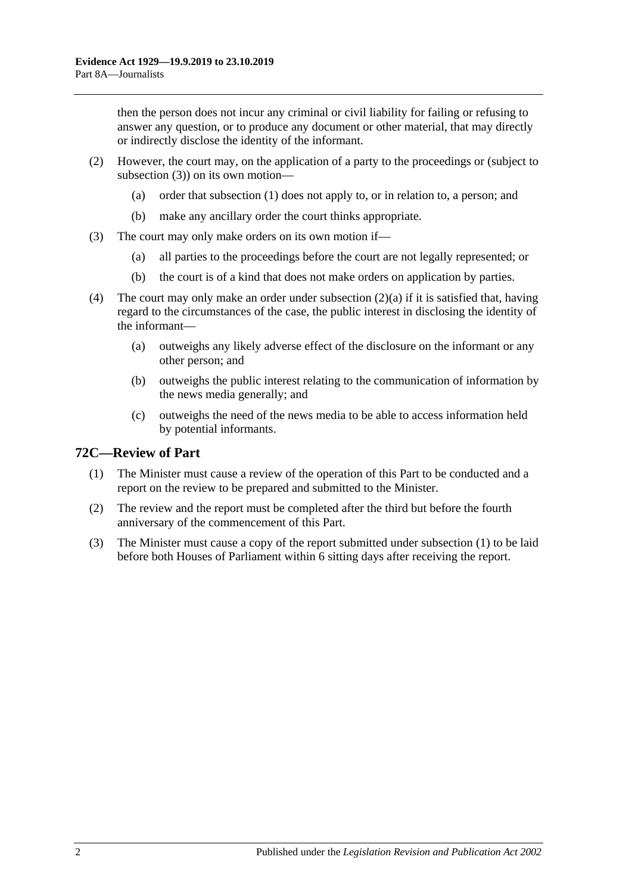then the person does not incur any criminal or civil liability for failing or refusing to answer any question, or to produce any document or other material, that may directly or indirectly disclose the identity of the informant.

(2) However, the court may, on the application of a party to the proceedings or (subject to subsection (3)) on its own motion—

(a) order that subsection (1) does not apply to, or in relation to, a person; and

(b) make any ancillary order the court thinks appropriate.

(3) The court may only make orders on its own motion if—

(a) all parties to the proceedings before the court are not legally represented; or

(b) the court is of a kind that does not make orders on application by parties.

(4) The court may only make an order under subsection (2)(a) if it is satisfied that, having regard to the circumstances of the case, the public interest in disclosing the identity of the informant—

(a) outweighs any likely adverse effect of the disclosure on the informant or any other person; and

(b) outweighs the public interest relating to the communication of information by the news media generally; and

(c) outweighs the need of the news media to be able to access information held by potential informants.

## 72C—Review of Part

(1) The Minister must cause a review of the operation of this Part to be conducted and a report on the review to be prepared and submitted to the Minister.

(2) The review and the report must be completed after the third but before the fourth anniversary of the commencement of this Part.

(3) The Minister must cause a copy of the report submitted under subsection (1) to be laid before both Houses of Parliament within 6 sitting days after receiving the report.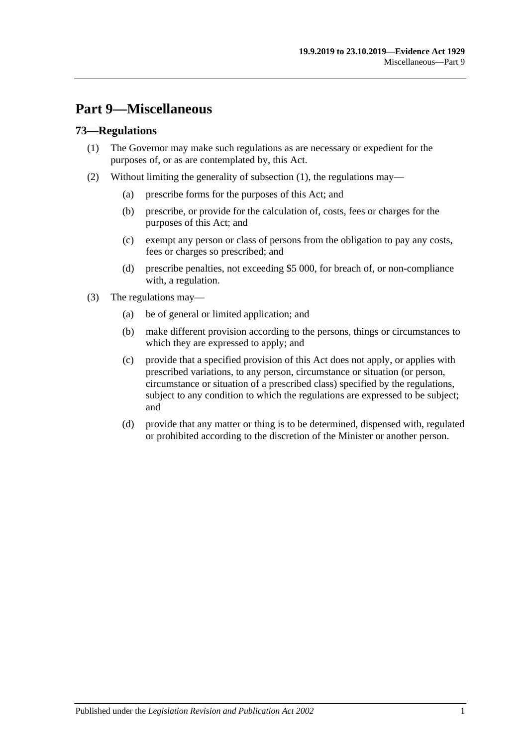# Part 9—Miscellaneous

## 73—Regulations

(1) The Governor may make such regulations as are necessary or expedient for the purposes of, or as are contemplated by, this Act.

(2) Without limiting the generality of subsection (1), the regulations may—

(a) prescribe forms for the purposes of this Act; and

(b) prescribe, or provide for the calculation of, costs, fees or charges for the purposes of this Act; and

(c) exempt any person or class of persons from the obligation to pay any costs, fees or charges so prescribed; and

(d) prescribe penalties, not exceeding $5 000, for breach of, or non-compliance with, a regulation.

(3) The regulations may—

(a) be of general or limited application; and

(b) make different provision according to the persons, things or circumstances to which they are expressed to apply; and

(c) provide that a specified provision of this Act does not apply, or applies with prescribed variations, to any person, circumstance or situation (or person, circumstance or situation of a prescribed class) specified by the regulations, subject to any condition to which the regulations are expressed to be subject; and

(d) provide that any matter or thing is to be determined, dispensed with, regulated or prohibited according to the discretion of the Minister or another person.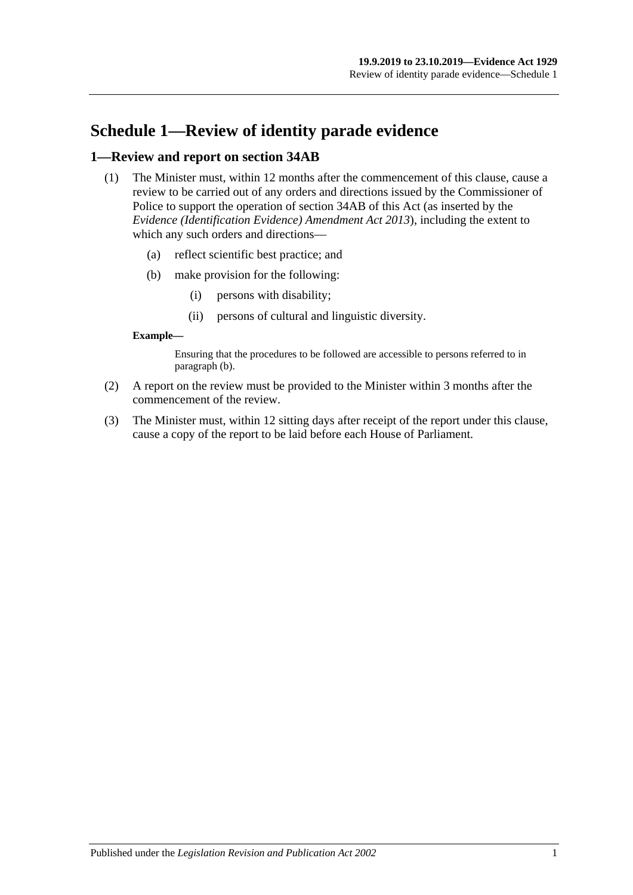# Schedule 1—Review of identity parade evidence

## 1—Review and report on section 34AB

(1) The Minister must, within 12 months after the commencement of this clause, cause a review to be carried out of any orders and directions issued by the Commissioner of Police to support the operation of section 34AB of this Act (as inserted by the *Evidence (Identification Evidence) Amendment Act 2013*), including the extent to which any such orders and directions—

- (a) reflect scientific best practice; and
- (b) make provision for the following:
  - (i) persons with disability;
  - (ii) persons of cultural and linguistic diversity.

**Example—**

Ensuring that the procedures to be followed are accessible to persons referred to in paragraph (b).

(2) A report on the review must be provided to the Minister within 3 months after the commencement of the review.

(3) The Minister must, within 12 sitting days after receipt of the report under this clause, cause a copy of the report to be laid before each House of Parliament.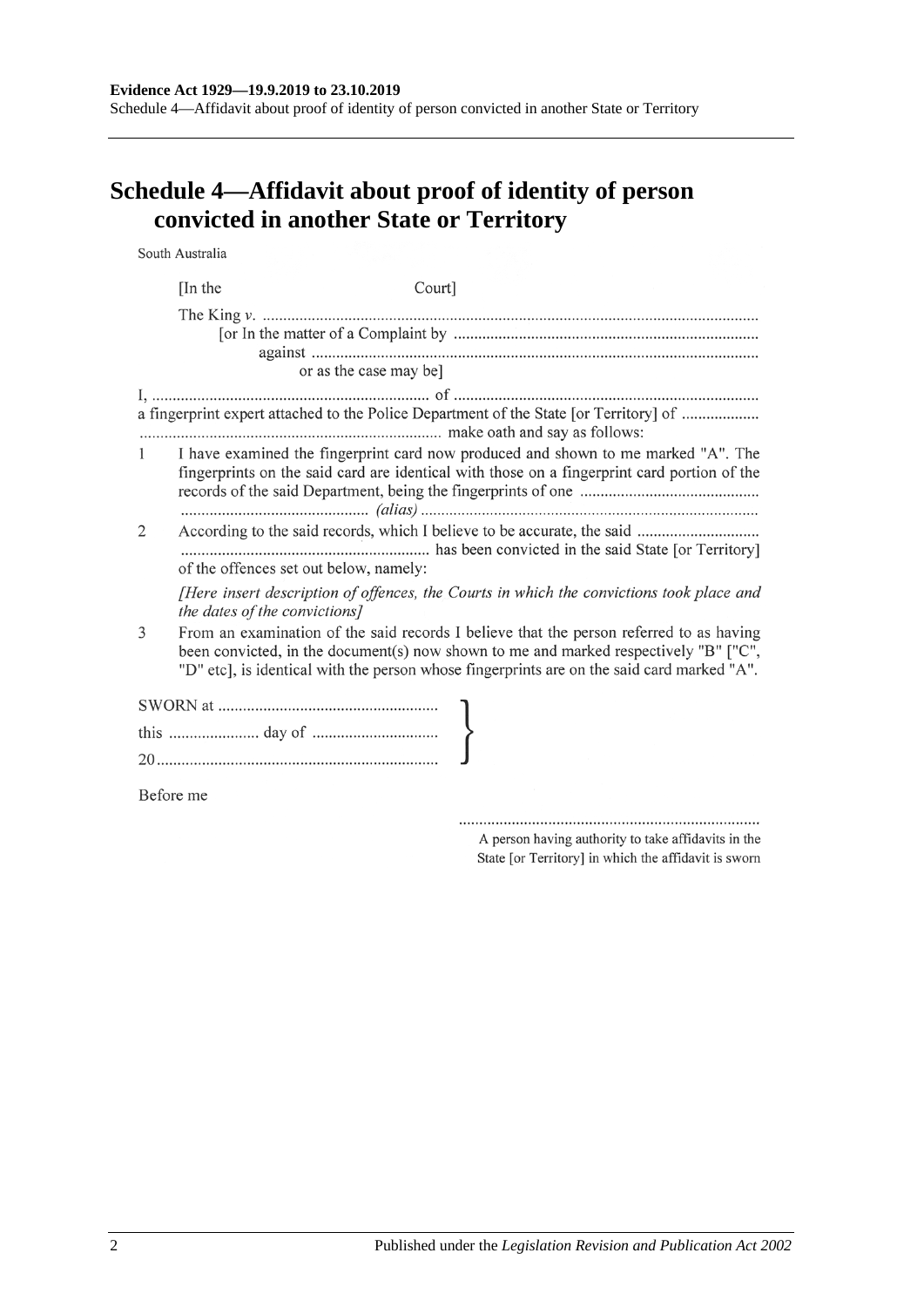## Schedule 4—Affidavit about proof of identity of person convicted in another State or Territory

South Australia

[In the Court]

The King *v.* ..........................................................................................................................

[or In the matter of a Complaint by ..........................................................................

against .............................................................................................................

or as the case may be]

I, ................................................................... of ..........................................................................
a fingerprint expert attached to the Police Department of the State [or Territory] of ...................
.......................................................................... make oath and say as follows:

1 I have examined the fingerprint card now produced and shown to me marked "A". The fingerprints on the said card are identical with those on a fingerprint card portion of the records of the said Department, being the fingerprints of one ..........................................
.............................................. *(alias)* ..................................................................................

2 According to the said records, which I believe to be accurate, the said ..............................
............................................................ has been convicted in the said State [or Territory] of the offences set out below, namely:

*[Here insert description of offences, the Courts in which the convictions took place and the dates of the convictions]*

3 From an examination of the said records I believe that the person referred to as having been convicted, in the document(s) now shown to me and marked respectively "B" ["C", "D" etc], is identical with the person whose fingerprints are on the said card marked "A".

SWORN at .....................................................
this ...................... day of ..............................
20....................................................................

Before me

.........................................................................
A person having authority to take affidavits in the State [or Territory] in which the affidavit is sworn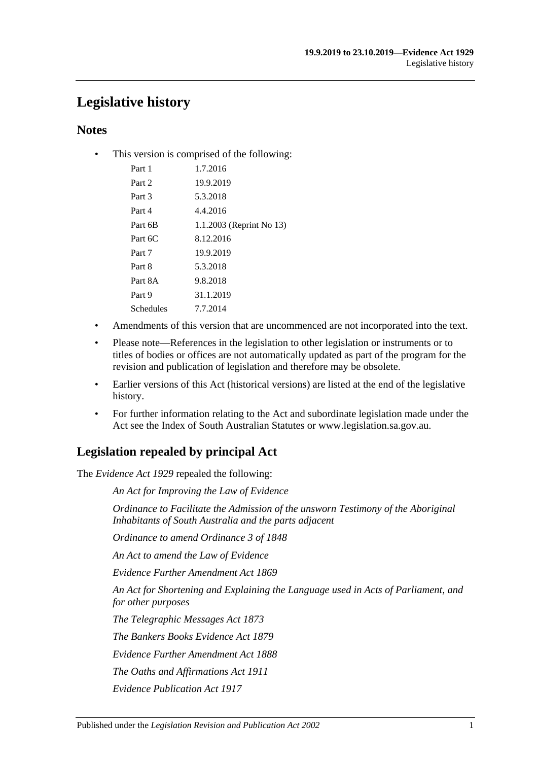# Legislative history

## Notes

- This version is comprised of the following:

| | |
|---|---|
| Part 1 | 1.7.2016 |
| Part 2 | 19.9.2019 |
| Part 3 | 5.3.2018 |
| Part 4 | 4.4.2016 |
| Part 6B | 1.1.2003 (Reprint No 13) |
| Part 6C | 8.12.2016 |
| Part 7 | 19.9.2019 |
| Part 8 | 5.3.2018 |
| Part 8A | 9.8.2018 |
| Part 9 | 31.1.2019 |
| Schedules | 7.7.2014 |

- Amendments of this version that are uncommenced are not incorporated into the text.
- Please note—References in the legislation to other legislation or instruments or to titles of bodies or offices are not automatically updated as part of the program for the revision and publication of legislation and therefore may be obsolete.
- Earlier versions of this Act (historical versions) are listed at the end of the legislative history.
- For further information relating to the Act and subordinate legislation made under the Act see the Index of South Australian Statutes or www.legislation.sa.gov.au.

## Legislation repealed by principal Act

The *Evidence Act 1929* repealed the following:

*An Act for Improving the Law of Evidence*

*Ordinance to Facilitate the Admission of the unsworn Testimony of the Aboriginal Inhabitants of South Australia and the parts adjacent*

*Ordinance to amend Ordinance 3 of 1848*

*An Act to amend the Law of Evidence*

*Evidence Further Amendment Act 1869*

*An Act for Shortening and Explaining the Language used in Acts of Parliament, and for other purposes*

*The Telegraphic Messages Act 1873*

*The Bankers Books Evidence Act 1879*

*Evidence Further Amendment Act 1888*

*The Oaths and Affirmations Act 1911*

*Evidence Publication Act 1917*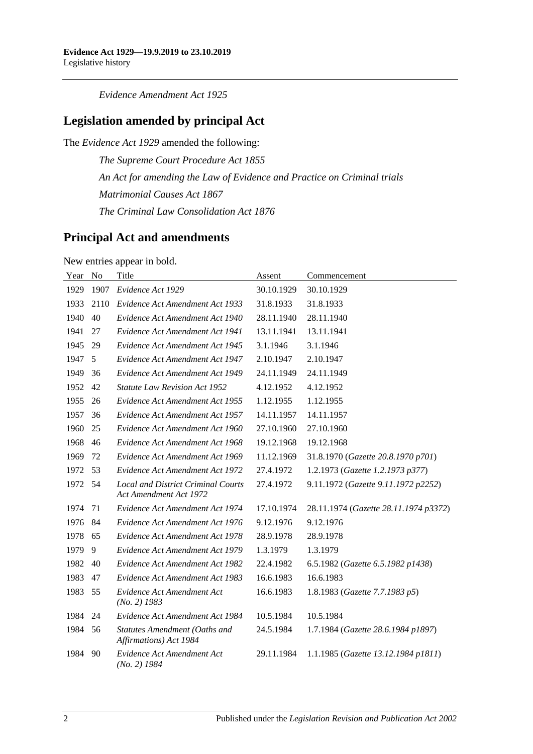*Evidence Amendment Act 1925*

## Legislation amended by principal Act

The *Evidence Act 1929* amended the following:

*The Supreme Court Procedure Act 1855*

*An Act for amending the Law of Evidence and Practice on Criminal trials*

*Matrimonial Causes Act 1867*

*The Criminal Law Consolidation Act 1876*

## Principal Act and amendments

New entries appear in bold.

| Year | No | Title | Assent | Commencement |
|---|---|---|---|---|
| 1929 | 1907 | *Evidence Act 1929* | 30.10.1929 | 30.10.1929 |
| 1933 | 2110 | *Evidence Act Amendment Act 1933* | 31.8.1933 | 31.8.1933 |
| 1940 | 40 | *Evidence Act Amendment Act 1940* | 28.11.1940 | 28.11.1940 |
| 1941 | 27 | *Evidence Act Amendment Act 1941* | 13.11.1941 | 13.11.1941 |
| 1945 | 29 | *Evidence Act Amendment Act 1945* | 3.1.1946 | 3.1.1946 |
| 1947 | 5 | *Evidence Act Amendment Act 1947* | 2.10.1947 | 2.10.1947 |
| 1949 | 36 | *Evidence Act Amendment Act 1949* | 24.11.1949 | 24.11.1949 |
| 1952 | 42 | *Statute Law Revision Act 1952* | 4.12.1952 | 4.12.1952 |
| 1955 | 26 | *Evidence Act Amendment Act 1955* | 1.12.1955 | 1.12.1955 |
| 1957 | 36 | *Evidence Act Amendment Act 1957* | 14.11.1957 | 14.11.1957 |
| 1960 | 25 | *Evidence Act Amendment Act 1960* | 27.10.1960 | 27.10.1960 |
| 1968 | 46 | *Evidence Act Amendment Act 1968* | 19.12.1968 | 19.12.1968 |
| 1969 | 72 | *Evidence Act Amendment Act 1969* | 11.12.1969 | 31.8.1970 (*Gazette 20.8.1970 p701*) |
| 1972 | 53 | *Evidence Act Amendment Act 1972* | 27.4.1972 | 1.2.1973 (*Gazette 1.2.1973 p377*) |
| 1972 | 54 | *Local and District Criminal Courts Act Amendment Act 1972* | 27.4.1972 | 9.11.1972 (*Gazette 9.11.1972 p2252*) |
| 1974 | 71 | *Evidence Act Amendment Act 1974* | 17.10.1974 | 28.11.1974 (*Gazette 28.11.1974 p3372*) |
| 1976 | 84 | *Evidence Act Amendment Act 1976* | 9.12.1976 | 9.12.1976 |
| 1978 | 65 | *Evidence Act Amendment Act 1978* | 28.9.1978 | 28.9.1978 |
| 1979 | 9 | *Evidence Act Amendment Act 1979* | 1.3.1979 | 1.3.1979 |
| 1982 | 40 | *Evidence Act Amendment Act 1982* | 22.4.1982 | 6.5.1982 (*Gazette 6.5.1982 p1438*) |
| 1983 | 47 | *Evidence Act Amendment Act 1983* | 16.6.1983 | 16.6.1983 |
| 1983 | 55 | *Evidence Act Amendment Act (No. 2) 1983* | 16.6.1983 | 1.8.1983 (*Gazette 7.7.1983 p5*) |
| 1984 | 24 | *Evidence Act Amendment Act 1984* | 10.5.1984 | 10.5.1984 |
| 1984 | 56 | *Statutes Amendment (Oaths and Affirmations) Act 1984* | 24.5.1984 | 1.7.1984 (*Gazette 28.6.1984 p1897*) |
| 1984 | 90 | *Evidence Act Amendment Act (No. 2) 1984* | 29.11.1984 | 1.1.1985 (*Gazette 13.12.1984 p1811*) |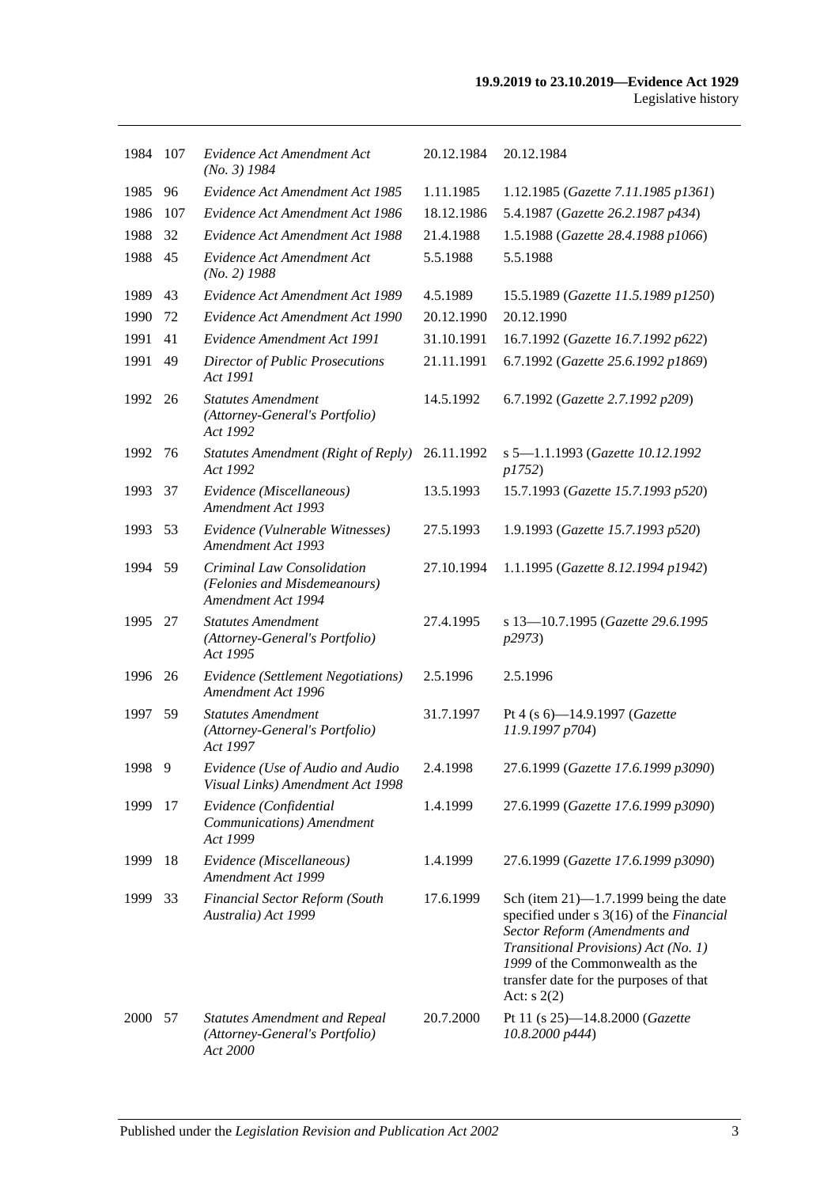| | | | | |
|---|---|---|---|---|
| 1984 | 107 | *Evidence Act Amendment Act (No. 3) 1984* | 20.12.1984 | 20.12.1984 |
| 1985 | 96 | *Evidence Act Amendment Act 1985* | 1.11.1985 | 1.12.1985 (*Gazette 7.11.1985 p1361*) |
| 1986 | 107 | *Evidence Act Amendment Act 1986* | 18.12.1986 | 5.4.1987 (*Gazette 26.2.1987 p434*) |
| 1988 | 32 | *Evidence Act Amendment Act 1988* | 21.4.1988 | 1.5.1988 (*Gazette 28.4.1988 p1066*) |
| 1988 | 45 | *Evidence Act Amendment Act (No. 2) 1988* | 5.5.1988 | 5.5.1988 |
| 1989 | 43 | *Evidence Act Amendment Act 1989* | 4.5.1989 | 15.5.1989 (*Gazette 11.5.1989 p1250*) |
| 1990 | 72 | *Evidence Act Amendment Act 1990* | 20.12.1990 | 20.12.1990 |
| 1991 | 41 | *Evidence Amendment Act 1991* | 31.10.1991 | 16.7.1992 (*Gazette 16.7.1992 p622*) |
| 1991 | 49 | *Director of Public Prosecutions Act 1991* | 21.11.1991 | 6.7.1992 (*Gazette 25.6.1992 p1869*) |
| 1992 | 26 | *Statutes Amendment (Attorney-General's Portfolio) Act 1992* | 14.5.1992 | 6.7.1992 (*Gazette 2.7.1992 p209*) |
| 1992 | 76 | *Statutes Amendment (Right of Reply) Act 1992* | 26.11.1992 | s 5—1.1.1993 (*Gazette 10.12.1992 p1752*) |
| 1993 | 37 | *Evidence (Miscellaneous) Amendment Act 1993* | 13.5.1993 | 15.7.1993 (*Gazette 15.7.1993 p520*) |
| 1993 | 53 | *Evidence (Vulnerable Witnesses) Amendment Act 1993* | 27.5.1993 | 1.9.1993 (*Gazette 15.7.1993 p520*) |
| 1994 | 59 | *Criminal Law Consolidation (Felonies and Misdemeanours) Amendment Act 1994* | 27.10.1994 | 1.1.1995 (*Gazette 8.12.1994 p1942*) |
| 1995 | 27 | *Statutes Amendment (Attorney-General's Portfolio) Act 1995* | 27.4.1995 | s 13—10.7.1995 (*Gazette 29.6.1995 p2973*) |
| 1996 | 26 | *Evidence (Settlement Negotiations) Amendment Act 1996* | 2.5.1996 | 2.5.1996 |
| 1997 | 59 | *Statutes Amendment (Attorney-General's Portfolio) Act 1997* | 31.7.1997 | Pt 4 (s 6)—14.9.1997 (*Gazette 11.9.1997 p704*) |
| 1998 | 9 | *Evidence (Use of Audio and Audio Visual Links) Amendment Act 1998* | 2.4.1998 | 27.6.1999 (*Gazette 17.6.1999 p3090*) |
| 1999 | 17 | *Evidence (Confidential Communications) Amendment Act 1999* | 1.4.1999 | 27.6.1999 (*Gazette 17.6.1999 p3090*) |
| 1999 | 18 | *Evidence (Miscellaneous) Amendment Act 1999* | 1.4.1999 | 27.6.1999 (*Gazette 17.6.1999 p3090*) |
| 1999 | 33 | *Financial Sector Reform (South Australia) Act 1999* | 17.6.1999 | Sch (item 21)—1.7.1999 being the date specified under s 3(16) of the *Financial Sector Reform (Amendments and Transitional Provisions) Act (No. 1) 1999* of the Commonwealth as the transfer date for the purposes of that Act: s 2(2) |
| 2000 | 57 | *Statutes Amendment and Repeal (Attorney-General's Portfolio) Act 2000* | 20.7.2000 | Pt 11 (s 25)—14.8.2000 (*Gazette 10.8.2000 p444*) |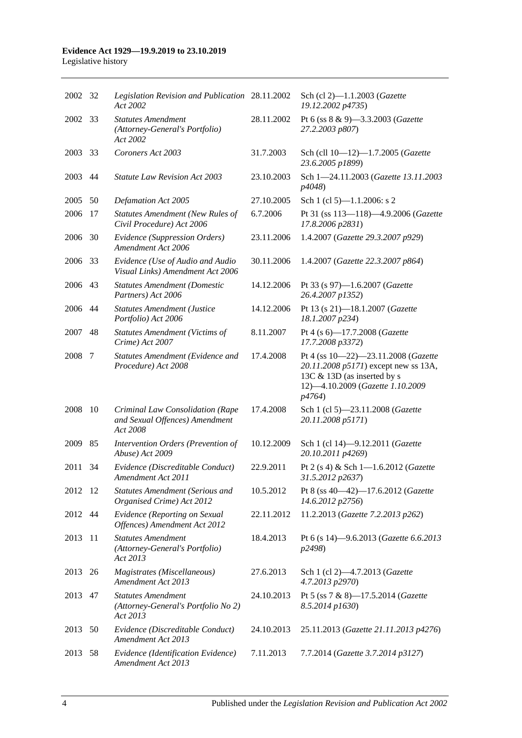| | | | | |
|---|---|---|---|---|
| 2002 | 32 | *Legislation Revision and Publication Act 2002* | 28.11.2002 | Sch (cl 2)—1.1.2003 (*Gazette 19.12.2002 p4735*) |
| 2002 | 33 | *Statutes Amendment (Attorney-General's Portfolio) Act 2002* | 28.11.2002 | Pt 6 (ss 8 & 9)—3.3.2003 (*Gazette 27.2.2003 p807*) |
| 2003 | 33 | *Coroners Act 2003* | 31.7.2003 | Sch (cll 10—12)—1.7.2005 (*Gazette 23.6.2005 p1899*) |
| 2003 | 44 | *Statute Law Revision Act 2003* | 23.10.2003 | Sch 1—24.11.2003 (*Gazette 13.11.2003 p4048*) |
| 2005 | 50 | *Defamation Act 2005* | 27.10.2005 | Sch 1 (cl 5)—1.1.2006: s 2 |
| 2006 | 17 | *Statutes Amendment (New Rules of Civil Procedure) Act 2006* | 6.7.2006 | Pt 31 (ss 113—118)—4.9.2006 (*Gazette 17.8.2006 p2831*) |
| 2006 | 30 | *Evidence (Suppression Orders) Amendment Act 2006* | 23.11.2006 | 1.4.2007 (*Gazette 29.3.2007 p929*) |
| 2006 | 33 | *Evidence (Use of Audio and Audio Visual Links) Amendment Act 2006* | 30.11.2006 | 1.4.2007 (*Gazette 22.3.2007 p864*) |
| 2006 | 43 | *Statutes Amendment (Domestic Partners) Act 2006* | 14.12.2006 | Pt 33 (s 97)—1.6.2007 (*Gazette 26.4.2007 p1352*) |
| 2006 | 44 | *Statutes Amendment (Justice Portfolio) Act 2006* | 14.12.2006 | Pt 13 (s 21)—18.1.2007 (*Gazette 18.1.2007 p234*) |
| 2007 | 48 | *Statutes Amendment (Victims of Crime) Act 2007* | 8.11.2007 | Pt 4 (s 6)—17.7.2008 (*Gazette 17.7.2008 p3372*) |
| 2008 | 7 | *Statutes Amendment (Evidence and Procedure) Act 2008* | 17.4.2008 | Pt 4 (ss 10—22)—23.11.2008 (*Gazette 20.11.2008 p5171*) except new ss 13A, 13C & 13D (as inserted by s 12)—4.10.2009 (*Gazette 1.10.2009 p4764*) |
| 2008 | 10 | *Criminal Law Consolidation (Rape and Sexual Offences) Amendment Act 2008* | 17.4.2008 | Sch 1 (cl 5)—23.11.2008 (*Gazette 20.11.2008 p5171*) |
| 2009 | 85 | *Intervention Orders (Prevention of Abuse) Act 2009* | 10.12.2009 | Sch 1 (cl 14)—9.12.2011 (*Gazette 20.10.2011 p4269*) |
| 2011 | 34 | *Evidence (Discreditable Conduct) Amendment Act 2011* | 22.9.2011 | Pt 2 (s 4) & Sch 1—1.6.2012 (*Gazette 31.5.2012 p2637*) |
| 2012 | 12 | *Statutes Amendment (Serious and Organised Crime) Act 2012* | 10.5.2012 | Pt 8 (ss 40—42)—17.6.2012 (*Gazette 14.6.2012 p2756*) |
| 2012 | 44 | *Evidence (Reporting on Sexual Offences) Amendment Act 2012* | 22.11.2012 | 11.2.2013 (*Gazette 7.2.2013 p262*) |
| 2013 | 11 | *Statutes Amendment (Attorney-General's Portfolio) Act 2013* | 18.4.2013 | Pt 6 (s 14)—9.6.2013 (*Gazette 6.6.2013 p2498*) |
| 2013 | 26 | *Magistrates (Miscellaneous) Amendment Act 2013* | 27.6.2013 | Sch 1 (cl 2)—4.7.2013 (*Gazette 4.7.2013 p2970*) |
| 2013 | 47 | *Statutes Amendment (Attorney-General's Portfolio No 2) Act 2013* | 24.10.2013 | Pt 5 (ss 7 & 8)—17.5.2014 (*Gazette 8.5.2014 p1630*) |
| 2013 | 50 | *Evidence (Discreditable Conduct) Amendment Act 2013* | 24.10.2013 | 25.11.2013 (*Gazette 21.11.2013 p4276*) |
| 2013 | 58 | *Evidence (Identification Evidence) Amendment Act 2013* | 7.11.2013 | 7.7.2014 (*Gazette 3.7.2014 p3127*) |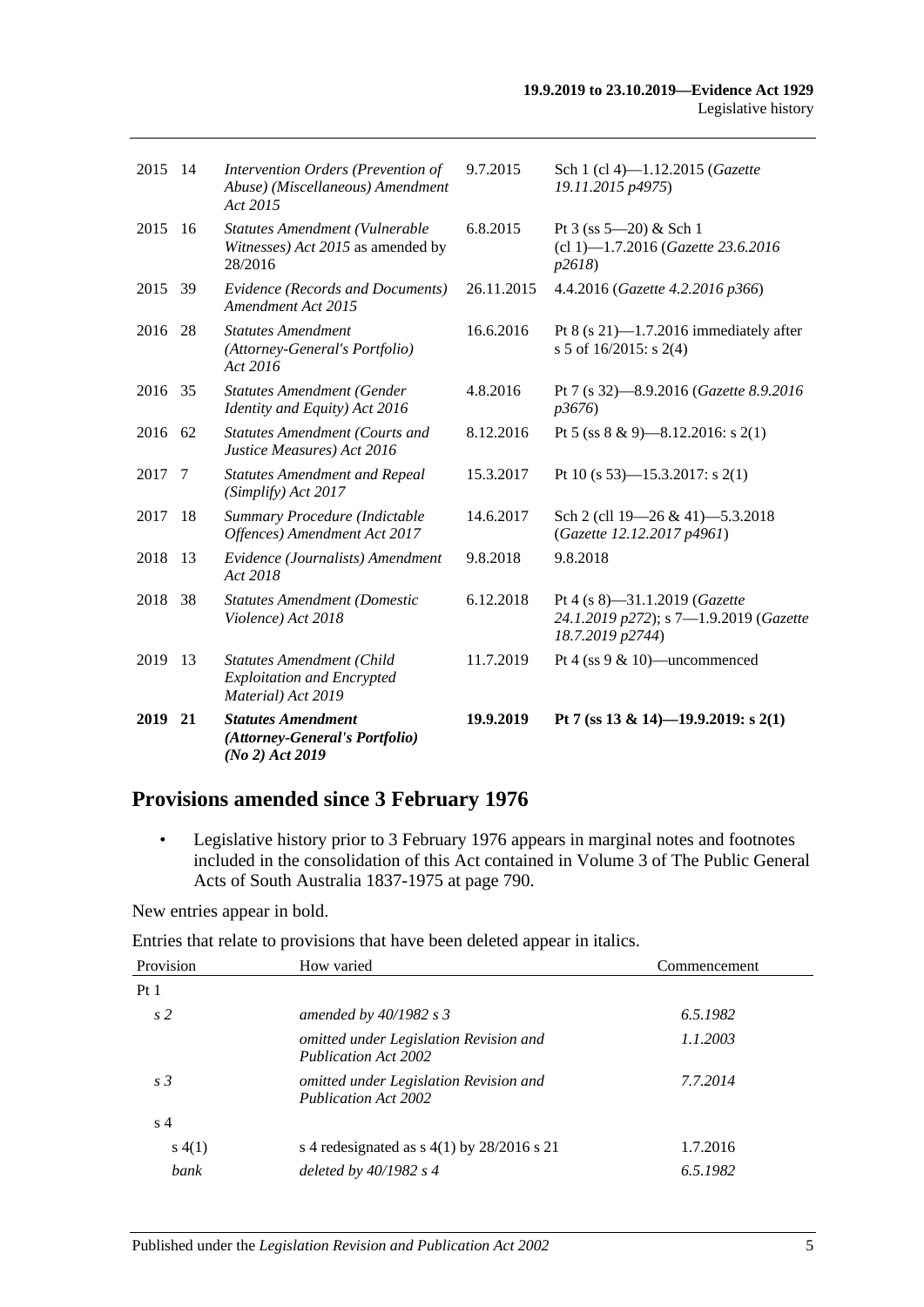| | | | | |
|---|---|---|---|---|
| 2015 | 14 | *Intervention Orders (Prevention of Abuse) (Miscellaneous) Amendment Act 2015* | 9.7.2015 | Sch 1 (cl 4)—1.12.2015 (*Gazette 19.11.2015 p4975*) |
| 2015 | 16 | *Statutes Amendment (Vulnerable Witnesses) Act 2015* as amended by 28/2016 | 6.8.2015 | Pt 3 (ss 5—20) & Sch 1 (cl 1)—1.7.2016 (*Gazette 23.6.2016 p2618*) |
| 2015 | 39 | *Evidence (Records and Documents) Amendment Act 2015* | 26.11.2015 | 4.4.2016 (*Gazette 4.2.2016 p366*) |
| 2016 | 28 | *Statutes Amendment (Attorney-General's Portfolio) Act 2016* | 16.6.2016 | Pt 8 (s 21)—1.7.2016 immediately after s 5 of 16/2015: s 2(4) |
| 2016 | 35 | *Statutes Amendment (Gender Identity and Equity) Act 2016* | 4.8.2016 | Pt 7 (s 32)—8.9.2016 (*Gazette 8.9.2016 p3676*) |
| 2016 | 62 | *Statutes Amendment (Courts and Justice Measures) Act 2016* | 8.12.2016 | Pt 5 (ss 8 & 9)—8.12.2016: s 2(1) |
| 2017 | 7 | *Statutes Amendment and Repeal (Simplify) Act 2017* | 15.3.2017 | Pt 10 (s 53)—15.3.2017: s 2(1) |
| 2017 | 18 | *Summary Procedure (Indictable Offences) Amendment Act 2017* | 14.6.2017 | Sch 2 (cll 19—26 & 41)—5.3.2018 (*Gazette 12.12.2017 p4961*) |
| 2018 | 13 | *Evidence (Journalists) Amendment Act 2018* | 9.8.2018 | 9.8.2018 |
| 2018 | 38 | *Statutes Amendment (Domestic Violence) Act 2018* | 6.12.2018 | Pt 4 (s 8)—31.1.2019 (*Gazette 24.1.2019 p272*); s 7—1.9.2019 (*Gazette 18.7.2019 p2744*) |
| 2019 | 13 | *Statutes Amendment (Child Exploitation and Encrypted Material) Act 2019* | 11.7.2019 | Pt 4 (ss 9 & 10)—uncommenced |
| **2019** | **21** | ***Statutes Amendment (Attorney-General's Portfolio) (No 2) Act 2019*** | **19.9.2019** | **Pt 7 (ss 13 & 14)—19.9.2019: s 2(1)** |

## Provisions amended since 3 February 1976

- Legislative history prior to 3 February 1976 appears in marginal notes and footnotes included in the consolidation of this Act contained in Volume 3 of The Public General Acts of South Australia 1837-1975 at page 790.

New entries appear in bold.

Entries that relate to provisions that have been deleted appear in italics.

| Provision | How varied | Commencement |
|---|---|---|
| Pt 1 | | |
| *s 2* | *amended by 40/1982 s 3* | *6.5.1982* |
| | *omitted under Legislation Revision and Publication Act 2002* | *1.1.2003* |
| *s 3* | *omitted under Legislation Revision and Publication Act 2002* | *7.7.2014* |
| s 4 | | |
| s 4(1) | s 4 redesignated as s 4(1) by 28/2016 s 21 | 1.7.2016 |
| *bank* | *deleted by 40/1982 s 4* | *6.5.1982* |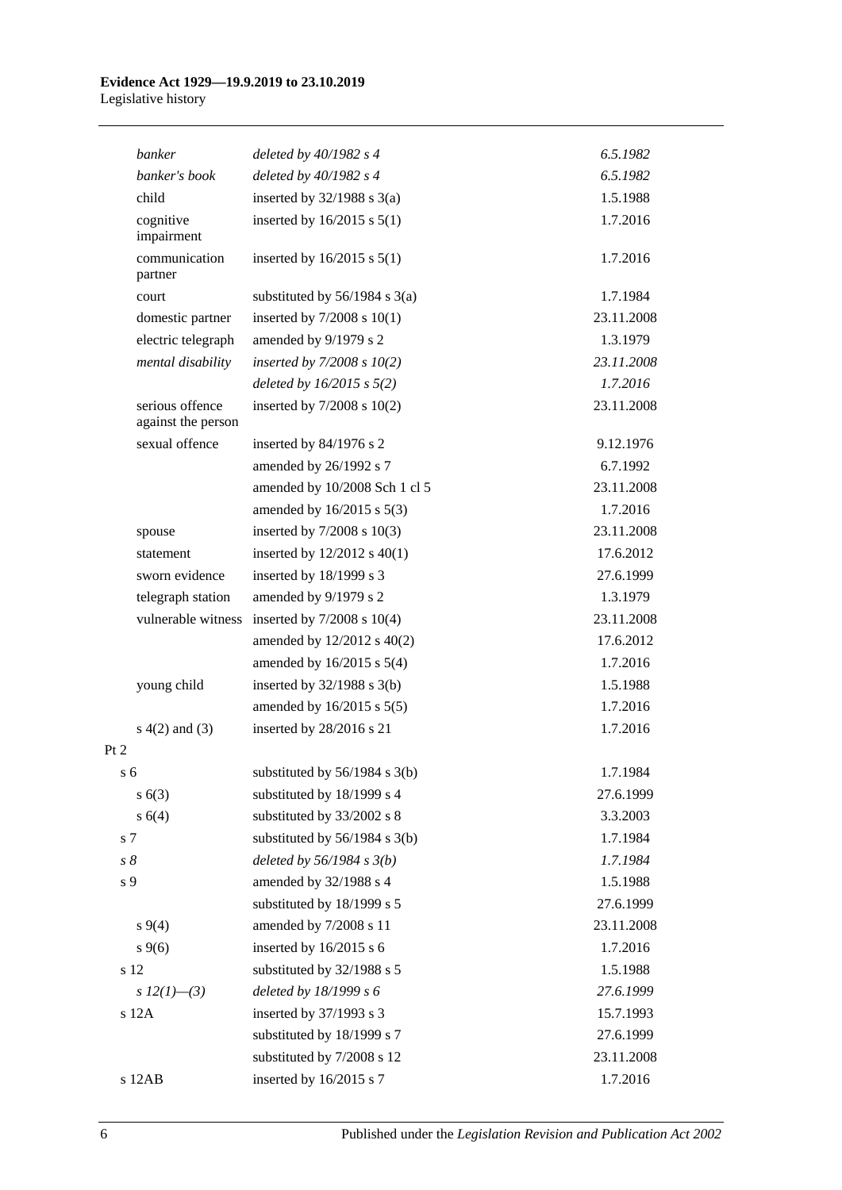| | | |
|---|---|---|
| *banker* | *deleted by 40/1982 s 4* | *6.5.1982* |
| *banker's book* | *deleted by 40/1982 s 4* | *6.5.1982* |
| child | inserted by 32/1988 s 3(a) | 1.5.1988 |
| cognitive impairment | inserted by 16/2015 s 5(1) | 1.7.2016 |
| communication partner | inserted by 16/2015 s 5(1) | 1.7.2016 |
| court | substituted by 56/1984 s 3(a) | 1.7.1984 |
| domestic partner | inserted by 7/2008 s 10(1) | 23.11.2008 |
| electric telegraph | amended by 9/1979 s 2 | 1.3.1979 |
| *mental disability* | *inserted by 7/2008 s 10(2)* | *23.11.2008* |
| | *deleted by 16/2015 s 5(2)* | *1.7.2016* |
| serious offence against the person | inserted by 7/2008 s 10(2) | 23.11.2008 |
| sexual offence | inserted by 84/1976 s 2 | 9.12.1976 |
| | amended by 26/1992 s 7 | 6.7.1992 |
| | amended by 10/2008 Sch 1 cl 5 | 23.11.2008 |
| | amended by 16/2015 s 5(3) | 1.7.2016 |
| spouse | inserted by 7/2008 s 10(3) | 23.11.2008 |
| statement | inserted by 12/2012 s 40(1) | 17.6.2012 |
| sworn evidence | inserted by 18/1999 s 3 | 27.6.1999 |
| telegraph station | amended by 9/1979 s 2 | 1.3.1979 |
| vulnerable witness | inserted by 7/2008 s 10(4) | 23.11.2008 |
| | amended by 12/2012 s 40(2) | 17.6.2012 |
| | amended by 16/2015 s 5(4) | 1.7.2016 |
| young child | inserted by 32/1988 s 3(b) | 1.5.1988 |
| | amended by 16/2015 s 5(5) | 1.7.2016 |
| s 4(2) and (3) | inserted by 28/2016 s 21 | 1.7.2016 |
| Pt 2 | | |
| s 6 | substituted by 56/1984 s 3(b) | 1.7.1984 |
| s 6(3) | substituted by 18/1999 s 4 | 27.6.1999 |
| s 6(4) | substituted by 33/2002 s 8 | 3.3.2003 |
| s 7 | substituted by 56/1984 s 3(b) | 1.7.1984 |
| *s 8* | *deleted by 56/1984 s 3(b)* | *1.7.1984* |
| s 9 | amended by 32/1988 s 4 | 1.5.1988 |
| | substituted by 18/1999 s 5 | 27.6.1999 |
| s 9(4) | amended by 7/2008 s 11 | 23.11.2008 |
| s 9(6) | inserted by 16/2015 s 6 | 1.7.2016 |
| s 12 | substituted by 32/1988 s 5 | 1.5.1988 |
| *s 12(1)—(3)* | *deleted by 18/1999 s 6* | *27.6.1999* |
| s 12A | inserted by 37/1993 s 3 | 15.7.1993 |
| | substituted by 18/1999 s 7 | 27.6.1999 |
| | substituted by 7/2008 s 12 | 23.11.2008 |
| s 12AB | inserted by 16/2015 s 7 | 1.7.2016 |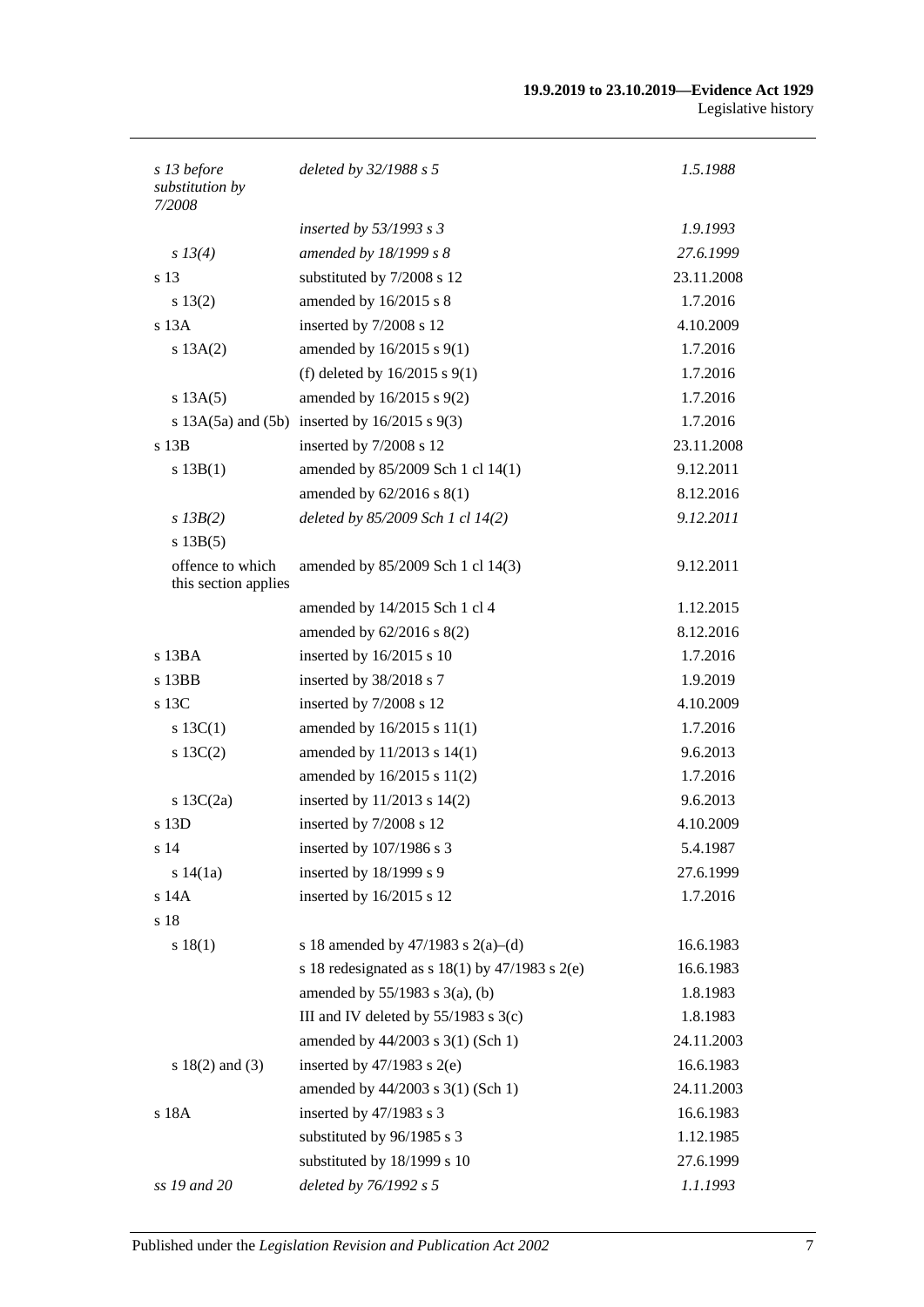| | | |
|---|---|---|
| *s 13 before substitution by 7/2008* | *deleted by 32/1988 s 5* | *1.5.1988* |
| | *inserted by 53/1993 s 3* | *1.9.1993* |
| *s 13(4)* | *amended by 18/1999 s 8* | *27.6.1999* |
| s 13 | substituted by 7/2008 s 12 | 23.11.2008 |
| s 13(2) | amended by 16/2015 s 8 | 1.7.2016 |
| s 13A | inserted by 7/2008 s 12 | 4.10.2009 |
| s 13A(2) | amended by 16/2015 s 9(1) | 1.7.2016 |
| | (f) deleted by 16/2015 s 9(1) | 1.7.2016 |
| s 13A(5) | amended by 16/2015 s 9(2) | 1.7.2016 |
| s 13A(5a) and (5b) | inserted by 16/2015 s 9(3) | 1.7.2016 |
| s 13B | inserted by 7/2008 s 12 | 23.11.2008 |
| s 13B(1) | amended by 85/2009 Sch 1 cl 14(1) | 9.12.2011 |
| | amended by 62/2016 s 8(1) | 8.12.2016 |
| *s 13B(2)* | *deleted by 85/2009 Sch 1 cl 14(2)* | *9.12.2011* |
| s 13B(5) | | |
| offence to which this section applies | amended by 85/2009 Sch 1 cl 14(3) | 9.12.2011 |
| | amended by 14/2015 Sch 1 cl 4 | 1.12.2015 |
| | amended by 62/2016 s 8(2) | 8.12.2016 |
| s 13BA | inserted by 16/2015 s 10 | 1.7.2016 |
| s 13BB | inserted by 38/2018 s 7 | 1.9.2019 |
| s 13C | inserted by 7/2008 s 12 | 4.10.2009 |
| s 13C(1) | amended by 16/2015 s 11(1) | 1.7.2016 |
| s 13C(2) | amended by 11/2013 s 14(1) | 9.6.2013 |
| | amended by 16/2015 s 11(2) | 1.7.2016 |
| s 13C(2a) | inserted by 11/2013 s 14(2) | 9.6.2013 |
| s 13D | inserted by 7/2008 s 12 | 4.10.2009 |
| s 14 | inserted by 107/1986 s 3 | 5.4.1987 |
| s 14(1a) | inserted by 18/1999 s 9 | 27.6.1999 |
| s 14A | inserted by 16/2015 s 12 | 1.7.2016 |
| s 18 | | |
| s 18(1) | s 18 amended by 47/1983 s 2(a)–(d) | 16.6.1983 |
| | s 18 redesignated as s 18(1) by 47/1983 s 2(e) | 16.6.1983 |
| | amended by 55/1983 s 3(a), (b) | 1.8.1983 |
| | III and IV deleted by 55/1983 s 3(c) | 1.8.1983 |
| | amended by 44/2003 s 3(1) (Sch 1) | 24.11.2003 |
| s 18(2) and (3) | inserted by 47/1983 s 2(e) | 16.6.1983 |
| | amended by 44/2003 s 3(1) (Sch 1) | 24.11.2003 |
| s 18A | inserted by 47/1983 s 3 | 16.6.1983 |
| | substituted by 96/1985 s 3 | 1.12.1985 |
| | substituted by 18/1999 s 10 | 27.6.1999 |
| *ss 19 and 20* | *deleted by 76/1992 s 5* | *1.1.1993* |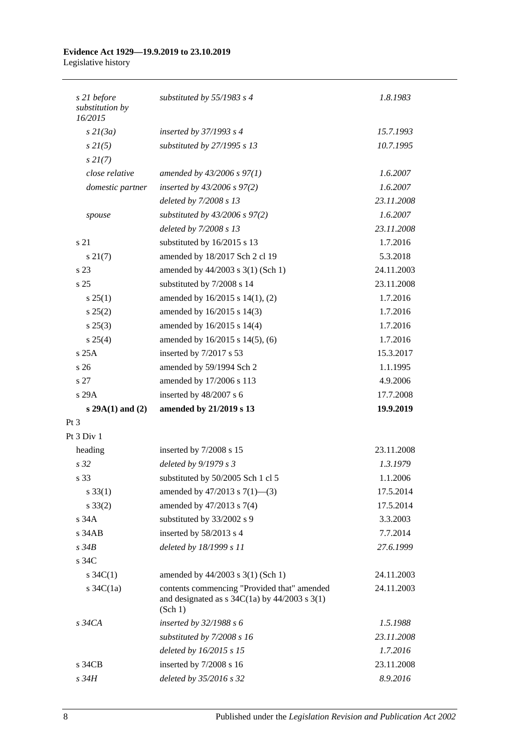| | | |
|---|---|---|
| *s 21 before substitution by 16/2015* | *substituted by 55/1983 s 4* | *1.8.1983* |
| *s 21(3a)* | *inserted by 37/1993 s 4* | *15.7.1993* |
| *s 21(5)* | *substituted by 27/1995 s 13* | *10.7.1995* |
| *s 21(7)* | | |
| *close relative* | *amended by 43/2006 s 97(1)* | *1.6.2007* |
| *domestic partner* | *inserted by 43/2006 s 97(2)* | *1.6.2007* |
| | *deleted by 7/2008 s 13* | *23.11.2008* |
| *spouse* | *substituted by 43/2006 s 97(2)* | *1.6.2007* |
| | *deleted by 7/2008 s 13* | *23.11.2008* |
| s 21 | substituted by 16/2015 s 13 | 1.7.2016 |
| s 21(7) | amended by 18/2017 Sch 2 cl 19 | 5.3.2018 |
| s 23 | amended by 44/2003 s 3(1) (Sch 1) | 24.11.2003 |
| s 25 | substituted by 7/2008 s 14 | 23.11.2008 |
| s 25(1) | amended by 16/2015 s 14(1), (2) | 1.7.2016 |
| s 25(2) | amended by 16/2015 s 14(3) | 1.7.2016 |
| s 25(3) | amended by 16/2015 s 14(4) | 1.7.2016 |
| s 25(4) | amended by 16/2015 s 14(5), (6) | 1.7.2016 |
| s 25A | inserted by 7/2017 s 53 | 15.3.2017 |
| s 26 | amended by 59/1994 Sch 2 | 1.1.1995 |
| s 27 | amended by 17/2006 s 113 | 4.9.2006 |
| s 29A | inserted by 48/2007 s 6 | 17.7.2008 |
| **s 29A(1) and (2)** | **amended by 21/2019 s 13** | **19.9.2019** |
| Pt 3 | | |
| Pt 3 Div 1 | | |
| heading | inserted by 7/2008 s 15 | 23.11.2008 |
| *s 32* | *deleted by 9/1979 s 3* | *1.3.1979* |
| s 33 | substituted by 50/2005 Sch 1 cl 5 | 1.1.2006 |
| s 33(1) | amended by 47/2013 s 7(1)—(3) | 17.5.2014 |
| s 33(2) | amended by 47/2013 s 7(4) | 17.5.2014 |
| s 34A | substituted by 33/2002 s 9 | 3.3.2003 |
| s 34AB | inserted by 58/2013 s 4 | 7.7.2014 |
| *s 34B* | *deleted by 18/1999 s 11* | *27.6.1999* |
| s 34C | | |
| s 34C(1) | amended by 44/2003 s 3(1) (Sch 1) | 24.11.2003 |
| s 34C(1a) | contents commencing "Provided that" amended and designated as s 34C(1a) by 44/2003 s 3(1) (Sch 1) | 24.11.2003 |
| *s 34CA* | *inserted by 32/1988 s 6* | *1.5.1988* |
| | *substituted by 7/2008 s 16* | *23.11.2008* |
| | *deleted by 16/2015 s 15* | *1.7.2016* |
| s 34CB | inserted by 7/2008 s 16 | 23.11.2008 |
| *s 34H* | *deleted by 35/2016 s 32* | *8.9.2016* |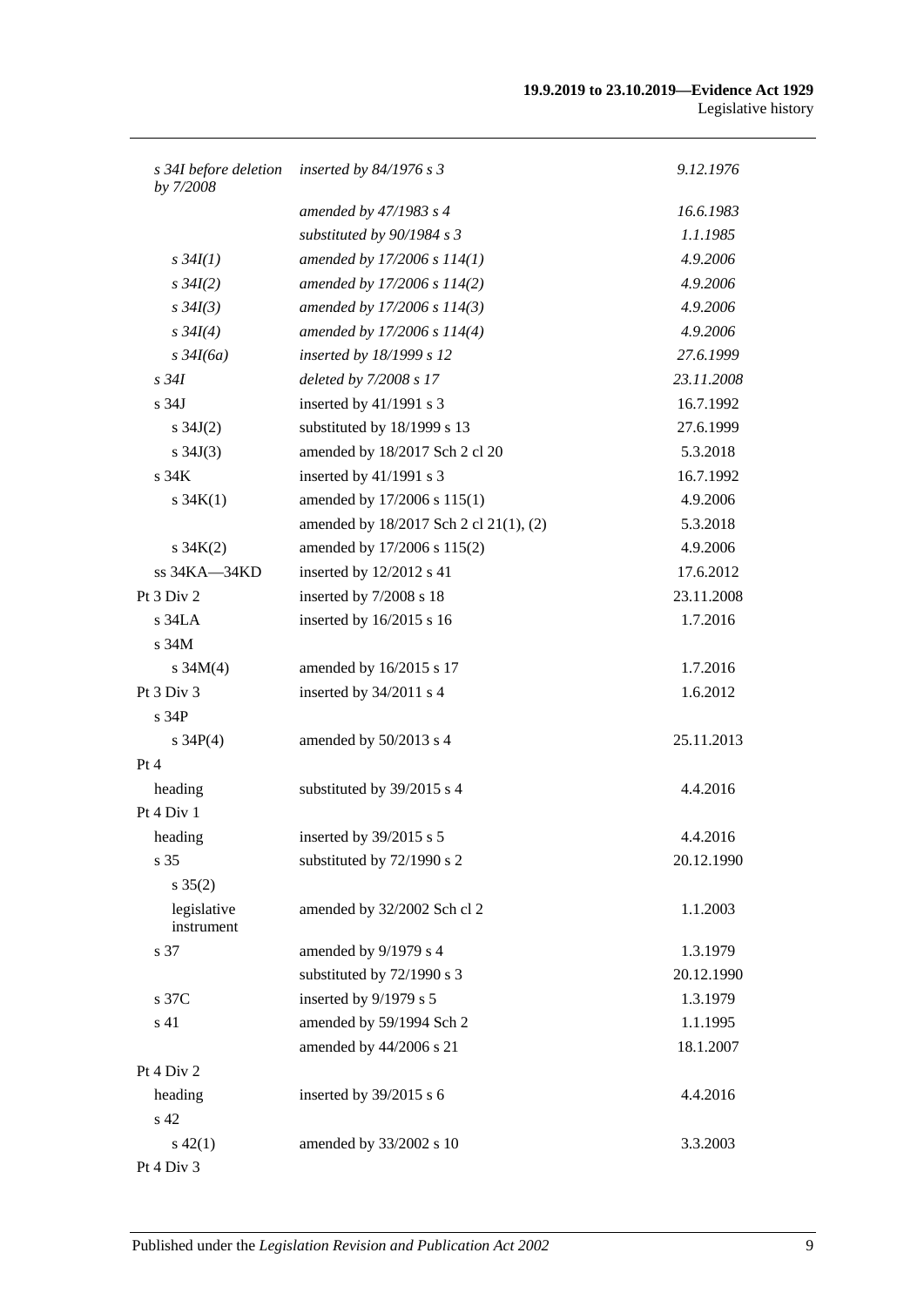| | | |
|---|---|---|
| *s 34I before deletion by 7/2008* | *inserted by 84/1976 s 3* | *9.12.1976* |
| | *amended by 47/1983 s 4* | *16.6.1983* |
| | *substituted by 90/1984 s 3* | *1.1.1985* |
| *s 34I(1)* | *amended by 17/2006 s 114(1)* | *4.9.2006* |
| *s 34I(2)* | *amended by 17/2006 s 114(2)* | *4.9.2006* |
| *s 34I(3)* | *amended by 17/2006 s 114(3)* | *4.9.2006* |
| *s 34I(4)* | *amended by 17/2006 s 114(4)* | *4.9.2006* |
| *s 34I(6a)* | *inserted by 18/1999 s 12* | *27.6.1999* |
| *s 34I* | *deleted by 7/2008 s 17* | *23.11.2008* |
| s 34J | inserted by 41/1991 s 3 | 16.7.1992 |
| s 34J(2) | substituted by 18/1999 s 13 | 27.6.1999 |
| s 34J(3) | amended by 18/2017 Sch 2 cl 20 | 5.3.2018 |
| s 34K | inserted by 41/1991 s 3 | 16.7.1992 |
| s 34K(1) | amended by 17/2006 s 115(1) | 4.9.2006 |
| | amended by 18/2017 Sch 2 cl 21(1), (2) | 5.3.2018 |
| s 34K(2) | amended by 17/2006 s 115(2) | 4.9.2006 |
| ss 34KA—34KD | inserted by 12/2012 s 41 | 17.6.2012 |
| Pt 3 Div 2 | inserted by 7/2008 s 18 | 23.11.2008 |
| s 34LA | inserted by 16/2015 s 16 | 1.7.2016 |
| s 34M | | |
| s 34M(4) | amended by 16/2015 s 17 | 1.7.2016 |
| Pt 3 Div 3 | inserted by 34/2011 s 4 | 1.6.2012 |
| s 34P | | |
| s 34P(4) | amended by 50/2013 s 4 | 25.11.2013 |
| Pt 4 | | |
| heading | substituted by 39/2015 s 4 | 4.4.2016 |
| Pt 4 Div 1 | | |
| heading | inserted by 39/2015 s 5 | 4.4.2016 |
| s 35 | substituted by 72/1990 s 2 | 20.12.1990 |
| s 35(2) | | |
| legislative instrument | amended by 32/2002 Sch cl 2 | 1.1.2003 |
| s 37 | amended by 9/1979 s 4 | 1.3.1979 |
| | substituted by 72/1990 s 3 | 20.12.1990 |
| s 37C | inserted by 9/1979 s 5 | 1.3.1979 |
| s 41 | amended by 59/1994 Sch 2 | 1.1.1995 |
| | amended by 44/2006 s 21 | 18.1.2007 |
| Pt 4 Div 2 | | |
| heading | inserted by 39/2015 s 6 | 4.4.2016 |
| s 42 | | |
| s 42(1) | amended by 33/2002 s 10 | 3.3.2003 |
| Pt 4 Div 3 | | |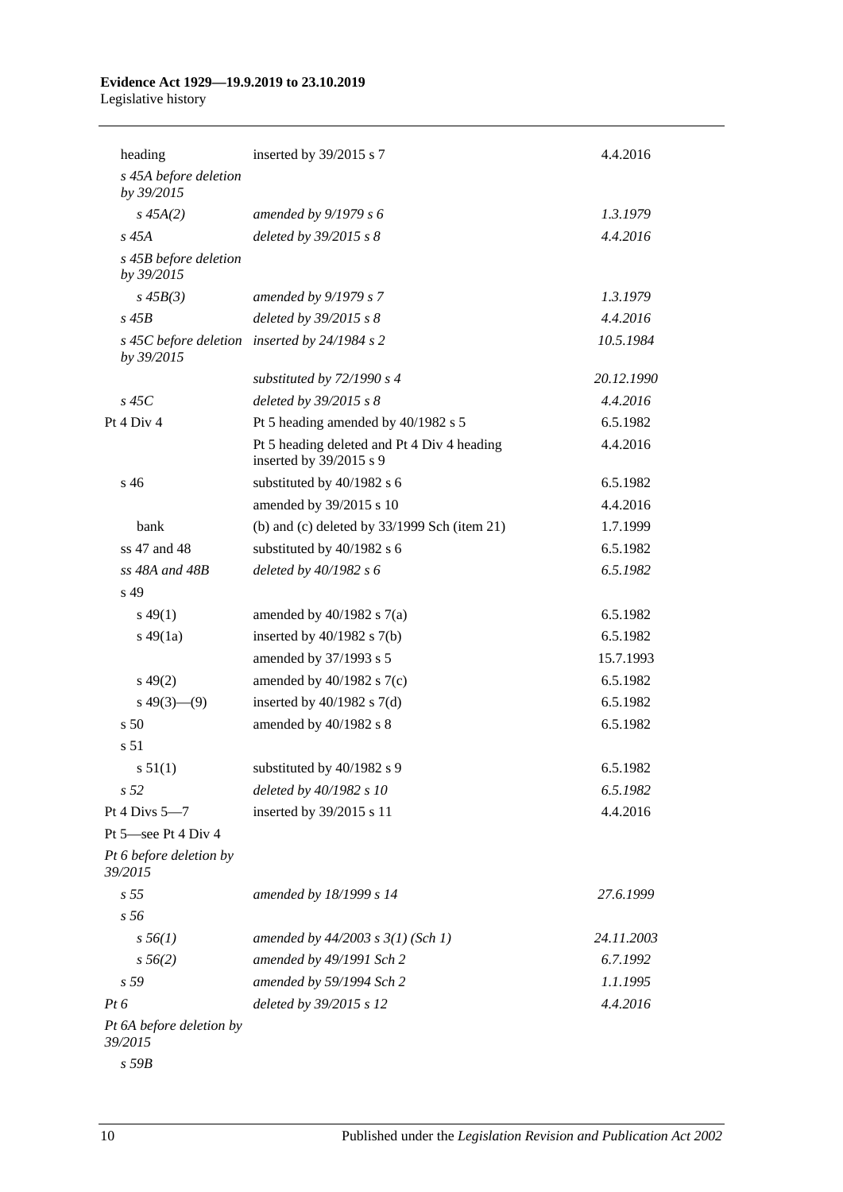| | | |
|---|---|---|
| heading | inserted by 39/2015 s 7 | 4.4.2016 |
| *s 45A before deletion by 39/2015* | | |
| *s 45A(2)* | *amended by 9/1979 s 6* | *1.3.1979* |
| *s 45A* | *deleted by 39/2015 s 8* | *4.4.2016* |
| *s 45B before deletion by 39/2015* | | |
| *s 45B(3)* | *amended by 9/1979 s 7* | *1.3.1979* |
| *s 45B* | *deleted by 39/2015 s 8* | *4.4.2016* |
| *s 45C before deletion by 39/2015* | *inserted by 24/1984 s 2* | *10.5.1984* |
| | *substituted by 72/1990 s 4* | *20.12.1990* |
| *s 45C* | *deleted by 39/2015 s 8* | *4.4.2016* |
| Pt 4 Div 4 | Pt 5 heading amended by 40/1982 s 5 | 6.5.1982 |
| | Pt 5 heading deleted and Pt 4 Div 4 heading inserted by 39/2015 s 9 | 4.4.2016 |
| s 46 | substituted by 40/1982 s 6 | 6.5.1982 |
| | amended by 39/2015 s 10 | 4.4.2016 |
| bank | (b) and (c) deleted by 33/1999 Sch (item 21) | 1.7.1999 |
| ss 47 and 48 | substituted by 40/1982 s 6 | 6.5.1982 |
| *ss 48A and 48B* | *deleted by 40/1982 s 6* | *6.5.1982* |
| s 49 | | |
| s 49(1) | amended by 40/1982 s 7(a) | 6.5.1982 |
| s 49(1a) | inserted by 40/1982 s 7(b) | 6.5.1982 |
| | amended by 37/1993 s 5 | 15.7.1993 |
| s 49(2) | amended by 40/1982 s 7(c) | 6.5.1982 |
| s 49(3)—(9) | inserted by 40/1982 s 7(d) | 6.5.1982 |
| s 50 | amended by 40/1982 s 8 | 6.5.1982 |
| s 51 | | |
| s 51(1) | substituted by 40/1982 s 9 | 6.5.1982 |
| *s 52* | *deleted by 40/1982 s 10* | *6.5.1982* |
| Pt 4 Divs 5—7 | inserted by 39/2015 s 11 | 4.4.2016 |
| Pt 5—see Pt 4 Div 4 | | |
| *Pt 6 before deletion by 39/2015* | | |
| *s 55* | *amended by 18/1999 s 14* | *27.6.1999* |
| *s 56* | | |
| *s 56(1)* | *amended by 44/2003 s 3(1) (Sch 1)* | *24.11.2003* |
| *s 56(2)* | *amended by 49/1991 Sch 2* | *6.7.1992* |
| *s 59* | *amended by 59/1994 Sch 2* | *1.1.1995* |
| *Pt 6* | *deleted by 39/2015 s 12* | *4.4.2016* |
| *Pt 6A before deletion by 39/2015* | | |
| *s 59B* | | |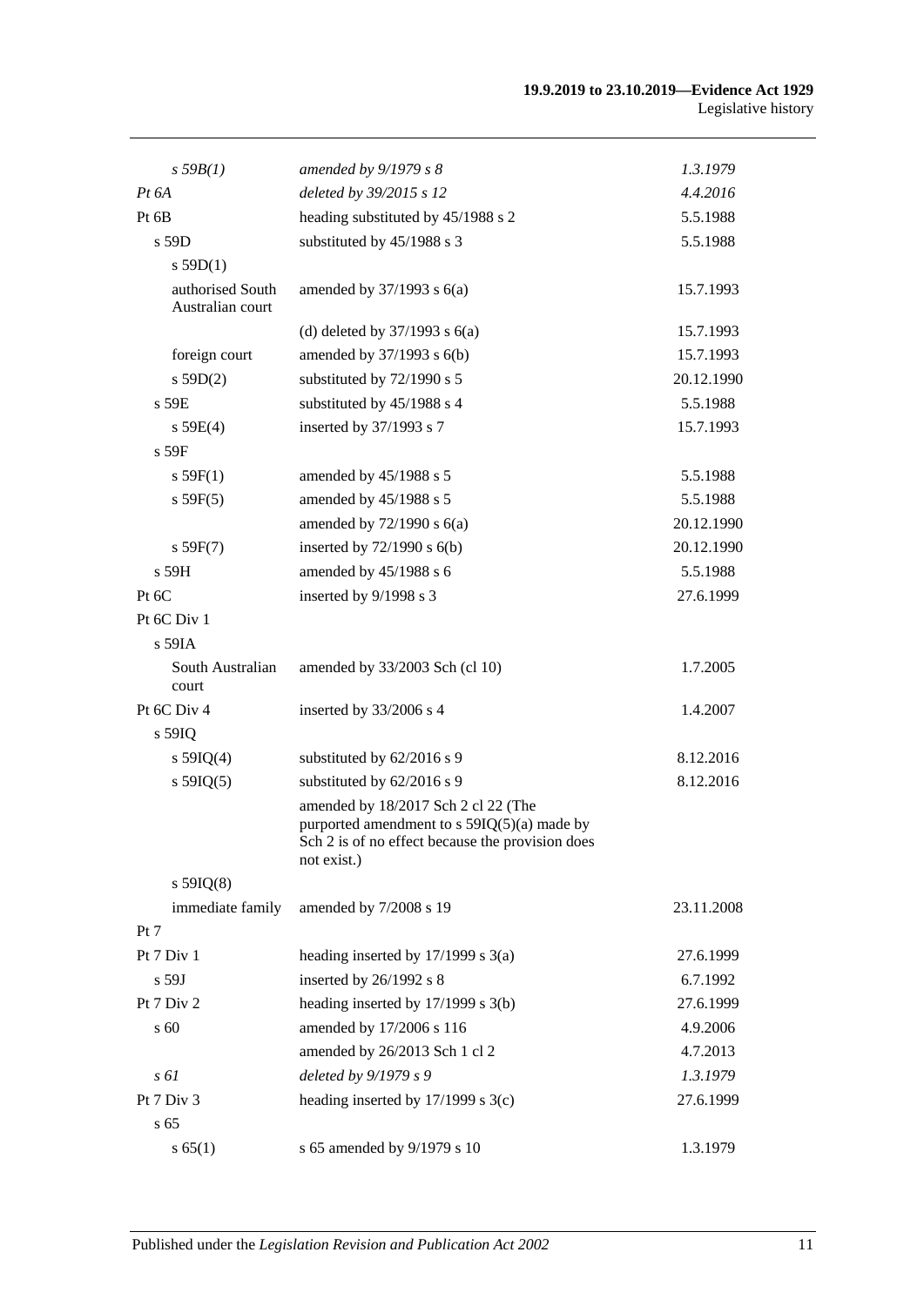| | | |
|---|---|---|
| *s 59B(1)* | *amended by 9/1979 s 8* | *1.3.1979* |
| *Pt 6A* | *deleted by 39/2015 s 12* | *4.4.2016* |
| Pt 6B | heading substituted by 45/1988 s 2 | 5.5.1988 |
| s 59D | substituted by 45/1988 s 3 | 5.5.1988 |
| s 59D(1) | | |
| authorised South Australian court | amended by 37/1993 s 6(a) | 15.7.1993 |
| | (d) deleted by 37/1993 s 6(a) | 15.7.1993 |
| foreign court | amended by 37/1993 s 6(b) | 15.7.1993 |
| s 59D(2) | substituted by 72/1990 s 5 | 20.12.1990 |
| s 59E | substituted by 45/1988 s 4 | 5.5.1988 |
| s 59E(4) | inserted by 37/1993 s 7 | 15.7.1993 |
| s 59F | | |
| s 59F(1) | amended by 45/1988 s 5 | 5.5.1988 |
| s 59F(5) | amended by 45/1988 s 5 | 5.5.1988 |
| | amended by 72/1990 s 6(a) | 20.12.1990 |
| s 59F(7) | inserted by 72/1990 s 6(b) | 20.12.1990 |
| s 59H | amended by 45/1988 s 6 | 5.5.1988 |
| Pt 6C | inserted by 9/1998 s 3 | 27.6.1999 |
| Pt 6C Div 1 | | |
| s 59IA | | |
| South Australian court | amended by 33/2003 Sch (cl 10) | 1.7.2005 |
| Pt 6C Div 4 | inserted by 33/2006 s 4 | 1.4.2007 |
| s 59IQ | | |
| s 59IQ(4) | substituted by 62/2016 s 9 | 8.12.2016 |
| s 59IQ(5) | substituted by 62/2016 s 9 | 8.12.2016 |
| | amended by 18/2017 Sch 2 cl 22 (The purported amendment to s 59IQ(5)(a) made by Sch 2 is of no effect because the provision does not exist.) | |
| s 59IQ(8) | | |
| immediate family | amended by 7/2008 s 19 | 23.11.2008 |
| Pt 7 | | |
| Pt 7 Div 1 | heading inserted by 17/1999 s 3(a) | 27.6.1999 |
| s 59J | inserted by 26/1992 s 8 | 6.7.1992 |
| Pt 7 Div 2 | heading inserted by 17/1999 s 3(b) | 27.6.1999 |
| s 60 | amended by 17/2006 s 116 | 4.9.2006 |
| | amended by 26/2013 Sch 1 cl 2 | 4.7.2013 |
| *s 61* | *deleted by 9/1979 s 9* | *1.3.1979* |
| Pt 7 Div 3 | heading inserted by 17/1999 s 3(c) | 27.6.1999 |
| s 65 | | |
| s 65(1) | s 65 amended by 9/1979 s 10 | 1.3.1979 |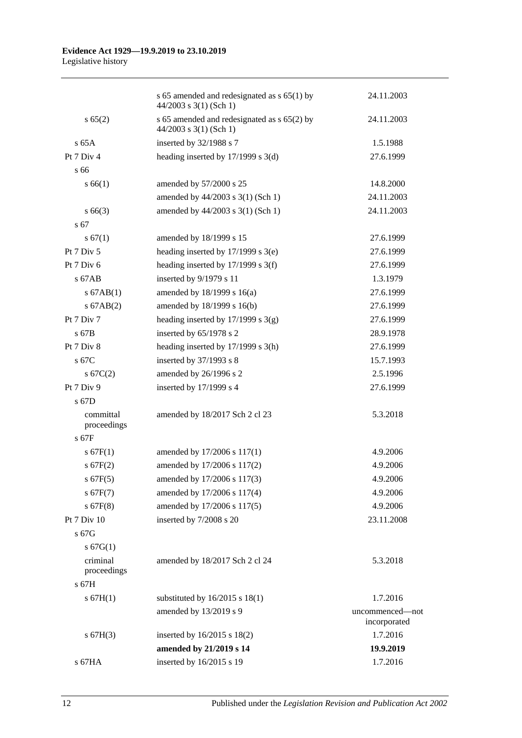| | | |
|---|---|---|
| | s 65 amended and redesignated as s 65(1) by 44/2003 s 3(1) (Sch 1) | 24.11.2003 |
| s 65(2) | s 65 amended and redesignated as s 65(2) by 44/2003 s 3(1) (Sch 1) | 24.11.2003 |
| s 65A | inserted by 32/1988 s 7 | 1.5.1988 |
| Pt 7 Div 4 | heading inserted by 17/1999 s 3(d) | 27.6.1999 |
| s 66 | | |
| s 66(1) | amended by 57/2000 s 25 | 14.8.2000 |
| | amended by 44/2003 s 3(1) (Sch 1) | 24.11.2003 |
| s 66(3) | amended by 44/2003 s 3(1) (Sch 1) | 24.11.2003 |
| s 67 | | |
| s 67(1) | amended by 18/1999 s 15 | 27.6.1999 |
| Pt 7 Div 5 | heading inserted by 17/1999 s 3(e) | 27.6.1999 |
| Pt 7 Div 6 | heading inserted by 17/1999 s 3(f) | 27.6.1999 |
| s 67AB | inserted by 9/1979 s 11 | 1.3.1979 |
| s 67AB(1) | amended by 18/1999 s 16(a) | 27.6.1999 |
| s 67AB(2) | amended by 18/1999 s 16(b) | 27.6.1999 |
| Pt 7 Div 7 | heading inserted by 17/1999 s 3(g) | 27.6.1999 |
| s 67B | inserted by 65/1978 s 2 | 28.9.1978 |
| Pt 7 Div 8 | heading inserted by 17/1999 s 3(h) | 27.6.1999 |
| s 67C | inserted by 37/1993 s 8 | 15.7.1993 |
| s 67C(2) | amended by 26/1996 s 2 | 2.5.1996 |
| Pt 7 Div 9 | inserted by 17/1999 s 4 | 27.6.1999 |
| s 67D | | |
| committal proceedings | amended by 18/2017 Sch 2 cl 23 | 5.3.2018 |
| s 67F | | |
| s 67F(1) | amended by 17/2006 s 117(1) | 4.9.2006 |
| s 67F(2) | amended by 17/2006 s 117(2) | 4.9.2006 |
| s 67F(5) | amended by 17/2006 s 117(3) | 4.9.2006 |
| s 67F(7) | amended by 17/2006 s 117(4) | 4.9.2006 |
| s 67F(8) | amended by 17/2006 s 117(5) | 4.9.2006 |
| Pt 7 Div 10 | inserted by 7/2008 s 20 | 23.11.2008 |
| s 67G | | |
| s 67G(1) | | |
| criminal proceedings | amended by 18/2017 Sch 2 cl 24 | 5.3.2018 |
| s 67H | | |
| s 67H(1) | substituted by 16/2015 s 18(1) | 1.7.2016 |
| | amended by 13/2019 s 9 | uncommenced—not incorporated |
| s 67H(3) | inserted by 16/2015 s 18(2) | 1.7.2016 |
| | **amended by 21/2019 s 14** | **19.9.2019** |
| s 67HA | inserted by 16/2015 s 19 | 1.7.2016 |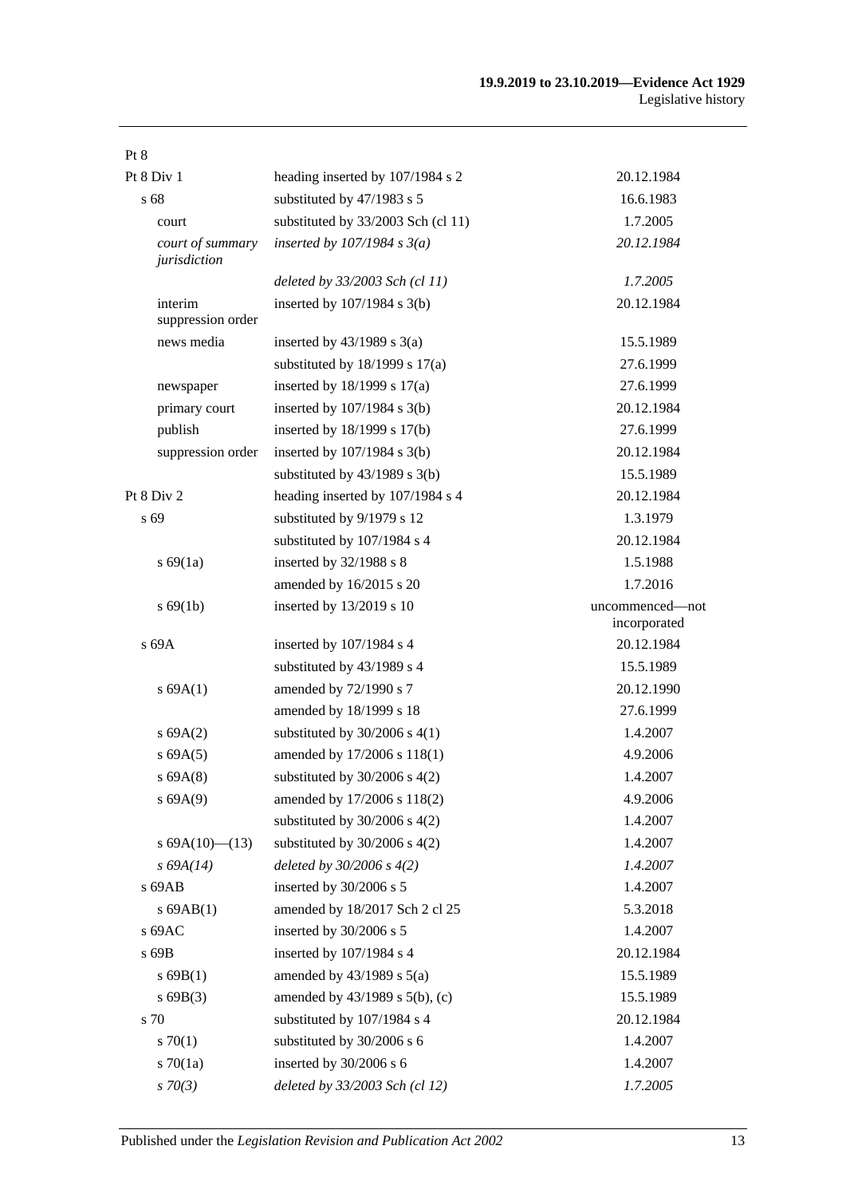| | | |
|---|---|---|
| Pt 8 | | |
| Pt 8 Div 1 | heading inserted by 107/1984 s 2 | 20.12.1984 |
| s 68 | substituted by 47/1983 s 5 | 16.6.1983 |
| court | substituted by 33/2003 Sch (cl 11) | 1.7.2005 |
| *court of summary jurisdiction* | *inserted by 107/1984 s 3(a)* | *20.12.1984* |
| | *deleted by 33/2003 Sch (cl 11)* | *1.7.2005* |
| interim suppression order | inserted by 107/1984 s 3(b) | 20.12.1984 |
| news media | inserted by 43/1989 s 3(a) | 15.5.1989 |
| | substituted by 18/1999 s 17(a) | 27.6.1999 |
| newspaper | inserted by 18/1999 s 17(a) | 27.6.1999 |
| primary court | inserted by 107/1984 s 3(b) | 20.12.1984 |
| publish | inserted by 18/1999 s 17(b) | 27.6.1999 |
| suppression order | inserted by 107/1984 s 3(b) | 20.12.1984 |
| | substituted by 43/1989 s 3(b) | 15.5.1989 |
| Pt 8 Div 2 | heading inserted by 107/1984 s 4 | 20.12.1984 |
| s 69 | substituted by 9/1979 s 12 | 1.3.1979 |
| | substituted by 107/1984 s 4 | 20.12.1984 |
| s 69(1a) | inserted by 32/1988 s 8 | 1.5.1988 |
| | amended by 16/2015 s 20 | 1.7.2016 |
| s 69(1b) | inserted by 13/2019 s 10 | uncommenced—not incorporated |
| s 69A | inserted by 107/1984 s 4 | 20.12.1984 |
| | substituted by 43/1989 s 4 | 15.5.1989 |
| s 69A(1) | amended by 72/1990 s 7 | 20.12.1990 |
| | amended by 18/1999 s 18 | 27.6.1999 |
| s 69A(2) | substituted by 30/2006 s 4(1) | 1.4.2007 |
| s 69A(5) | amended by 17/2006 s 118(1) | 4.9.2006 |
| s 69A(8) | substituted by 30/2006 s 4(2) | 1.4.2007 |
| s 69A(9) | amended by 17/2006 s 118(2) | 4.9.2006 |
| | substituted by 30/2006 s 4(2) | 1.4.2007 |
| s 69A(10)—(13) | substituted by 30/2006 s 4(2) | 1.4.2007 |
| *s 69A(14)* | *deleted by 30/2006 s 4(2)* | *1.4.2007* |
| s 69AB | inserted by 30/2006 s 5 | 1.4.2007 |
| s 69AB(1) | amended by 18/2017 Sch 2 cl 25 | 5.3.2018 |
| s 69AC | inserted by 30/2006 s 5 | 1.4.2007 |
| s 69B | inserted by 107/1984 s 4 | 20.12.1984 |
| s 69B(1) | amended by 43/1989 s 5(a) | 15.5.1989 |
| s 69B(3) | amended by 43/1989 s 5(b), (c) | 15.5.1989 |
| s 70 | substituted by 107/1984 s 4 | 20.12.1984 |
| s 70(1) | substituted by 30/2006 s 6 | 1.4.2007 |
| s 70(1a) | inserted by 30/2006 s 6 | 1.4.2007 |
| *s 70(3)* | *deleted by 33/2003 Sch (cl 12)* | *1.7.2005* |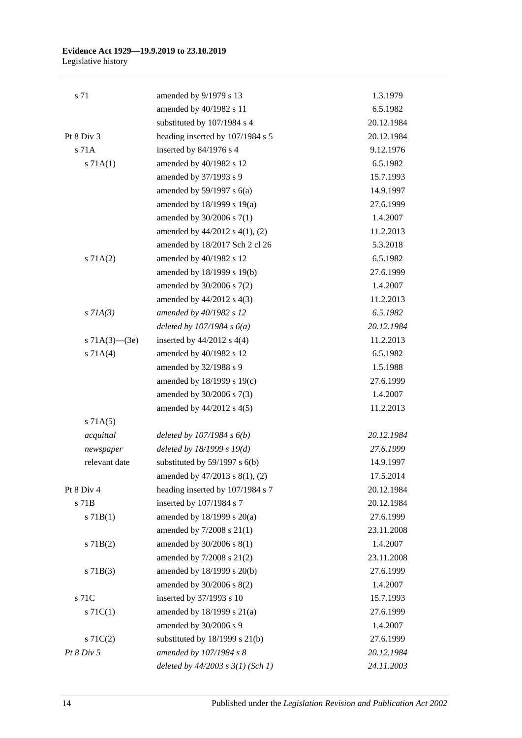| | | |
|---|---|---|
| s 71 | amended by 9/1979 s 13 | 1.3.1979 |
| | amended by 40/1982 s 11 | 6.5.1982 |
| | substituted by 107/1984 s 4 | 20.12.1984 |
| Pt 8 Div 3 | heading inserted by 107/1984 s 5 | 20.12.1984 |
| s 71A | inserted by 84/1976 s 4 | 9.12.1976 |
| s 71A(1) | amended by 40/1982 s 12 | 6.5.1982 |
| | amended by 37/1993 s 9 | 15.7.1993 |
| | amended by 59/1997 s 6(a) | 14.9.1997 |
| | amended by 18/1999 s 19(a) | 27.6.1999 |
| | amended by 30/2006 s 7(1) | 1.4.2007 |
| | amended by 44/2012 s 4(1), (2) | 11.2.2013 |
| | amended by 18/2017 Sch 2 cl 26 | 5.3.2018 |
| s 71A(2) | amended by 40/1982 s 12 | 6.5.1982 |
| | amended by 18/1999 s 19(b) | 27.6.1999 |
| | amended by 30/2006 s 7(2) | 1.4.2007 |
| | amended by 44/2012 s 4(3) | 11.2.2013 |
| *s 71A(3)* | *amended by 40/1982 s 12* | *6.5.1982* |
| | *deleted by 107/1984 s 6(a)* | *20.12.1984* |
| s 71A(3)—(3e) | inserted by 44/2012 s 4(4) | 11.2.2013 |
| s 71A(4) | amended by 40/1982 s 12 | 6.5.1982 |
| | amended by 32/1988 s 9 | 1.5.1988 |
| | amended by 18/1999 s 19(c) | 27.6.1999 |
| | amended by 30/2006 s 7(3) | 1.4.2007 |
| | amended by 44/2012 s 4(5) | 11.2.2013 |
| s 71A(5) | | |
| *acquittal* | *deleted by 107/1984 s 6(b)* | *20.12.1984* |
| *newspaper* | *deleted by 18/1999 s 19(d)* | *27.6.1999* |
| relevant date | substituted by 59/1997 s 6(b) | 14.9.1997 |
| | amended by 47/2013 s 8(1), (2) | 17.5.2014 |
| Pt 8 Div 4 | heading inserted by 107/1984 s 7 | 20.12.1984 |
| s 71B | inserted by 107/1984 s 7 | 20.12.1984 |
| s 71B(1) | amended by 18/1999 s 20(a) | 27.6.1999 |
| | amended by 7/2008 s 21(1) | 23.11.2008 |
| s 71B(2) | amended by 30/2006 s 8(1) | 1.4.2007 |
| | amended by 7/2008 s 21(2) | 23.11.2008 |
| s 71B(3) | amended by 18/1999 s 20(b) | 27.6.1999 |
| | amended by 30/2006 s 8(2) | 1.4.2007 |
| s 71C | inserted by 37/1993 s 10 | 15.7.1993 |
| s 71C(1) | amended by 18/1999 s 21(a) | 27.6.1999 |
| | amended by 30/2006 s 9 | 1.4.2007 |
| s 71C(2) | substituted by 18/1999 s 21(b) | 27.6.1999 |
| *Pt 8 Div 5* | *amended by 107/1984 s 8* | *20.12.1984* |
| | *deleted by 44/2003 s 3(1) (Sch 1)* | *24.11.2003* |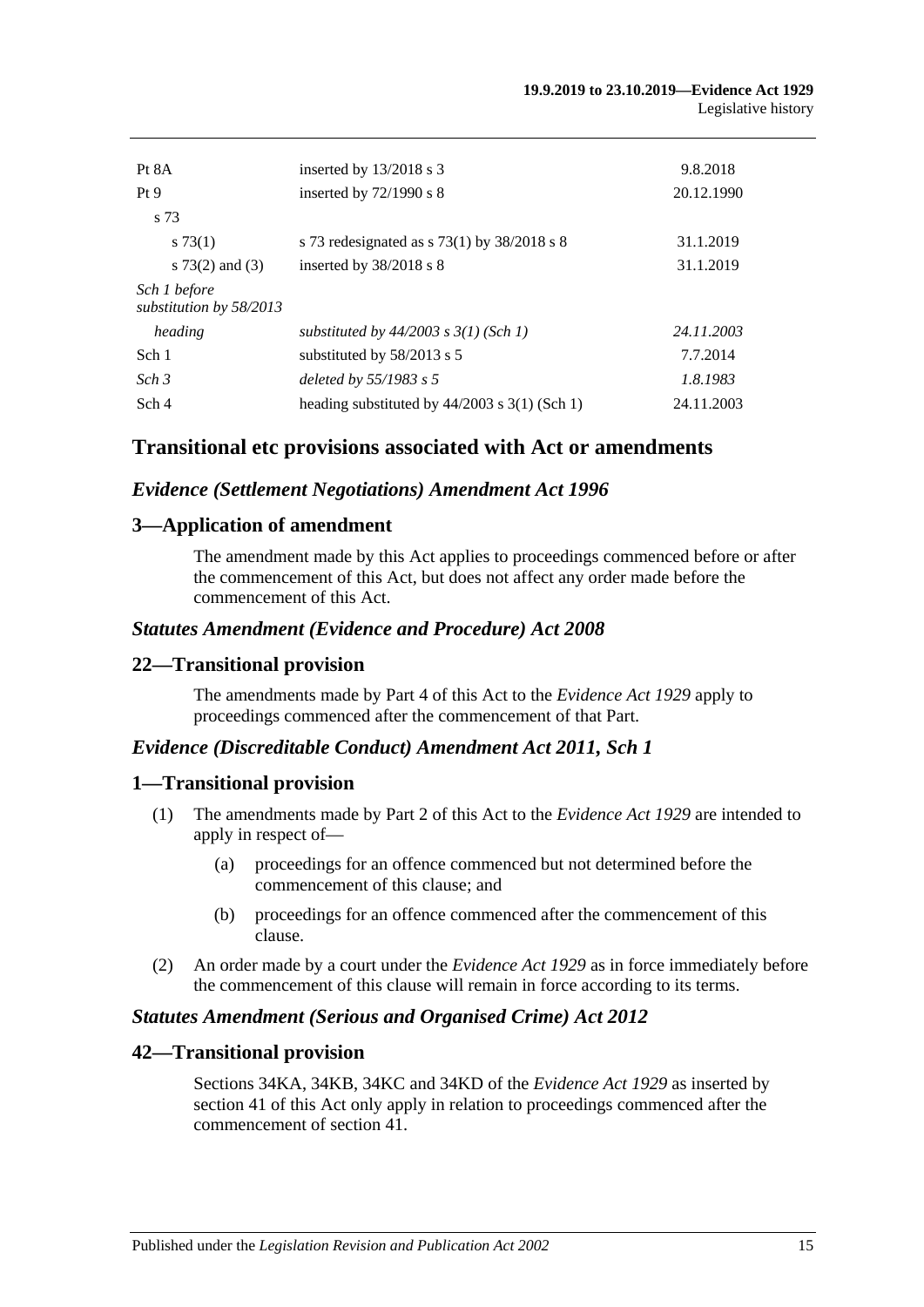| | | |
|---|---|---|
| Pt 8A | inserted by 13/2018 s 3 | 9.8.2018 |
| Pt 9 | inserted by 72/1990 s 8 | 20.12.1990 |
| s 73 | | |
| s 73(1) | s 73 redesignated as s 73(1) by 38/2018 s 8 | 31.1.2019 |
| s 73(2) and (3) | inserted by 38/2018 s 8 | 31.1.2019 |
| *Sch 1 before substitution by 58/2013* | | |
| *heading* | *substituted by 44/2003 s 3(1) (Sch 1)* | *24.11.2003* |
| Sch 1 | substituted by 58/2013 s 5 | 7.7.2014 |
| *Sch 3* | *deleted by 55/1983 s 5* | *1.8.1983* |
| Sch 4 | heading substituted by 44/2003 s 3(1) (Sch 1) | 24.11.2003 |

## Transitional etc provisions associated with Act or amendments

### *Evidence (Settlement Negotiations) Amendment Act 1996*

### 3—Application of amendment

The amendment made by this Act applies to proceedings commenced before or after the commencement of this Act, but does not affect any order made before the commencement of this Act.

### *Statutes Amendment (Evidence and Procedure) Act 2008*

### 22—Transitional provision

The amendments made by Part 4 of this Act to the *Evidence Act 1929* apply to proceedings commenced after the commencement of that Part.

### *Evidence (Discreditable Conduct) Amendment Act 2011, Sch 1*

### 1—Transitional provision

(1) The amendments made by Part 2 of this Act to the *Evidence Act 1929* are intended to apply in respect of—

(a) proceedings for an offence commenced but not determined before the commencement of this clause; and

(b) proceedings for an offence commenced after the commencement of this clause.

(2) An order made by a court under the *Evidence Act 1929* as in force immediately before the commencement of this clause will remain in force according to its terms.

### *Statutes Amendment (Serious and Organised Crime) Act 2012*

### 42—Transitional provision

Sections 34KA, 34KB, 34KC and 34KD of the *Evidence Act 1929* as inserted by section 41 of this Act only apply in relation to proceedings commenced after the commencement of section 41.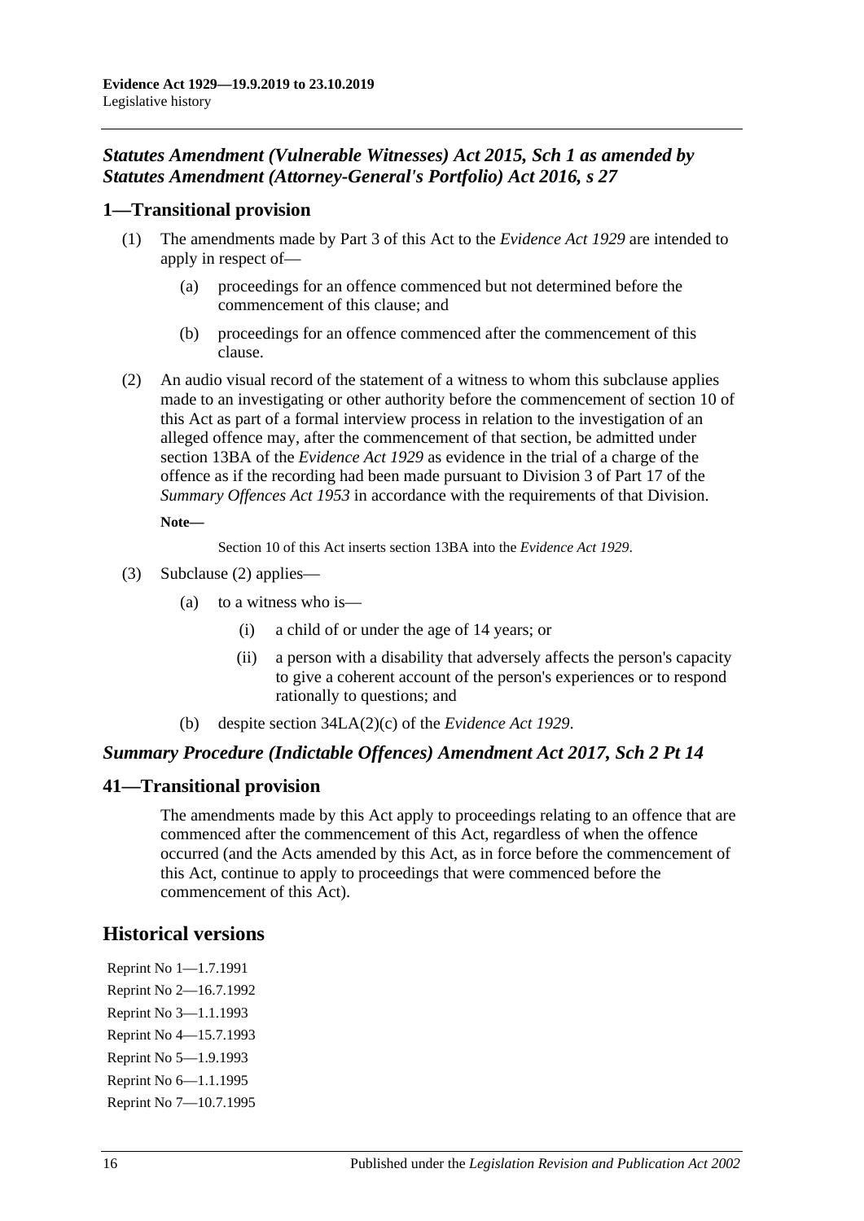### *Statutes Amendment (Vulnerable Witnesses) Act 2015, Sch 1 as amended by Statutes Amendment (Attorney-General's Portfolio) Act 2016, s 27*

## 1—Transitional provision

(1) The amendments made by Part 3 of this Act to the *Evidence Act 1929* are intended to apply in respect of—

(a) proceedings for an offence commenced but not determined before the commencement of this clause; and

(b) proceedings for an offence commenced after the commencement of this clause.

(2) An audio visual record of the statement of a witness to whom this subclause applies made to an investigating or other authority before the commencement of section 10 of this Act as part of a formal interview process in relation to the investigation of an alleged offence may, after the commencement of that section, be admitted under section 13BA of the *Evidence Act 1929* as evidence in the trial of a charge of the offence as if the recording had been made pursuant to Division 3 of Part 17 of the *Summary Offences Act 1953* in accordance with the requirements of that Division.

**Note—**

Section 10 of this Act inserts section 13BA into the *Evidence Act 1929*.

(3) Subclause (2) applies—

(a) to a witness who is—

(i) a child of or under the age of 14 years; or

(ii) a person with a disability that adversely affects the person's capacity to give a coherent account of the person's experiences or to respond rationally to questions; and

(b) despite section 34LA(2)(c) of the *Evidence Act 1929*.

### *Summary Procedure (Indictable Offences) Amendment Act 2017, Sch 2 Pt 14*

## 41—Transitional provision

The amendments made by this Act apply to proceedings relating to an offence that are commenced after the commencement of this Act, regardless of when the offence occurred (and the Acts amended by this Act, as in force before the commencement of this Act, continue to apply to proceedings that were commenced before the commencement of this Act).

## Historical versions

Reprint No 1—1.7.1991
Reprint No 2—16.7.1992
Reprint No 3—1.1.1993
Reprint No 4—15.7.1993
Reprint No 5—1.9.1993
Reprint No 6—1.1.1995
Reprint No 7—10.7.1995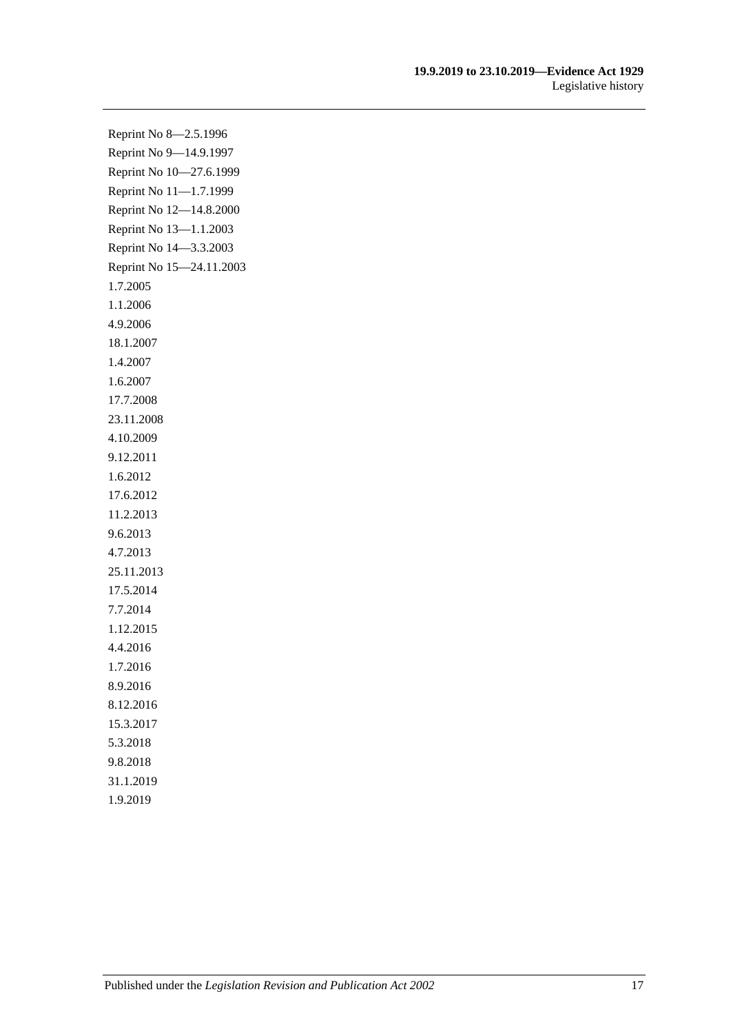Reprint No 8—2.5.1996

Reprint No 9—14.9.1997

Reprint No 10—27.6.1999

Reprint No 11—1.7.1999

Reprint No 12—14.8.2000

Reprint No 13—1.1.2003

Reprint No 14—3.3.2003

Reprint No 15—24.11.2003

1.7.2005

1.1.2006

4.9.2006

18.1.2007

1.4.2007

1.6.2007

17.7.2008

23.11.2008

4.10.2009

9.12.2011

1.6.2012

17.6.2012

11.2.2013

9.6.2013

4.7.2013

25.11.2013

17.5.2014

7.7.2014

1.12.2015

4.4.2016

1.7.2016

8.9.2016

8.12.2016

15.3.2017

5.3.2018

9.8.2018

31.1.2019

1.9.2019